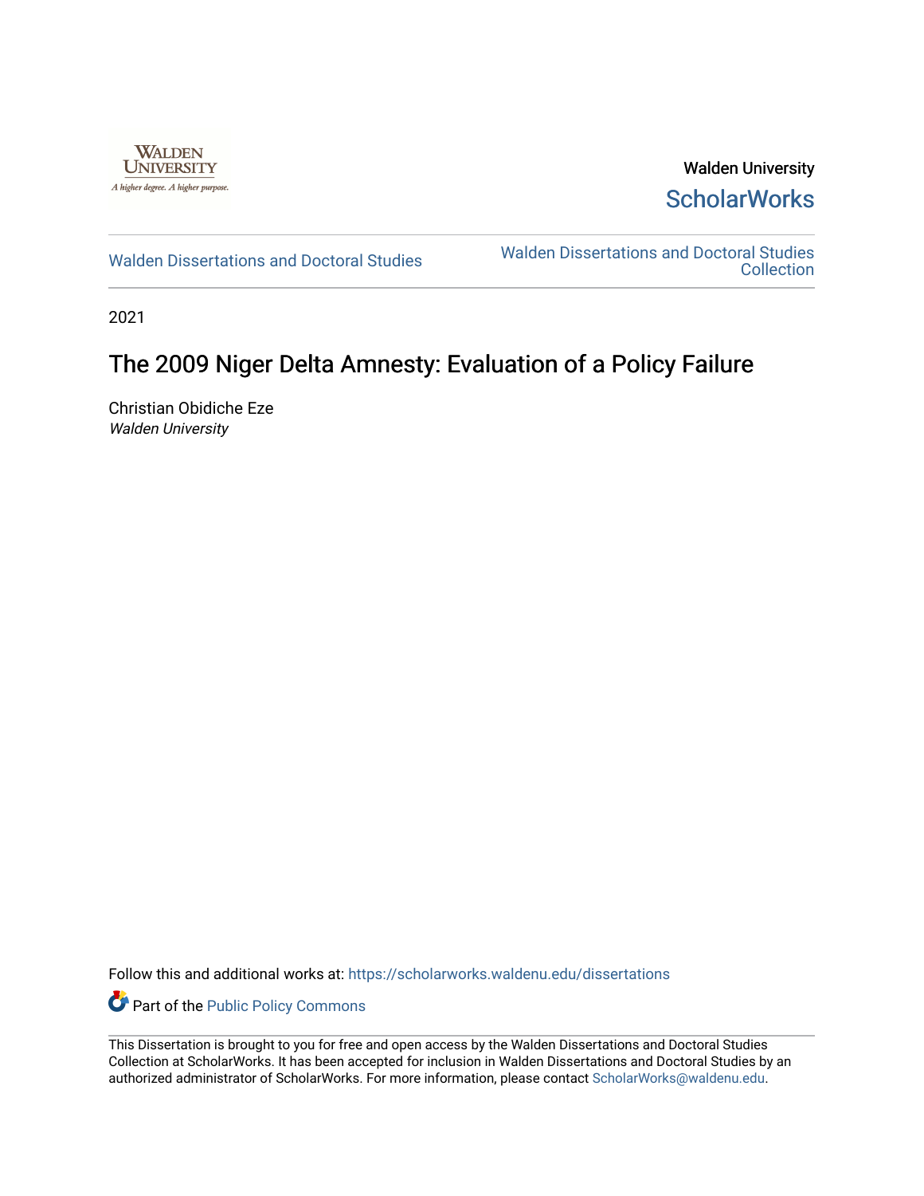Walden University

ScholarWorks

Walden Dissertations and Doctoral Studies

Walden Dissertations and Doctoral Studies Collection

2021

# The 2009 Niger Delta Amnesty: Evaluation of a Policy Failure

Christian Obidiche Eze

*Walden University*

Follow this and additional works at: https://scholarworks.waldenu.edu/dissertations

Part of the Public Policy Commons

This Dissertation is brought to you for free and open access by the Walden Dissertations and Doctoral Studies Collection at ScholarWorks. It has been accepted for inclusion in Walden Dissertations and Doctoral Studies by an authorized administrator of ScholarWorks. For more information, please contact ScholarWorks@waldenu.edu.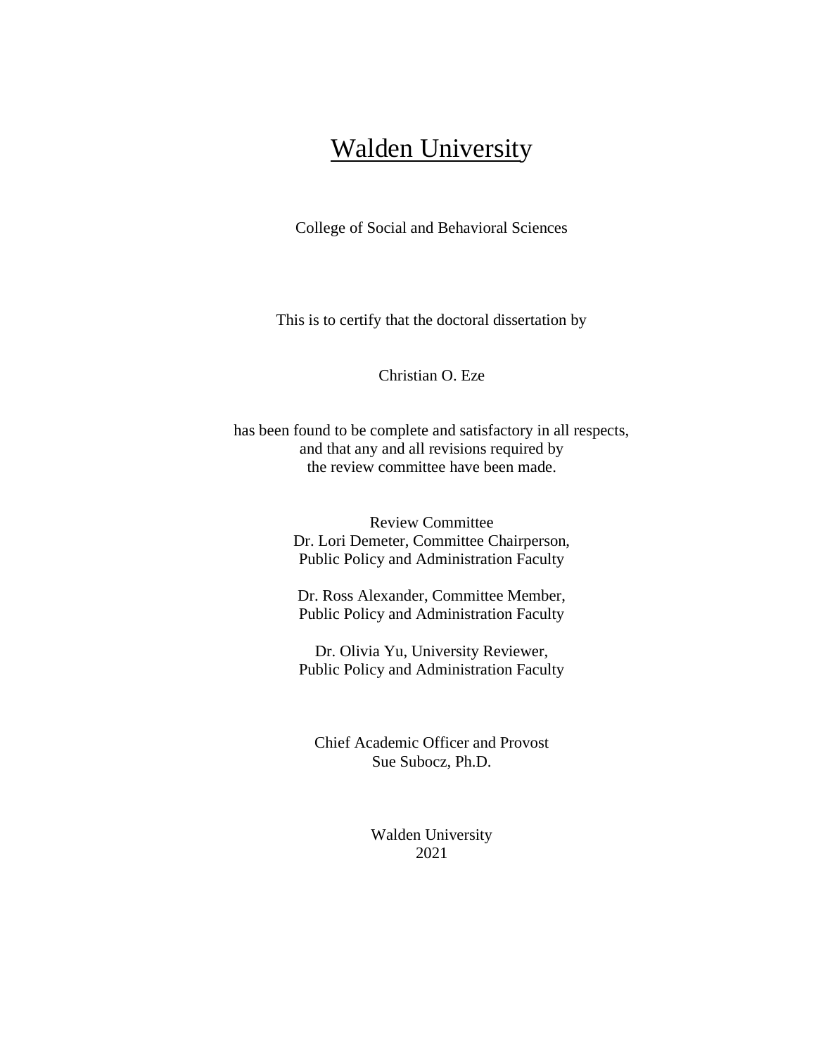# Walden University

College of Social and Behavioral Sciences

This is to certify that the doctoral dissertation by

Christian O. Eze

has been found to be complete and satisfactory in all respects,
and that any and all revisions required by
the review committee have been made.

Review Committee
Dr. Lori Demeter, Committee Chairperson,
Public Policy and Administration Faculty

Dr. Ross Alexander, Committee Member,
Public Policy and Administration Faculty

Dr. Olivia Yu, University Reviewer,
Public Policy and Administration Faculty

Chief Academic Officer and Provost
Sue Subocz, Ph.D.

Walden University
2021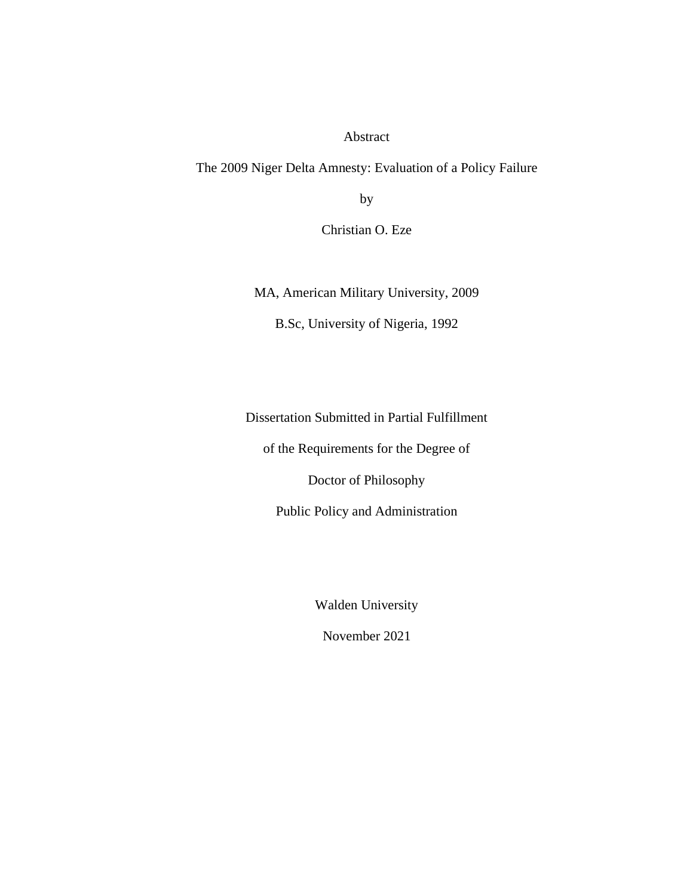Abstract

The 2009 Niger Delta Amnesty: Evaluation of a Policy Failure

by

Christian O. Eze

MA, American Military University, 2009

B.Sc, University of Nigeria, 1992

Dissertation Submitted in Partial Fulfillment

of the Requirements for the Degree of

Doctor of Philosophy

Public Policy and Administration

Walden University

November 2021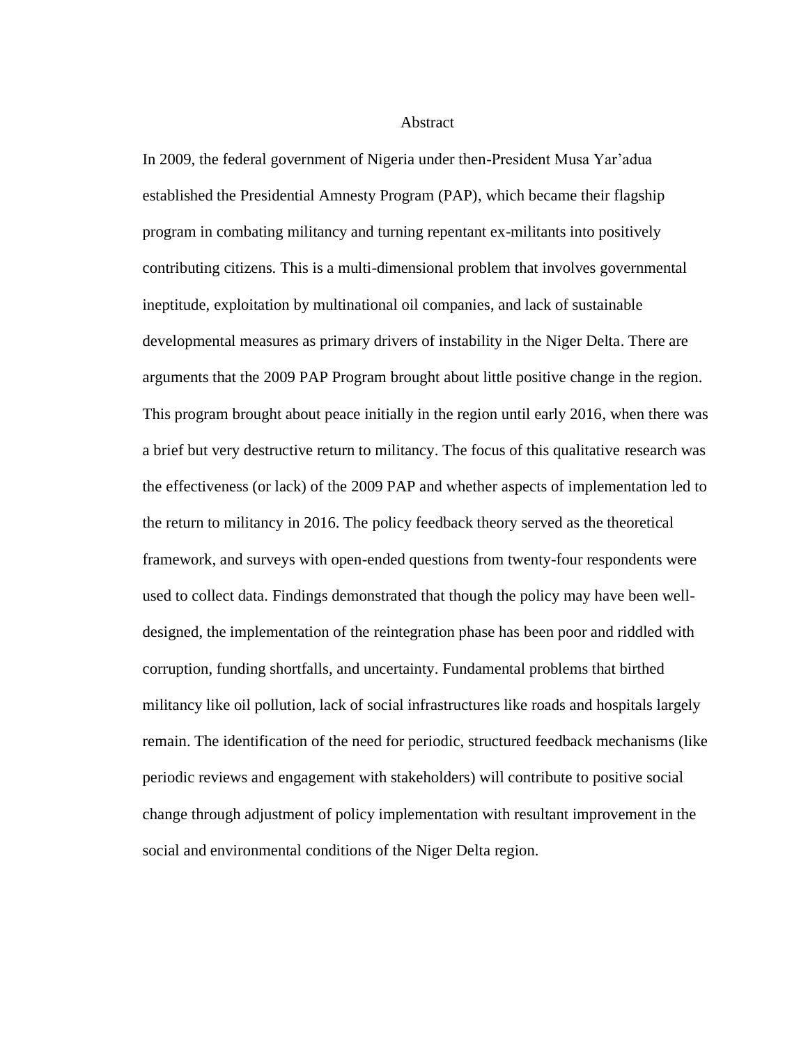# Abstract

In 2009, the federal government of Nigeria under then-President Musa Yar'adua established the Presidential Amnesty Program (PAP), which became their flagship program in combating militancy and turning repentant ex-militants into positively contributing citizens. This is a multi-dimensional problem that involves governmental ineptitude, exploitation by multinational oil companies, and lack of sustainable developmental measures as primary drivers of instability in the Niger Delta. There are arguments that the 2009 PAP Program brought about little positive change in the region. This program brought about peace initially in the region until early 2016, when there was a brief but very destructive return to militancy. The focus of this qualitative research was the effectiveness (or lack) of the 2009 PAP and whether aspects of implementation led to the return to militancy in 2016. The policy feedback theory served as the theoretical framework, and surveys with open-ended questions from twenty-four respondents were used to collect data. Findings demonstrated that though the policy may have been well-designed, the implementation of the reintegration phase has been poor and riddled with corruption, funding shortfalls, and uncertainty. Fundamental problems that birthed militancy like oil pollution, lack of social infrastructures like roads and hospitals largely remain. The identification of the need for periodic, structured feedback mechanisms (like periodic reviews and engagement with stakeholders) will contribute to positive social change through adjustment of policy implementation with resultant improvement in the social and environmental conditions of the Niger Delta region.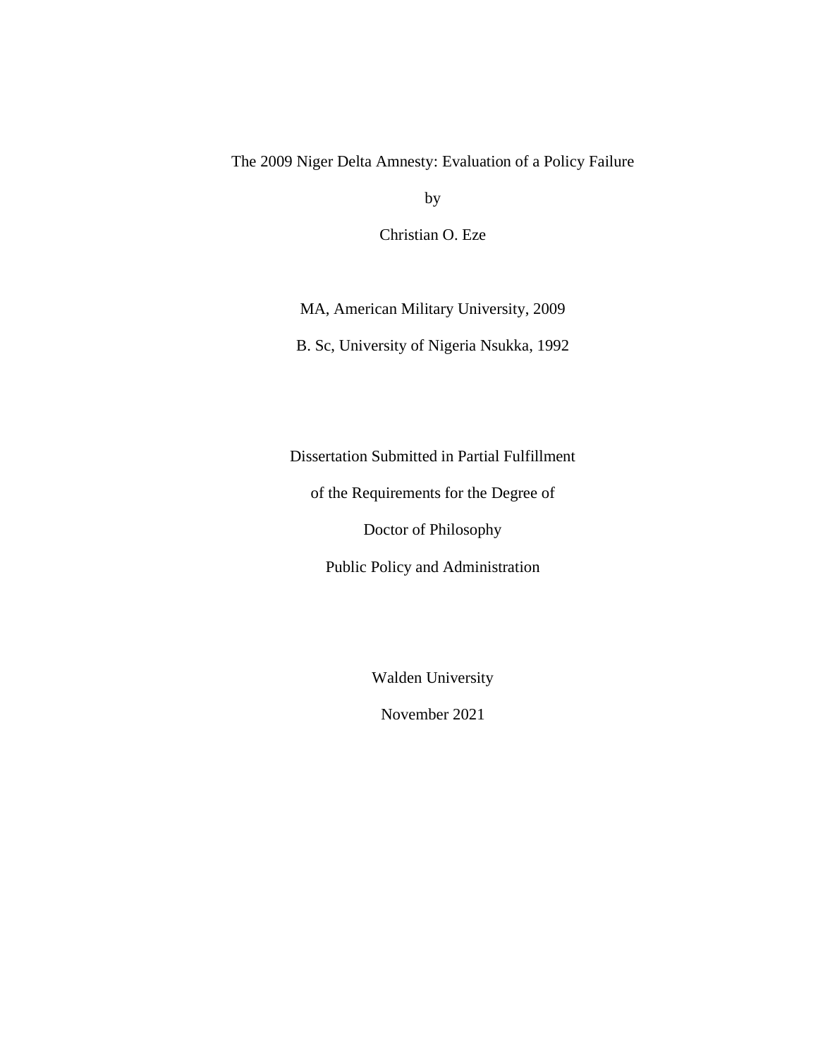The 2009 Niger Delta Amnesty: Evaluation of a Policy Failure

by

Christian O. Eze

MA, American Military University, 2009

B. Sc, University of Nigeria Nsukka, 1992

Dissertation Submitted in Partial Fulfillment

of the Requirements for the Degree of

Doctor of Philosophy

Public Policy and Administration

Walden University

November 2021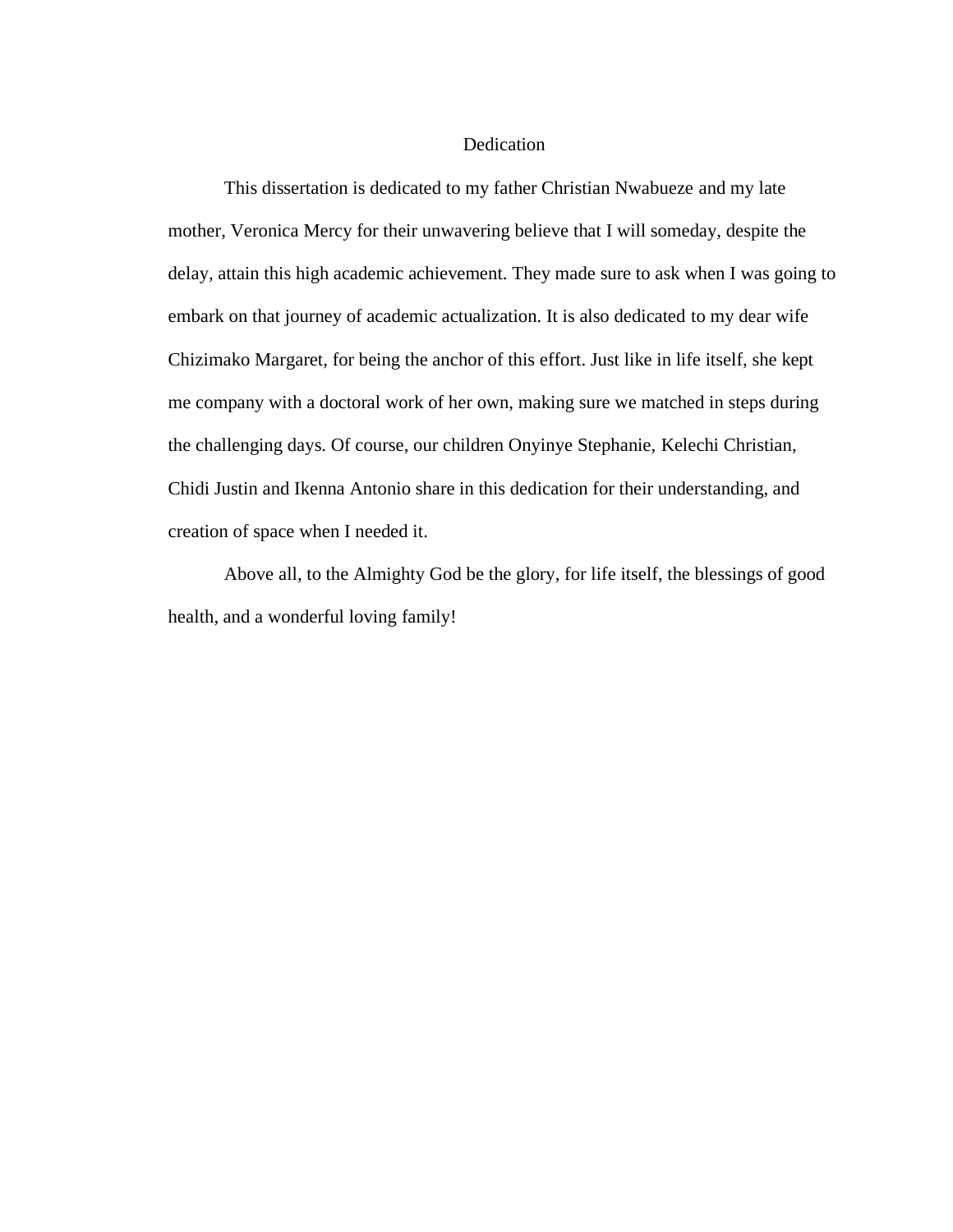# Dedication

This dissertation is dedicated to my father Christian Nwabueze and my late mother, Veronica Mercy for their unwavering believe that I will someday, despite the delay, attain this high academic achievement. They made sure to ask when I was going to embark on that journey of academic actualization. It is also dedicated to my dear wife Chizimako Margaret, for being the anchor of this effort. Just like in life itself, she kept me company with a doctoral work of her own, making sure we matched in steps during the challenging days. Of course, our children Onyinye Stephanie, Kelechi Christian, Chidi Justin and Ikenna Antonio share in this dedication for their understanding, and creation of space when I needed it.

Above all, to the Almighty God be the glory, for life itself, the blessings of good health, and a wonderful loving family!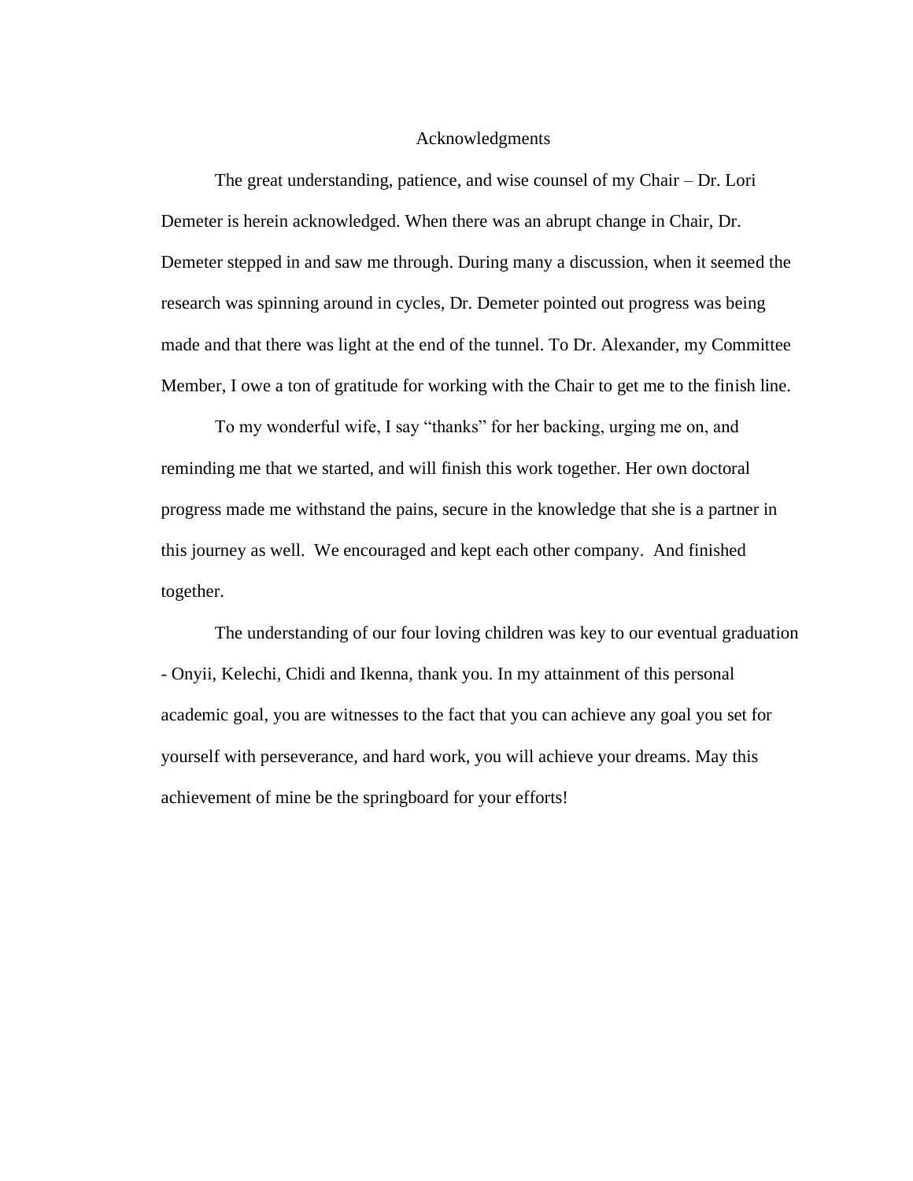# Acknowledgments

The great understanding, patience, and wise counsel of my Chair – Dr. Lori Demeter is herein acknowledged. When there was an abrupt change in Chair, Dr. Demeter stepped in and saw me through. During many a discussion, when it seemed the research was spinning around in cycles, Dr. Demeter pointed out progress was being made and that there was light at the end of the tunnel. To Dr. Alexander, my Committee Member, I owe a ton of gratitude for working with the Chair to get me to the finish line.

To my wonderful wife, I say "thanks" for her backing, urging me on, and reminding me that we started, and will finish this work together. Her own doctoral progress made me withstand the pains, secure in the knowledge that she is a partner in this journey as well. We encouraged and kept each other company. And finished together.

The understanding of our four loving children was key to our eventual graduation - Onyii, Kelechi, Chidi and Ikenna, thank you. In my attainment of this personal academic goal, you are witnesses to the fact that you can achieve any goal you set for yourself with perseverance, and hard work, you will achieve your dreams. May this achievement of mine be the springboard for your efforts!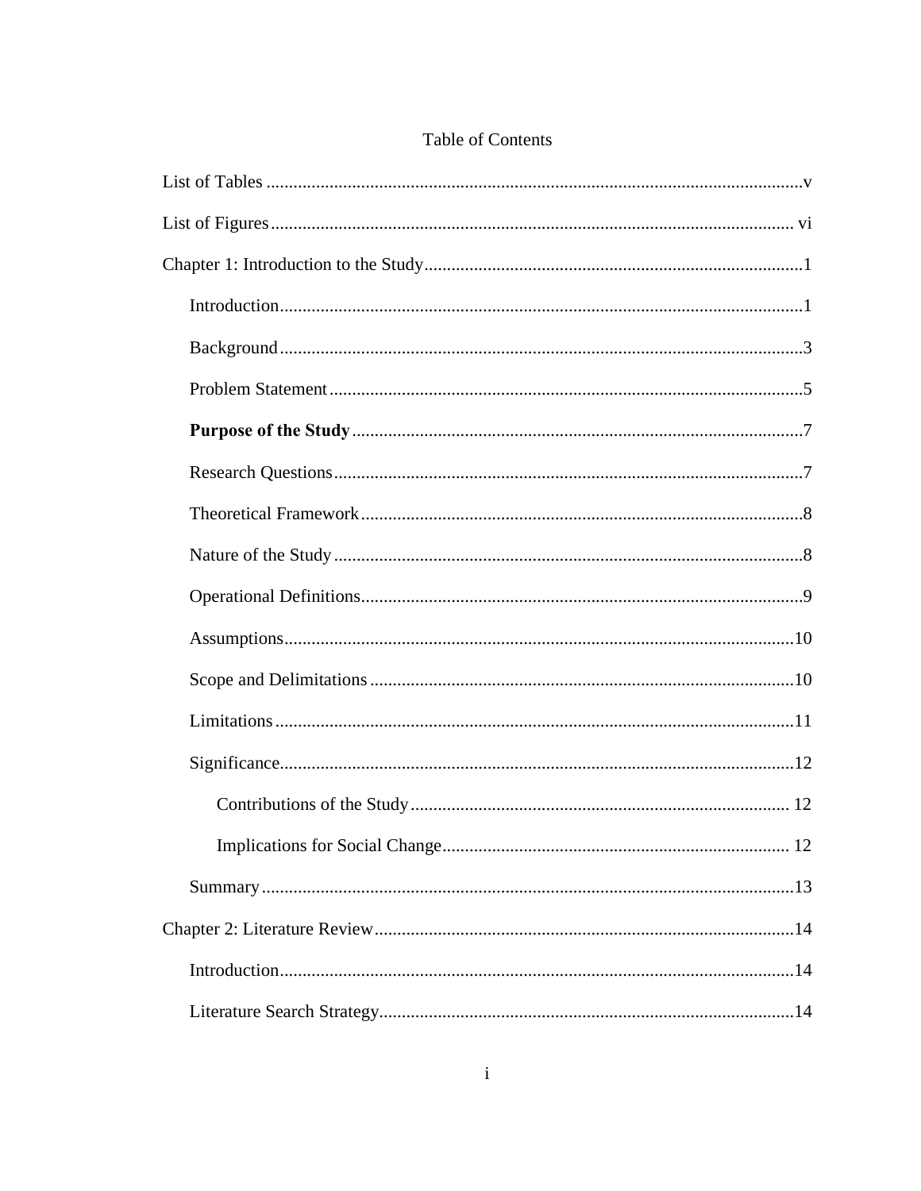# Table of Contents

List of Tables .......................................................................................................................v

List of Figures .................................................................................................................... vi

Chapter 1: Introduction to the Study ....................................................................................1

- Introduction ....................................................................................................................1
- Background ....................................................................................................................3
- Problem Statement .........................................................................................................5
- **Purpose of the Study** ....................................................................................................7
- Research Questions ........................................................................................................7
- Theoretical Framework ..................................................................................................8
- Nature of the Study ........................................................................................................8
- Operational Definitions ..................................................................................................9
- Assumptions .................................................................................................................10
- Scope and Delimitations ..............................................................................................10
- Limitations ...................................................................................................................11
- Significance ..................................................................................................................12
  - Contributions of the Study .................................................................................... 12
  - Implications for Social Change ............................................................................. 12
- Summary ......................................................................................................................13

Chapter 2: Literature Review .............................................................................................14

- Introduction ..................................................................................................................14
- Literature Search Strategy ............................................................................................14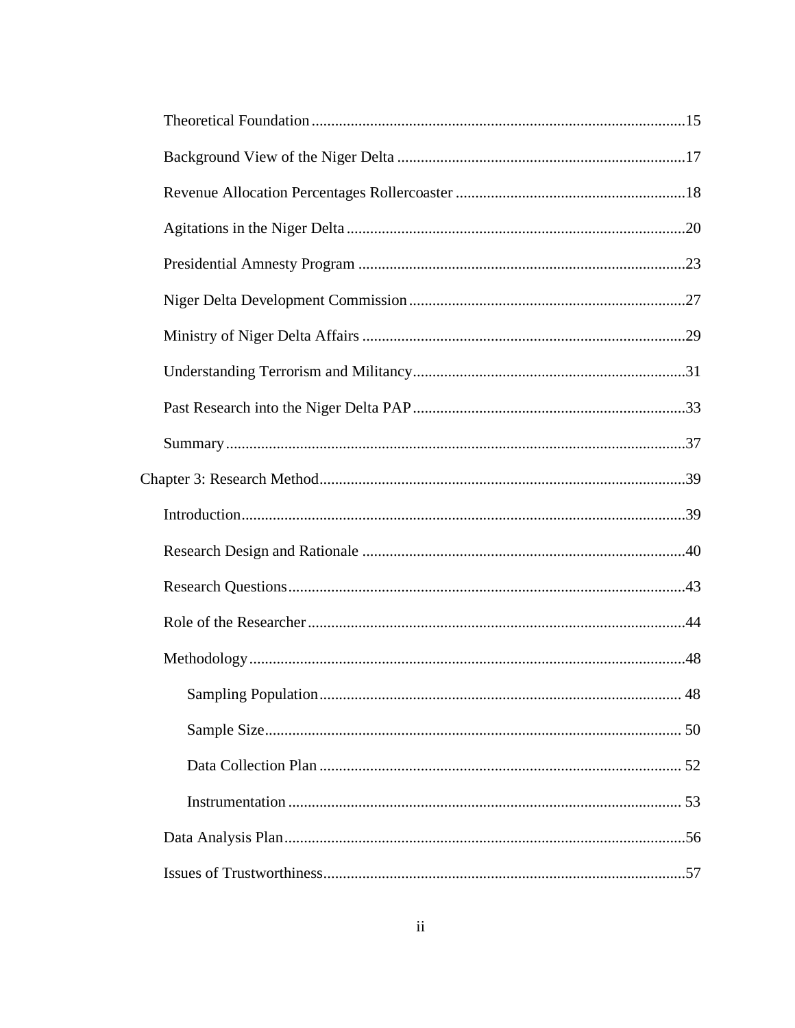Theoretical Foundation....................................................................................................15

Background View of the Niger Delta ...........................................................................17

Revenue Allocation Percentages Rollercoaster ...........................................................18

Agitations in the Niger Delta .......................................................................................20

Presidential Amnesty Program ....................................................................................23

Niger Delta Development Commission .......................................................................27

Ministry of Niger Delta Affairs ...................................................................................29

Understanding Terrorism and Militancy......................................................................31

Past Research into the Niger Delta PAP ......................................................................33

Summary.......................................................................................................................37

Chapter 3: Research Method..............................................................................................39

Introduction..................................................................................................................39

Research Design and Rationale ...................................................................................40

Research Questions......................................................................................................43

Role of the Researcher .................................................................................................44

Methodology................................................................................................................48

Sampling Population............................................................................................. 48

Sample Size........................................................................................................... 50

Data Collection Plan ............................................................................................. 52

Instrumentation ..................................................................................................... 53

Data Analysis Plan.......................................................................................................56

Issues of Trustworthiness.............................................................................................57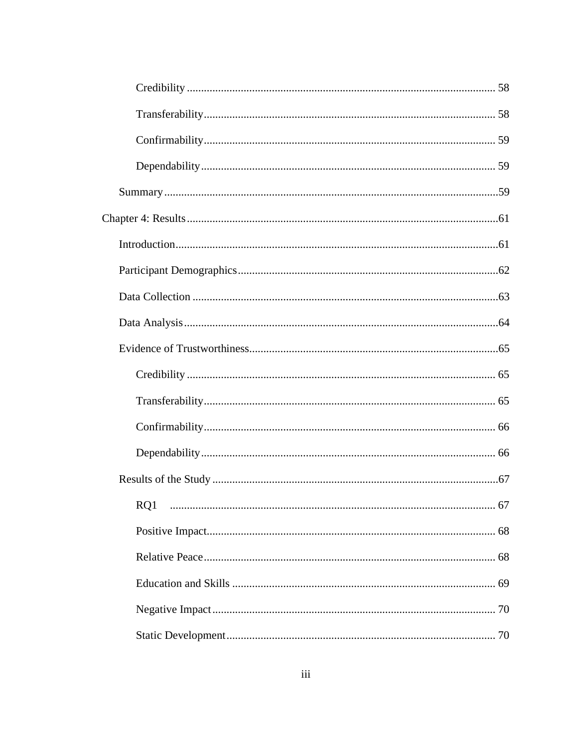Credibility ............................................................................................................ 58

Transferability...................................................................................................... 58

Confirmability...................................................................................................... 59

Dependability....................................................................................................... 59

Summary.....................................................................................................................59

Chapter 4: Results.............................................................................................................61

Introduction.................................................................................................................61

Participant Demographics...........................................................................................62

Data Collection ...........................................................................................................63

Data Analysis..............................................................................................................64

Evidence of Trustworthiness.......................................................................................65

Credibility ............................................................................................................ 65

Transferability...................................................................................................... 65

Confirmability...................................................................................................... 66

Dependability....................................................................................................... 66

Results of the Study....................................................................................................67

RQ1 .................................................................................................................. 67

Positive Impact..................................................................................................... 68

Relative Peace...................................................................................................... 68

Education and Skills ............................................................................................ 69

Negative Impact................................................................................................... 70

Static Development.............................................................................................. 70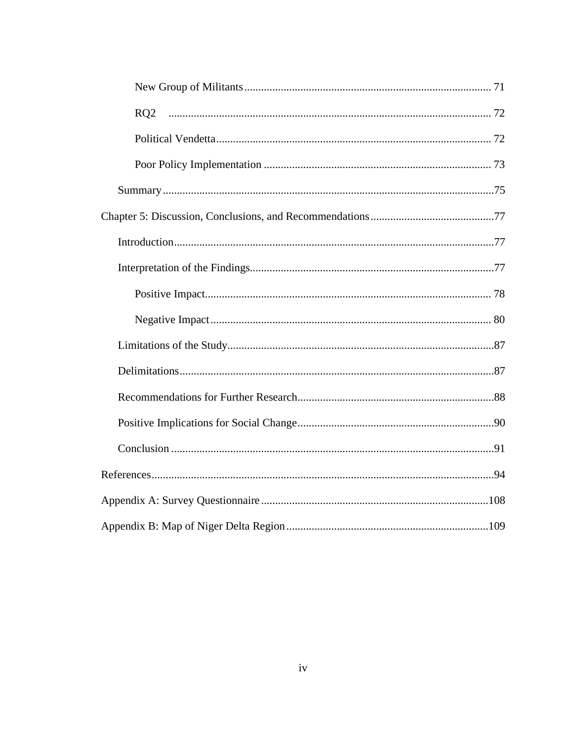New Group of Militants ........................................................................................ 71

RQ2 .................................................................................................................. 72

Political Vendetta ................................................................................................ 72

Poor Policy Implementation ................................................................................ 73

Summary ................................................................................................................... 75

Chapter 5: Discussion, Conclusions, and Recommendations ........................................... 77

Introduction ............................................................................................................... 77

Interpretation of the Findings ..................................................................................... 77

Positive Impact .................................................................................................... 78

Negative Impact ................................................................................................... 80

Limitations of the Study ............................................................................................. 87

Delimitations .............................................................................................................. 87

Recommendations for Further Research ..................................................................... 88

Positive Implications for Social Change ..................................................................... 90

Conclusion ................................................................................................................. 91

References ...................................................................................................................... 94

Appendix A: Survey Questionnaire ................................................................................ 108

Appendix B: Map of Niger Delta Region ....................................................................... 109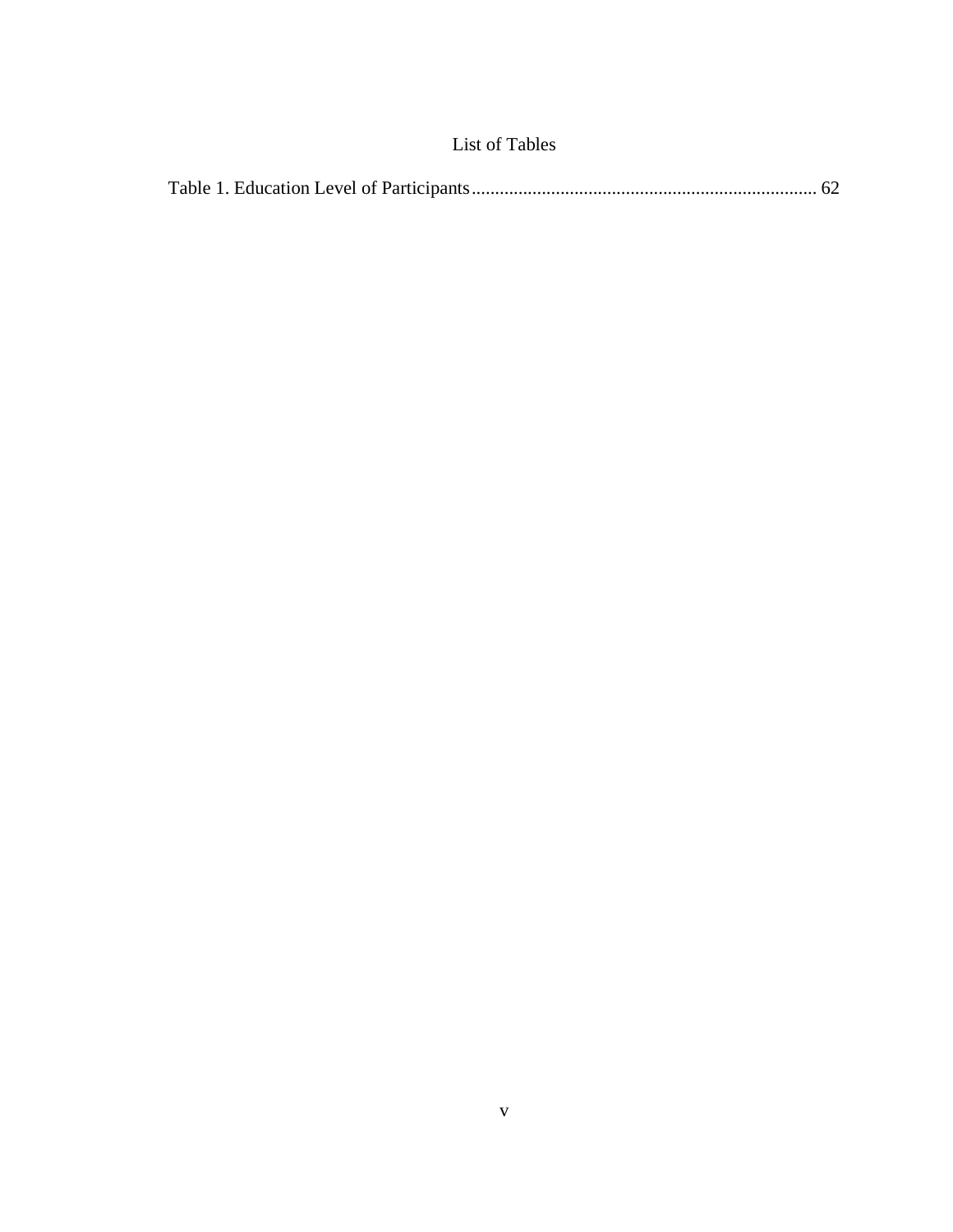# List of Tables

Table 1. Education Level of Participants........................................................................ 62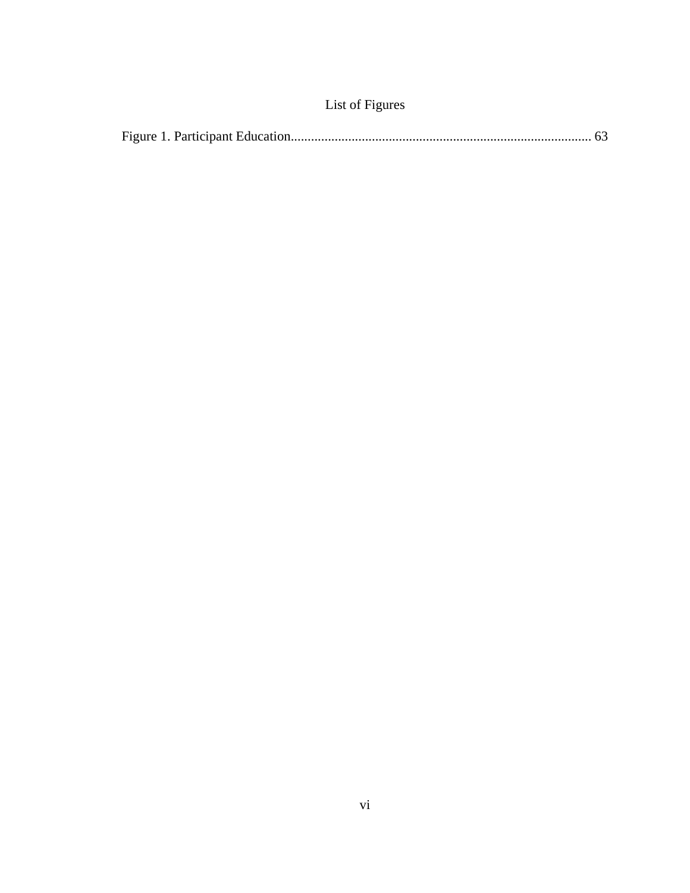# List of Figures

Figure 1. Participant Education........................................................................................ 63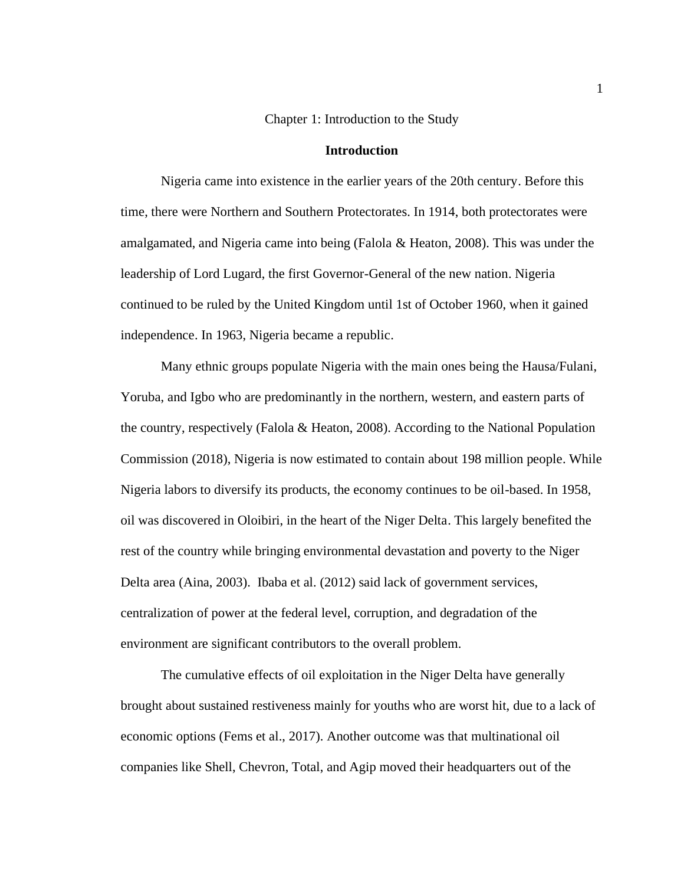# Chapter 1: Introduction to the Study

## Introduction

Nigeria came into existence in the earlier years of the 20th century. Before this time, there were Northern and Southern Protectorates. In 1914, both protectorates were amalgamated, and Nigeria came into being (Falola & Heaton, 2008). This was under the leadership of Lord Lugard, the first Governor-General of the new nation. Nigeria continued to be ruled by the United Kingdom until 1st of October 1960, when it gained independence. In 1963, Nigeria became a republic.

Many ethnic groups populate Nigeria with the main ones being the Hausa/Fulani, Yoruba, and Igbo who are predominantly in the northern, western, and eastern parts of the country, respectively (Falola & Heaton, 2008). According to the National Population Commission (2018), Nigeria is now estimated to contain about 198 million people. While Nigeria labors to diversify its products, the economy continues to be oil-based. In 1958, oil was discovered in Oloibiri, in the heart of the Niger Delta. This largely benefited the rest of the country while bringing environmental devastation and poverty to the Niger Delta area (Aina, 2003). Ibaba et al. (2012) said lack of government services, centralization of power at the federal level, corruption, and degradation of the environment are significant contributors to the overall problem.

The cumulative effects of oil exploitation in the Niger Delta have generally brought about sustained restiveness mainly for youths who are worst hit, due to a lack of economic options (Fems et al., 2017). Another outcome was that multinational oil companies like Shell, Chevron, Total, and Agip moved their headquarters out of the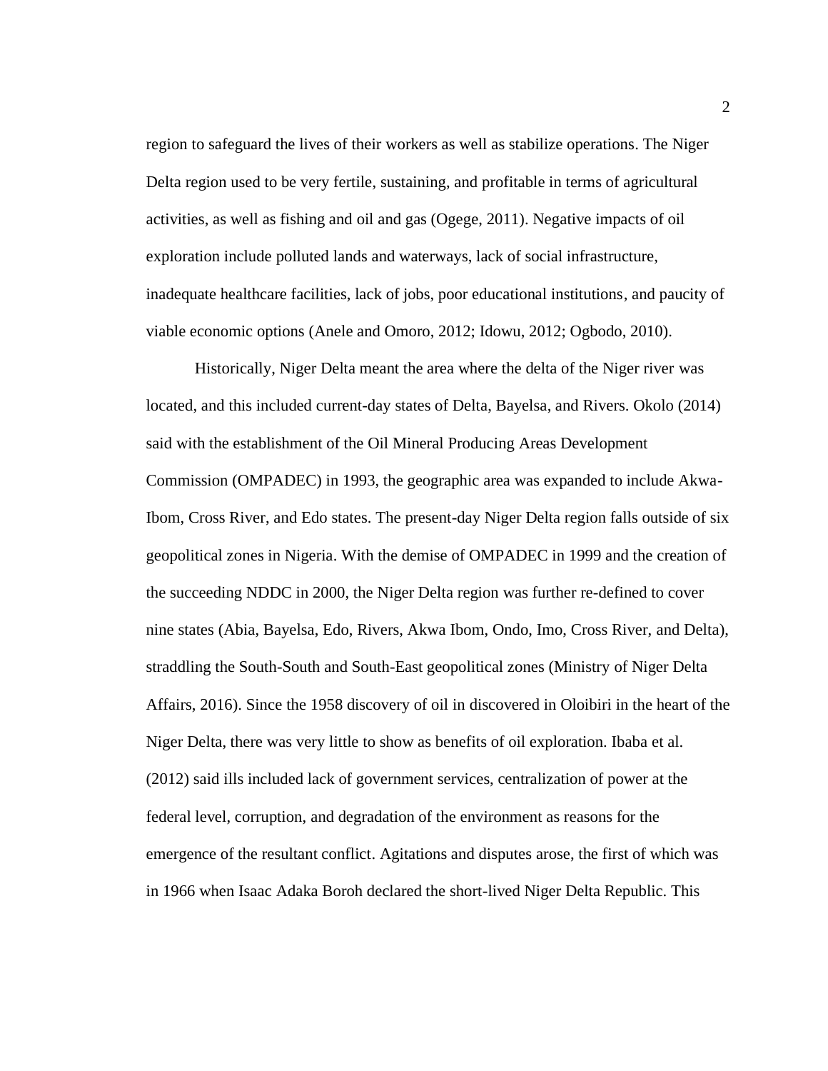region to safeguard the lives of their workers as well as stabilize operations. The Niger Delta region used to be very fertile, sustaining, and profitable in terms of agricultural activities, as well as fishing and oil and gas (Ogege, 2011). Negative impacts of oil exploration include polluted lands and waterways, lack of social infrastructure, inadequate healthcare facilities, lack of jobs, poor educational institutions, and paucity of viable economic options (Anele and Omoro, 2012; Idowu, 2012; Ogbodo, 2010).

Historically, Niger Delta meant the area where the delta of the Niger river was located, and this included current-day states of Delta, Bayelsa, and Rivers. Okolo (2014) said with the establishment of the Oil Mineral Producing Areas Development Commission (OMPADEC) in 1993, the geographic area was expanded to include Akwa-Ibom, Cross River, and Edo states. The present-day Niger Delta region falls outside of six geopolitical zones in Nigeria. With the demise of OMPADEC in 1999 and the creation of the succeeding NDDC in 2000, the Niger Delta region was further re-defined to cover nine states (Abia, Bayelsa, Edo, Rivers, Akwa Ibom, Ondo, Imo, Cross River, and Delta), straddling the South-South and South-East geopolitical zones (Ministry of Niger Delta Affairs, 2016). Since the 1958 discovery of oil in discovered in Oloibiri in the heart of the Niger Delta, there was very little to show as benefits of oil exploration. Ibaba et al. (2012) said ills included lack of government services, centralization of power at the federal level, corruption, and degradation of the environment as reasons for the emergence of the resultant conflict. Agitations and disputes arose, the first of which was in 1966 when Isaac Adaka Boroh declared the short-lived Niger Delta Republic. This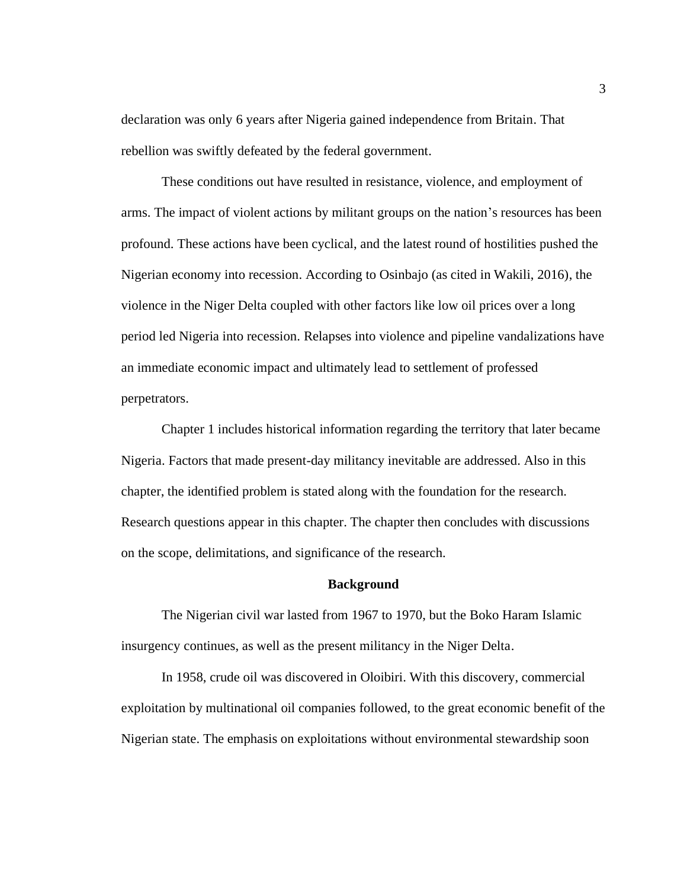declaration was only 6 years after Nigeria gained independence from Britain. That rebellion was swiftly defeated by the federal government.

These conditions out have resulted in resistance, violence, and employment of arms. The impact of violent actions by militant groups on the nation's resources has been profound. These actions have been cyclical, and the latest round of hostilities pushed the Nigerian economy into recession. According to Osinbajo (as cited in Wakili, 2016), the violence in the Niger Delta coupled with other factors like low oil prices over a long period led Nigeria into recession. Relapses into violence and pipeline vandalizations have an immediate economic impact and ultimately lead to settlement of professed perpetrators.

Chapter 1 includes historical information regarding the territory that later became Nigeria. Factors that made present-day militancy inevitable are addressed. Also in this chapter, the identified problem is stated along with the foundation for the research. Research questions appear in this chapter. The chapter then concludes with discussions on the scope, delimitations, and significance of the research.

## Background

The Nigerian civil war lasted from 1967 to 1970, but the Boko Haram Islamic insurgency continues, as well as the present militancy in the Niger Delta.

In 1958, crude oil was discovered in Oloibiri. With this discovery, commercial exploitation by multinational oil companies followed, to the great economic benefit of the Nigerian state. The emphasis on exploitations without environmental stewardship soon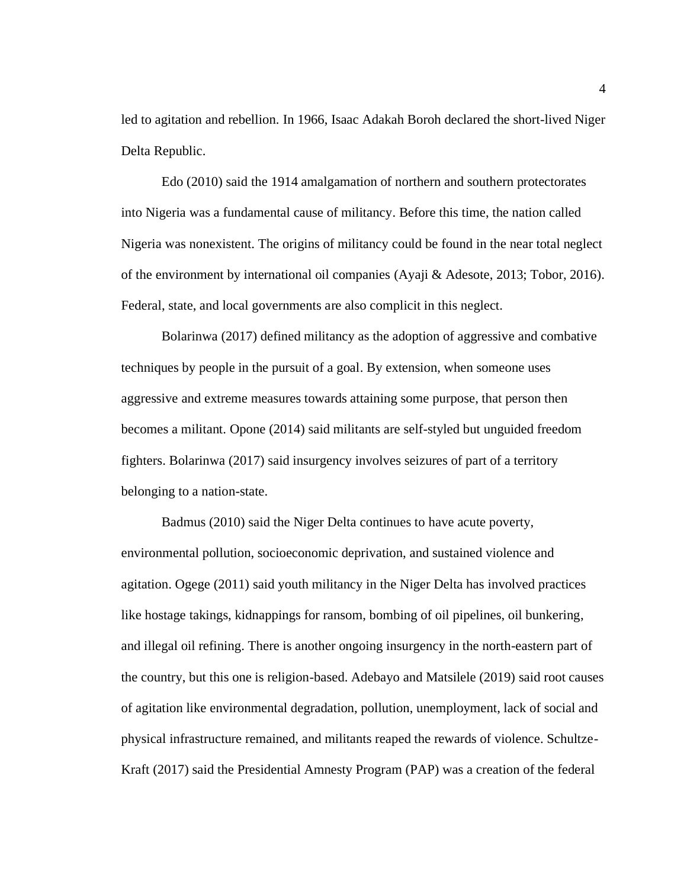led to agitation and rebellion. In 1966, Isaac Adakah Boroh declared the short-lived Niger Delta Republic.

Edo (2010) said the 1914 amalgamation of northern and southern protectorates into Nigeria was a fundamental cause of militancy. Before this time, the nation called Nigeria was nonexistent. The origins of militancy could be found in the near total neglect of the environment by international oil companies (Ayaji & Adesote, 2013; Tobor, 2016). Federal, state, and local governments are also complicit in this neglect.

Bolarinwa (2017) defined militancy as the adoption of aggressive and combative techniques by people in the pursuit of a goal. By extension, when someone uses aggressive and extreme measures towards attaining some purpose, that person then becomes a militant. Opone (2014) said militants are self-styled but unguided freedom fighters. Bolarinwa (2017) said insurgency involves seizures of part of a territory belonging to a nation-state.

Badmus (2010) said the Niger Delta continues to have acute poverty, environmental pollution, socioeconomic deprivation, and sustained violence and agitation. Ogege (2011) said youth militancy in the Niger Delta has involved practices like hostage takings, kidnappings for ransom, bombing of oil pipelines, oil bunkering, and illegal oil refining. There is another ongoing insurgency in the north-eastern part of the country, but this one is religion-based. Adebayo and Matsilele (2019) said root causes of agitation like environmental degradation, pollution, unemployment, lack of social and physical infrastructure remained, and militants reaped the rewards of violence. Schultze-Kraft (2017) said the Presidential Amnesty Program (PAP) was a creation of the federal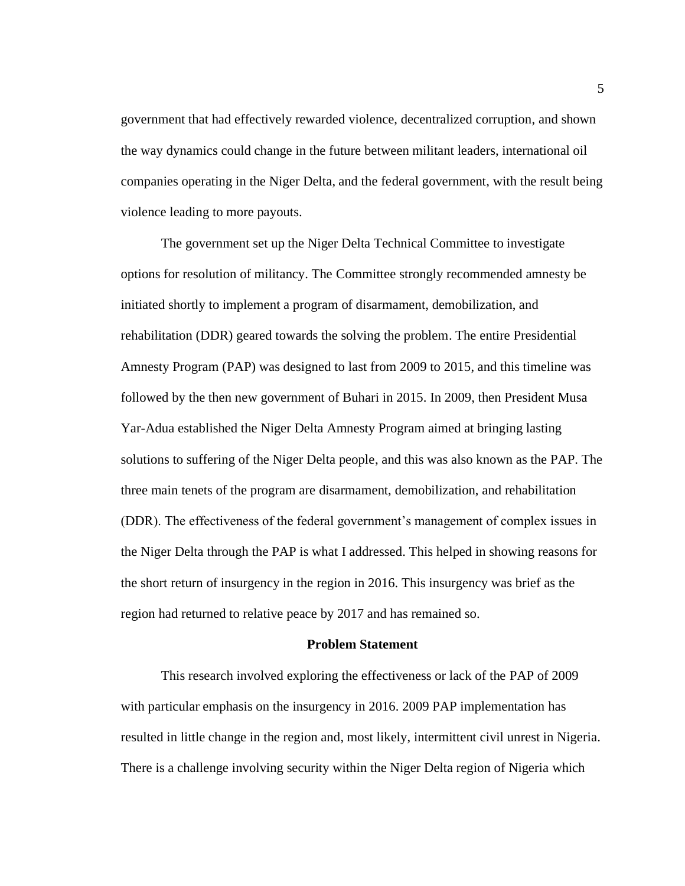government that had effectively rewarded violence, decentralized corruption, and shown the way dynamics could change in the future between militant leaders, international oil companies operating in the Niger Delta, and the federal government, with the result being violence leading to more payouts.

The government set up the Niger Delta Technical Committee to investigate options for resolution of militancy. The Committee strongly recommended amnesty be initiated shortly to implement a program of disarmament, demobilization, and rehabilitation (DDR) geared towards the solving the problem. The entire Presidential Amnesty Program (PAP) was designed to last from 2009 to 2015, and this timeline was followed by the then new government of Buhari in 2015. In 2009, then President Musa Yar-Adua established the Niger Delta Amnesty Program aimed at bringing lasting solutions to suffering of the Niger Delta people, and this was also known as the PAP. The three main tenets of the program are disarmament, demobilization, and rehabilitation (DDR). The effectiveness of the federal government's management of complex issues in the Niger Delta through the PAP is what I addressed. This helped in showing reasons for the short return of insurgency in the region in 2016. This insurgency was brief as the region had returned to relative peace by 2017 and has remained so.

## Problem Statement

This research involved exploring the effectiveness or lack of the PAP of 2009 with particular emphasis on the insurgency in 2016. 2009 PAP implementation has resulted in little change in the region and, most likely, intermittent civil unrest in Nigeria. There is a challenge involving security within the Niger Delta region of Nigeria which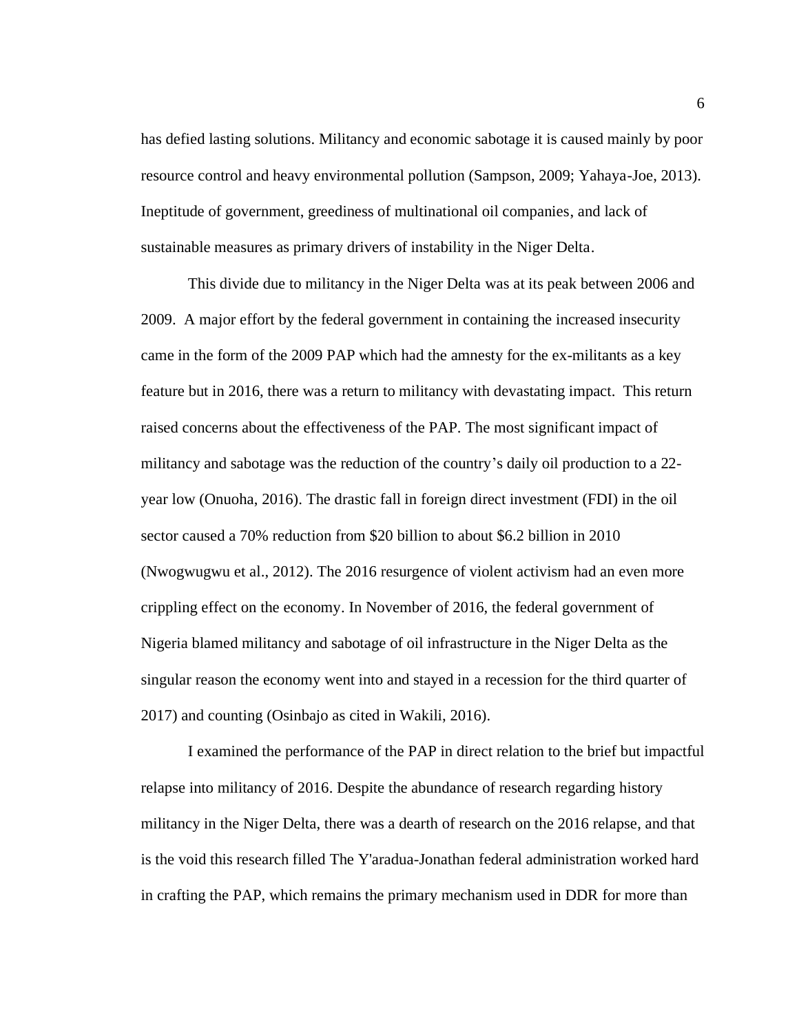has defied lasting solutions. Militancy and economic sabotage it is caused mainly by poor resource control and heavy environmental pollution (Sampson, 2009; Yahaya-Joe, 2013). Ineptitude of government, greediness of multinational oil companies, and lack of sustainable measures as primary drivers of instability in the Niger Delta.

This divide due to militancy in the Niger Delta was at its peak between 2006 and 2009. A major effort by the federal government in containing the increased insecurity came in the form of the 2009 PAP which had the amnesty for the ex-militants as a key feature but in 2016, there was a return to militancy with devastating impact. This return raised concerns about the effectiveness of the PAP. The most significant impact of militancy and sabotage was the reduction of the country's daily oil production to a 22-year low (Onuoha, 2016). The drastic fall in foreign direct investment (FDI) in the oil sector caused a 70% reduction from $20 billion to about $6.2 billion in 2010 (Nwogwugwu et al., 2012). The 2016 resurgence of violent activism had an even more crippling effect on the economy. In November of 2016, the federal government of Nigeria blamed militancy and sabotage of oil infrastructure in the Niger Delta as the singular reason the economy went into and stayed in a recession for the third quarter of 2017) and counting (Osinbajo as cited in Wakili, 2016).

I examined the performance of the PAP in direct relation to the brief but impactful relapse into militancy of 2016. Despite the abundance of research regarding history militancy in the Niger Delta, there was a dearth of research on the 2016 relapse, and that is the void this research filled The Y'aradua-Jonathan federal administration worked hard in crafting the PAP, which remains the primary mechanism used in DDR for more than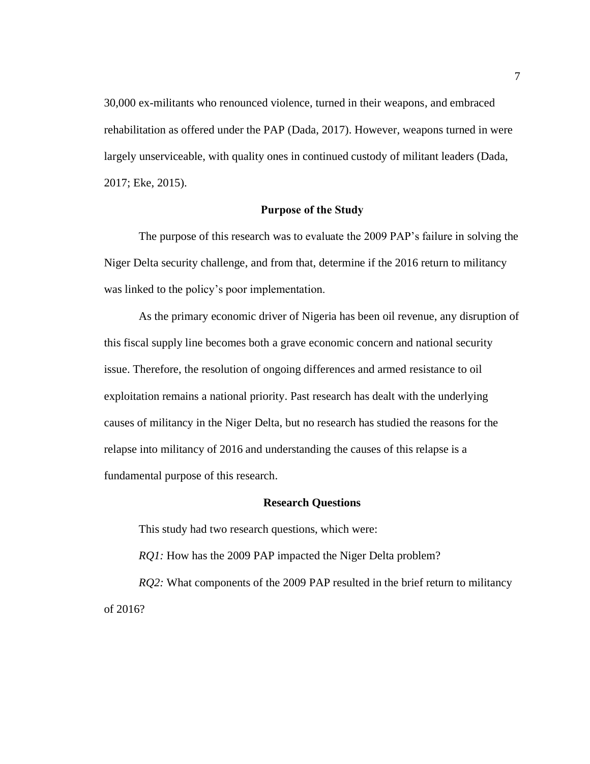30,000 ex-militants who renounced violence, turned in their weapons, and embraced rehabilitation as offered under the PAP (Dada, 2017). However, weapons turned in were largely unserviceable, with quality ones in continued custody of militant leaders (Dada, 2017; Eke, 2015).

## Purpose of the Study

The purpose of this research was to evaluate the 2009 PAP's failure in solving the Niger Delta security challenge, and from that, determine if the 2016 return to militancy was linked to the policy's poor implementation.

As the primary economic driver of Nigeria has been oil revenue, any disruption of this fiscal supply line becomes both a grave economic concern and national security issue. Therefore, the resolution of ongoing differences and armed resistance to oil exploitation remains a national priority. Past research has dealt with the underlying causes of militancy in the Niger Delta, but no research has studied the reasons for the relapse into militancy of 2016 and understanding the causes of this relapse is a fundamental purpose of this research.

## Research Questions

This study had two research questions, which were:

*RQ1:* How has the 2009 PAP impacted the Niger Delta problem?

*RQ2:* What components of the 2009 PAP resulted in the brief return to militancy of 2016?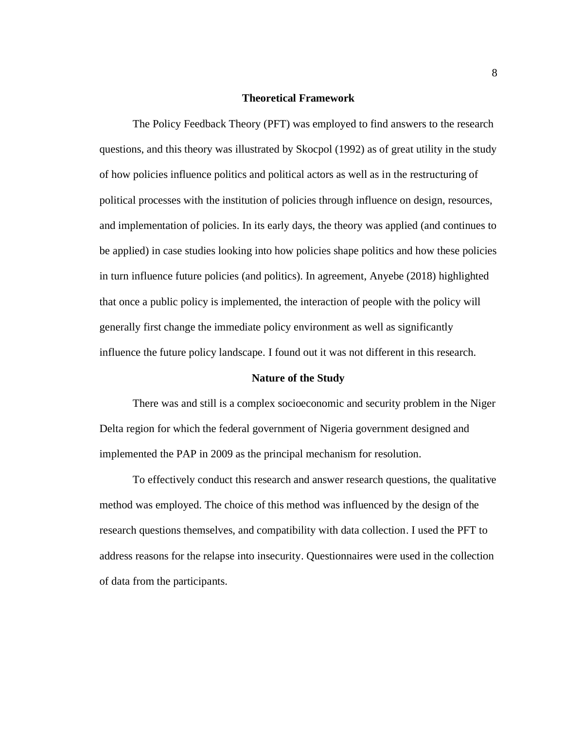## Theoretical Framework

The Policy Feedback Theory (PFT) was employed to find answers to the research questions, and this theory was illustrated by Skocpol (1992) as of great utility in the study of how policies influence politics and political actors as well as in the restructuring of political processes with the institution of policies through influence on design, resources, and implementation of policies. In its early days, the theory was applied (and continues to be applied) in case studies looking into how policies shape politics and how these policies in turn influence future policies (and politics). In agreement, Anyebe (2018) highlighted that once a public policy is implemented, the interaction of people with the policy will generally first change the immediate policy environment as well as significantly influence the future policy landscape. I found out it was not different in this research.

## Nature of the Study

There was and still is a complex socioeconomic and security problem in the Niger Delta region for which the federal government of Nigeria government designed and implemented the PAP in 2009 as the principal mechanism for resolution.

To effectively conduct this research and answer research questions, the qualitative method was employed. The choice of this method was influenced by the design of the research questions themselves, and compatibility with data collection. I used the PFT to address reasons for the relapse into insecurity. Questionnaires were used in the collection of data from the participants.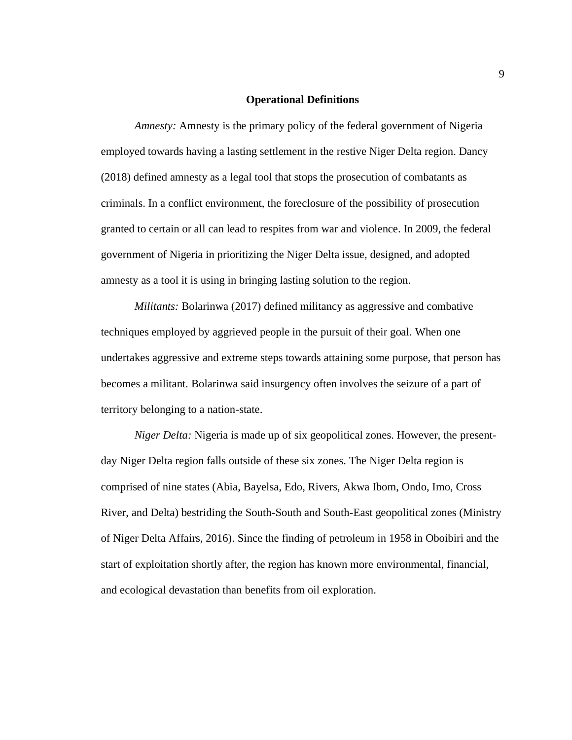## Operational Definitions

*Amnesty:* Amnesty is the primary policy of the federal government of Nigeria employed towards having a lasting settlement in the restive Niger Delta region. Dancy (2018) defined amnesty as a legal tool that stops the prosecution of combatants as criminals. In a conflict environment, the foreclosure of the possibility of prosecution granted to certain or all can lead to respites from war and violence. In 2009, the federal government of Nigeria in prioritizing the Niger Delta issue, designed, and adopted amnesty as a tool it is using in bringing lasting solution to the region.

*Militants:* Bolarinwa (2017) defined militancy as aggressive and combative techniques employed by aggrieved people in the pursuit of their goal. When one undertakes aggressive and extreme steps towards attaining some purpose, that person has becomes a militant. Bolarinwa said insurgency often involves the seizure of a part of territory belonging to a nation-state.

*Niger Delta:* Nigeria is made up of six geopolitical zones. However, the present-day Niger Delta region falls outside of these six zones. The Niger Delta region is comprised of nine states (Abia, Bayelsa, Edo, Rivers, Akwa Ibom, Ondo, Imo, Cross River, and Delta) bestriding the South-South and South-East geopolitical zones (Ministry of Niger Delta Affairs, 2016). Since the finding of petroleum in 1958 in Oboibiri and the start of exploitation shortly after, the region has known more environmental, financial, and ecological devastation than benefits from oil exploration.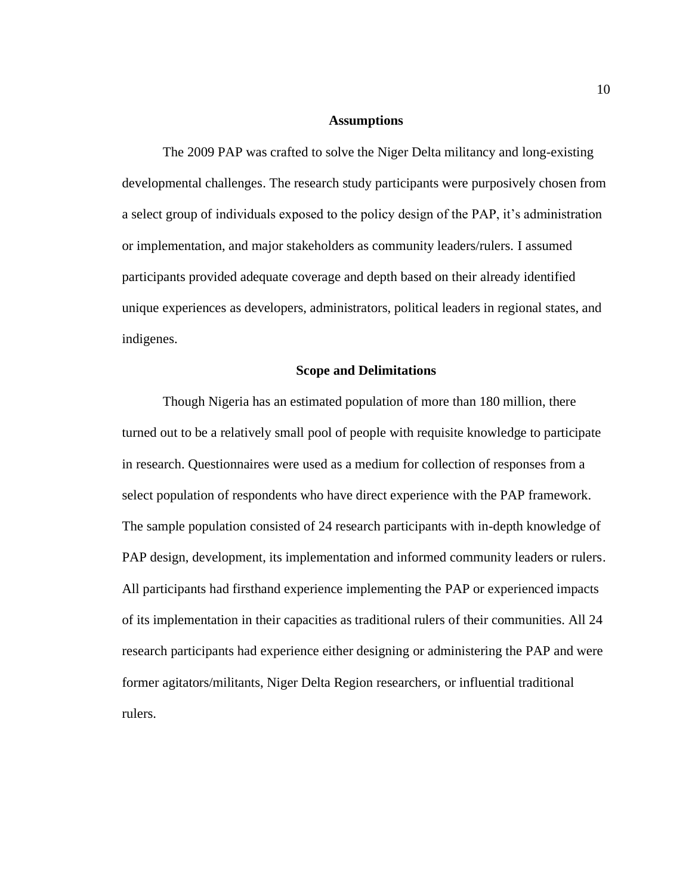## Assumptions

The 2009 PAP was crafted to solve the Niger Delta militancy and long-existing developmental challenges. The research study participants were purposively chosen from a select group of individuals exposed to the policy design of the PAP, it's administration or implementation, and major stakeholders as community leaders/rulers. I assumed participants provided adequate coverage and depth based on their already identified unique experiences as developers, administrators, political leaders in regional states, and indigenes.

## Scope and Delimitations

Though Nigeria has an estimated population of more than 180 million, there turned out to be a relatively small pool of people with requisite knowledge to participate in research. Questionnaires were used as a medium for collection of responses from a select population of respondents who have direct experience with the PAP framework. The sample population consisted of 24 research participants with in-depth knowledge of PAP design, development, its implementation and informed community leaders or rulers. All participants had firsthand experience implementing the PAP or experienced impacts of its implementation in their capacities as traditional rulers of their communities. All 24 research participants had experience either designing or administering the PAP and were former agitators/militants, Niger Delta Region researchers, or influential traditional rulers.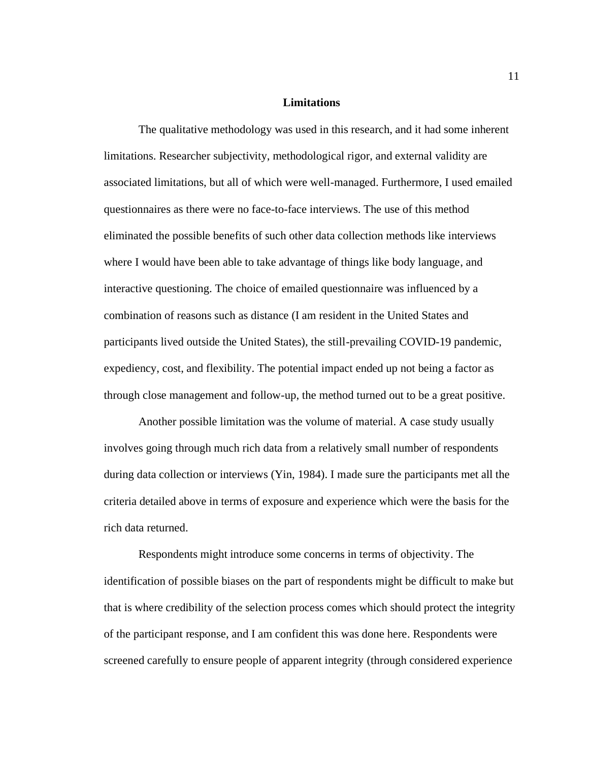## Limitations

The qualitative methodology was used in this research, and it had some inherent limitations. Researcher subjectivity, methodological rigor, and external validity are associated limitations, but all of which were well-managed. Furthermore, I used emailed questionnaires as there were no face-to-face interviews. The use of this method eliminated the possible benefits of such other data collection methods like interviews where I would have been able to take advantage of things like body language, and interactive questioning. The choice of emailed questionnaire was influenced by a combination of reasons such as distance (I am resident in the United States and participants lived outside the United States), the still-prevailing COVID-19 pandemic, expediency, cost, and flexibility. The potential impact ended up not being a factor as through close management and follow-up, the method turned out to be a great positive.

Another possible limitation was the volume of material. A case study usually involves going through much rich data from a relatively small number of respondents during data collection or interviews (Yin, 1984). I made sure the participants met all the criteria detailed above in terms of exposure and experience which were the basis for the rich data returned.

Respondents might introduce some concerns in terms of objectivity. The identification of possible biases on the part of respondents might be difficult to make but that is where credibility of the selection process comes which should protect the integrity of the participant response, and I am confident this was done here. Respondents were screened carefully to ensure people of apparent integrity (through considered experience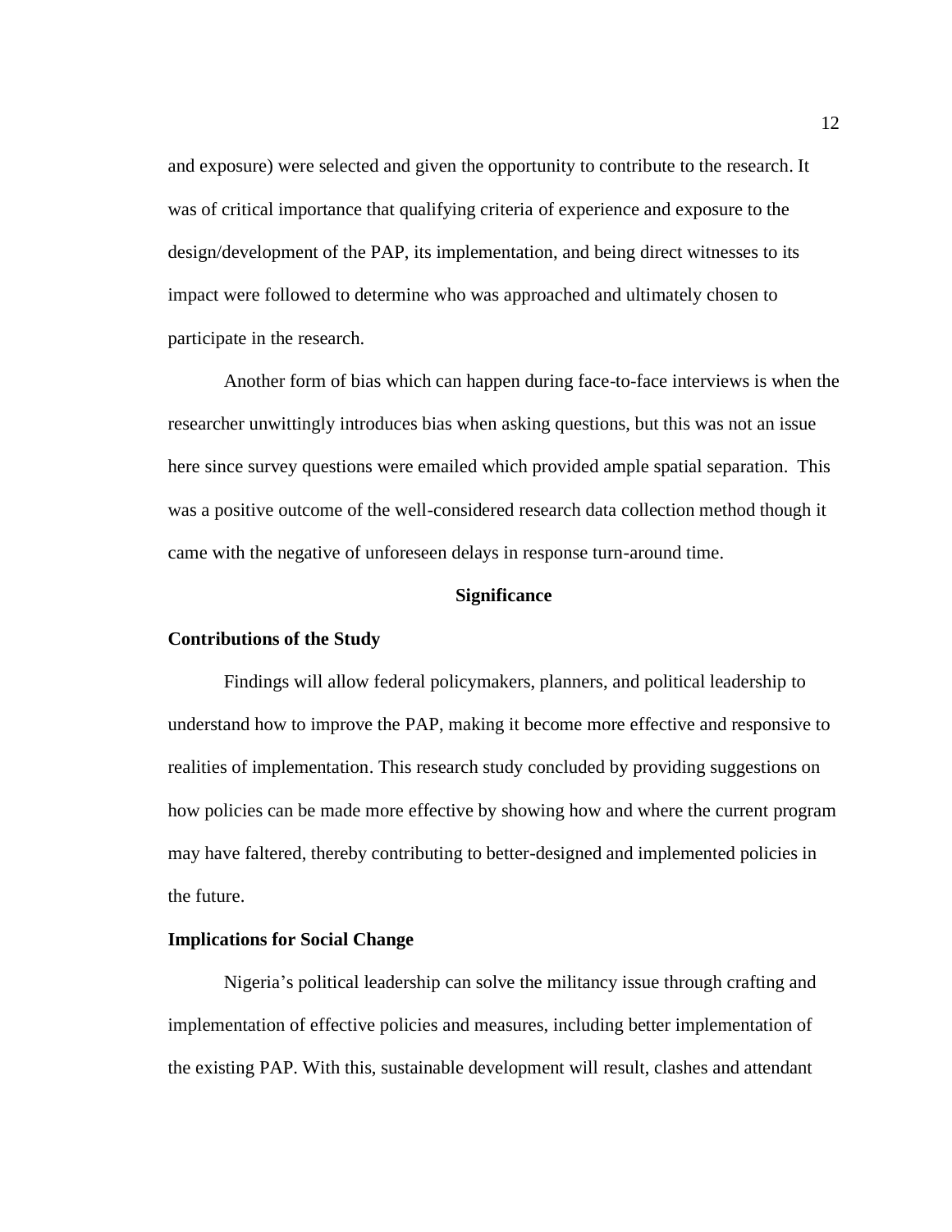and exposure) were selected and given the opportunity to contribute to the research. It was of critical importance that qualifying criteria of experience and exposure to the design/development of the PAP, its implementation, and being direct witnesses to its impact were followed to determine who was approached and ultimately chosen to participate in the research.

Another form of bias which can happen during face-to-face interviews is when the researcher unwittingly introduces bias when asking questions, but this was not an issue here since survey questions were emailed which provided ample spatial separation. This was a positive outcome of the well-considered research data collection method though it came with the negative of unforeseen delays in response turn-around time.

## Significance

### Contributions of the Study

Findings will allow federal policymakers, planners, and political leadership to understand how to improve the PAP, making it become more effective and responsive to realities of implementation. This research study concluded by providing suggestions on how policies can be made more effective by showing how and where the current program may have faltered, thereby contributing to better-designed and implemented policies in the future.

### Implications for Social Change

Nigeria's political leadership can solve the militancy issue through crafting and implementation of effective policies and measures, including better implementation of the existing PAP. With this, sustainable development will result, clashes and attendant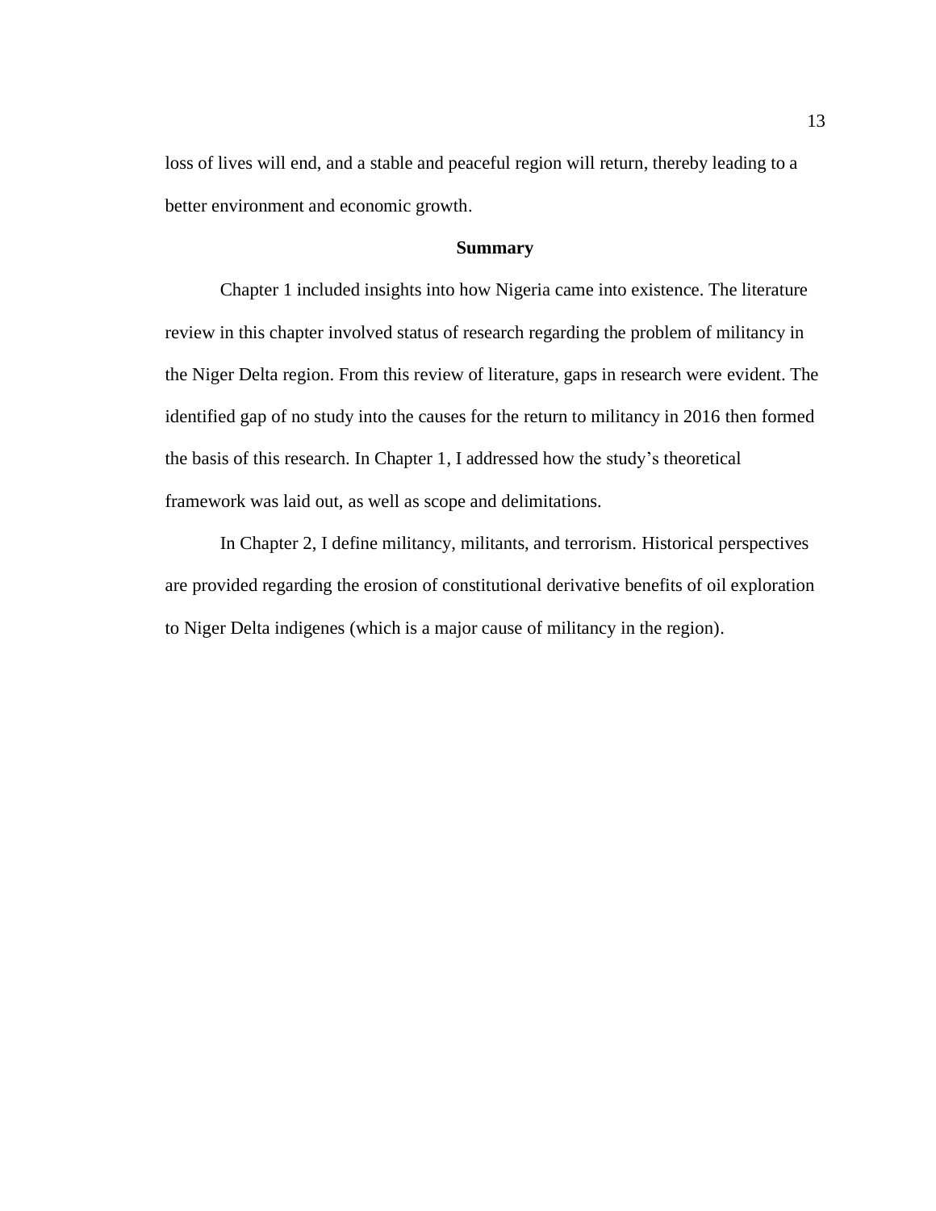loss of lives will end, and a stable and peaceful region will return, thereby leading to a better environment and economic growth.

## Summary

Chapter 1 included insights into how Nigeria came into existence. The literature review in this chapter involved status of research regarding the problem of militancy in the Niger Delta region. From this review of literature, gaps in research were evident. The identified gap of no study into the causes for the return to militancy in 2016 then formed the basis of this research. In Chapter 1, I addressed how the study's theoretical framework was laid out, as well as scope and delimitations.

In Chapter 2, I define militancy, militants, and terrorism. Historical perspectives are provided regarding the erosion of constitutional derivative benefits of oil exploration to Niger Delta indigenes (which is a major cause of militancy in the region).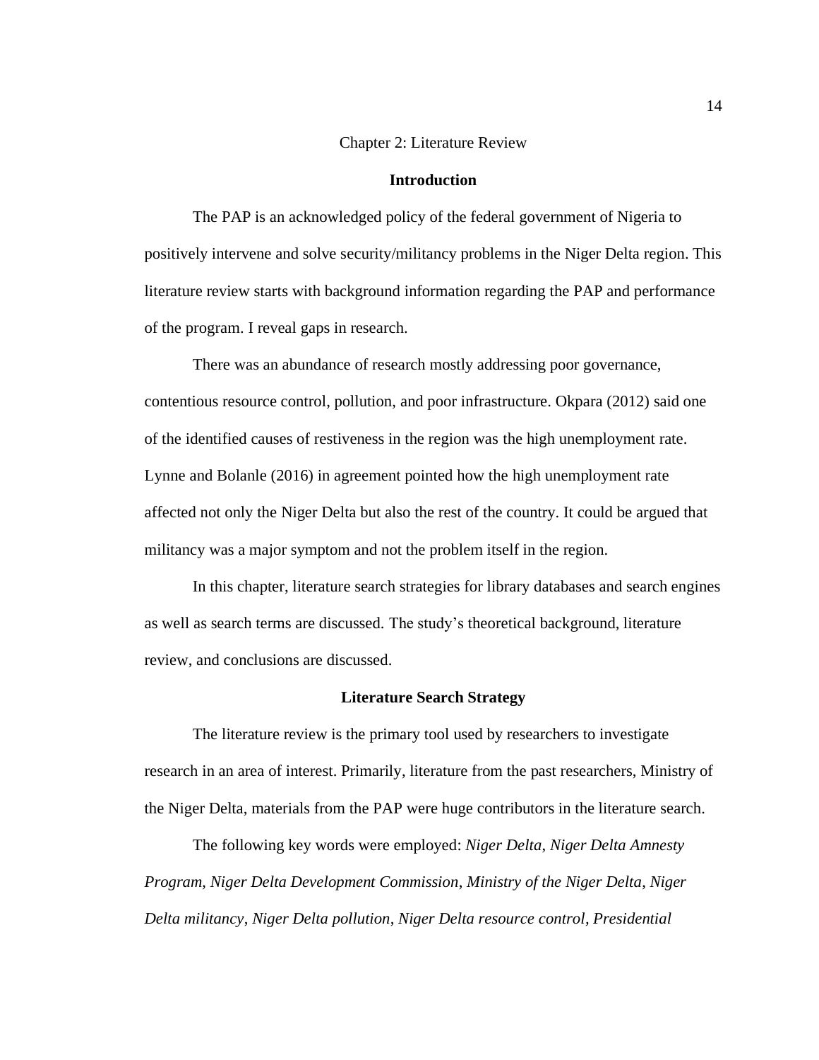# Chapter 2: Literature Review

## Introduction

The PAP is an acknowledged policy of the federal government of Nigeria to positively intervene and solve security/militancy problems in the Niger Delta region. This literature review starts with background information regarding the PAP and performance of the program. I reveal gaps in research.

There was an abundance of research mostly addressing poor governance, contentious resource control, pollution, and poor infrastructure. Okpara (2012) said one of the identified causes of restiveness in the region was the high unemployment rate. Lynne and Bolanle (2016) in agreement pointed how the high unemployment rate affected not only the Niger Delta but also the rest of the country. It could be argued that militancy was a major symptom and not the problem itself in the region.

In this chapter, literature search strategies for library databases and search engines as well as search terms are discussed. The study's theoretical background, literature review, and conclusions are discussed.

## Literature Search Strategy

The literature review is the primary tool used by researchers to investigate research in an area of interest. Primarily, literature from the past researchers, Ministry of the Niger Delta, materials from the PAP were huge contributors in the literature search.

The following key words were employed: *Niger Delta*, *Niger Delta Amnesty Program*, *Niger Delta Development Commission*, *Ministry of the Niger Delta*, *Niger Delta militancy*, *Niger Delta pollution*, *Niger Delta resource control*, *Presidential*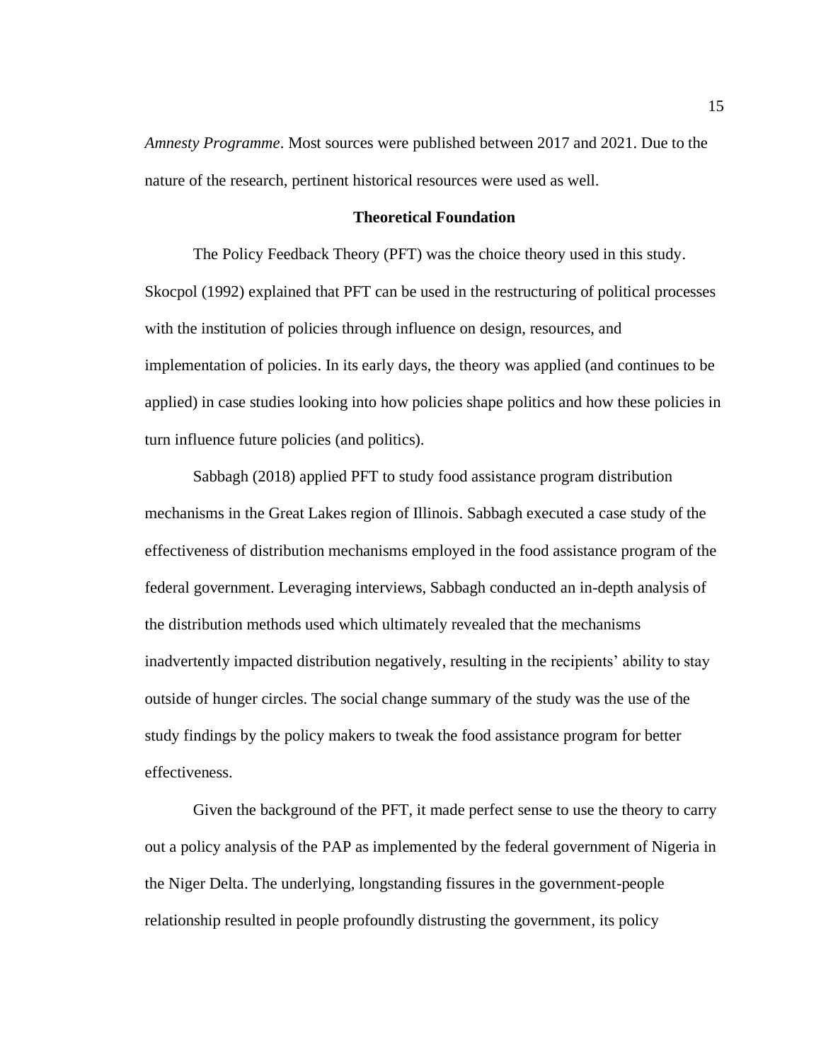*Amnesty Programme*. Most sources were published between 2017 and 2021. Due to the nature of the research, pertinent historical resources were used as well.

## Theoretical Foundation

The Policy Feedback Theory (PFT) was the choice theory used in this study. Skocpol (1992) explained that PFT can be used in the restructuring of political processes with the institution of policies through influence on design, resources, and implementation of policies. In its early days, the theory was applied (and continues to be applied) in case studies looking into how policies shape politics and how these policies in turn influence future policies (and politics).

Sabbagh (2018) applied PFT to study food assistance program distribution mechanisms in the Great Lakes region of Illinois. Sabbagh executed a case study of the effectiveness of distribution mechanisms employed in the food assistance program of the federal government. Leveraging interviews, Sabbagh conducted an in-depth analysis of the distribution methods used which ultimately revealed that the mechanisms inadvertently impacted distribution negatively, resulting in the recipients' ability to stay outside of hunger circles. The social change summary of the study was the use of the study findings by the policy makers to tweak the food assistance program for better effectiveness.

Given the background of the PFT, it made perfect sense to use the theory to carry out a policy analysis of the PAP as implemented by the federal government of Nigeria in the Niger Delta. The underlying, longstanding fissures in the government-people relationship resulted in people profoundly distrusting the government, its policy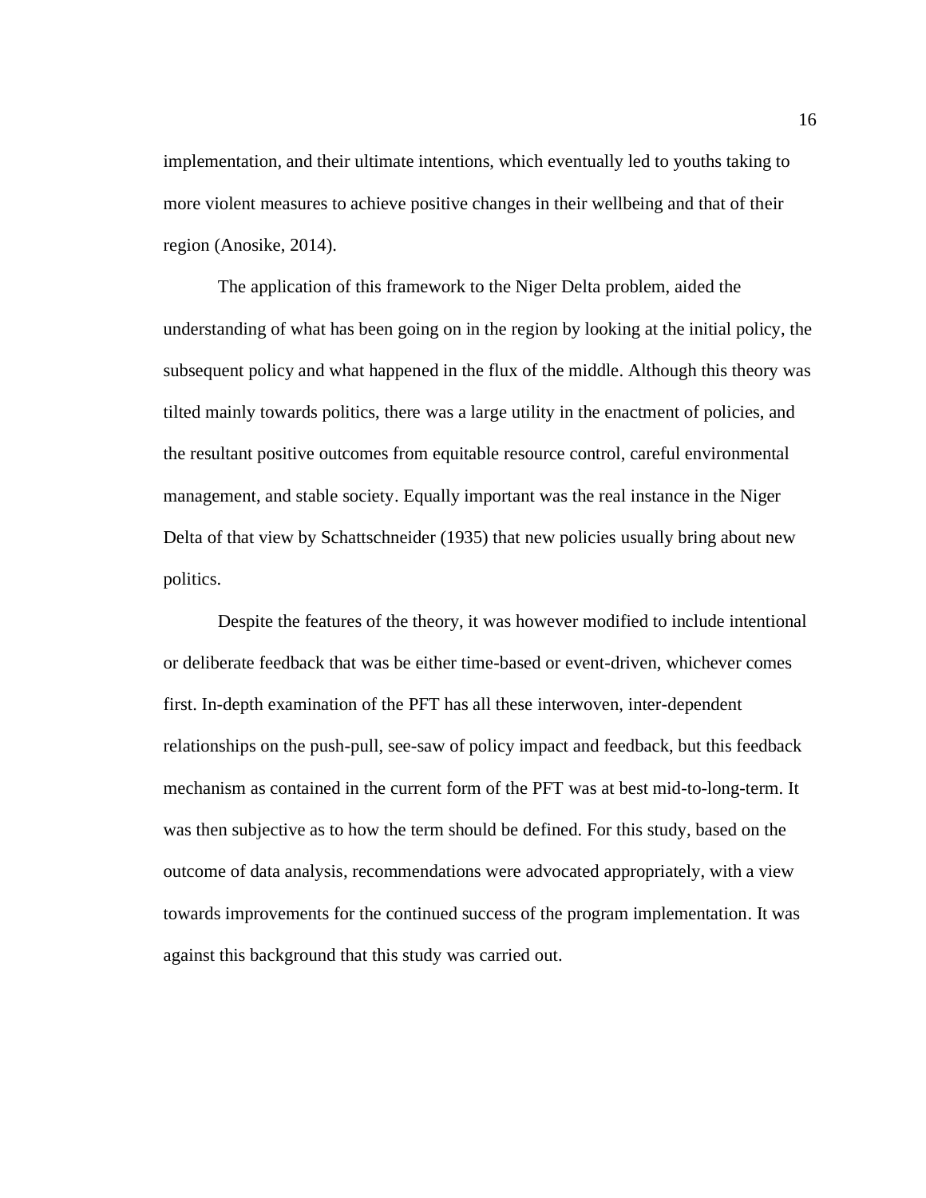implementation, and their ultimate intentions, which eventually led to youths taking to more violent measures to achieve positive changes in their wellbeing and that of their region (Anosike, 2014).

The application of this framework to the Niger Delta problem, aided the understanding of what has been going on in the region by looking at the initial policy, the subsequent policy and what happened in the flux of the middle. Although this theory was tilted mainly towards politics, there was a large utility in the enactment of policies, and the resultant positive outcomes from equitable resource control, careful environmental management, and stable society. Equally important was the real instance in the Niger Delta of that view by Schattschneider (1935) that new policies usually bring about new politics.

Despite the features of the theory, it was however modified to include intentional or deliberate feedback that was be either time-based or event-driven, whichever comes first. In-depth examination of the PFT has all these interwoven, inter-dependent relationships on the push-pull, see-saw of policy impact and feedback, but this feedback mechanism as contained in the current form of the PFT was at best mid-to-long-term. It was then subjective as to how the term should be defined. For this study, based on the outcome of data analysis, recommendations were advocated appropriately, with a view towards improvements for the continued success of the program implementation. It was against this background that this study was carried out.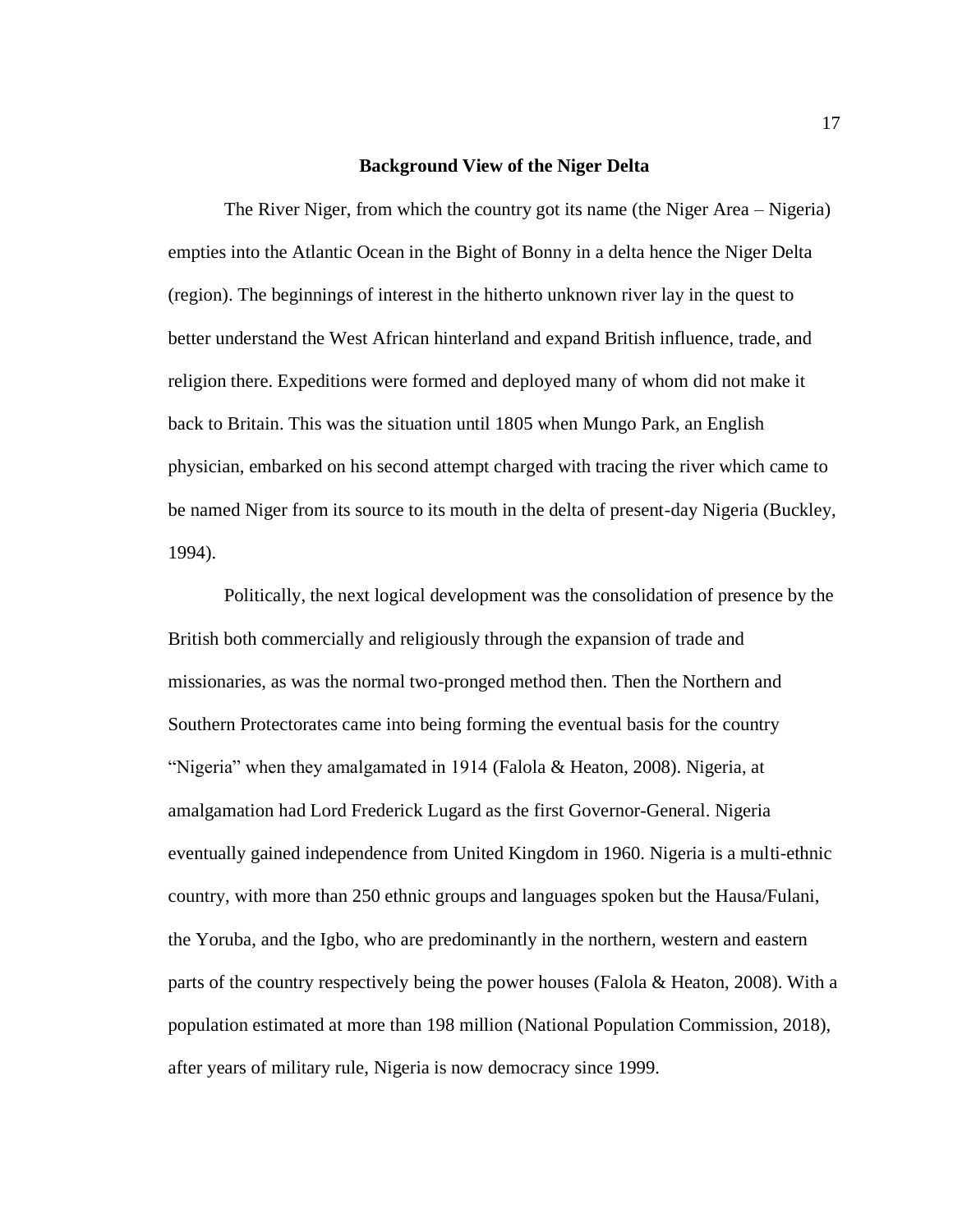## Background View of the Niger Delta

The River Niger, from which the country got its name (the Niger Area – Nigeria) empties into the Atlantic Ocean in the Bight of Bonny in a delta hence the Niger Delta (region). The beginnings of interest in the hitherto unknown river lay in the quest to better understand the West African hinterland and expand British influence, trade, and religion there. Expeditions were formed and deployed many of whom did not make it back to Britain. This was the situation until 1805 when Mungo Park, an English physician, embarked on his second attempt charged with tracing the river which came to be named Niger from its source to its mouth in the delta of present-day Nigeria (Buckley, 1994).

Politically, the next logical development was the consolidation of presence by the British both commercially and religiously through the expansion of trade and missionaries, as was the normal two-pronged method then. Then the Northern and Southern Protectorates came into being forming the eventual basis for the country "Nigeria" when they amalgamated in 1914 (Falola & Heaton, 2008). Nigeria, at amalgamation had Lord Frederick Lugard as the first Governor-General. Nigeria eventually gained independence from United Kingdom in 1960. Nigeria is a multi-ethnic country, with more than 250 ethnic groups and languages spoken but the Hausa/Fulani, the Yoruba, and the Igbo, who are predominantly in the northern, western and eastern parts of the country respectively being the power houses (Falola & Heaton, 2008). With a population estimated at more than 198 million (National Population Commission, 2018), after years of military rule, Nigeria is now democracy since 1999.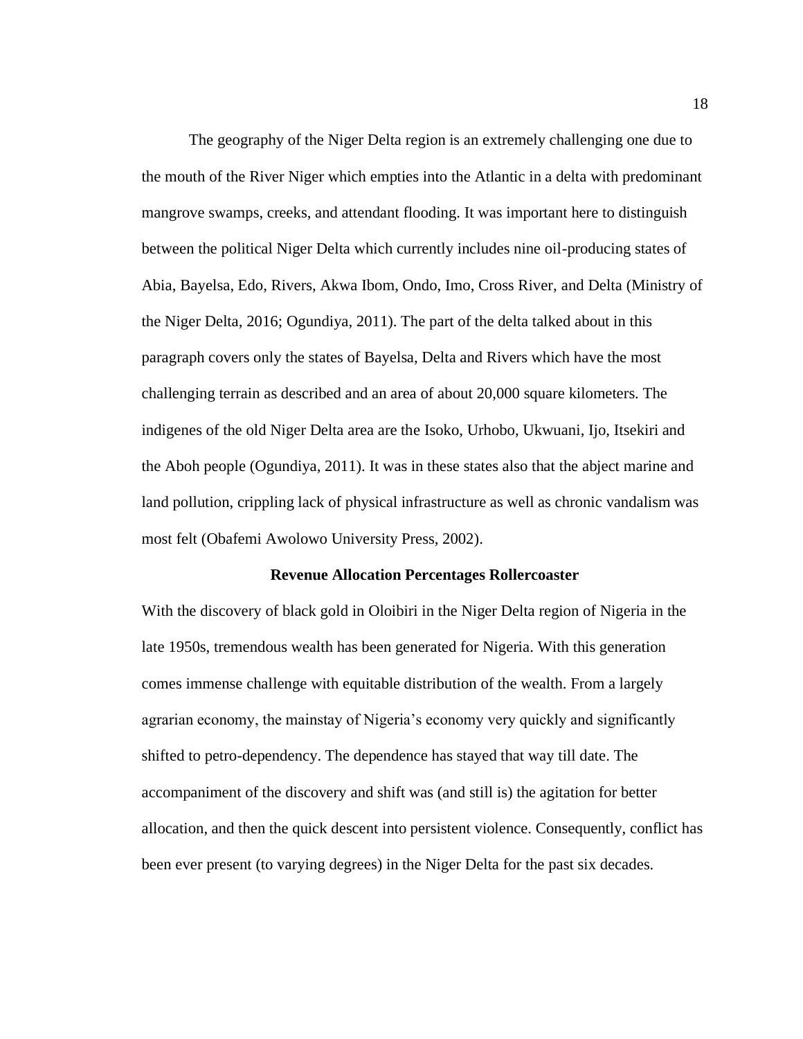The geography of the Niger Delta region is an extremely challenging one due to the mouth of the River Niger which empties into the Atlantic in a delta with predominant mangrove swamps, creeks, and attendant flooding. It was important here to distinguish between the political Niger Delta which currently includes nine oil-producing states of Abia, Bayelsa, Edo, Rivers, Akwa Ibom, Ondo, Imo, Cross River, and Delta (Ministry of the Niger Delta, 2016; Ogundiya, 2011). The part of the delta talked about in this paragraph covers only the states of Bayelsa, Delta and Rivers which have the most challenging terrain as described and an area of about 20,000 square kilometers. The indigenes of the old Niger Delta area are the Isoko, Urhobo, Ukwuani, Ijo, Itsekiri and the Aboh people (Ogundiya, 2011). It was in these states also that the abject marine and land pollution, crippling lack of physical infrastructure as well as chronic vandalism was most felt (Obafemi Awolowo University Press, 2002).

## Revenue Allocation Percentages Rollercoaster

With the discovery of black gold in Oloibiri in the Niger Delta region of Nigeria in the late 1950s, tremendous wealth has been generated for Nigeria. With this generation comes immense challenge with equitable distribution of the wealth. From a largely agrarian economy, the mainstay of Nigeria's economy very quickly and significantly shifted to petro-dependency. The dependence has stayed that way till date. The accompaniment of the discovery and shift was (and still is) the agitation for better allocation, and then the quick descent into persistent violence. Consequently, conflict has been ever present (to varying degrees) in the Niger Delta for the past six decades.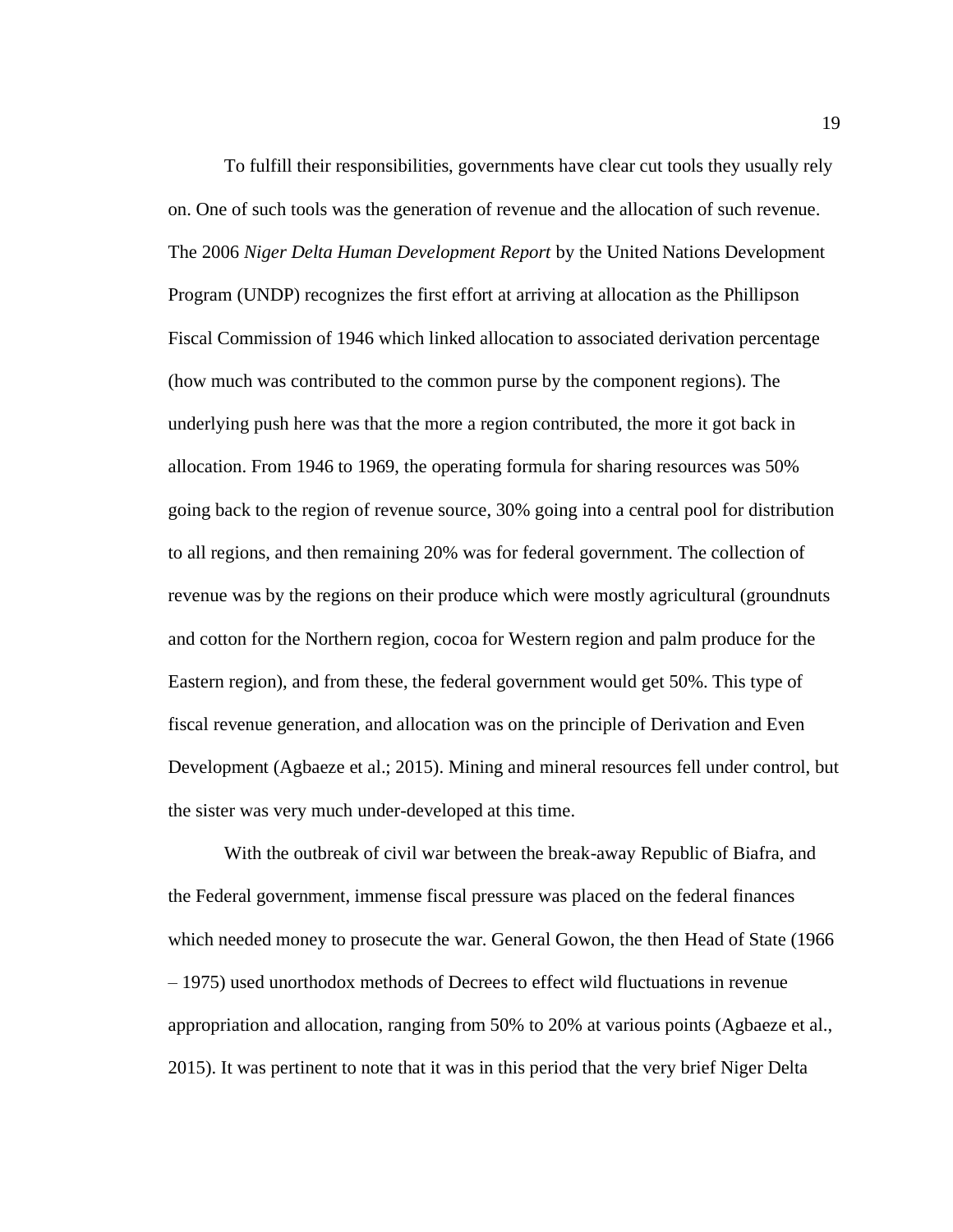To fulfill their responsibilities, governments have clear cut tools they usually rely on. One of such tools was the generation of revenue and the allocation of such revenue. The 2006 *Niger Delta Human Development Report* by the United Nations Development Program (UNDP) recognizes the first effort at arriving at allocation as the Phillipson Fiscal Commission of 1946 which linked allocation to associated derivation percentage (how much was contributed to the common purse by the component regions). The underlying push here was that the more a region contributed, the more it got back in allocation. From 1946 to 1969, the operating formula for sharing resources was 50% going back to the region of revenue source, 30% going into a central pool for distribution to all regions, and then remaining 20% was for federal government. The collection of revenue was by the regions on their produce which were mostly agricultural (groundnuts and cotton for the Northern region, cocoa for Western region and palm produce for the Eastern region), and from these, the federal government would get 50%. This type of fiscal revenue generation, and allocation was on the principle of Derivation and Even Development (Agbaeze et al.; 2015). Mining and mineral resources fell under control, but the sister was very much under-developed at this time.

With the outbreak of civil war between the break-away Republic of Biafra, and the Federal government, immense fiscal pressure was placed on the federal finances which needed money to prosecute the war. General Gowon, the then Head of State (1966 – 1975) used unorthodox methods of Decrees to effect wild fluctuations in revenue appropriation and allocation, ranging from 50% to 20% at various points (Agbaeze et al., 2015). It was pertinent to note that it was in this period that the very brief Niger Delta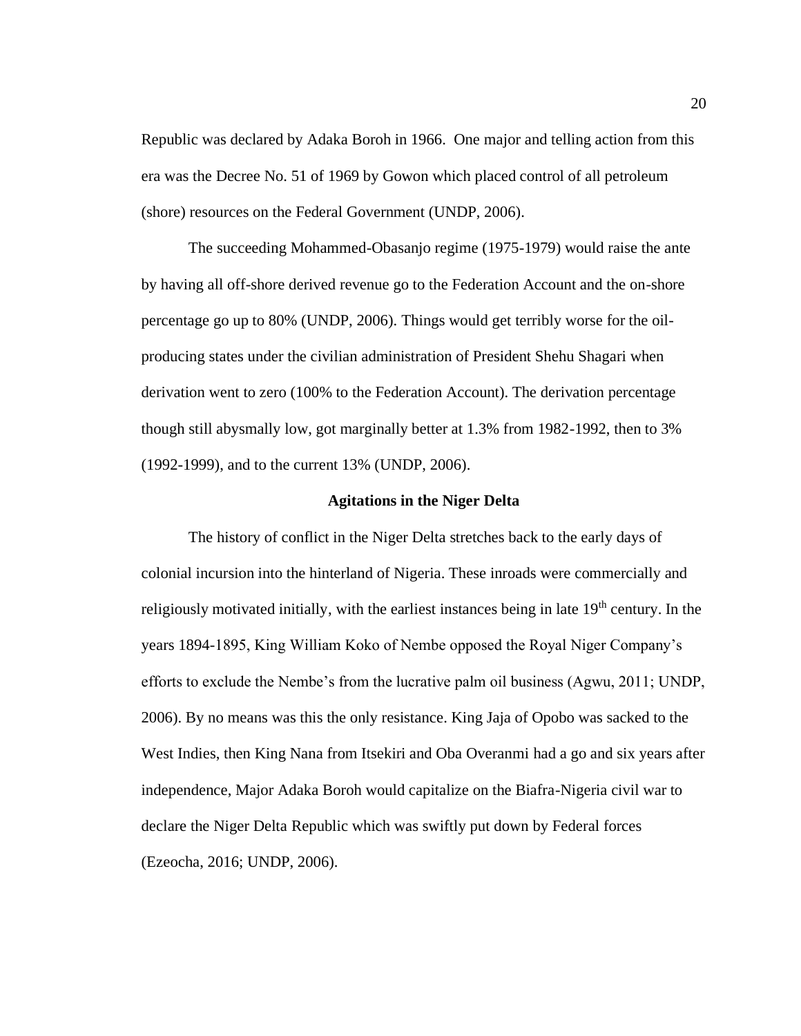Republic was declared by Adaka Boroh in 1966. One major and telling action from this era was the Decree No. 51 of 1969 by Gowon which placed control of all petroleum (shore) resources on the Federal Government (UNDP, 2006).

The succeeding Mohammed-Obasanjo regime (1975-1979) would raise the ante by having all off-shore derived revenue go to the Federation Account and the on-shore percentage go up to 80% (UNDP, 2006). Things would get terribly worse for the oil-producing states under the civilian administration of President Shehu Shagari when derivation went to zero (100% to the Federation Account). The derivation percentage though still abysmally low, got marginally better at 1.3% from 1982-1992, then to 3% (1992-1999), and to the current 13% (UNDP, 2006).

## Agitations in the Niger Delta

The history of conflict in the Niger Delta stretches back to the early days of colonial incursion into the hinterland of Nigeria. These inroads were commercially and religiously motivated initially, with the earliest instances being in late 19th century. In the years 1894-1895, King William Koko of Nembe opposed the Royal Niger Company's efforts to exclude the Nembe's from the lucrative palm oil business (Agwu, 2011; UNDP, 2006). By no means was this the only resistance. King Jaja of Opobo was sacked to the West Indies, then King Nana from Itsekiri and Oba Overanmi had a go and six years after independence, Major Adaka Boroh would capitalize on the Biafra-Nigeria civil war to declare the Niger Delta Republic which was swiftly put down by Federal forces (Ezeocha, 2016; UNDP, 2006).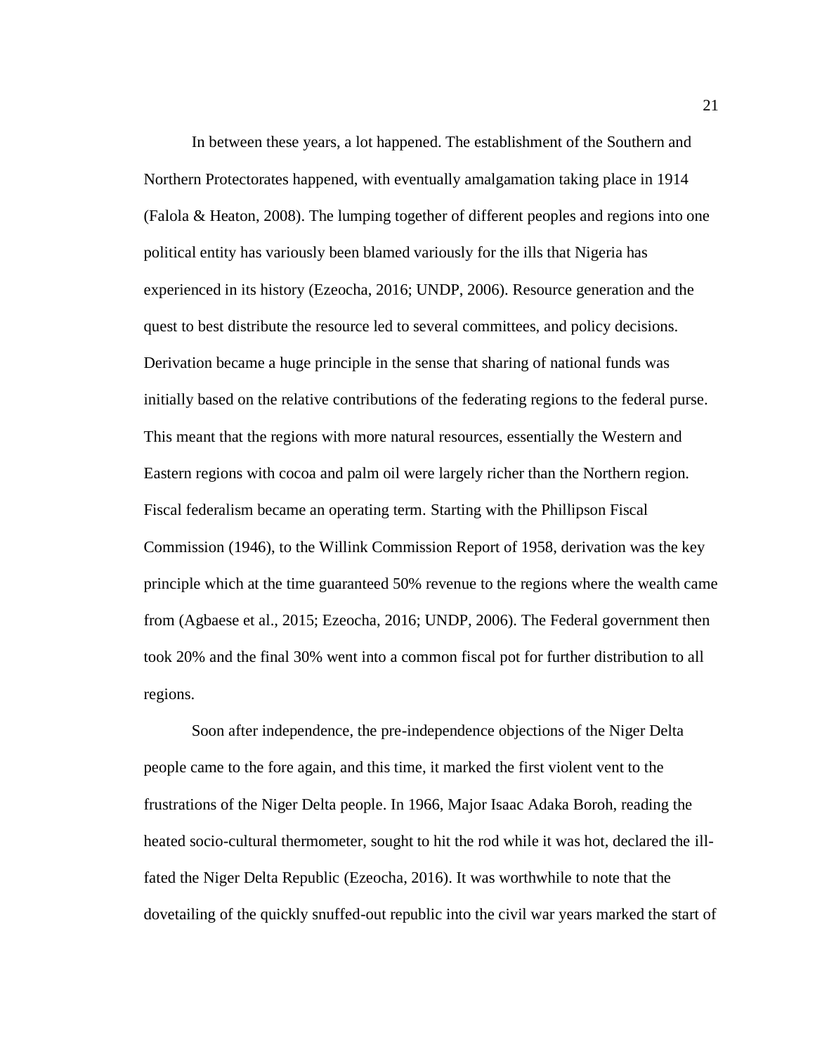In between these years, a lot happened. The establishment of the Southern and Northern Protectorates happened, with eventually amalgamation taking place in 1914 (Falola & Heaton, 2008). The lumping together of different peoples and regions into one political entity has variously been blamed variously for the ills that Nigeria has experienced in its history (Ezeocha, 2016; UNDP, 2006). Resource generation and the quest to best distribute the resource led to several committees, and policy decisions. Derivation became a huge principle in the sense that sharing of national funds was initially based on the relative contributions of the federating regions to the federal purse. This meant that the regions with more natural resources, essentially the Western and Eastern regions with cocoa and palm oil were largely richer than the Northern region. Fiscal federalism became an operating term. Starting with the Phillipson Fiscal Commission (1946), to the Willink Commission Report of 1958, derivation was the key principle which at the time guaranteed 50% revenue to the regions where the wealth came from (Agbaese et al., 2015; Ezeocha, 2016; UNDP, 2006). The Federal government then took 20% and the final 30% went into a common fiscal pot for further distribution to all regions.

Soon after independence, the pre-independence objections of the Niger Delta people came to the fore again, and this time, it marked the first violent vent to the frustrations of the Niger Delta people. In 1966, Major Isaac Adaka Boroh, reading the heated socio-cultural thermometer, sought to hit the rod while it was hot, declared the ill-fated the Niger Delta Republic (Ezeocha, 2016). It was worthwhile to note that the dovetailing of the quickly snuffed-out republic into the civil war years marked the start of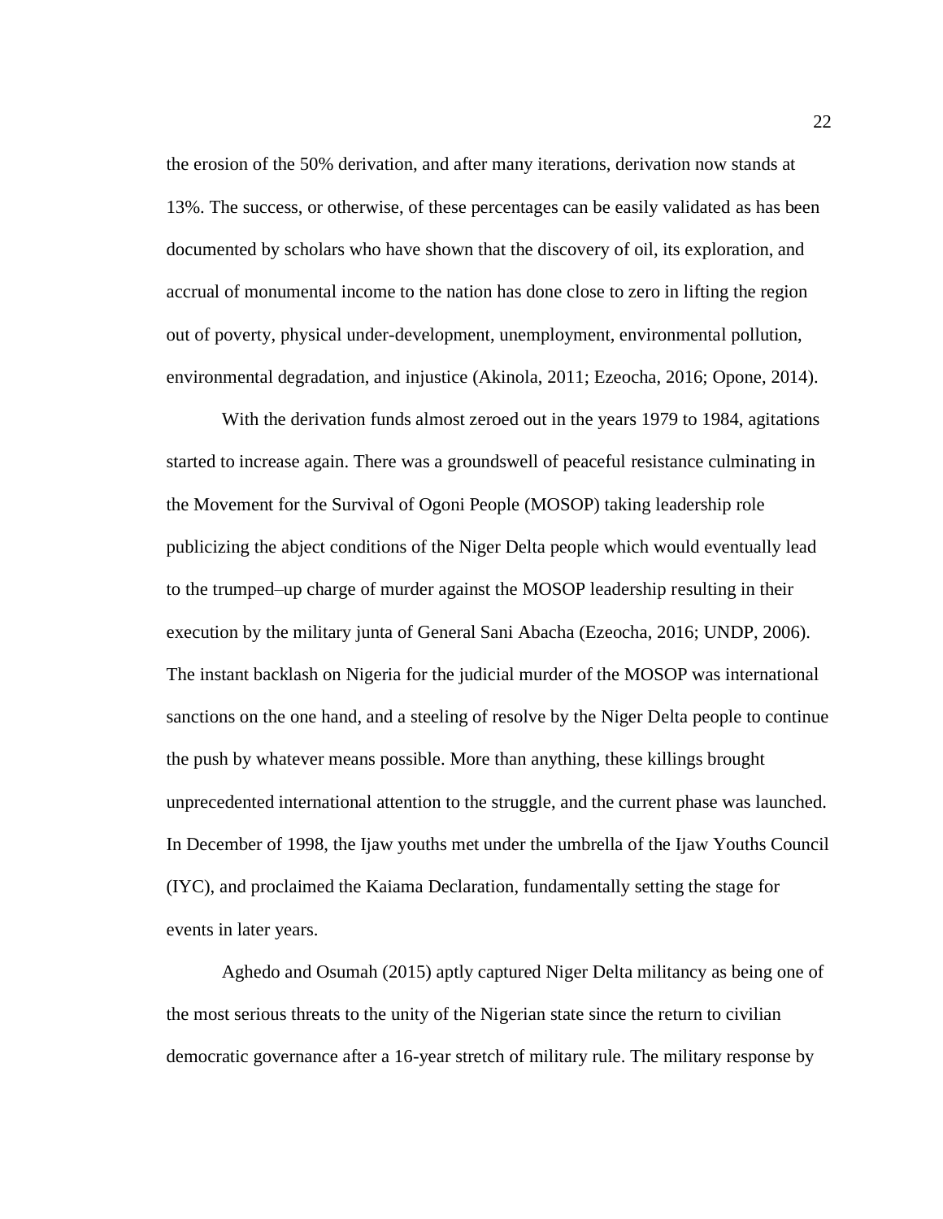the erosion of the 50% derivation, and after many iterations, derivation now stands at 13%. The success, or otherwise, of these percentages can be easily validated as has been documented by scholars who have shown that the discovery of oil, its exploration, and accrual of monumental income to the nation has done close to zero in lifting the region out of poverty, physical under-development, unemployment, environmental pollution, environmental degradation, and injustice (Akinola, 2011; Ezeocha, 2016; Opone, 2014).

With the derivation funds almost zeroed out in the years 1979 to 1984, agitations started to increase again. There was a groundswell of peaceful resistance culminating in the Movement for the Survival of Ogoni People (MOSOP) taking leadership role publicizing the abject conditions of the Niger Delta people which would eventually lead to the trumped–up charge of murder against the MOSOP leadership resulting in their execution by the military junta of General Sani Abacha (Ezeocha, 2016; UNDP, 2006). The instant backlash on Nigeria for the judicial murder of the MOSOP was international sanctions on the one hand, and a steeling of resolve by the Niger Delta people to continue the push by whatever means possible. More than anything, these killings brought unprecedented international attention to the struggle, and the current phase was launched. In December of 1998, the Ijaw youths met under the umbrella of the Ijaw Youths Council (IYC), and proclaimed the Kaiama Declaration, fundamentally setting the stage for events in later years.

Aghedo and Osumah (2015) aptly captured Niger Delta militancy as being one of the most serious threats to the unity of the Nigerian state since the return to civilian democratic governance after a 16-year stretch of military rule. The military response by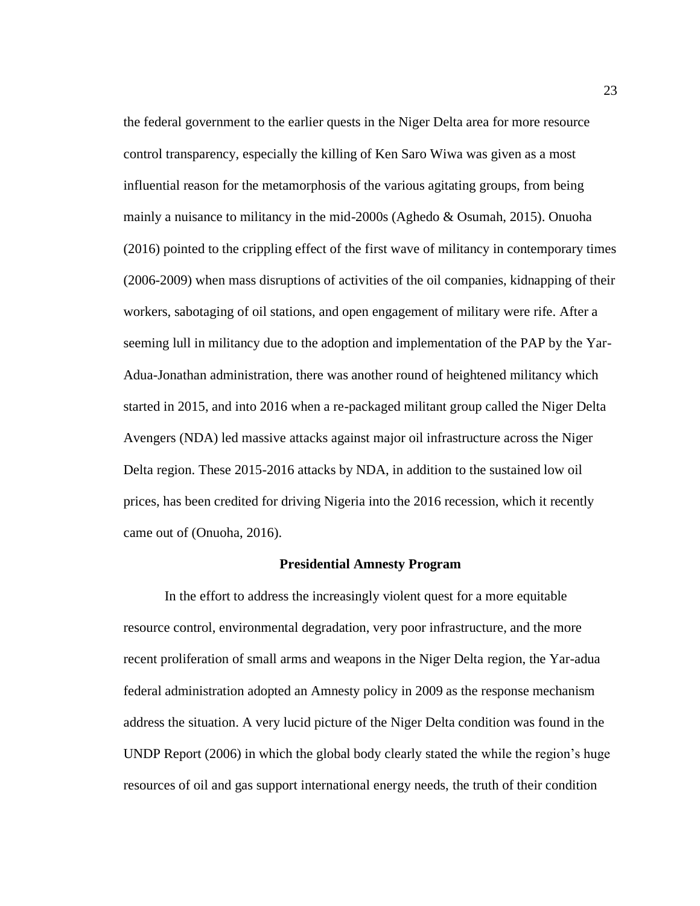the federal government to the earlier quests in the Niger Delta area for more resource control transparency, especially the killing of Ken Saro Wiwa was given as a most influential reason for the metamorphosis of the various agitating groups, from being mainly a nuisance to militancy in the mid-2000s (Aghedo & Osumah, 2015). Onuoha (2016) pointed to the crippling effect of the first wave of militancy in contemporary times (2006-2009) when mass disruptions of activities of the oil companies, kidnapping of their workers, sabotaging of oil stations, and open engagement of military were rife. After a seeming lull in militancy due to the adoption and implementation of the PAP by the Yar-Adua-Jonathan administration, there was another round of heightened militancy which started in 2015, and into 2016 when a re-packaged militant group called the Niger Delta Avengers (NDA) led massive attacks against major oil infrastructure across the Niger Delta region. These 2015-2016 attacks by NDA, in addition to the sustained low oil prices, has been credited for driving Nigeria into the 2016 recession, which it recently came out of (Onuoha, 2016).

## Presidential Amnesty Program

In the effort to address the increasingly violent quest for a more equitable resource control, environmental degradation, very poor infrastructure, and the more recent proliferation of small arms and weapons in the Niger Delta region, the Yar-adua federal administration adopted an Amnesty policy in 2009 as the response mechanism address the situation. A very lucid picture of the Niger Delta condition was found in the UNDP Report (2006) in which the global body clearly stated the while the region's huge resources of oil and gas support international energy needs, the truth of their condition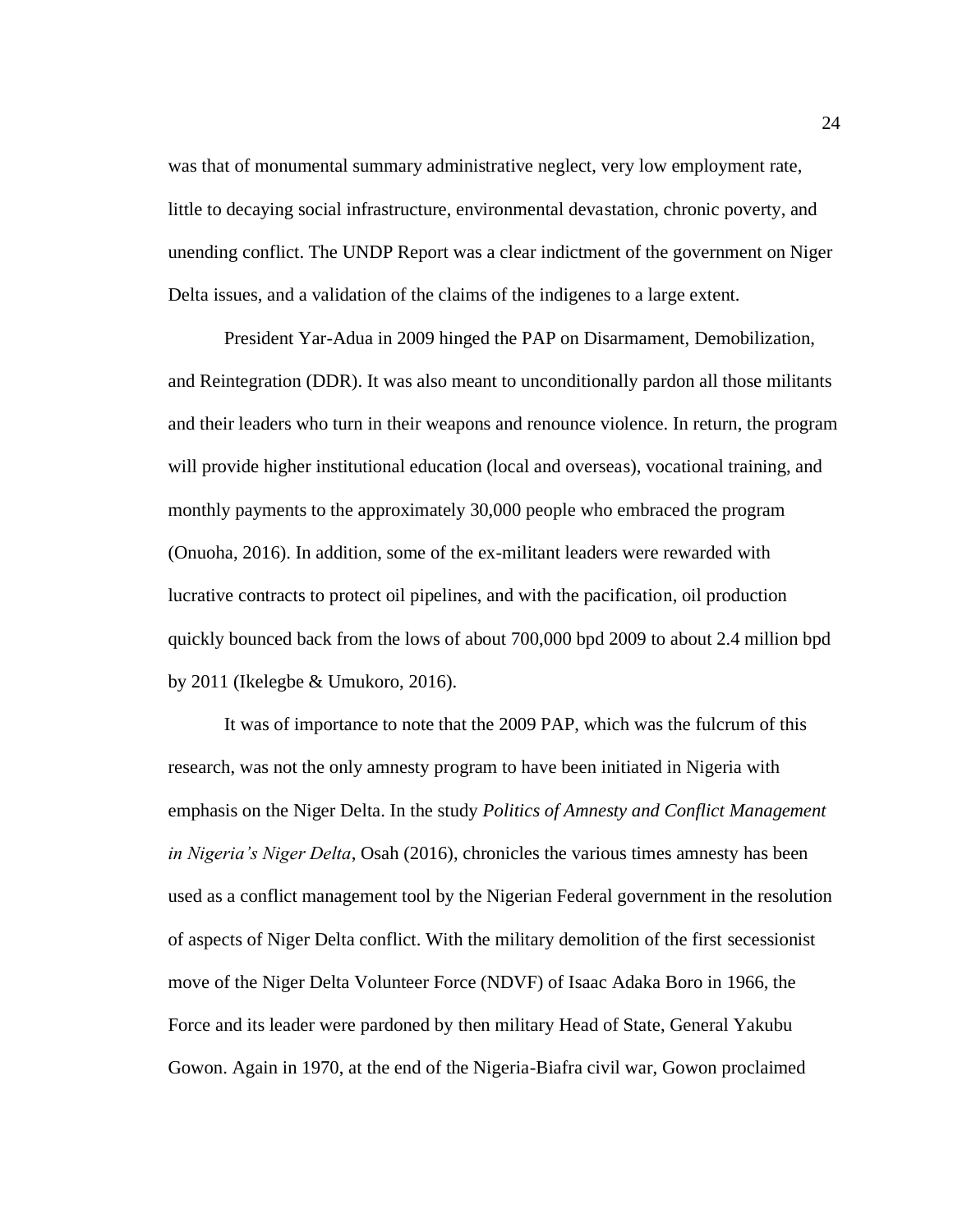was that of monumental summary administrative neglect, very low employment rate, little to decaying social infrastructure, environmental devastation, chronic poverty, and unending conflict. The UNDP Report was a clear indictment of the government on Niger Delta issues, and a validation of the claims of the indigenes to a large extent.

President Yar-Adua in 2009 hinged the PAP on Disarmament, Demobilization, and Reintegration (DDR). It was also meant to unconditionally pardon all those militants and their leaders who turn in their weapons and renounce violence. In return, the program will provide higher institutional education (local and overseas), vocational training, and monthly payments to the approximately 30,000 people who embraced the program (Onuoha, 2016). In addition, some of the ex-militant leaders were rewarded with lucrative contracts to protect oil pipelines, and with the pacification, oil production quickly bounced back from the lows of about 700,000 bpd 2009 to about 2.4 million bpd by 2011 (Ikelegbe & Umukoro, 2016).

It was of importance to note that the 2009 PAP, which was the fulcrum of this research, was not the only amnesty program to have been initiated in Nigeria with emphasis on the Niger Delta. In the study *Politics of Amnesty and Conflict Management in Nigeria's Niger Delta*, Osah (2016), chronicles the various times amnesty has been used as a conflict management tool by the Nigerian Federal government in the resolution of aspects of Niger Delta conflict. With the military demolition of the first secessionist move of the Niger Delta Volunteer Force (NDVF) of Isaac Adaka Boro in 1966, the Force and its leader were pardoned by then military Head of State, General Yakubu Gowon. Again in 1970, at the end of the Nigeria-Biafra civil war, Gowon proclaimed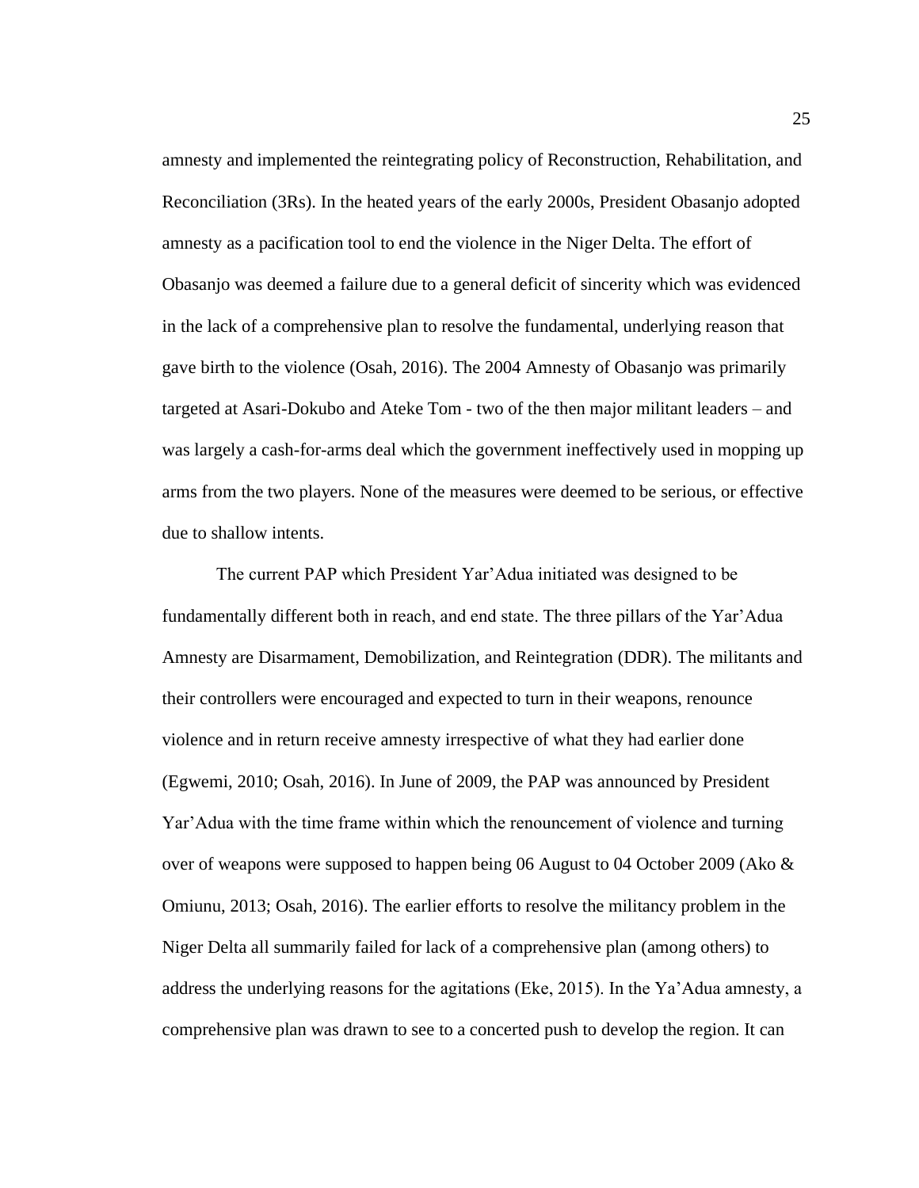amnesty and implemented the reintegrating policy of Reconstruction, Rehabilitation, and Reconciliation (3Rs). In the heated years of the early 2000s, President Obasanjo adopted amnesty as a pacification tool to end the violence in the Niger Delta. The effort of Obasanjo was deemed a failure due to a general deficit of sincerity which was evidenced in the lack of a comprehensive plan to resolve the fundamental, underlying reason that gave birth to the violence (Osah, 2016). The 2004 Amnesty of Obasanjo was primarily targeted at Asari-Dokubo and Ateke Tom - two of the then major militant leaders – and was largely a cash-for-arms deal which the government ineffectively used in mopping up arms from the two players. None of the measures were deemed to be serious, or effective due to shallow intents.

The current PAP which President Yar'Adua initiated was designed to be fundamentally different both in reach, and end state. The three pillars of the Yar'Adua Amnesty are Disarmament, Demobilization, and Reintegration (DDR). The militants and their controllers were encouraged and expected to turn in their weapons, renounce violence and in return receive amnesty irrespective of what they had earlier done (Egwemi, 2010; Osah, 2016). In June of 2009, the PAP was announced by President Yar'Adua with the time frame within which the renouncement of violence and turning over of weapons were supposed to happen being 06 August to 04 October 2009 (Ako & Omiunu, 2013; Osah, 2016). The earlier efforts to resolve the militancy problem in the Niger Delta all summarily failed for lack of a comprehensive plan (among others) to address the underlying reasons for the agitations (Eke, 2015). In the Ya'Adua amnesty, a comprehensive plan was drawn to see to a concerted push to develop the region. It can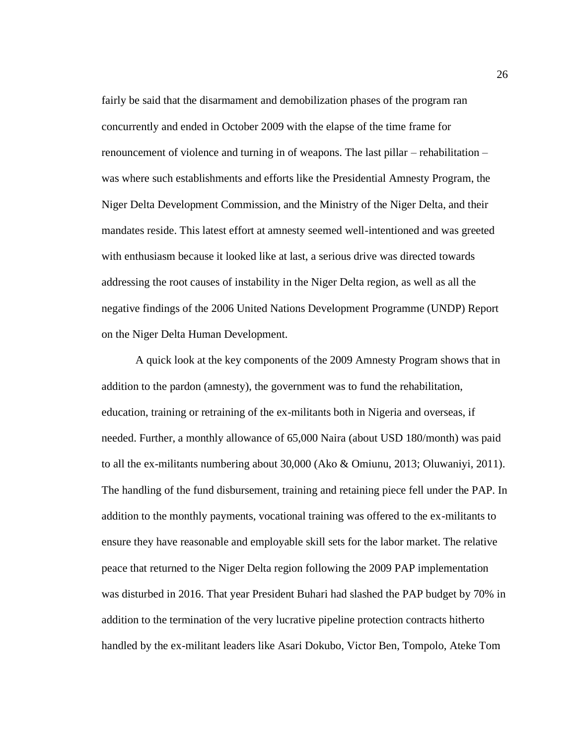fairly be said that the disarmament and demobilization phases of the program ran concurrently and ended in October 2009 with the elapse of the time frame for renouncement of violence and turning in of weapons. The last pillar – rehabilitation – was where such establishments and efforts like the Presidential Amnesty Program, the Niger Delta Development Commission, and the Ministry of the Niger Delta, and their mandates reside. This latest effort at amnesty seemed well-intentioned and was greeted with enthusiasm because it looked like at last, a serious drive was directed towards addressing the root causes of instability in the Niger Delta region, as well as all the negative findings of the 2006 United Nations Development Programme (UNDP) Report on the Niger Delta Human Development.

A quick look at the key components of the 2009 Amnesty Program shows that in addition to the pardon (amnesty), the government was to fund the rehabilitation, education, training or retraining of the ex-militants both in Nigeria and overseas, if needed. Further, a monthly allowance of 65,000 Naira (about USD 180/month) was paid to all the ex-militants numbering about 30,000 (Ako & Omiunu, 2013; Oluwaniyi, 2011). The handling of the fund disbursement, training and retaining piece fell under the PAP. In addition to the monthly payments, vocational training was offered to the ex-militants to ensure they have reasonable and employable skill sets for the labor market. The relative peace that returned to the Niger Delta region following the 2009 PAP implementation was disturbed in 2016. That year President Buhari had slashed the PAP budget by 70% in addition to the termination of the very lucrative pipeline protection contracts hitherto handled by the ex-militant leaders like Asari Dokubo, Victor Ben, Tompolo, Ateke Tom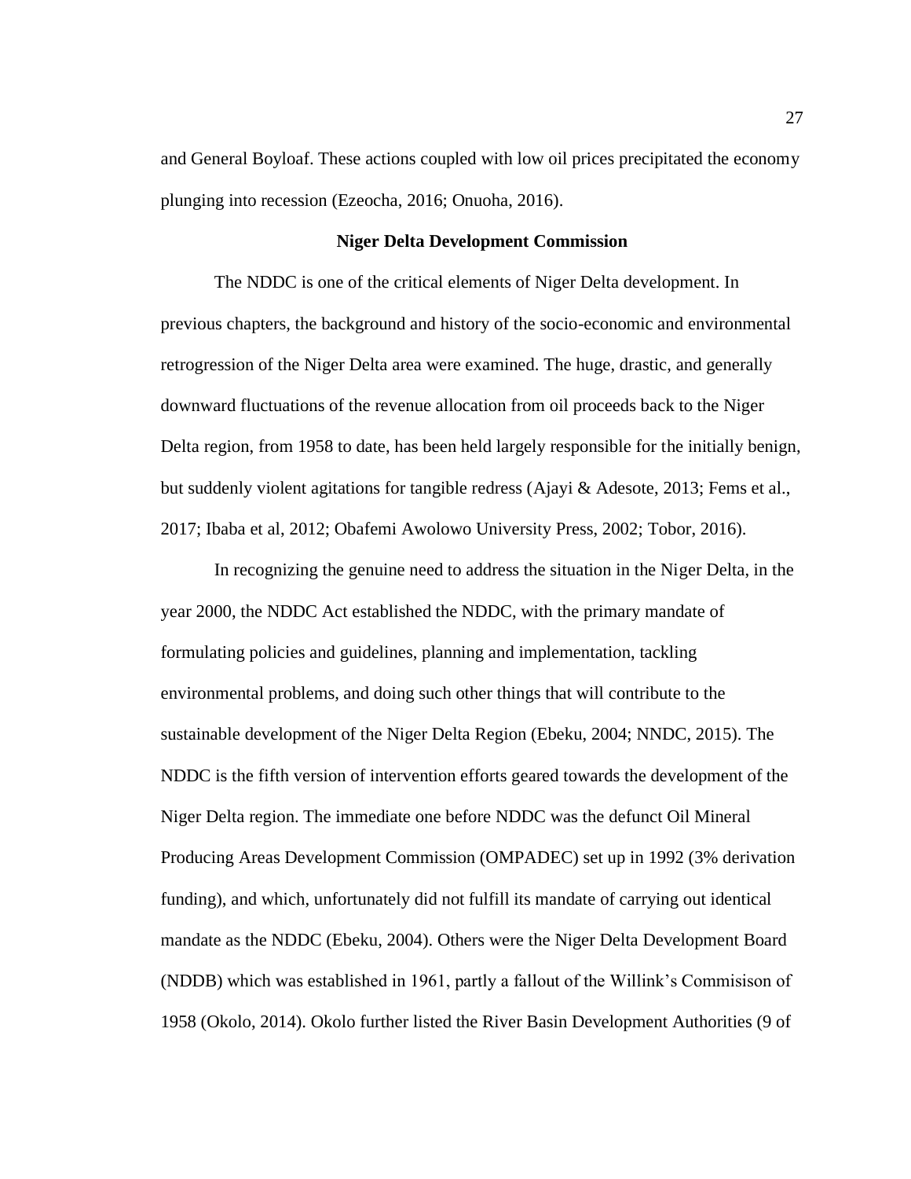and General Boyloaf. These actions coupled with low oil prices precipitated the economy plunging into recession (Ezeocha, 2016; Onuoha, 2016).

## Niger Delta Development Commission

The NDDC is one of the critical elements of Niger Delta development. In previous chapters, the background and history of the socio-economic and environmental retrogression of the Niger Delta area were examined. The huge, drastic, and generally downward fluctuations of the revenue allocation from oil proceeds back to the Niger Delta region, from 1958 to date, has been held largely responsible for the initially benign, but suddenly violent agitations for tangible redress (Ajayi & Adesote, 2013; Fems et al., 2017; Ibaba et al, 2012; Obafemi Awolowo University Press, 2002; Tobor, 2016).

In recognizing the genuine need to address the situation in the Niger Delta, in the year 2000, the NDDC Act established the NDDC, with the primary mandate of formulating policies and guidelines, planning and implementation, tackling environmental problems, and doing such other things that will contribute to the sustainable development of the Niger Delta Region (Ebeku, 2004; NNDC, 2015). The NDDC is the fifth version of intervention efforts geared towards the development of the Niger Delta region. The immediate one before NDDC was the defunct Oil Mineral Producing Areas Development Commission (OMPADEC) set up in 1992 (3% derivation funding), and which, unfortunately did not fulfill its mandate of carrying out identical mandate as the NDDC (Ebeku, 2004). Others were the Niger Delta Development Board (NDDB) which was established in 1961, partly a fallout of the Willink's Commisison of 1958 (Okolo, 2014). Okolo further listed the River Basin Development Authorities (9 of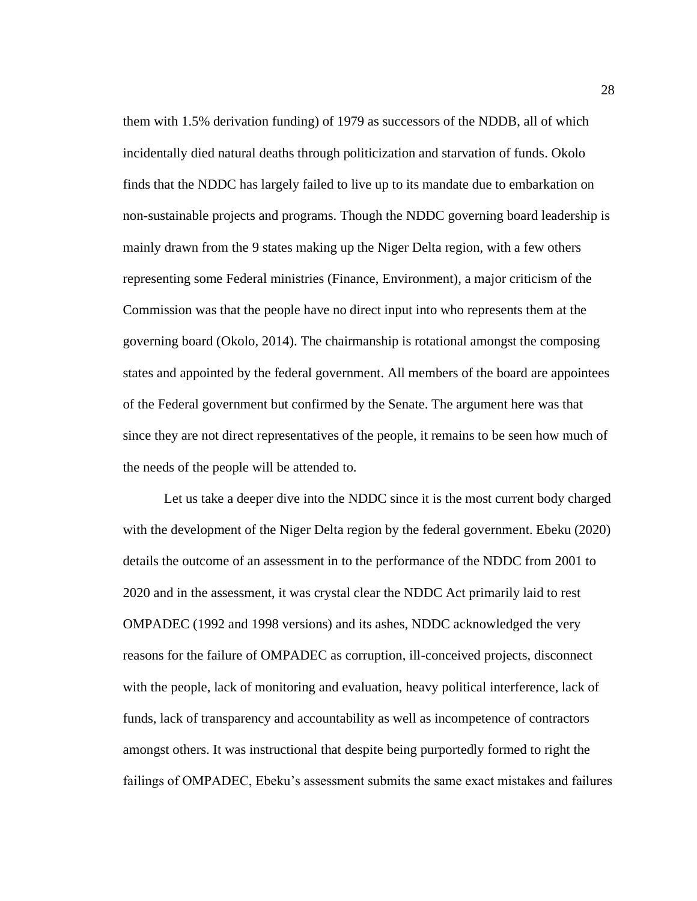them with 1.5% derivation funding) of 1979 as successors of the NDDB, all of which incidentally died natural deaths through politicization and starvation of funds. Okolo finds that the NDDC has largely failed to live up to its mandate due to embarkation on non-sustainable projects and programs. Though the NDDC governing board leadership is mainly drawn from the 9 states making up the Niger Delta region, with a few others representing some Federal ministries (Finance, Environment), a major criticism of the Commission was that the people have no direct input into who represents them at the governing board (Okolo, 2014). The chairmanship is rotational amongst the composing states and appointed by the federal government. All members of the board are appointees of the Federal government but confirmed by the Senate. The argument here was that since they are not direct representatives of the people, it remains to be seen how much of the needs of the people will be attended to.

Let us take a deeper dive into the NDDC since it is the most current body charged with the development of the Niger Delta region by the federal government. Ebeku (2020) details the outcome of an assessment in to the performance of the NDDC from 2001 to 2020 and in the assessment, it was crystal clear the NDDC Act primarily laid to rest OMPADEC (1992 and 1998 versions) and its ashes, NDDC acknowledged the very reasons for the failure of OMPADEC as corruption, ill-conceived projects, disconnect with the people, lack of monitoring and evaluation, heavy political interference, lack of funds, lack of transparency and accountability as well as incompetence of contractors amongst others. It was instructional that despite being purportedly formed to right the failings of OMPADEC, Ebeku's assessment submits the same exact mistakes and failures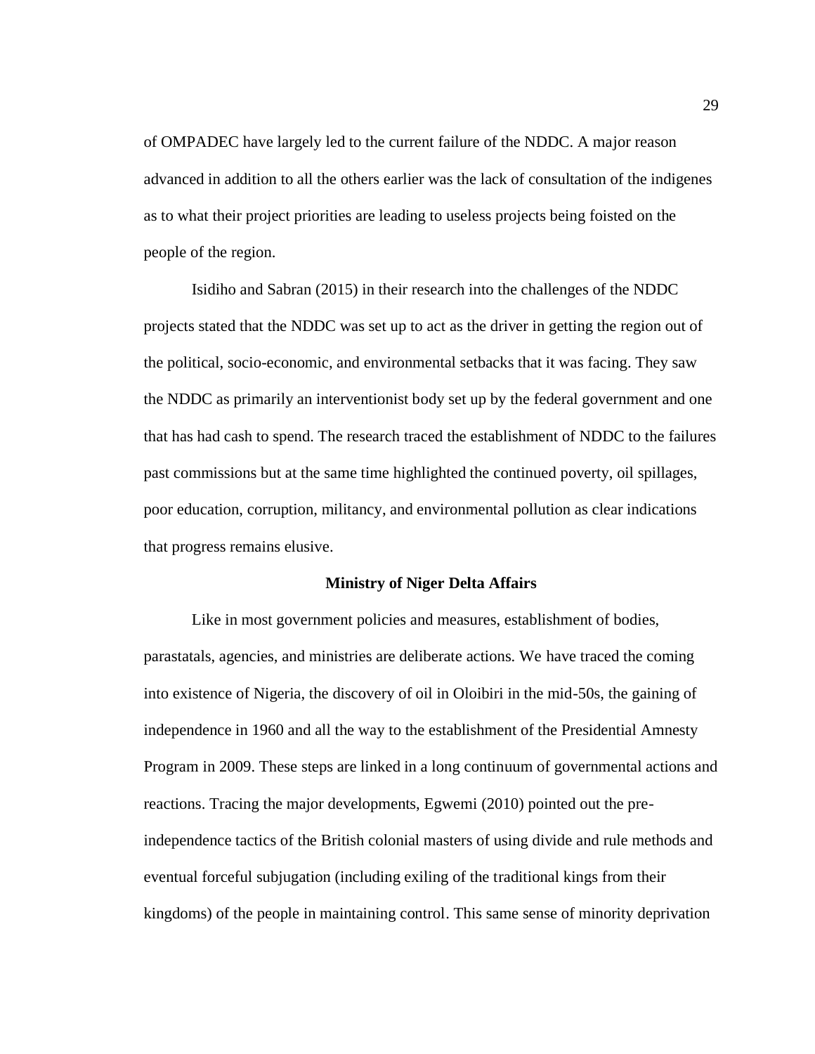of OMPADEC have largely led to the current failure of the NDDC. A major reason advanced in addition to all the others earlier was the lack of consultation of the indigenes as to what their project priorities are leading to useless projects being foisted on the people of the region.

Isidiho and Sabran (2015) in their research into the challenges of the NDDC projects stated that the NDDC was set up to act as the driver in getting the region out of the political, socio-economic, and environmental setbacks that it was facing. They saw the NDDC as primarily an interventionist body set up by the federal government and one that has had cash to spend. The research traced the establishment of NDDC to the failures past commissions but at the same time highlighted the continued poverty, oil spillages, poor education, corruption, militancy, and environmental pollution as clear indications that progress remains elusive.

## Ministry of Niger Delta Affairs

Like in most government policies and measures, establishment of bodies, parastatals, agencies, and ministries are deliberate actions. We have traced the coming into existence of Nigeria, the discovery of oil in Oloibiri in the mid-50s, the gaining of independence in 1960 and all the way to the establishment of the Presidential Amnesty Program in 2009. These steps are linked in a long continuum of governmental actions and reactions. Tracing the major developments, Egwemi (2010) pointed out the pre-independence tactics of the British colonial masters of using divide and rule methods and eventual forceful subjugation (including exiling of the traditional kings from their kingdoms) of the people in maintaining control. This same sense of minority deprivation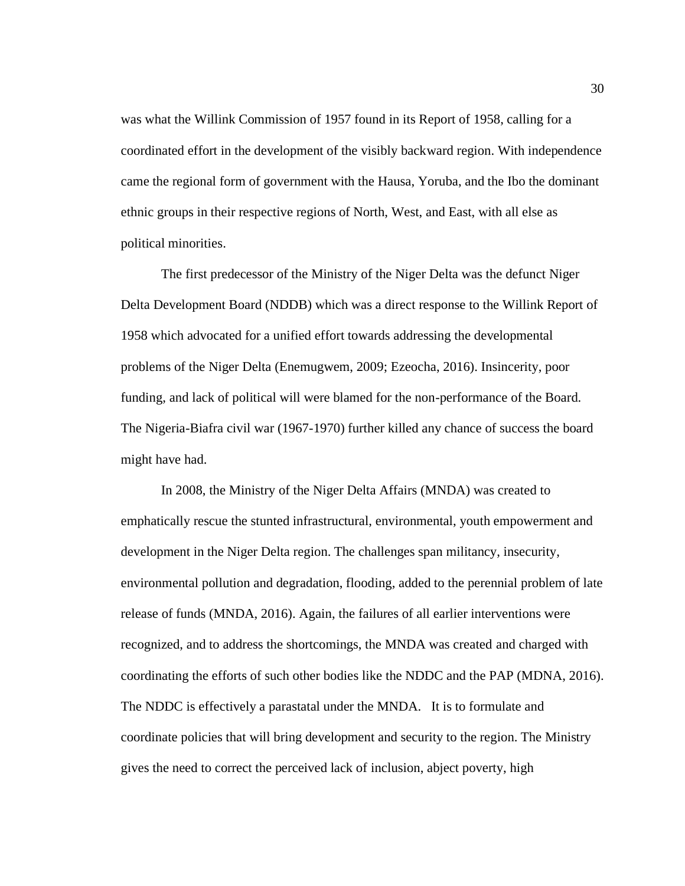was what the Willink Commission of 1957 found in its Report of 1958, calling for a coordinated effort in the development of the visibly backward region. With independence came the regional form of government with the Hausa, Yoruba, and the Ibo the dominant ethnic groups in their respective regions of North, West, and East, with all else as political minorities.

The first predecessor of the Ministry of the Niger Delta was the defunct Niger Delta Development Board (NDDB) which was a direct response to the Willink Report of 1958 which advocated for a unified effort towards addressing the developmental problems of the Niger Delta (Enemugwem, 2009; Ezeocha, 2016). Insincerity, poor funding, and lack of political will were blamed for the non-performance of the Board. The Nigeria-Biafra civil war (1967-1970) further killed any chance of success the board might have had.

In 2008, the Ministry of the Niger Delta Affairs (MNDA) was created to emphatically rescue the stunted infrastructural, environmental, youth empowerment and development in the Niger Delta region. The challenges span militancy, insecurity, environmental pollution and degradation, flooding, added to the perennial problem of late release of funds (MNDA, 2016). Again, the failures of all earlier interventions were recognized, and to address the shortcomings, the MNDA was created and charged with coordinating the efforts of such other bodies like the NDDC and the PAP (MDNA, 2016). The NDDC is effectively a parastatal under the MNDA. It is to formulate and coordinate policies that will bring development and security to the region. The Ministry gives the need to correct the perceived lack of inclusion, abject poverty, high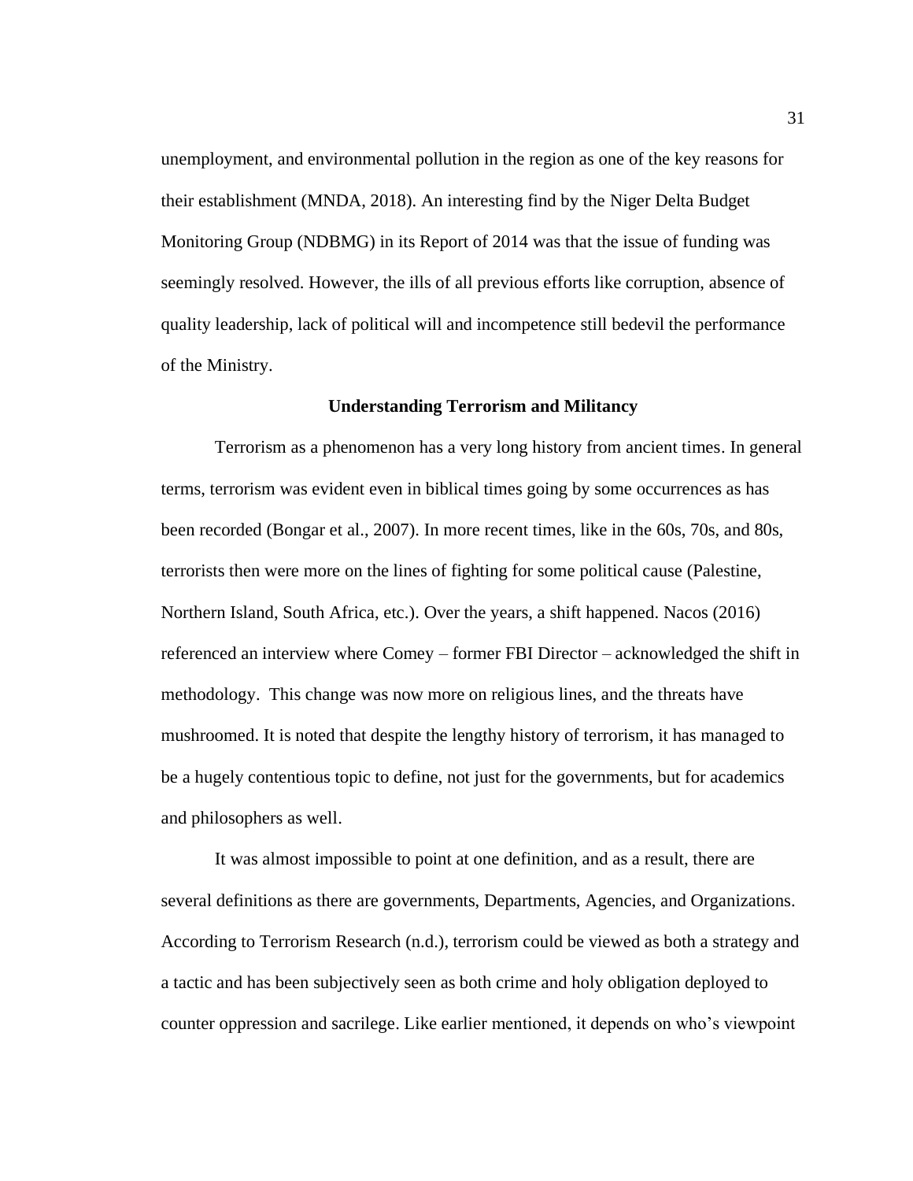unemployment, and environmental pollution in the region as one of the key reasons for their establishment (MNDA, 2018). An interesting find by the Niger Delta Budget Monitoring Group (NDBMG) in its Report of 2014 was that the issue of funding was seemingly resolved. However, the ills of all previous efforts like corruption, absence of quality leadership, lack of political will and incompetence still bedevil the performance of the Ministry.

## Understanding Terrorism and Militancy

Terrorism as a phenomenon has a very long history from ancient times. In general terms, terrorism was evident even in biblical times going by some occurrences as has been recorded (Bongar et al., 2007). In more recent times, like in the 60s, 70s, and 80s, terrorists then were more on the lines of fighting for some political cause (Palestine, Northern Island, South Africa, etc.). Over the years, a shift happened. Nacos (2016) referenced an interview where Comey – former FBI Director – acknowledged the shift in methodology. This change was now more on religious lines, and the threats have mushroomed. It is noted that despite the lengthy history of terrorism, it has managed to be a hugely contentious topic to define, not just for the governments, but for academics and philosophers as well.

It was almost impossible to point at one definition, and as a result, there are several definitions as there are governments, Departments, Agencies, and Organizations. According to Terrorism Research (n.d.), terrorism could be viewed as both a strategy and a tactic and has been subjectively seen as both crime and holy obligation deployed to counter oppression and sacrilege. Like earlier mentioned, it depends on who's viewpoint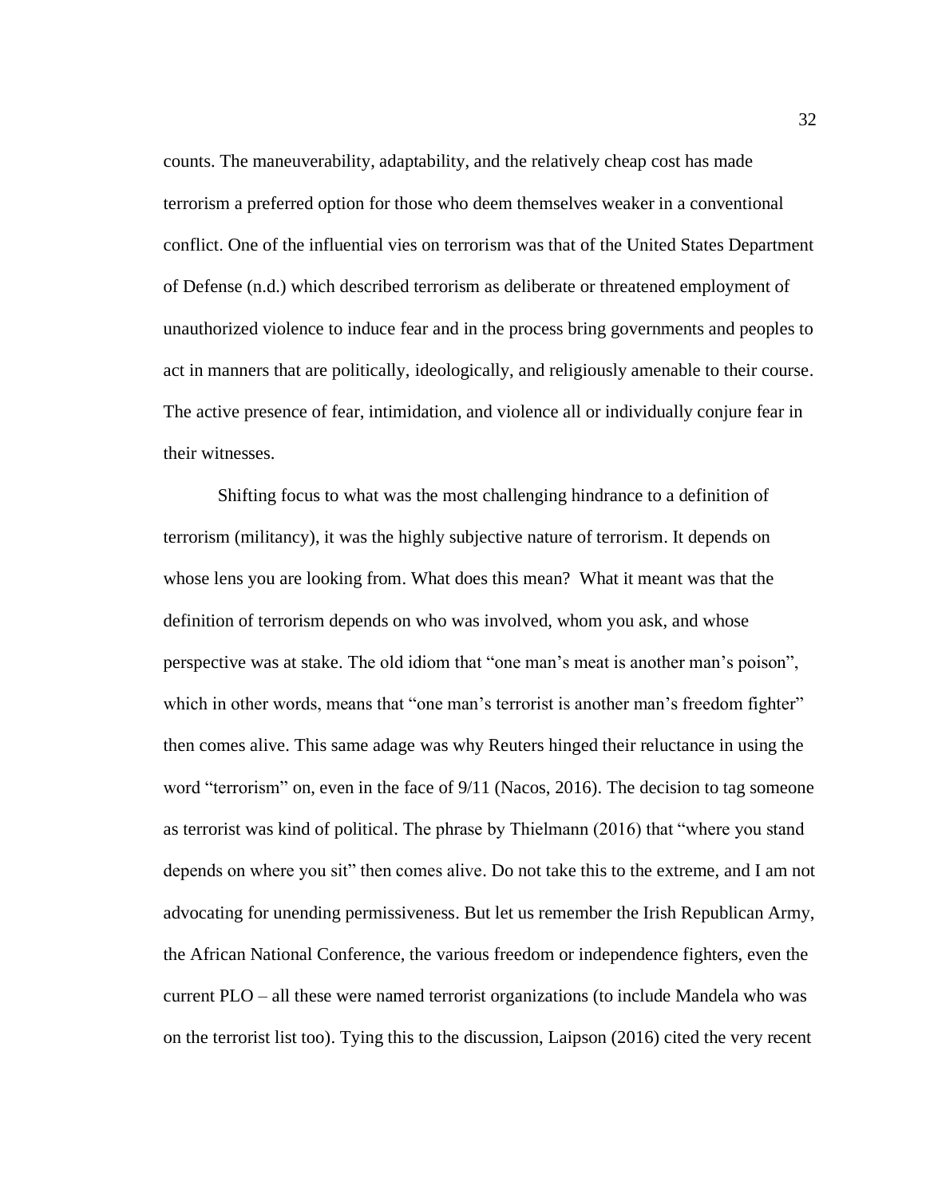counts. The maneuverability, adaptability, and the relatively cheap cost has made terrorism a preferred option for those who deem themselves weaker in a conventional conflict. One of the influential vies on terrorism was that of the United States Department of Defense (n.d.) which described terrorism as deliberate or threatened employment of unauthorized violence to induce fear and in the process bring governments and peoples to act in manners that are politically, ideologically, and religiously amenable to their course. The active presence of fear, intimidation, and violence all or individually conjure fear in their witnesses.

Shifting focus to what was the most challenging hindrance to a definition of terrorism (militancy), it was the highly subjective nature of terrorism. It depends on whose lens you are looking from. What does this mean? What it meant was that the definition of terrorism depends on who was involved, whom you ask, and whose perspective was at stake. The old idiom that "one man's meat is another man's poison", which in other words, means that "one man's terrorist is another man's freedom fighter" then comes alive. This same adage was why Reuters hinged their reluctance in using the word "terrorism" on, even in the face of 9/11 (Nacos, 2016). The decision to tag someone as terrorist was kind of political. The phrase by Thielmann (2016) that "where you stand depends on where you sit" then comes alive. Do not take this to the extreme, and I am not advocating for unending permissiveness. But let us remember the Irish Republican Army, the African National Conference, the various freedom or independence fighters, even the current PLO – all these were named terrorist organizations (to include Mandela who was on the terrorist list too). Tying this to the discussion, Laipson (2016) cited the very recent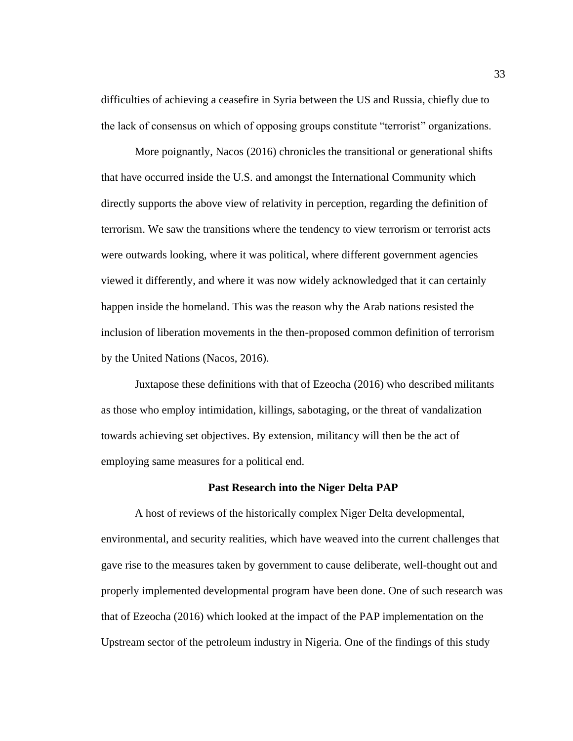difficulties of achieving a ceasefire in Syria between the US and Russia, chiefly due to the lack of consensus on which of opposing groups constitute “terrorist” organizations.

More poignantly, Nacos (2016) chronicles the transitional or generational shifts that have occurred inside the U.S. and amongst the International Community which directly supports the above view of relativity in perception, regarding the definition of terrorism. We saw the transitions where the tendency to view terrorism or terrorist acts were outwards looking, where it was political, where different government agencies viewed it differently, and where it was now widely acknowledged that it can certainly happen inside the homeland. This was the reason why the Arab nations resisted the inclusion of liberation movements in the then-proposed common definition of terrorism by the United Nations (Nacos, 2016).

Juxtapose these definitions with that of Ezeocha (2016) who described militants as those who employ intimidation, killings, sabotaging, or the threat of vandalization towards achieving set objectives. By extension, militancy will then be the act of employing same measures for a political end.

## Past Research into the Niger Delta PAP

A host of reviews of the historically complex Niger Delta developmental, environmental, and security realities, which have weaved into the current challenges that gave rise to the measures taken by government to cause deliberate, well-thought out and properly implemented developmental program have been done. One of such research was that of Ezeocha (2016) which looked at the impact of the PAP implementation on the Upstream sector of the petroleum industry in Nigeria. One of the findings of this study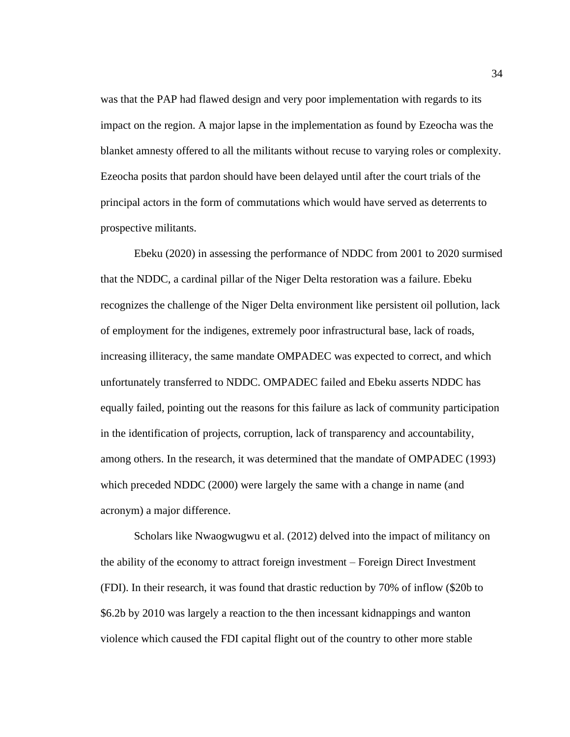was that the PAP had flawed design and very poor implementation with regards to its impact on the region. A major lapse in the implementation as found by Ezeocha was the blanket amnesty offered to all the militants without recuse to varying roles or complexity. Ezeocha posits that pardon should have been delayed until after the court trials of the principal actors in the form of commutations which would have served as deterrents to prospective militants.

Ebeku (2020) in assessing the performance of NDDC from 2001 to 2020 surmised that the NDDC, a cardinal pillar of the Niger Delta restoration was a failure. Ebeku recognizes the challenge of the Niger Delta environment like persistent oil pollution, lack of employment for the indigenes, extremely poor infrastructural base, lack of roads, increasing illiteracy, the same mandate OMPADEC was expected to correct, and which unfortunately transferred to NDDC. OMPADEC failed and Ebeku asserts NDDC has equally failed, pointing out the reasons for this failure as lack of community participation in the identification of projects, corruption, lack of transparency and accountability, among others. In the research, it was determined that the mandate of OMPADEC (1993) which preceded NDDC (2000) were largely the same with a change in name (and acronym) a major difference.

Scholars like Nwaogwugwu et al. (2012) delved into the impact of militancy on the ability of the economy to attract foreign investment – Foreign Direct Investment (FDI). In their research, it was found that drastic reduction by 70% of inflow ($20b to $6.2b by 2010 was largely a reaction to the then incessant kidnappings and wanton violence which caused the FDI capital flight out of the country to other more stable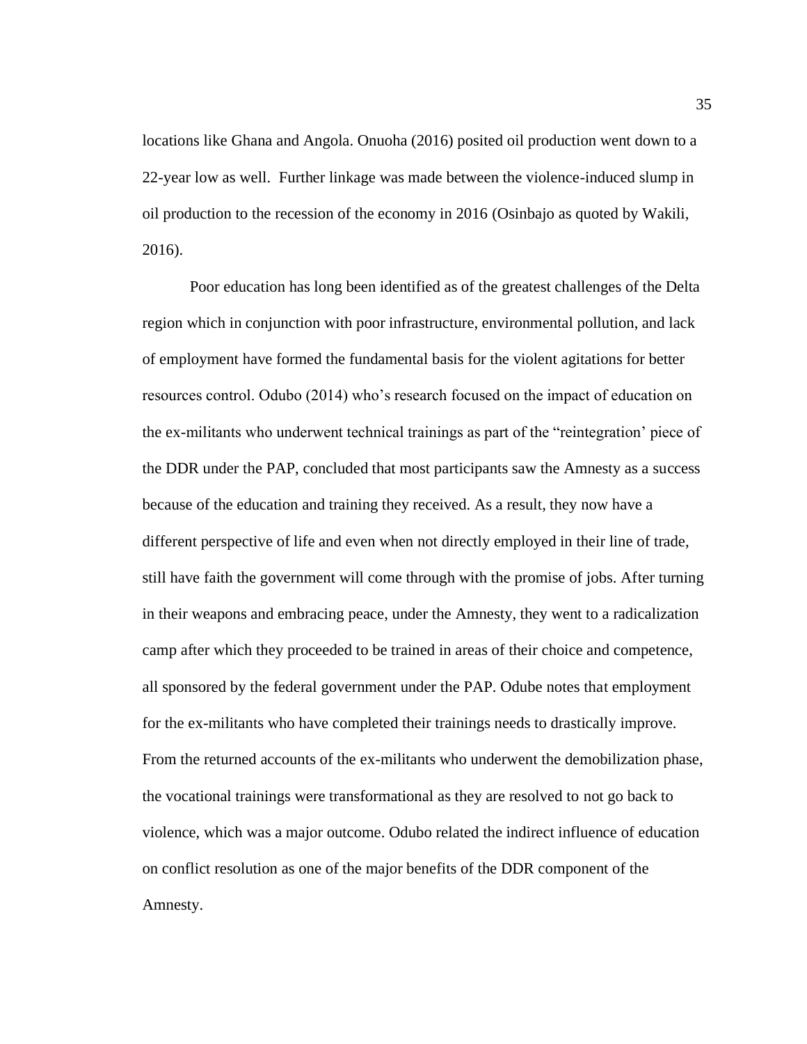locations like Ghana and Angola. Onuoha (2016) posited oil production went down to a 22-year low as well. Further linkage was made between the violence-induced slump in oil production to the recession of the economy in 2016 (Osinbajo as quoted by Wakili, 2016).

Poor education has long been identified as of the greatest challenges of the Delta region which in conjunction with poor infrastructure, environmental pollution, and lack of employment have formed the fundamental basis for the violent agitations for better resources control. Odubo (2014) who's research focused on the impact of education on the ex-militants who underwent technical trainings as part of the "reintegration' piece of the DDR under the PAP, concluded that most participants saw the Amnesty as a success because of the education and training they received. As a result, they now have a different perspective of life and even when not directly employed in their line of trade, still have faith the government will come through with the promise of jobs. After turning in their weapons and embracing peace, under the Amnesty, they went to a radicalization camp after which they proceeded to be trained in areas of their choice and competence, all sponsored by the federal government under the PAP. Odube notes that employment for the ex-militants who have completed their trainings needs to drastically improve. From the returned accounts of the ex-militants who underwent the demobilization phase, the vocational trainings were transformational as they are resolved to not go back to violence, which was a major outcome. Odubo related the indirect influence of education on conflict resolution as one of the major benefits of the DDR component of the Amnesty.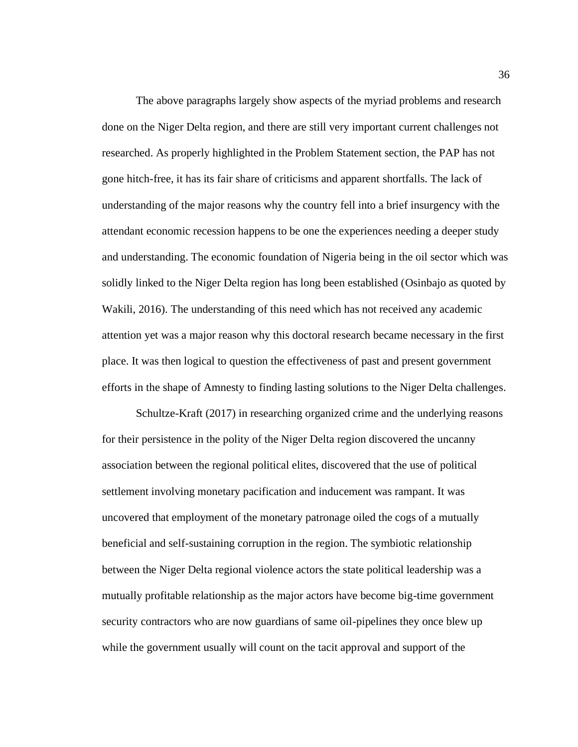The above paragraphs largely show aspects of the myriad problems and research done on the Niger Delta region, and there are still very important current challenges not researched. As properly highlighted in the Problem Statement section, the PAP has not gone hitch-free, it has its fair share of criticisms and apparent shortfalls. The lack of understanding of the major reasons why the country fell into a brief insurgency with the attendant economic recession happens to be one the experiences needing a deeper study and understanding. The economic foundation of Nigeria being in the oil sector which was solidly linked to the Niger Delta region has long been established (Osinbajo as quoted by Wakili, 2016). The understanding of this need which has not received any academic attention yet was a major reason why this doctoral research became necessary in the first place. It was then logical to question the effectiveness of past and present government efforts in the shape of Amnesty to finding lasting solutions to the Niger Delta challenges.

Schultze-Kraft (2017) in researching organized crime and the underlying reasons for their persistence in the polity of the Niger Delta region discovered the uncanny association between the regional political elites, discovered that the use of political settlement involving monetary pacification and inducement was rampant. It was uncovered that employment of the monetary patronage oiled the cogs of a mutually beneficial and self-sustaining corruption in the region. The symbiotic relationship between the Niger Delta regional violence actors the state political leadership was a mutually profitable relationship as the major actors have become big-time government security contractors who are now guardians of same oil-pipelines they once blew up while the government usually will count on the tacit approval and support of the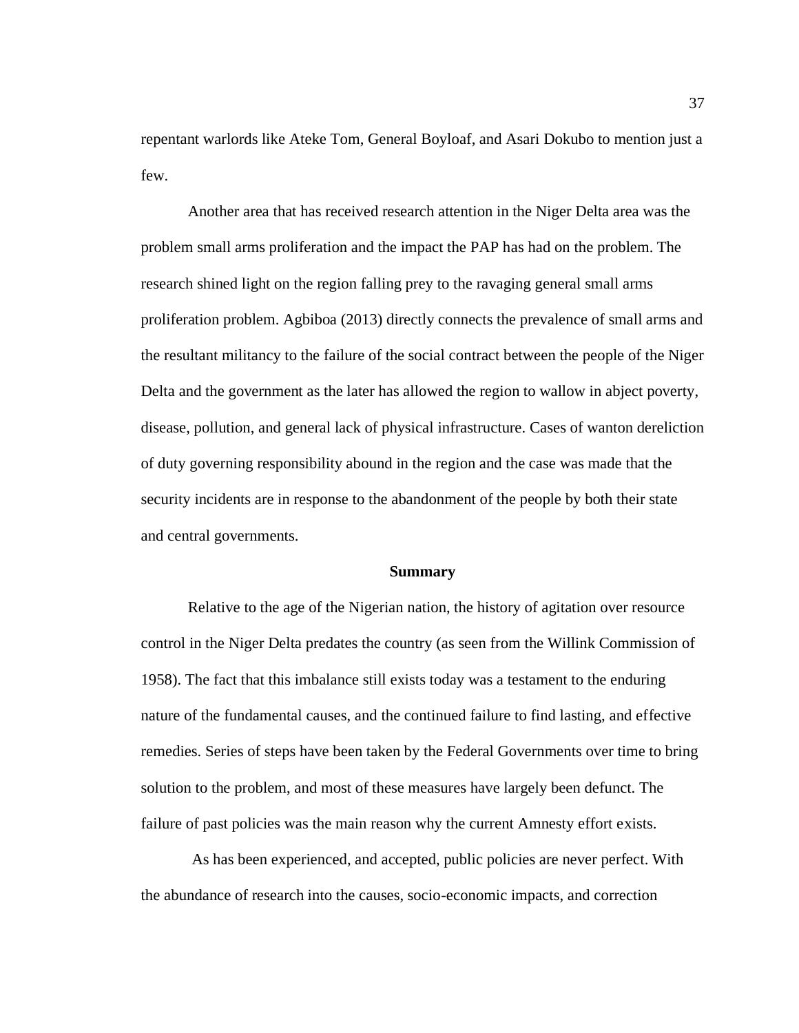repentant warlords like Ateke Tom, General Boyloaf, and Asari Dokubo to mention just a few.

Another area that has received research attention in the Niger Delta area was the problem small arms proliferation and the impact the PAP has had on the problem. The research shined light on the region falling prey to the ravaging general small arms proliferation problem. Agbiboa (2013) directly connects the prevalence of small arms and the resultant militancy to the failure of the social contract between the people of the Niger Delta and the government as the later has allowed the region to wallow in abject poverty, disease, pollution, and general lack of physical infrastructure. Cases of wanton dereliction of duty governing responsibility abound in the region and the case was made that the security incidents are in response to the abandonment of the people by both their state and central governments.

## Summary

Relative to the age of the Nigerian nation, the history of agitation over resource control in the Niger Delta predates the country (as seen from the Willink Commission of 1958). The fact that this imbalance still exists today was a testament to the enduring nature of the fundamental causes, and the continued failure to find lasting, and effective remedies. Series of steps have been taken by the Federal Governments over time to bring solution to the problem, and most of these measures have largely been defunct. The failure of past policies was the main reason why the current Amnesty effort exists.

As has been experienced, and accepted, public policies are never perfect. With the abundance of research into the causes, socio-economic impacts, and correction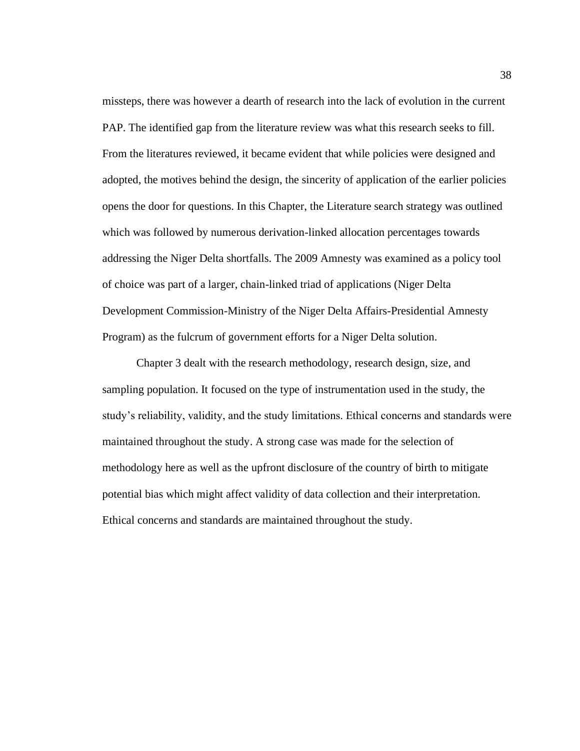missteps, there was however a dearth of research into the lack of evolution in the current PAP. The identified gap from the literature review was what this research seeks to fill. From the literatures reviewed, it became evident that while policies were designed and adopted, the motives behind the design, the sincerity of application of the earlier policies opens the door for questions. In this Chapter, the Literature search strategy was outlined which was followed by numerous derivation-linked allocation percentages towards addressing the Niger Delta shortfalls. The 2009 Amnesty was examined as a policy tool of choice was part of a larger, chain-linked triad of applications (Niger Delta Development Commission-Ministry of the Niger Delta Affairs-Presidential Amnesty Program) as the fulcrum of government efforts for a Niger Delta solution.

Chapter 3 dealt with the research methodology, research design, size, and sampling population. It focused on the type of instrumentation used in the study, the study's reliability, validity, and the study limitations. Ethical concerns and standards were maintained throughout the study. A strong case was made for the selection of methodology here as well as the upfront disclosure of the country of birth to mitigate potential bias which might affect validity of data collection and their interpretation. Ethical concerns and standards are maintained throughout the study.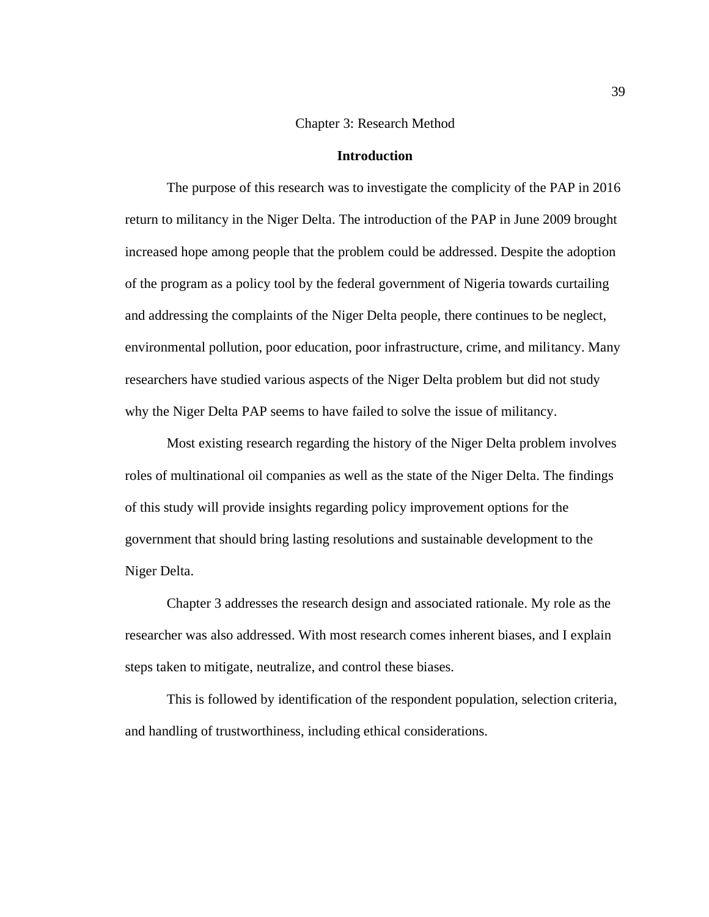# Chapter 3: Research Method

## Introduction

The purpose of this research was to investigate the complicity of the PAP in 2016 return to militancy in the Niger Delta. The introduction of the PAP in June 2009 brought increased hope among people that the problem could be addressed. Despite the adoption of the program as a policy tool by the federal government of Nigeria towards curtailing and addressing the complaints of the Niger Delta people, there continues to be neglect, environmental pollution, poor education, poor infrastructure, crime, and militancy. Many researchers have studied various aspects of the Niger Delta problem but did not study why the Niger Delta PAP seems to have failed to solve the issue of militancy.

Most existing research regarding the history of the Niger Delta problem involves roles of multinational oil companies as well as the state of the Niger Delta. The findings of this study will provide insights regarding policy improvement options for the government that should bring lasting resolutions and sustainable development to the Niger Delta.

Chapter 3 addresses the research design and associated rationale. My role as the researcher was also addressed. With most research comes inherent biases, and I explain steps taken to mitigate, neutralize, and control these biases.

This is followed by identification of the respondent population, selection criteria, and handling of trustworthiness, including ethical considerations.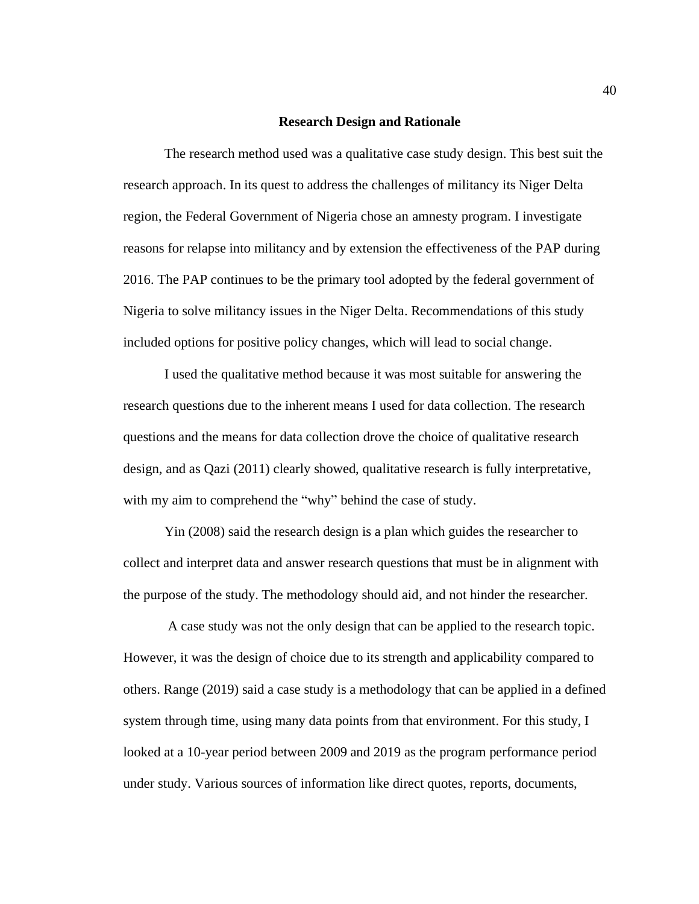## Research Design and Rationale

The research method used was a qualitative case study design. This best suit the research approach. In its quest to address the challenges of militancy its Niger Delta region, the Federal Government of Nigeria chose an amnesty program. I investigate reasons for relapse into militancy and by extension the effectiveness of the PAP during 2016. The PAP continues to be the primary tool adopted by the federal government of Nigeria to solve militancy issues in the Niger Delta. Recommendations of this study included options for positive policy changes, which will lead to social change.

I used the qualitative method because it was most suitable for answering the research questions due to the inherent means I used for data collection. The research questions and the means for data collection drove the choice of qualitative research design, and as Qazi (2011) clearly showed, qualitative research is fully interpretative, with my aim to comprehend the "why" behind the case of study.

Yin (2008) said the research design is a plan which guides the researcher to collect and interpret data and answer research questions that must be in alignment with the purpose of the study. The methodology should aid, and not hinder the researcher.

A case study was not the only design that can be applied to the research topic. However, it was the design of choice due to its strength and applicability compared to others. Range (2019) said a case study is a methodology that can be applied in a defined system through time, using many data points from that environment. For this study, I looked at a 10-year period between 2009 and 2019 as the program performance period under study. Various sources of information like direct quotes, reports, documents,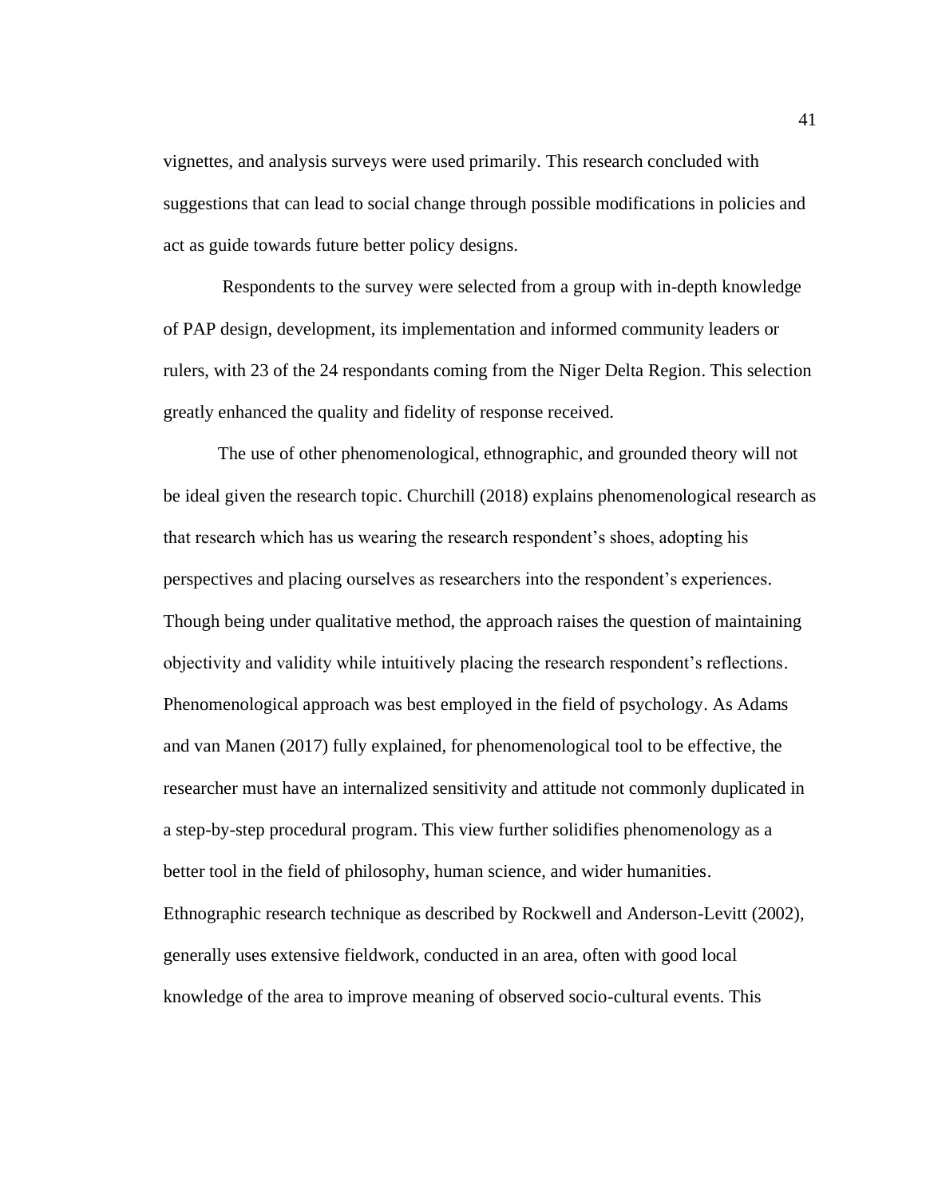vignettes, and analysis surveys were used primarily. This research concluded with suggestions that can lead to social change through possible modifications in policies and act as guide towards future better policy designs.

Respondents to the survey were selected from a group with in-depth knowledge of PAP design, development, its implementation and informed community leaders or rulers, with 23 of the 24 respondants coming from the Niger Delta Region. This selection greatly enhanced the quality and fidelity of response received.

The use of other phenomenological, ethnographic, and grounded theory will not be ideal given the research topic. Churchill (2018) explains phenomenological research as that research which has us wearing the research respondent's shoes, adopting his perspectives and placing ourselves as researchers into the respondent's experiences. Though being under qualitative method, the approach raises the question of maintaining objectivity and validity while intuitively placing the research respondent's reflections. Phenomenological approach was best employed in the field of psychology. As Adams and van Manen (2017) fully explained, for phenomenological tool to be effective, the researcher must have an internalized sensitivity and attitude not commonly duplicated in a step-by-step procedural program. This view further solidifies phenomenology as a better tool in the field of philosophy, human science, and wider humanities. Ethnographic research technique as described by Rockwell and Anderson-Levitt (2002), generally uses extensive fieldwork, conducted in an area, often with good local knowledge of the area to improve meaning of observed socio-cultural events. This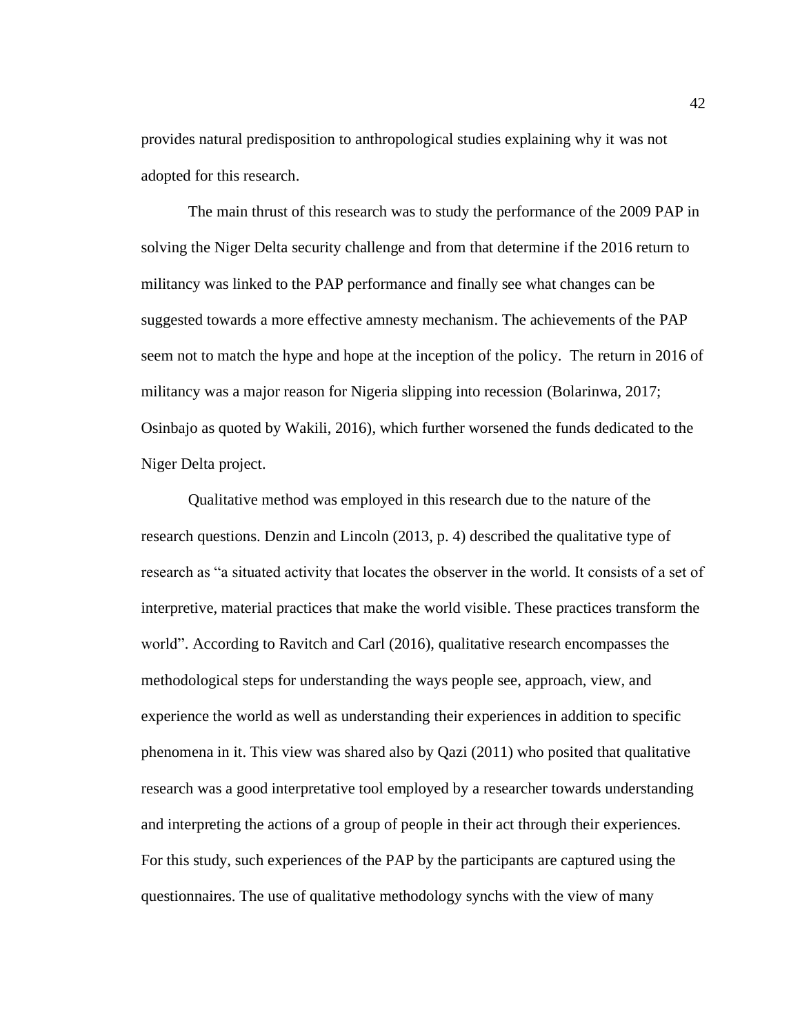provides natural predisposition to anthropological studies explaining why it was not adopted for this research.

The main thrust of this research was to study the performance of the 2009 PAP in solving the Niger Delta security challenge and from that determine if the 2016 return to militancy was linked to the PAP performance and finally see what changes can be suggested towards a more effective amnesty mechanism. The achievements of the PAP seem not to match the hype and hope at the inception of the policy. The return in 2016 of militancy was a major reason for Nigeria slipping into recession (Bolarinwa, 2017; Osinbajo as quoted by Wakili, 2016), which further worsened the funds dedicated to the Niger Delta project.

Qualitative method was employed in this research due to the nature of the research questions. Denzin and Lincoln (2013, p. 4) described the qualitative type of research as "a situated activity that locates the observer in the world. It consists of a set of interpretive, material practices that make the world visible. These practices transform the world". According to Ravitch and Carl (2016), qualitative research encompasses the methodological steps for understanding the ways people see, approach, view, and experience the world as well as understanding their experiences in addition to specific phenomena in it. This view was shared also by Qazi (2011) who posited that qualitative research was a good interpretative tool employed by a researcher towards understanding and interpreting the actions of a group of people in their act through their experiences. For this study, such experiences of the PAP by the participants are captured using the questionnaires. The use of qualitative methodology synchs with the view of many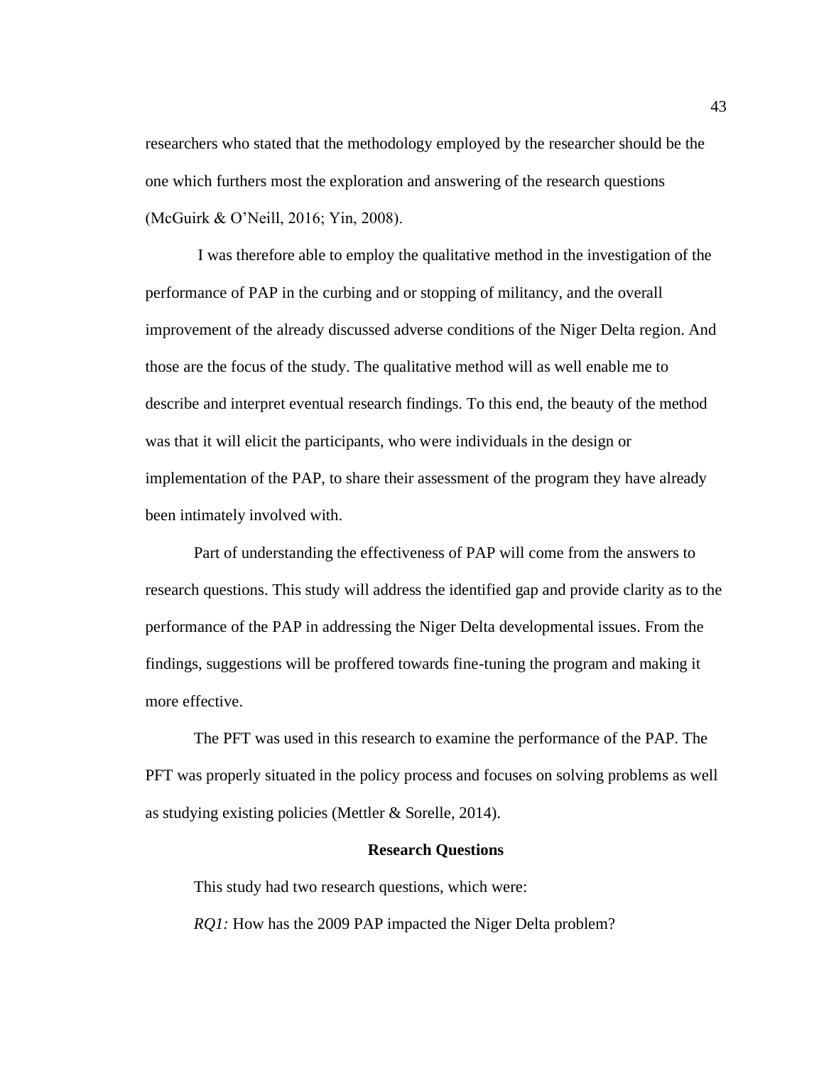researchers who stated that the methodology employed by the researcher should be the one which furthers most the exploration and answering of the research questions (McGuirk & O'Neill, 2016; Yin, 2008).

I was therefore able to employ the qualitative method in the investigation of the performance of PAP in the curbing and or stopping of militancy, and the overall improvement of the already discussed adverse conditions of the Niger Delta region. And those are the focus of the study. The qualitative method will as well enable me to describe and interpret eventual research findings. To this end, the beauty of the method was that it will elicit the participants, who were individuals in the design or implementation of the PAP, to share their assessment of the program they have already been intimately involved with.

Part of understanding the effectiveness of PAP will come from the answers to research questions. This study will address the identified gap and provide clarity as to the performance of the PAP in addressing the Niger Delta developmental issues. From the findings, suggestions will be proffered towards fine-tuning the program and making it more effective.

The PFT was used in this research to examine the performance of the PAP. The PFT was properly situated in the policy process and focuses on solving problems as well as studying existing policies (Mettler & Sorelle, 2014).

## Research Questions

This study had two research questions, which were:

*RQ1:* How has the 2009 PAP impacted the Niger Delta problem?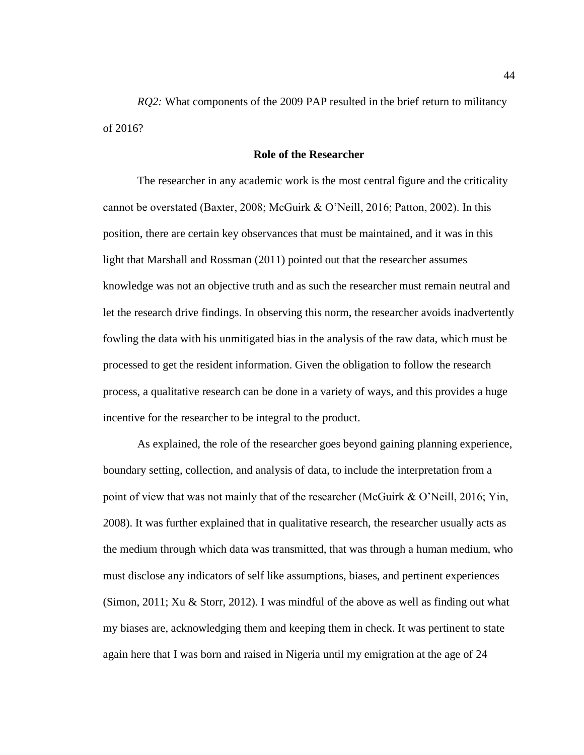*RQ2:* What components of the 2009 PAP resulted in the brief return to militancy of 2016?

## Role of the Researcher

The researcher in any academic work is the most central figure and the criticality cannot be overstated (Baxter, 2008; McGuirk & O'Neill, 2016; Patton, 2002). In this position, there are certain key observances that must be maintained, and it was in this light that Marshall and Rossman (2011) pointed out that the researcher assumes knowledge was not an objective truth and as such the researcher must remain neutral and let the research drive findings. In observing this norm, the researcher avoids inadvertently fowling the data with his unmitigated bias in the analysis of the raw data, which must be processed to get the resident information. Given the obligation to follow the research process, a qualitative research can be done in a variety of ways, and this provides a huge incentive for the researcher to be integral to the product.

As explained, the role of the researcher goes beyond gaining planning experience, boundary setting, collection, and analysis of data, to include the interpretation from a point of view that was not mainly that of the researcher (McGuirk & O'Neill, 2016; Yin, 2008). It was further explained that in qualitative research, the researcher usually acts as the medium through which data was transmitted, that was through a human medium, who must disclose any indicators of self like assumptions, biases, and pertinent experiences (Simon, 2011; Xu & Storr, 2012). I was mindful of the above as well as finding out what my biases are, acknowledging them and keeping them in check. It was pertinent to state again here that I was born and raised in Nigeria until my emigration at the age of 24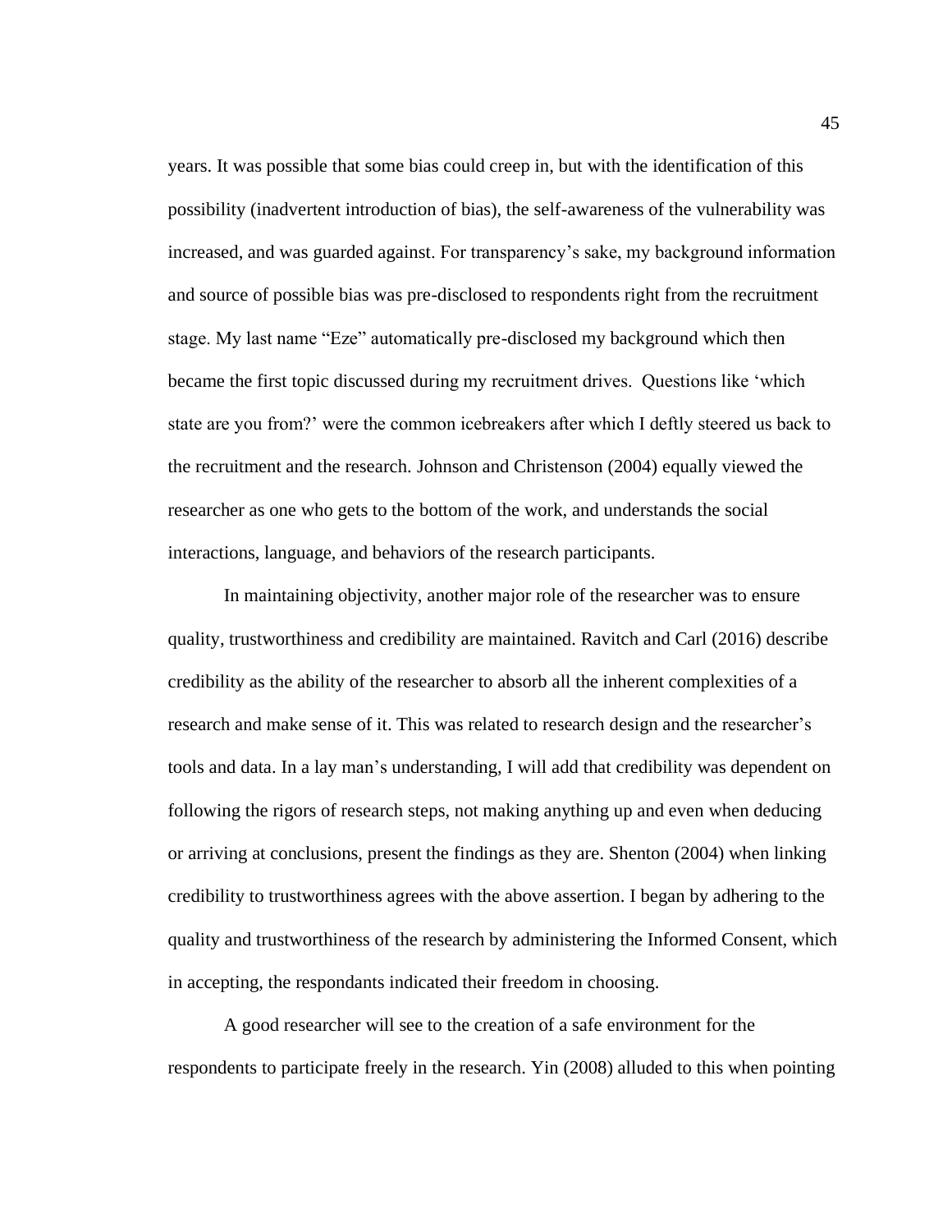years. It was possible that some bias could creep in, but with the identification of this possibility (inadvertent introduction of bias), the self-awareness of the vulnerability was increased, and was guarded against. For transparency's sake, my background information and source of possible bias was pre-disclosed to respondents right from the recruitment stage. My last name "Eze" automatically pre-disclosed my background which then became the first topic discussed during my recruitment drives. Questions like 'which state are you from?' were the common icebreakers after which I deftly steered us back to the recruitment and the research. Johnson and Christenson (2004) equally viewed the researcher as one who gets to the bottom of the work, and understands the social interactions, language, and behaviors of the research participants.

In maintaining objectivity, another major role of the researcher was to ensure quality, trustworthiness and credibility are maintained. Ravitch and Carl (2016) describe credibility as the ability of the researcher to absorb all the inherent complexities of a research and make sense of it. This was related to research design and the researcher's tools and data. In a lay man's understanding, I will add that credibility was dependent on following the rigors of research steps, not making anything up and even when deducing or arriving at conclusions, present the findings as they are. Shenton (2004) when linking credibility to trustworthiness agrees with the above assertion. I began by adhering to the quality and trustworthiness of the research by administering the Informed Consent, which in accepting, the respondants indicated their freedom in choosing.

A good researcher will see to the creation of a safe environment for the respondents to participate freely in the research. Yin (2008) alluded to this when pointing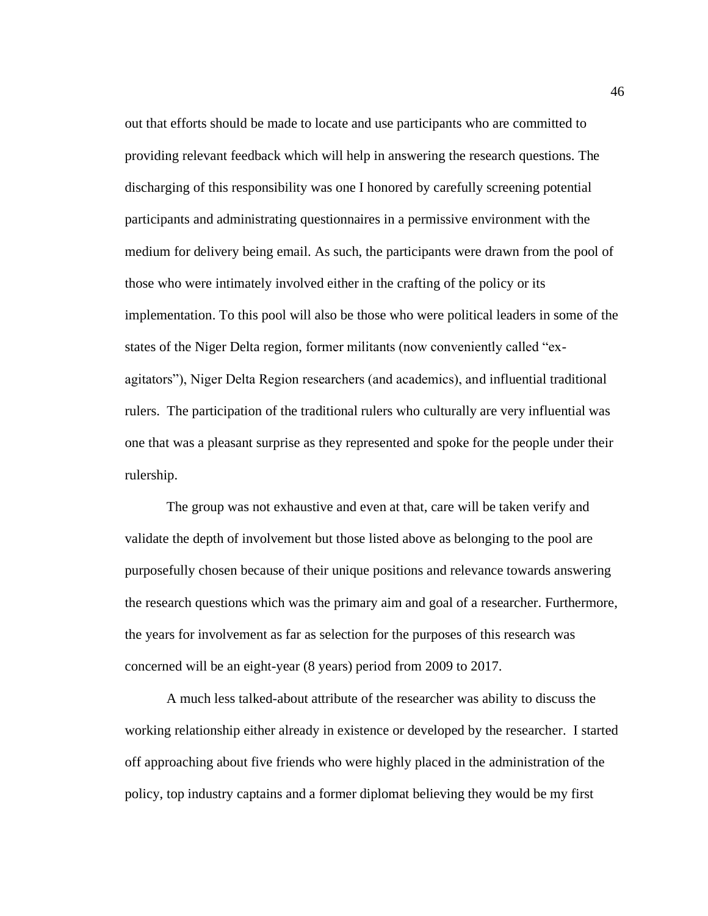out that efforts should be made to locate and use participants who are committed to providing relevant feedback which will help in answering the research questions. The discharging of this responsibility was one I honored by carefully screening potential participants and administrating questionnaires in a permissive environment with the medium for delivery being email. As such, the participants were drawn from the pool of those who were intimately involved either in the crafting of the policy or its implementation. To this pool will also be those who were political leaders in some of the states of the Niger Delta region, former militants (now conveniently called "ex-agitators"), Niger Delta Region researchers (and academics), and influential traditional rulers. The participation of the traditional rulers who culturally are very influential was one that was a pleasant surprise as they represented and spoke for the people under their rulership.

The group was not exhaustive and even at that, care will be taken verify and validate the depth of involvement but those listed above as belonging to the pool are purposefully chosen because of their unique positions and relevance towards answering the research questions which was the primary aim and goal of a researcher. Furthermore, the years for involvement as far as selection for the purposes of this research was concerned will be an eight-year (8 years) period from 2009 to 2017.

A much less talked-about attribute of the researcher was ability to discuss the working relationship either already in existence or developed by the researcher. I started off approaching about five friends who were highly placed in the administration of the policy, top industry captains and a former diplomat believing they would be my first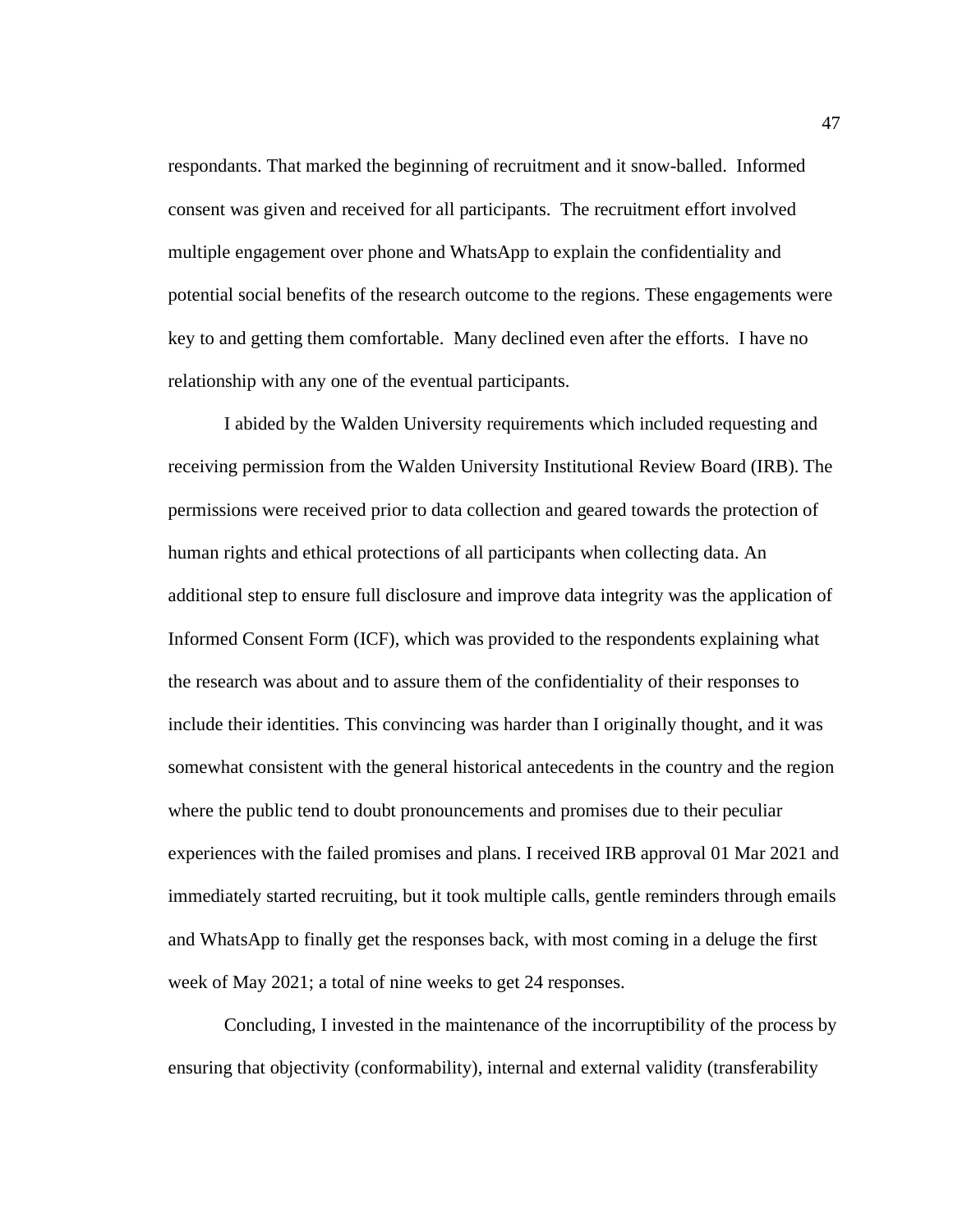respondants. That marked the beginning of recruitment and it snow-balled. Informed consent was given and received for all participants. The recruitment effort involved multiple engagement over phone and WhatsApp to explain the confidentiality and potential social benefits of the research outcome to the regions. These engagements were key to and getting them comfortable. Many declined even after the efforts. I have no relationship with any one of the eventual participants.

I abided by the Walden University requirements which included requesting and receiving permission from the Walden University Institutional Review Board (IRB). The permissions were received prior to data collection and geared towards the protection of human rights and ethical protections of all participants when collecting data. An additional step to ensure full disclosure and improve data integrity was the application of Informed Consent Form (ICF), which was provided to the respondents explaining what the research was about and to assure them of the confidentiality of their responses to include their identities. This convincing was harder than I originally thought, and it was somewhat consistent with the general historical antecedents in the country and the region where the public tend to doubt pronouncements and promises due to their peculiar experiences with the failed promises and plans. I received IRB approval 01 Mar 2021 and immediately started recruiting, but it took multiple calls, gentle reminders through emails and WhatsApp to finally get the responses back, with most coming in a deluge the first week of May 2021; a total of nine weeks to get 24 responses.

Concluding, I invested in the maintenance of the incorruptibility of the process by ensuring that objectivity (conformability), internal and external validity (transferability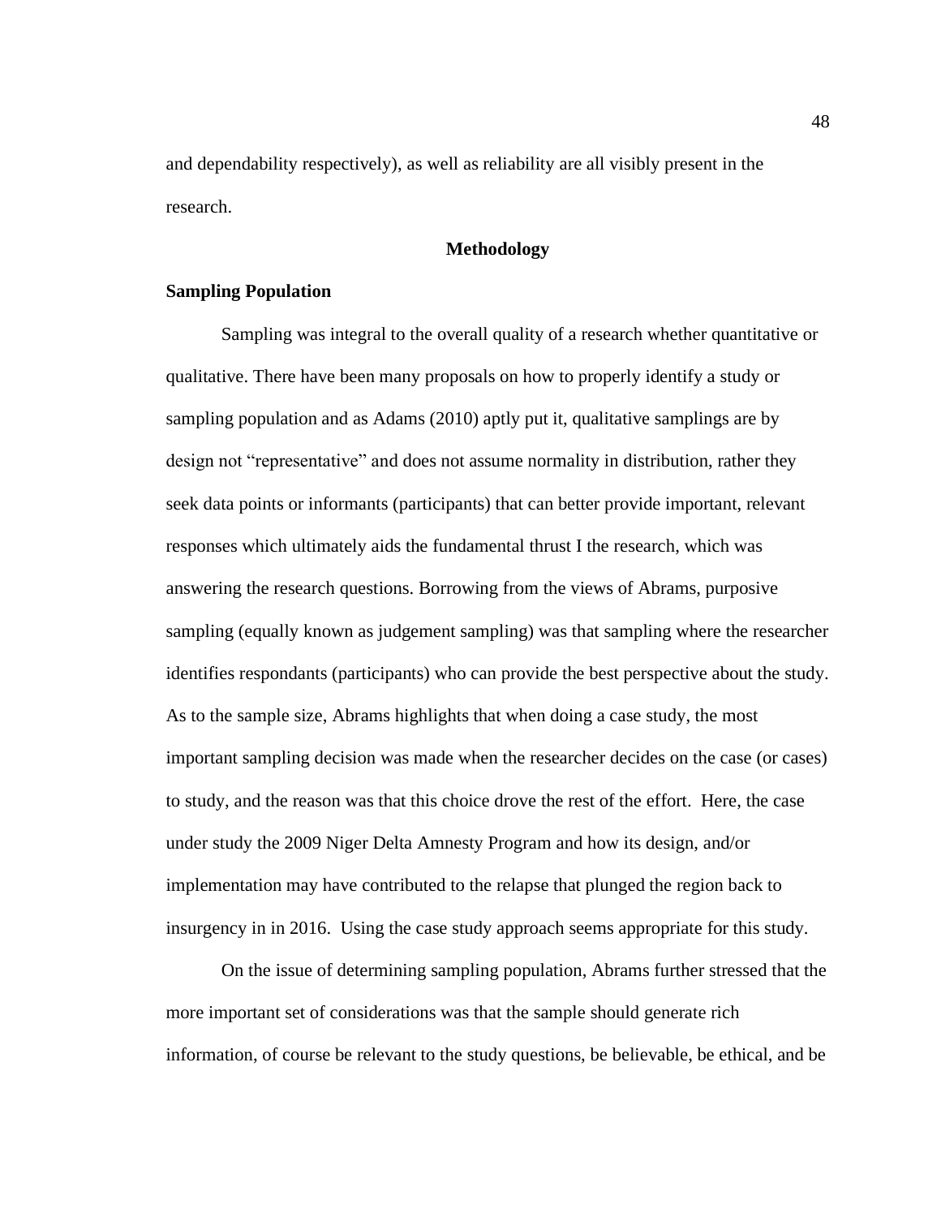and dependability respectively), as well as reliability are all visibly present in the research.

## Methodology

### Sampling Population

Sampling was integral to the overall quality of a research whether quantitative or qualitative. There have been many proposals on how to properly identify a study or sampling population and as Adams (2010) aptly put it, qualitative samplings are by design not "representative" and does not assume normality in distribution, rather they seek data points or informants (participants) that can better provide important, relevant responses which ultimately aids the fundamental thrust I the research, which was answering the research questions. Borrowing from the views of Abrams, purposive sampling (equally known as judgement sampling) was that sampling where the researcher identifies respondants (participants) who can provide the best perspective about the study. As to the sample size, Abrams highlights that when doing a case study, the most important sampling decision was made when the researcher decides on the case (or cases) to study, and the reason was that this choice drove the rest of the effort. Here, the case under study the 2009 Niger Delta Amnesty Program and how its design, and/or implementation may have contributed to the relapse that plunged the region back to insurgency in in 2016. Using the case study approach seems appropriate for this study.

On the issue of determining sampling population, Abrams further stressed that the more important set of considerations was that the sample should generate rich information, of course be relevant to the study questions, be believable, be ethical, and be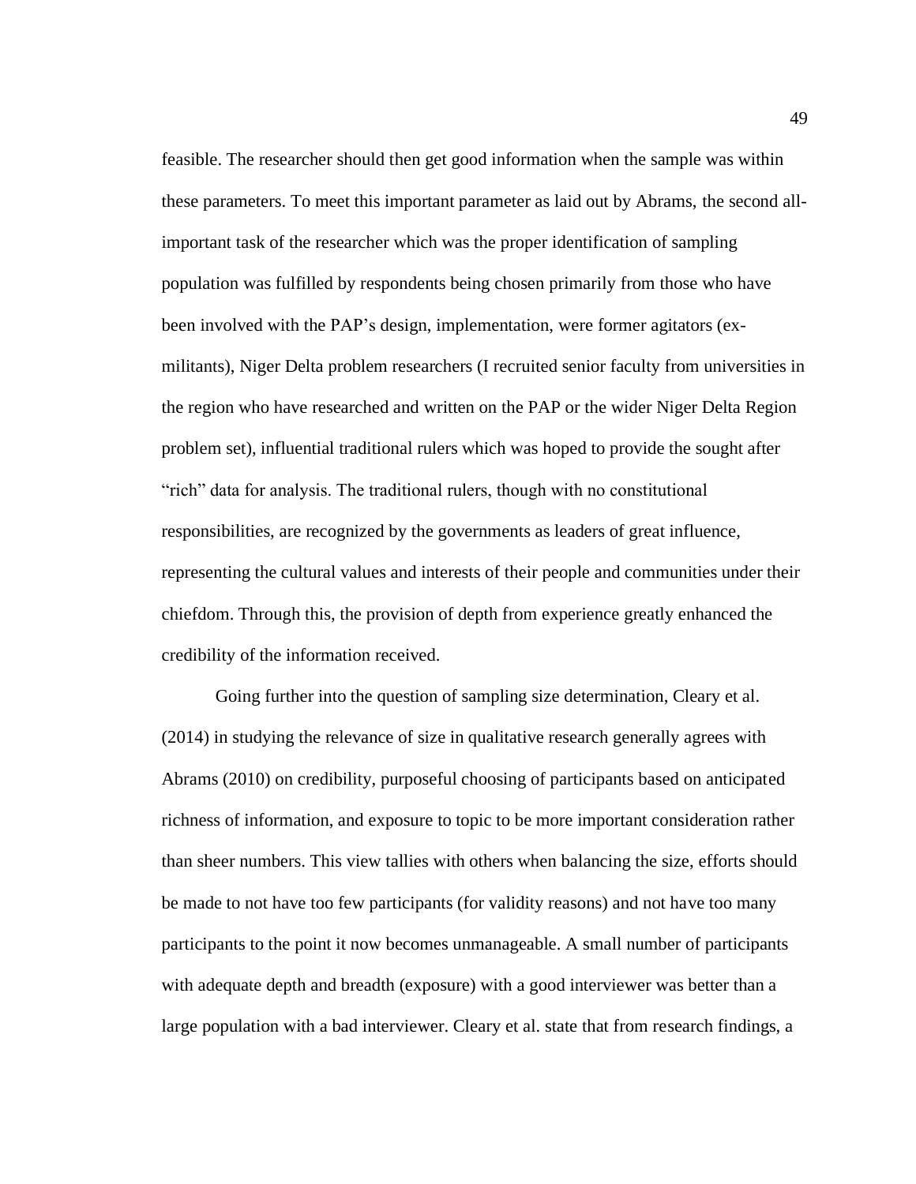feasible. The researcher should then get good information when the sample was within these parameters. To meet this important parameter as laid out by Abrams, the second all-important task of the researcher which was the proper identification of sampling population was fulfilled by respondents being chosen primarily from those who have been involved with the PAP's design, implementation, were former agitators (ex-militants), Niger Delta problem researchers (I recruited senior faculty from universities in the region who have researched and written on the PAP or the wider Niger Delta Region problem set), influential traditional rulers which was hoped to provide the sought after "rich" data for analysis. The traditional rulers, though with no constitutional responsibilities, are recognized by the governments as leaders of great influence, representing the cultural values and interests of their people and communities under their chiefdom. Through this, the provision of depth from experience greatly enhanced the credibility of the information received.

Going further into the question of sampling size determination, Cleary et al. (2014) in studying the relevance of size in qualitative research generally agrees with Abrams (2010) on credibility, purposeful choosing of participants based on anticipated richness of information, and exposure to topic to be more important consideration rather than sheer numbers. This view tallies with others when balancing the size, efforts should be made to not have too few participants (for validity reasons) and not have too many participants to the point it now becomes unmanageable. A small number of participants with adequate depth and breadth (exposure) with a good interviewer was better than a large population with a bad interviewer. Cleary et al. state that from research findings, a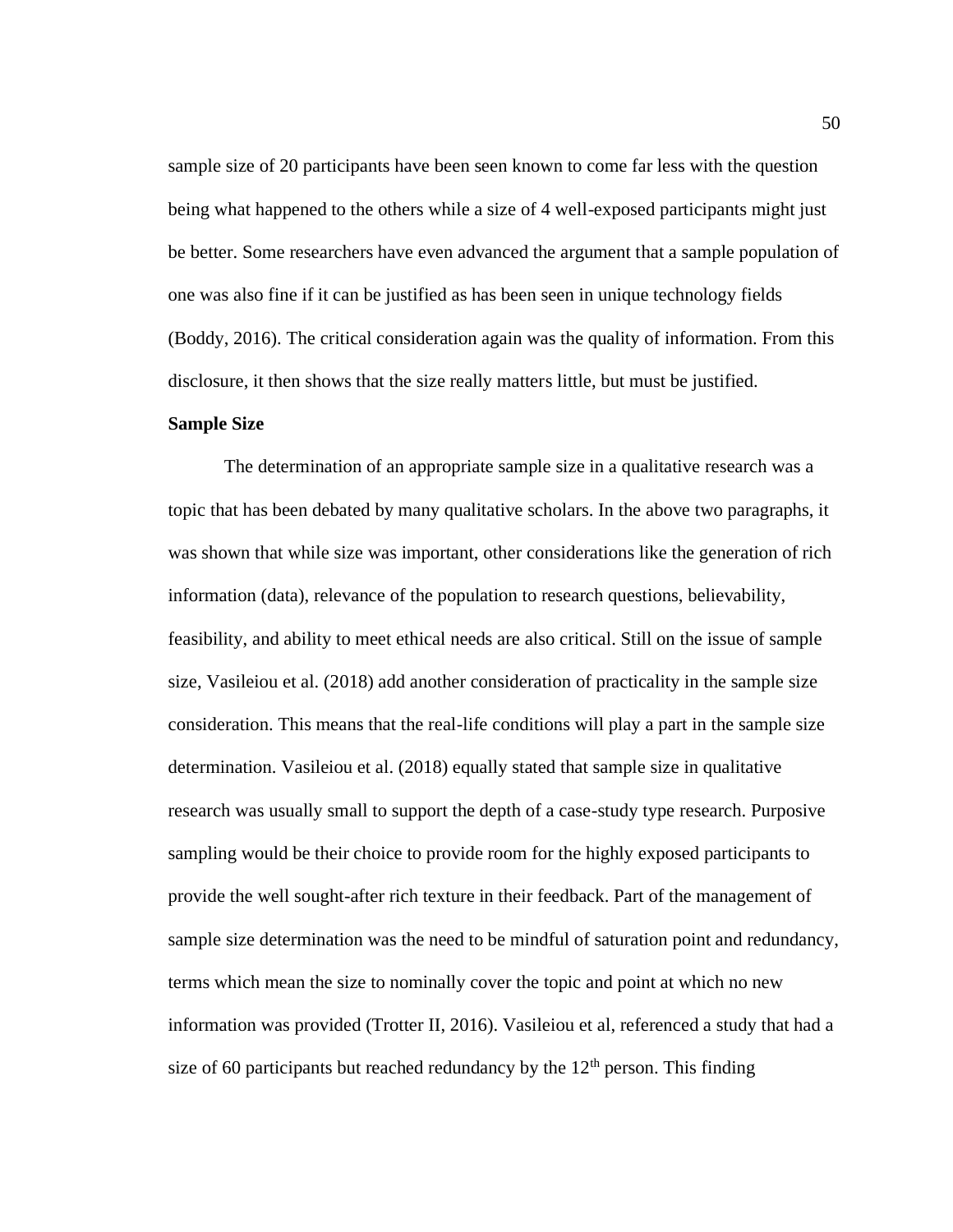sample size of 20 participants have been seen known to come far less with the question being what happened to the others while a size of 4 well-exposed participants might just be better. Some researchers have even advanced the argument that a sample population of one was also fine if it can be justified as has been seen in unique technology fields (Boddy, 2016). The critical consideration again was the quality of information. From this disclosure, it then shows that the size really matters little, but must be justified.

**Sample Size**

The determination of an appropriate sample size in a qualitative research was a topic that has been debated by many qualitative scholars. In the above two paragraphs, it was shown that while size was important, other considerations like the generation of rich information (data), relevance of the population to research questions, believability, feasibility, and ability to meet ethical needs are also critical. Still on the issue of sample size, Vasileiou et al. (2018) add another consideration of practicality in the sample size consideration. This means that the real-life conditions will play a part in the sample size determination. Vasileiou et al. (2018) equally stated that sample size in qualitative research was usually small to support the depth of a case-study type research. Purposive sampling would be their choice to provide room for the highly exposed participants to provide the well sought-after rich texture in their feedback. Part of the management of sample size determination was the need to be mindful of saturation point and redundancy, terms which mean the size to nominally cover the topic and point at which no new information was provided (Trotter II, 2016). Vasileiou et al, referenced a study that had a size of 60 participants but reached redundancy by the 12th person. This finding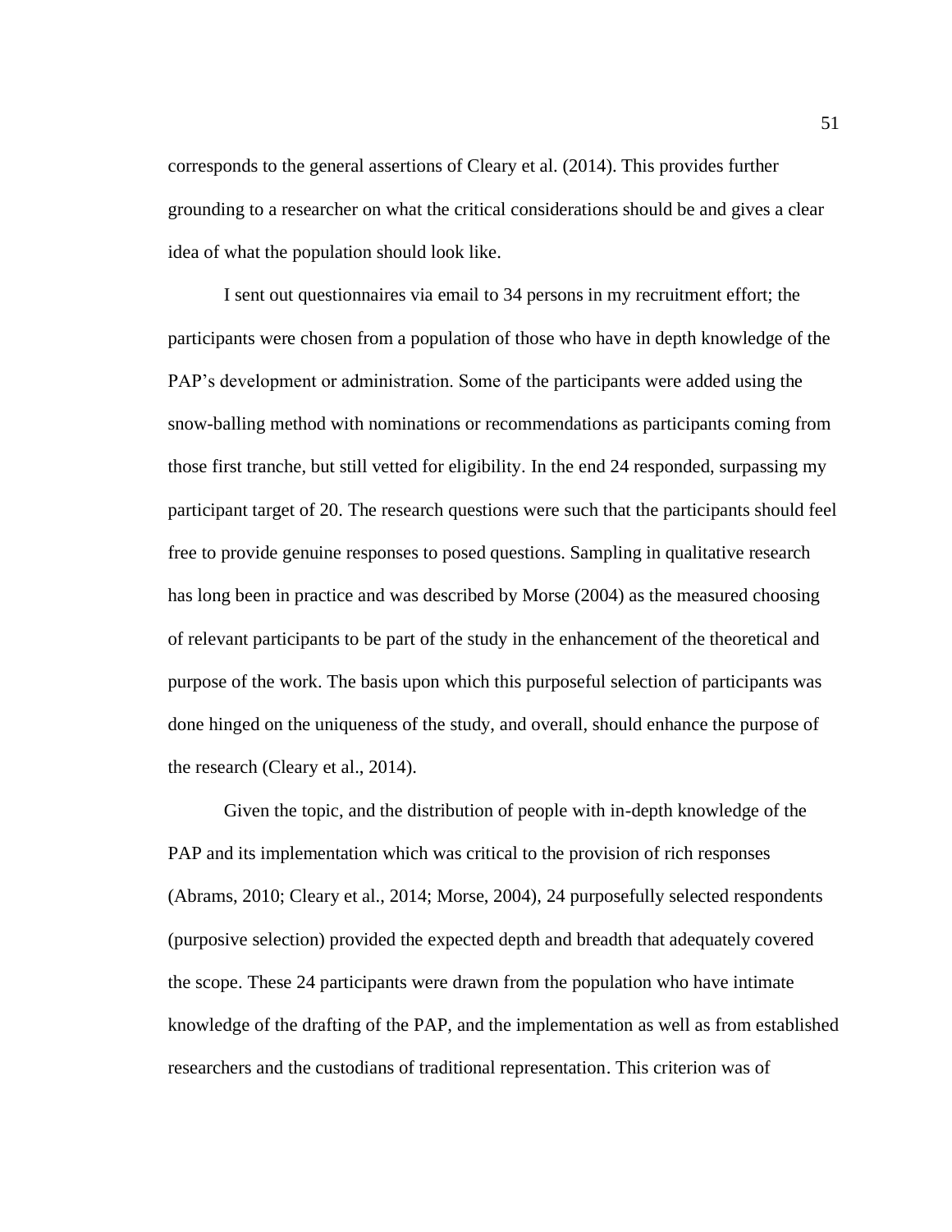corresponds to the general assertions of Cleary et al. (2014). This provides further grounding to a researcher on what the critical considerations should be and gives a clear idea of what the population should look like.

I sent out questionnaires via email to 34 persons in my recruitment effort; the participants were chosen from a population of those who have in depth knowledge of the PAP's development or administration. Some of the participants were added using the snow-balling method with nominations or recommendations as participants coming from those first tranche, but still vetted for eligibility. In the end 24 responded, surpassing my participant target of 20. The research questions were such that the participants should feel free to provide genuine responses to posed questions. Sampling in qualitative research has long been in practice and was described by Morse (2004) as the measured choosing of relevant participants to be part of the study in the enhancement of the theoretical and purpose of the work. The basis upon which this purposeful selection of participants was done hinged on the uniqueness of the study, and overall, should enhance the purpose of the research (Cleary et al., 2014).

Given the topic, and the distribution of people with in-depth knowledge of the PAP and its implementation which was critical to the provision of rich responses (Abrams, 2010; Cleary et al., 2014; Morse, 2004), 24 purposefully selected respondents (purposive selection) provided the expected depth and breadth that adequately covered the scope. These 24 participants were drawn from the population who have intimate knowledge of the drafting of the PAP, and the implementation as well as from established researchers and the custodians of traditional representation. This criterion was of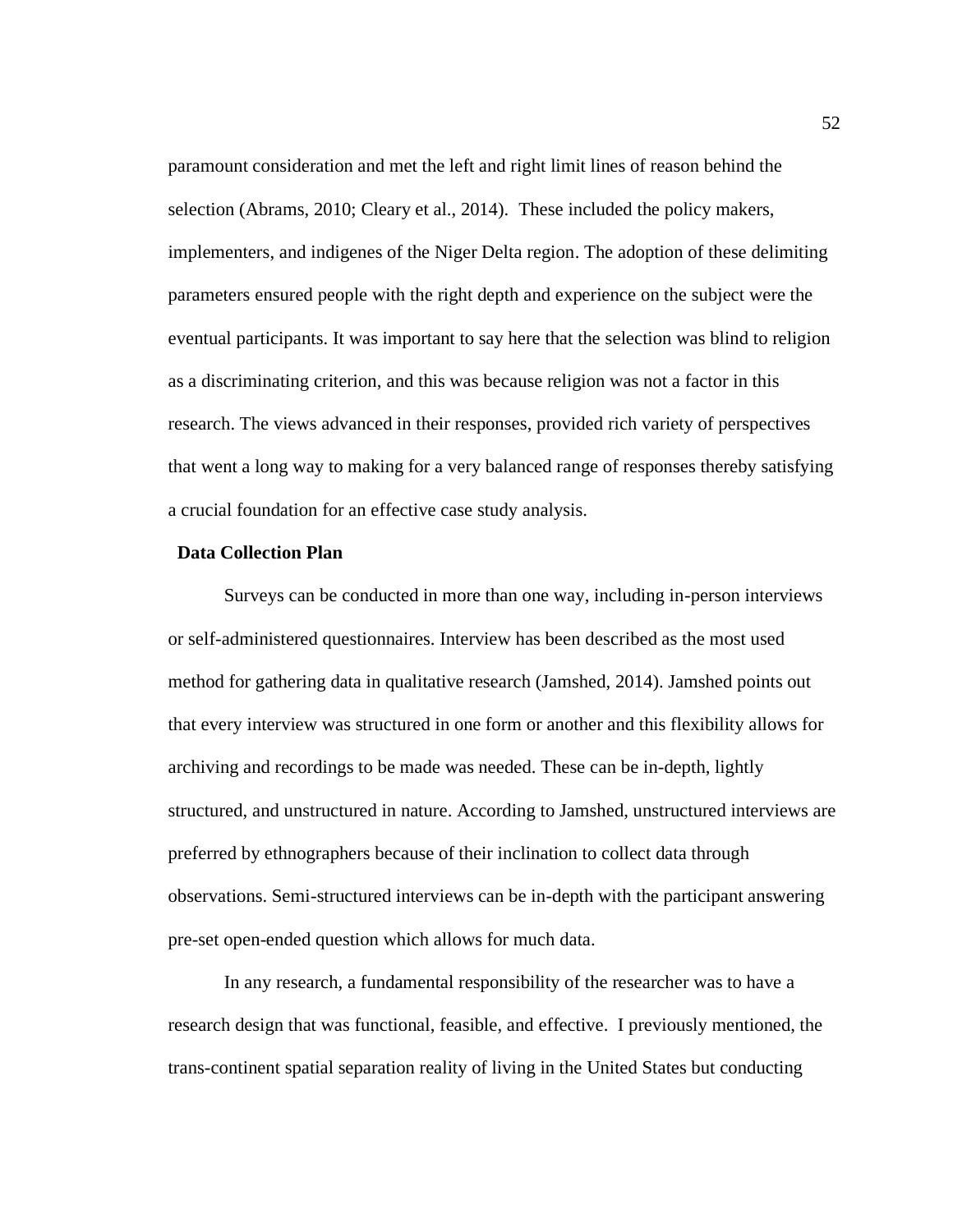paramount consideration and met the left and right limit lines of reason behind the selection (Abrams, 2010; Cleary et al., 2014). These included the policy makers, implementers, and indigenes of the Niger Delta region. The adoption of these delimiting parameters ensured people with the right depth and experience on the subject were the eventual participants. It was important to say here that the selection was blind to religion as a discriminating criterion, and this was because religion was not a factor in this research. The views advanced in their responses, provided rich variety of perspectives that went a long way to making for a very balanced range of responses thereby satisfying a crucial foundation for an effective case study analysis.

## Data Collection Plan

Surveys can be conducted in more than one way, including in-person interviews or self-administered questionnaires. Interview has been described as the most used method for gathering data in qualitative research (Jamshed, 2014). Jamshed points out that every interview was structured in one form or another and this flexibility allows for archiving and recordings to be made was needed. These can be in-depth, lightly structured, and unstructured in nature. According to Jamshed, unstructured interviews are preferred by ethnographers because of their inclination to collect data through observations. Semi-structured interviews can be in-depth with the participant answering pre-set open-ended question which allows for much data.

In any research, a fundamental responsibility of the researcher was to have a research design that was functional, feasible, and effective. I previously mentioned, the trans-continent spatial separation reality of living in the United States but conducting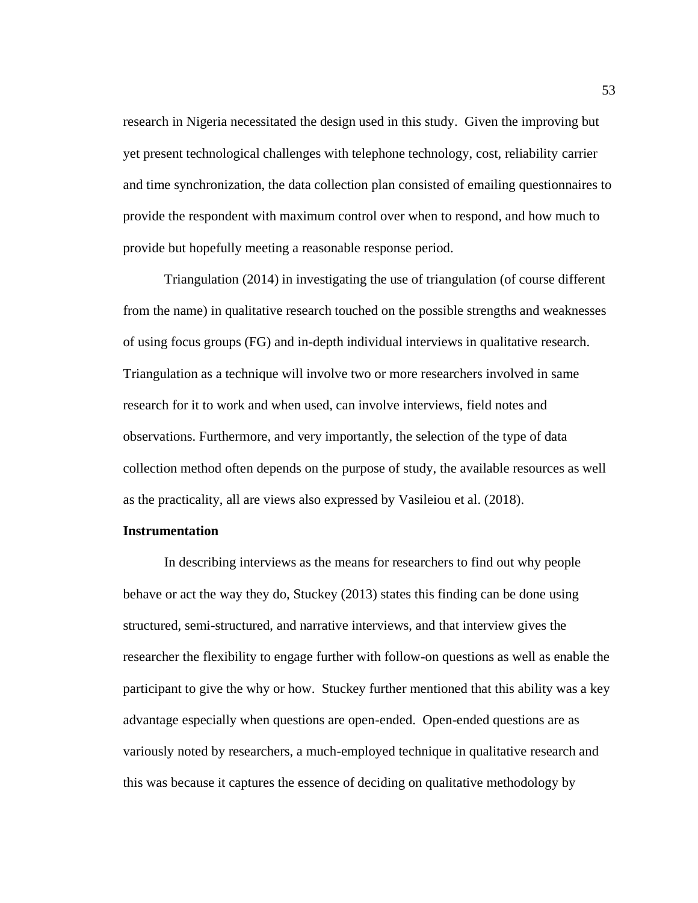research in Nigeria necessitated the design used in this study. Given the improving but yet present technological challenges with telephone technology, cost, reliability carrier and time synchronization, the data collection plan consisted of emailing questionnaires to provide the respondent with maximum control over when to respond, and how much to provide but hopefully meeting a reasonable response period.

Triangulation (2014) in investigating the use of triangulation (of course different from the name) in qualitative research touched on the possible strengths and weaknesses of using focus groups (FG) and in-depth individual interviews in qualitative research. Triangulation as a technique will involve two or more researchers involved in same research for it to work and when used, can involve interviews, field notes and observations. Furthermore, and very importantly, the selection of the type of data collection method often depends on the purpose of study, the available resources as well as the practicality, all are views also expressed by Vasileiou et al. (2018).

**Instrumentation**

In describing interviews as the means for researchers to find out why people behave or act the way they do, Stuckey (2013) states this finding can be done using structured, semi-structured, and narrative interviews, and that interview gives the researcher the flexibility to engage further with follow-on questions as well as enable the participant to give the why or how. Stuckey further mentioned that this ability was a key advantage especially when questions are open-ended. Open-ended questions are as variously noted by researchers, a much-employed technique in qualitative research and this was because it captures the essence of deciding on qualitative methodology by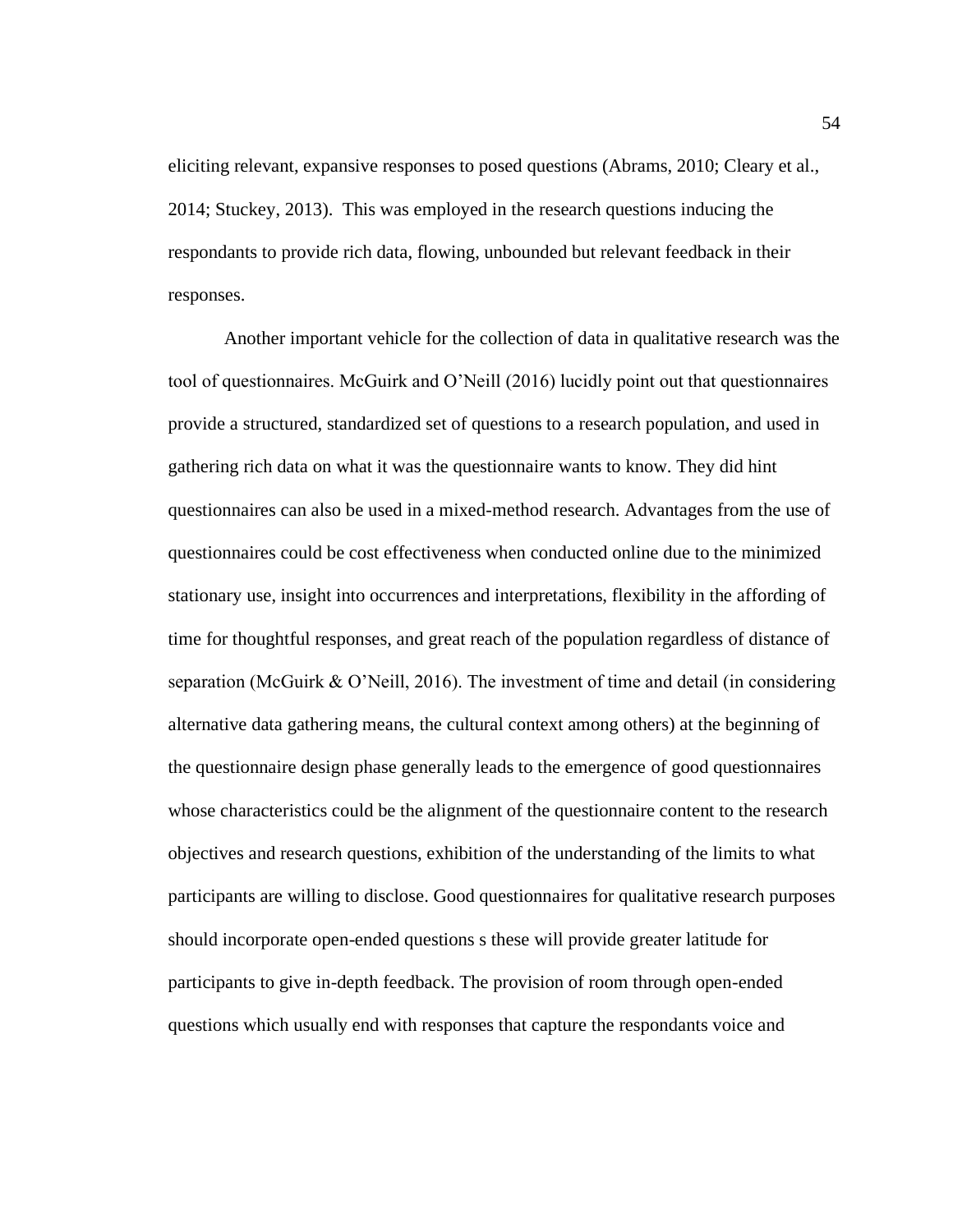eliciting relevant, expansive responses to posed questions (Abrams, 2010; Cleary et al., 2014; Stuckey, 2013). This was employed in the research questions inducing the respondants to provide rich data, flowing, unbounded but relevant feedback in their responses.

Another important vehicle for the collection of data in qualitative research was the tool of questionnaires. McGuirk and O'Neill (2016) lucidly point out that questionnaires provide a structured, standardized set of questions to a research population, and used in gathering rich data on what it was the questionnaire wants to know. They did hint questionnaires can also be used in a mixed-method research. Advantages from the use of questionnaires could be cost effectiveness when conducted online due to the minimized stationary use, insight into occurrences and interpretations, flexibility in the affording of time for thoughtful responses, and great reach of the population regardless of distance of separation (McGuirk & O'Neill, 2016). The investment of time and detail (in considering alternative data gathering means, the cultural context among others) at the beginning of the questionnaire design phase generally leads to the emergence of good questionnaires whose characteristics could be the alignment of the questionnaire content to the research objectives and research questions, exhibition of the understanding of the limits to what participants are willing to disclose. Good questionnaires for qualitative research purposes should incorporate open-ended questions s these will provide greater latitude for participants to give in-depth feedback. The provision of room through open-ended questions which usually end with responses that capture the respondants voice and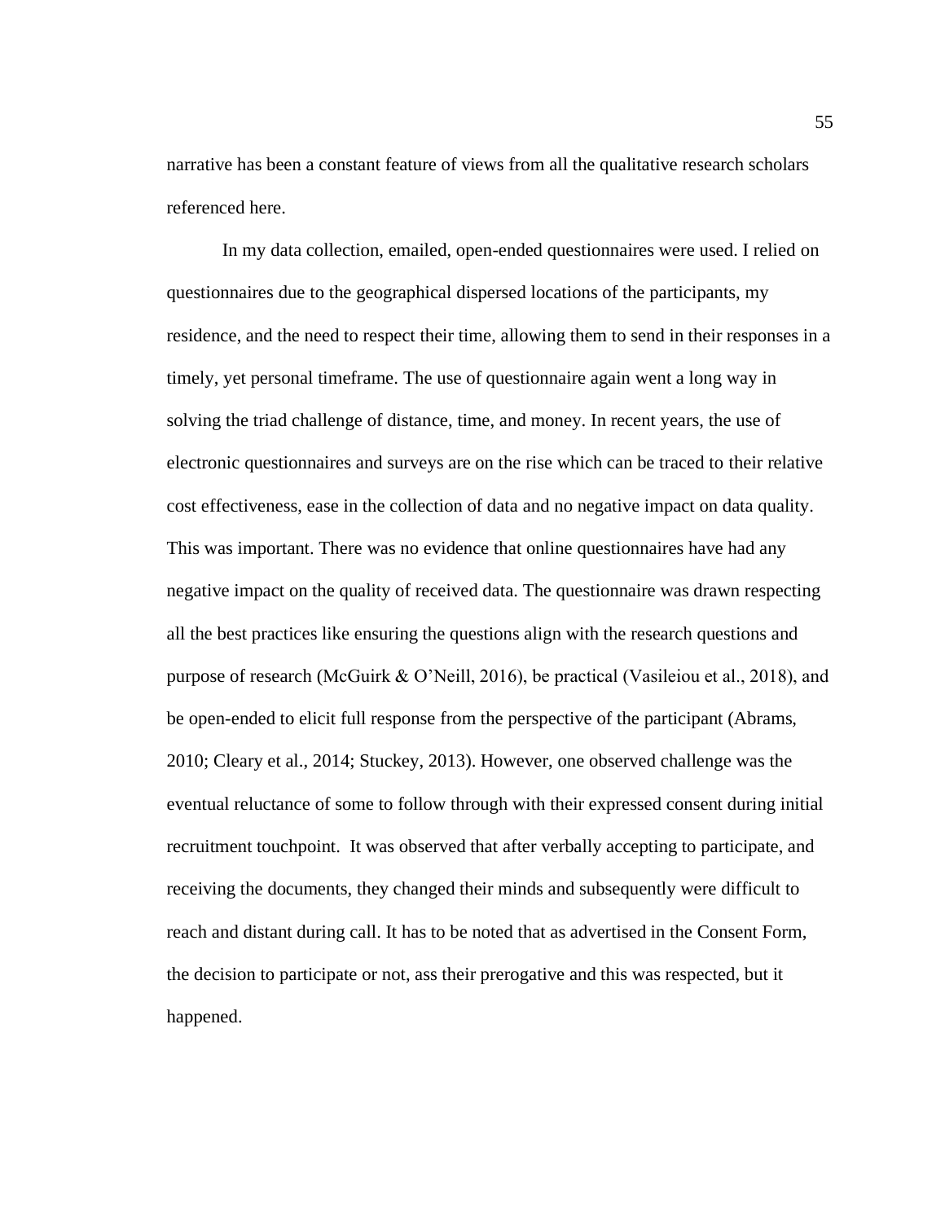narrative has been a constant feature of views from all the qualitative research scholars referenced here.

In my data collection, emailed, open-ended questionnaires were used. I relied on questionnaires due to the geographical dispersed locations of the participants, my residence, and the need to respect their time, allowing them to send in their responses in a timely, yet personal timeframe. The use of questionnaire again went a long way in solving the triad challenge of distance, time, and money. In recent years, the use of electronic questionnaires and surveys are on the rise which can be traced to their relative cost effectiveness, ease in the collection of data and no negative impact on data quality. This was important. There was no evidence that online questionnaires have had any negative impact on the quality of received data. The questionnaire was drawn respecting all the best practices like ensuring the questions align with the research questions and purpose of research (McGuirk & O'Neill, 2016), be practical (Vasileiou et al., 2018), and be open-ended to elicit full response from the perspective of the participant (Abrams, 2010; Cleary et al., 2014; Stuckey, 2013). However, one observed challenge was the eventual reluctance of some to follow through with their expressed consent during initial recruitment touchpoint. It was observed that after verbally accepting to participate, and receiving the documents, they changed their minds and subsequently were difficult to reach and distant during call. It has to be noted that as advertised in the Consent Form, the decision to participate or not, ass their prerogative and this was respected, but it happened.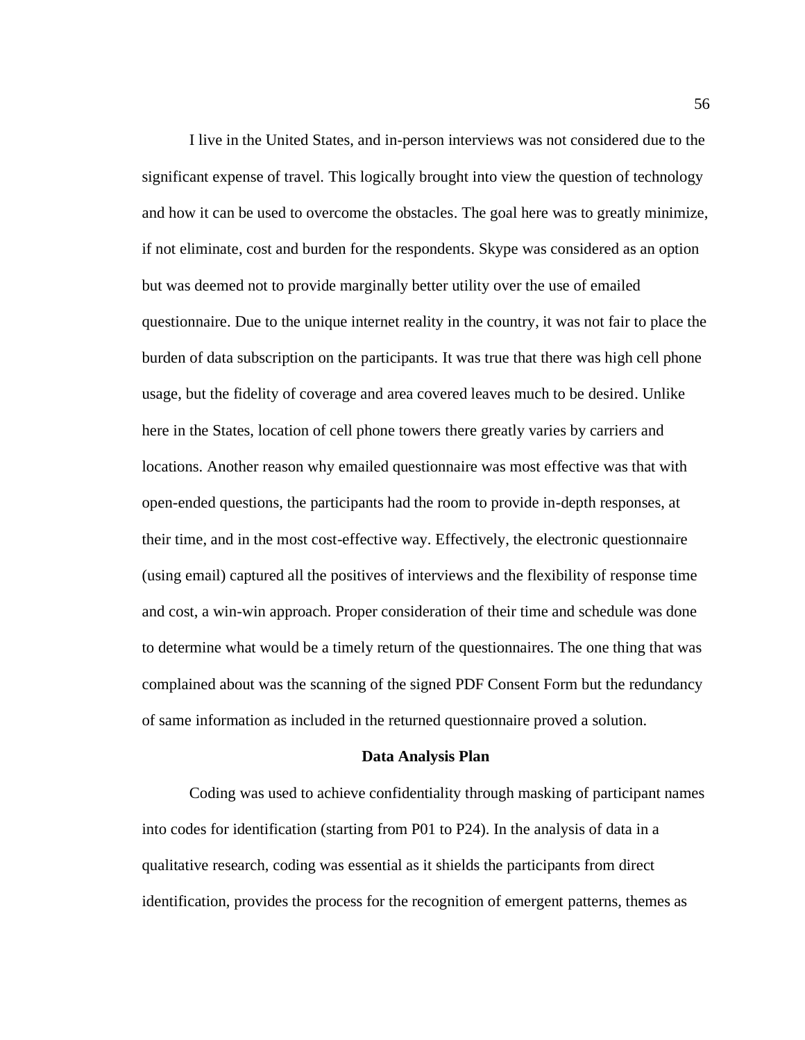I live in the United States, and in-person interviews was not considered due to the significant expense of travel. This logically brought into view the question of technology and how it can be used to overcome the obstacles. The goal here was to greatly minimize, if not eliminate, cost and burden for the respondents. Skype was considered as an option but was deemed not to provide marginally better utility over the use of emailed questionnaire. Due to the unique internet reality in the country, it was not fair to place the burden of data subscription on the participants. It was true that there was high cell phone usage, but the fidelity of coverage and area covered leaves much to be desired. Unlike here in the States, location of cell phone towers there greatly varies by carriers and locations. Another reason why emailed questionnaire was most effective was that with open-ended questions, the participants had the room to provide in-depth responses, at their time, and in the most cost-effective way. Effectively, the electronic questionnaire (using email) captured all the positives of interviews and the flexibility of response time and cost, a win-win approach. Proper consideration of their time and schedule was done to determine what would be a timely return of the questionnaires. The one thing that was complained about was the scanning of the signed PDF Consent Form but the redundancy of same information as included in the returned questionnaire proved a solution.

## Data Analysis Plan

Coding was used to achieve confidentiality through masking of participant names into codes for identification (starting from P01 to P24). In the analysis of data in a qualitative research, coding was essential as it shields the participants from direct identification, provides the process for the recognition of emergent patterns, themes as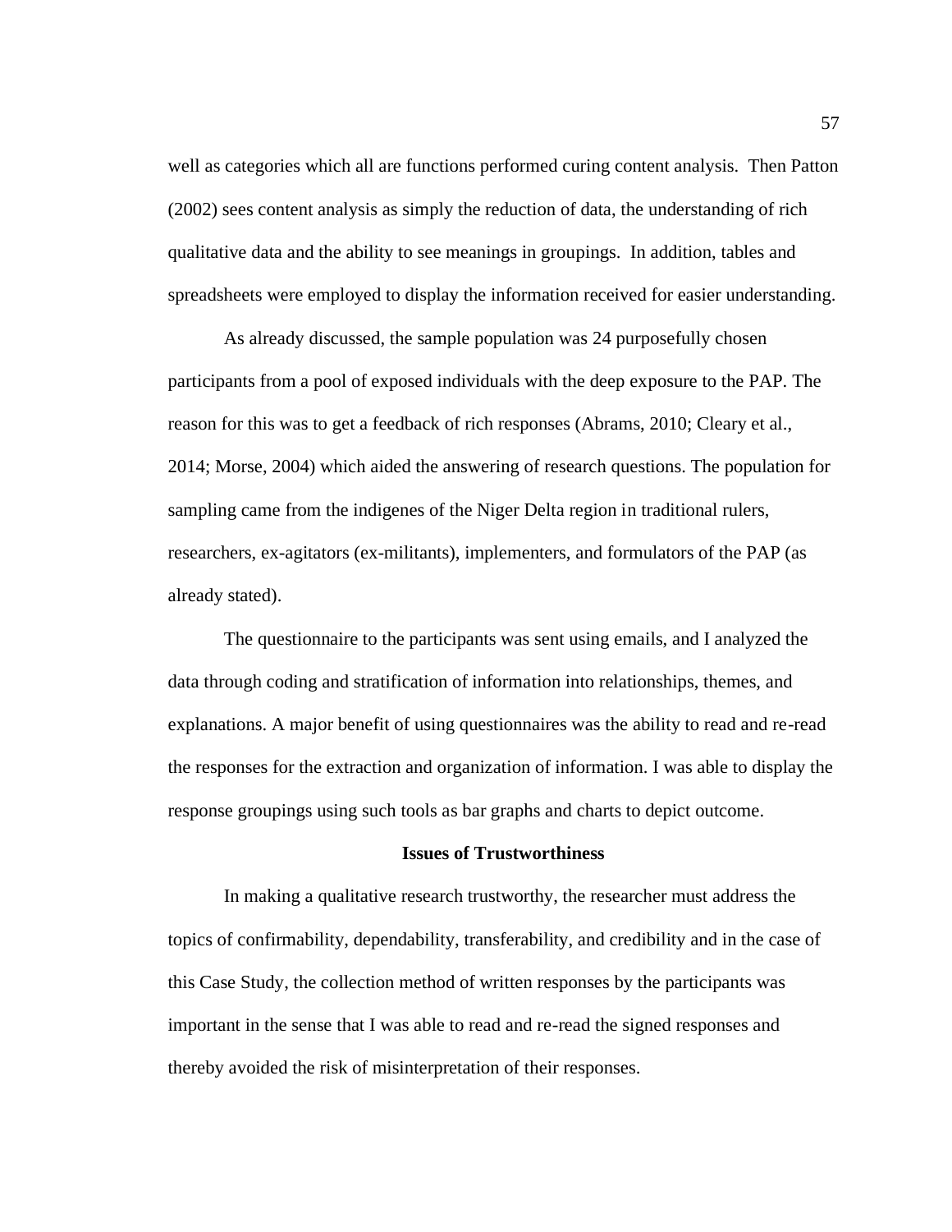well as categories which all are functions performed curing content analysis.  Then Patton (2002) sees content analysis as simply the reduction of data, the understanding of rich qualitative data and the ability to see meanings in groupings.  In addition, tables and spreadsheets were employed to display the information received for easier understanding.

As already discussed, the sample population was 24 purposefully chosen participants from a pool of exposed individuals with the deep exposure to the PAP. The reason for this was to get a feedback of rich responses (Abrams, 2010; Cleary et al., 2014; Morse, 2004) which aided the answering of research questions. The population for sampling came from the indigenes of the Niger Delta region in traditional rulers, researchers, ex-agitators (ex-militants), implementers, and formulators of the PAP (as already stated).

The questionnaire to the participants was sent using emails, and I analyzed the data through coding and stratification of information into relationships, themes, and explanations. A major benefit of using questionnaires was the ability to read and re-read the responses for the extraction and organization of information. I was able to display the response groupings using such tools as bar graphs and charts to depict outcome.

## Issues of Trustworthiness

In making a qualitative research trustworthy, the researcher must address the topics of confirmability, dependability, transferability, and credibility and in the case of this Case Study, the collection method of written responses by the participants was important in the sense that I was able to read and re-read the signed responses and thereby avoided the risk of misinterpretation of their responses.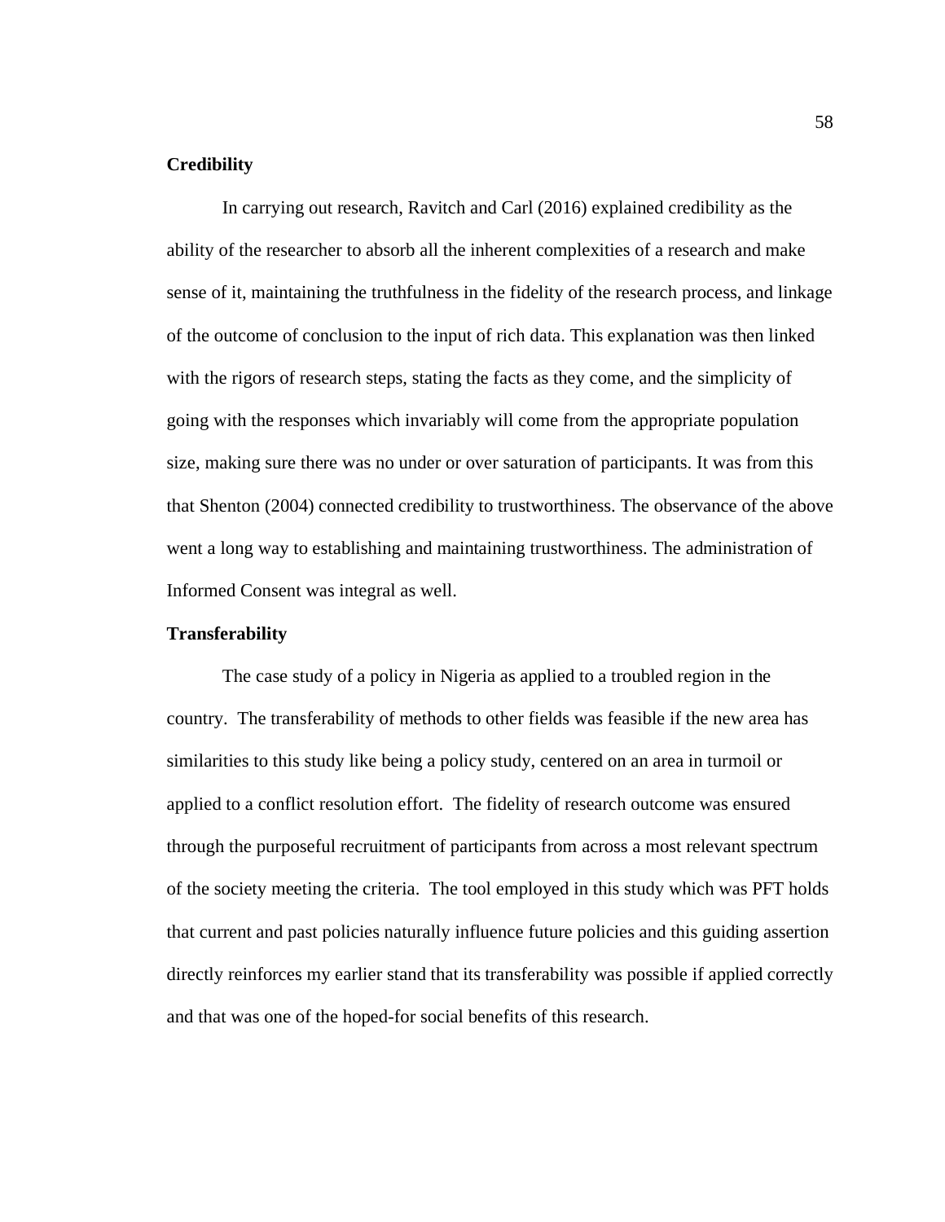### Credibility

In carrying out research, Ravitch and Carl (2016) explained credibility as the ability of the researcher to absorb all the inherent complexities of a research and make sense of it, maintaining the truthfulness in the fidelity of the research process, and linkage of the outcome of conclusion to the input of rich data. This explanation was then linked with the rigors of research steps, stating the facts as they come, and the simplicity of going with the responses which invariably will come from the appropriate population size, making sure there was no under or over saturation of participants. It was from this that Shenton (2004) connected credibility to trustworthiness. The observance of the above went a long way to establishing and maintaining trustworthiness. The administration of Informed Consent was integral as well.

### Transferability

The case study of a policy in Nigeria as applied to a troubled region in the country. The transferability of methods to other fields was feasible if the new area has similarities to this study like being a policy study, centered on an area in turmoil or applied to a conflict resolution effort. The fidelity of research outcome was ensured through the purposeful recruitment of participants from across a most relevant spectrum of the society meeting the criteria. The tool employed in this study which was PFT holds that current and past policies naturally influence future policies and this guiding assertion directly reinforces my earlier stand that its transferability was possible if applied correctly and that was one of the hoped-for social benefits of this research.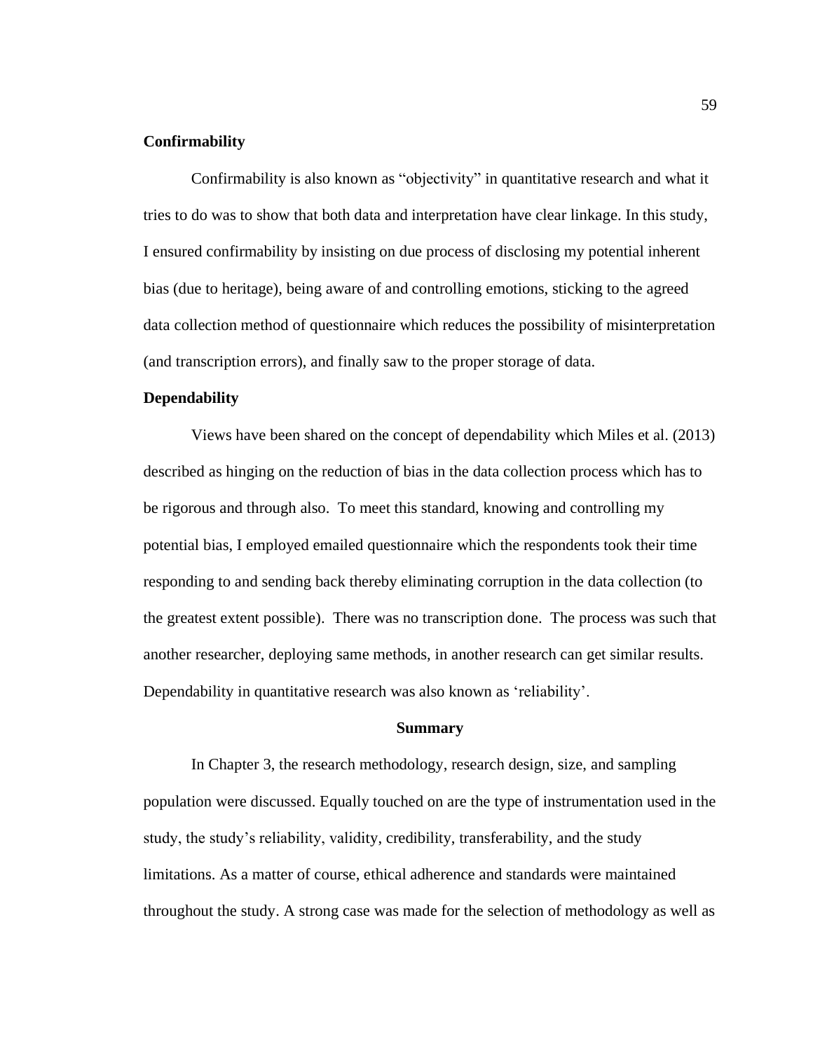### Confirmability

Confirmability is also known as “objectivity” in quantitative research and what it tries to do was to show that both data and interpretation have clear linkage. In this study, I ensured confirmability by insisting on due process of disclosing my potential inherent bias (due to heritage), being aware of and controlling emotions, sticking to the agreed data collection method of questionnaire which reduces the possibility of misinterpretation (and transcription errors), and finally saw to the proper storage of data.

### Dependability

Views have been shared on the concept of dependability which Miles et al. (2013) described as hinging on the reduction of bias in the data collection process which has to be rigorous and through also. To meet this standard, knowing and controlling my potential bias, I employed emailed questionnaire which the respondents took their time responding to and sending back thereby eliminating corruption in the data collection (to the greatest extent possible). There was no transcription done. The process was such that another researcher, deploying same methods, in another research can get similar results. Dependability in quantitative research was also known as ‘reliability’.

## Summary

In Chapter 3, the research methodology, research design, size, and sampling population were discussed. Equally touched on are the type of instrumentation used in the study, the study’s reliability, validity, credibility, transferability, and the study limitations. As a matter of course, ethical adherence and standards were maintained throughout the study. A strong case was made for the selection of methodology as well as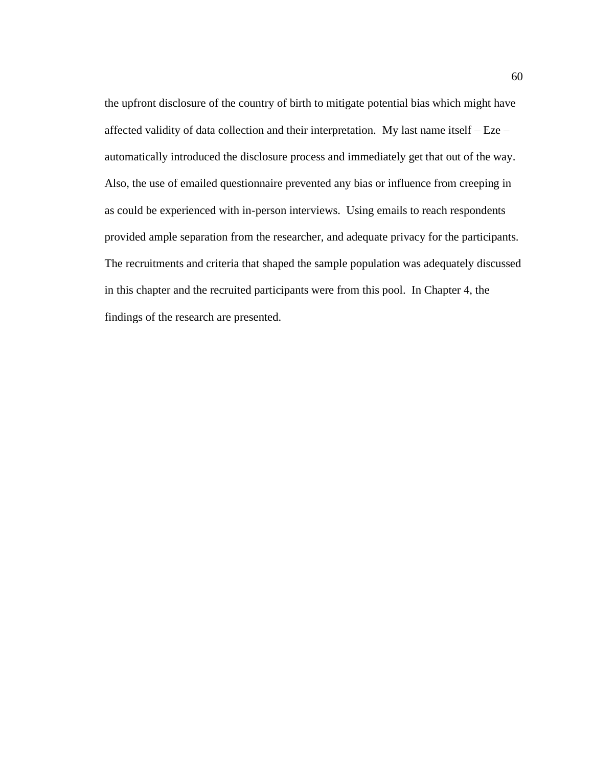the upfront disclosure of the country of birth to mitigate potential bias which might have affected validity of data collection and their interpretation. My last name itself – Eze – automatically introduced the disclosure process and immediately get that out of the way. Also, the use of emailed questionnaire prevented any bias or influence from creeping in as could be experienced with in-person interviews. Using emails to reach respondents provided ample separation from the researcher, and adequate privacy for the participants. The recruitments and criteria that shaped the sample population was adequately discussed in this chapter and the recruited participants were from this pool. In Chapter 4, the findings of the research are presented.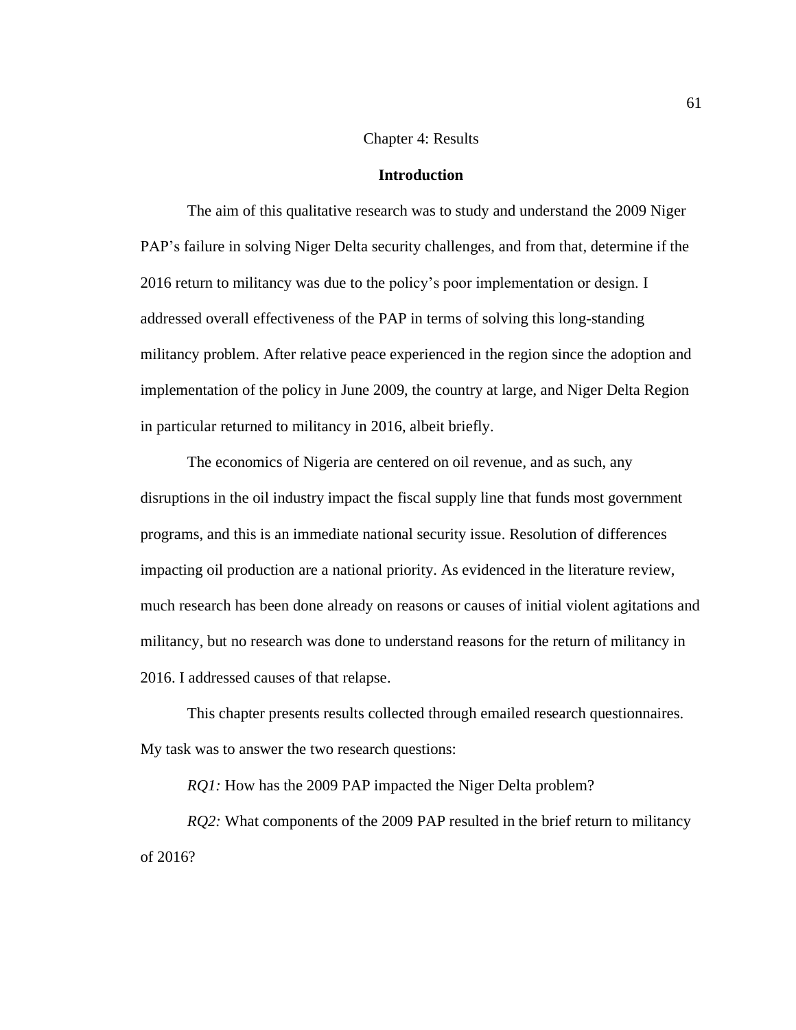# Chapter 4: Results

## Introduction

The aim of this qualitative research was to study and understand the 2009 Niger PAP's failure in solving Niger Delta security challenges, and from that, determine if the 2016 return to militancy was due to the policy's poor implementation or design. I addressed overall effectiveness of the PAP in terms of solving this long-standing militancy problem. After relative peace experienced in the region since the adoption and implementation of the policy in June 2009, the country at large, and Niger Delta Region in particular returned to militancy in 2016, albeit briefly.

The economics of Nigeria are centered on oil revenue, and as such, any disruptions in the oil industry impact the fiscal supply line that funds most government programs, and this is an immediate national security issue. Resolution of differences impacting oil production are a national priority. As evidenced in the literature review, much research has been done already on reasons or causes of initial violent agitations and militancy, but no research was done to understand reasons for the return of militancy in 2016. I addressed causes of that relapse.

This chapter presents results collected through emailed research questionnaires. My task was to answer the two research questions:

*RQ1:* How has the 2009 PAP impacted the Niger Delta problem?

*RQ2:* What components of the 2009 PAP resulted in the brief return to militancy of 2016?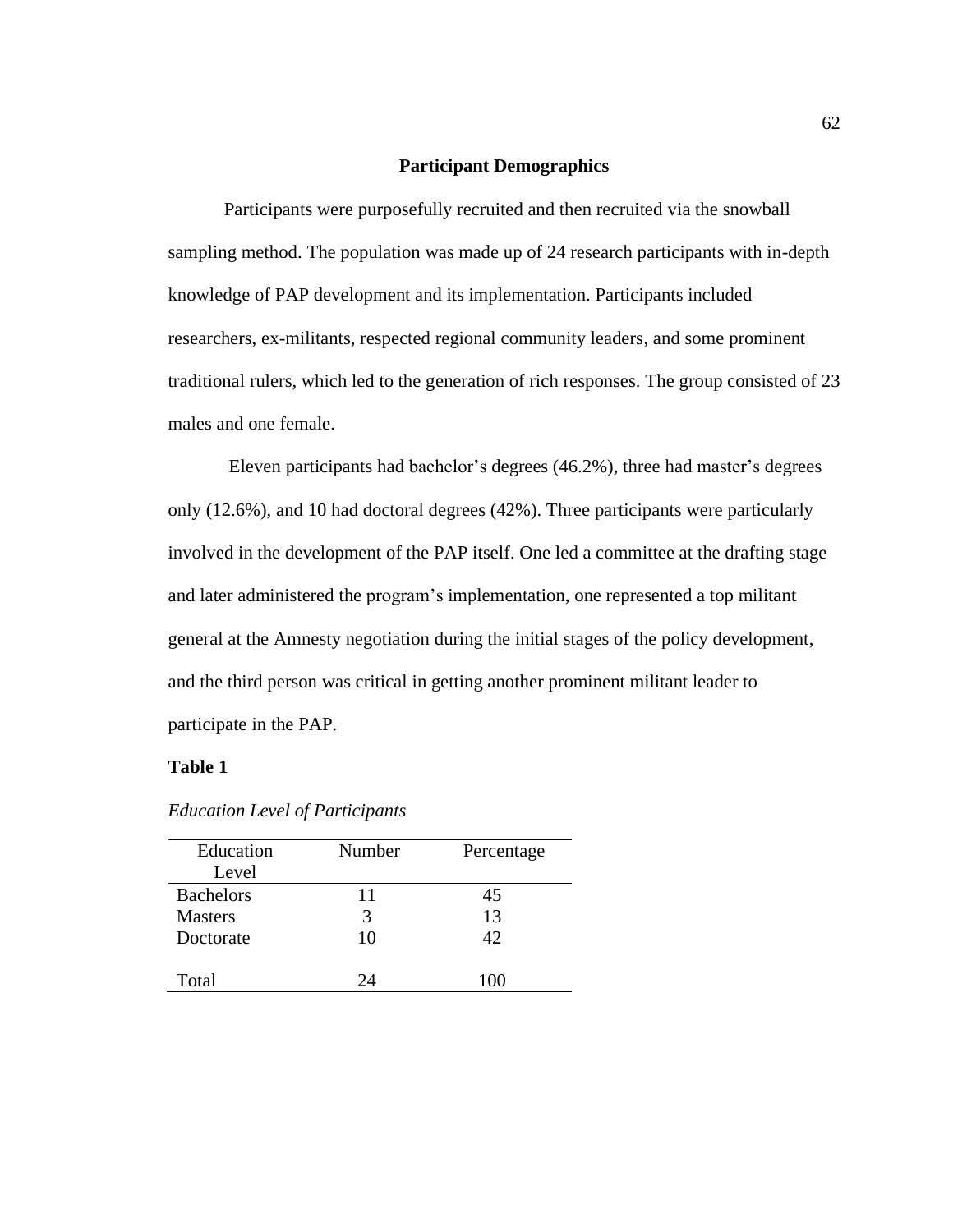## Participant Demographics

Participants were purposefully recruited and then recruited via the snowball sampling method. The population was made up of 24 research participants with in-depth knowledge of PAP development and its implementation. Participants included researchers, ex-militants, respected regional community leaders, and some prominent traditional rulers, which led to the generation of rich responses. The group consisted of 23 males and one female.

Eleven participants had bachelor's degrees (46.2%), three had master's degrees only (12.6%), and 10 had doctoral degrees (42%). Three participants were particularly involved in the development of the PAP itself. One led a committee at the drafting stage and later administered the program's implementation, one represented a top militant general at the Amnesty negotiation during the initial stages of the policy development, and the third person was critical in getting another prominent militant leader to participate in the PAP.

**Table 1**

*Education Level of Participants*

| Education Level | Number | Percentage |
|---|---|---|
| Bachelors | 11 | 45 |
| Masters | 3 | 13 |
| Doctorate | 10 | 42 |
| Total | 24 | 100 |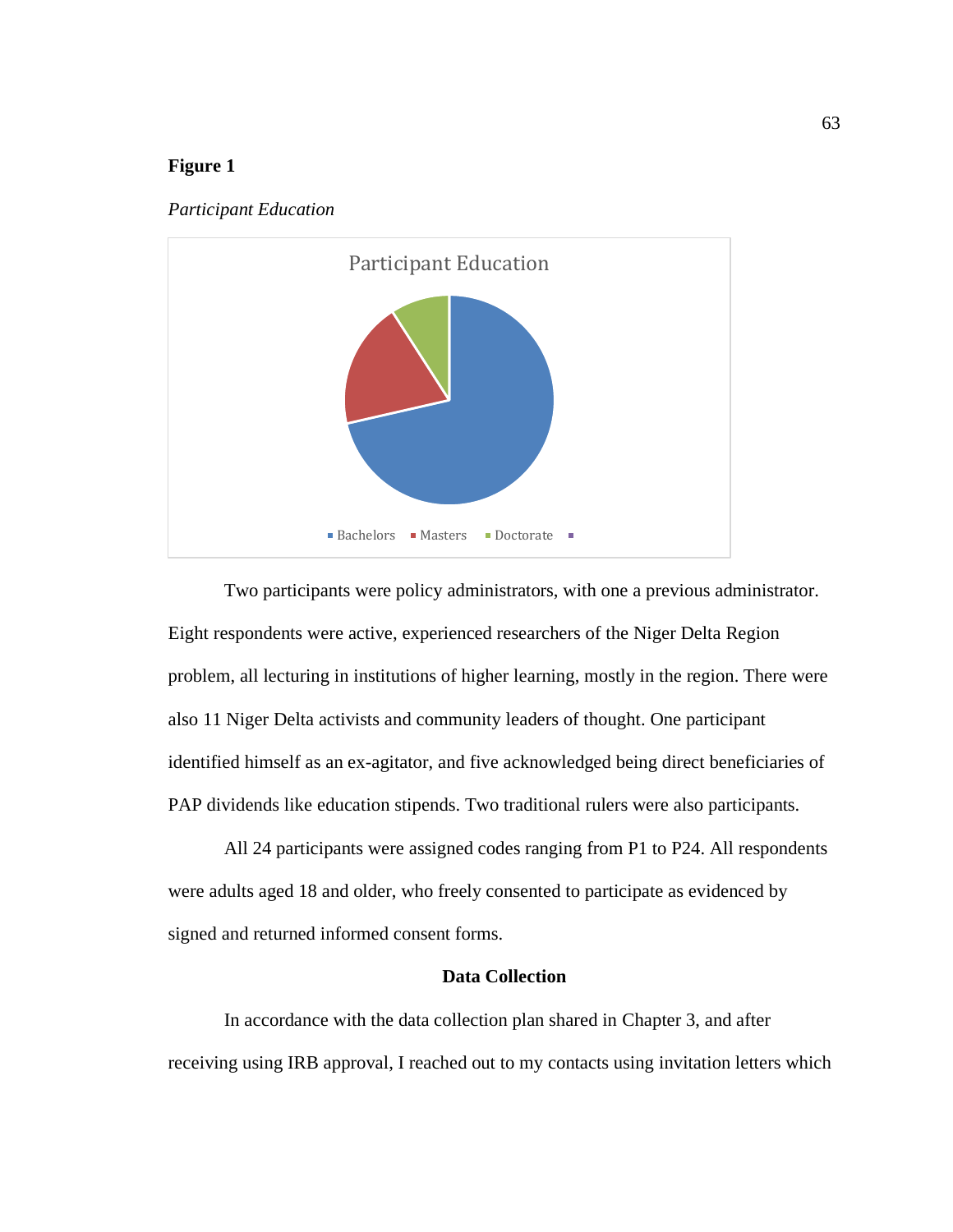**Figure 1**

*Participant Education*

Two participants were policy administrators, with one a previous administrator. Eight respondents were active, experienced researchers of the Niger Delta Region problem, all lecturing in institutions of higher learning, mostly in the region. There were also 11 Niger Delta activists and community leaders of thought. One participant identified himself as an ex-agitator, and five acknowledged being direct beneficiaries of PAP dividends like education stipends. Two traditional rulers were also participants.

All 24 participants were assigned codes ranging from P1 to P24. All respondents were adults aged 18 and older, who freely consented to participate as evidenced by signed and returned informed consent forms.

## Data Collection

In accordance with the data collection plan shared in Chapter 3, and after receiving using IRB approval, I reached out to my contacts using invitation letters which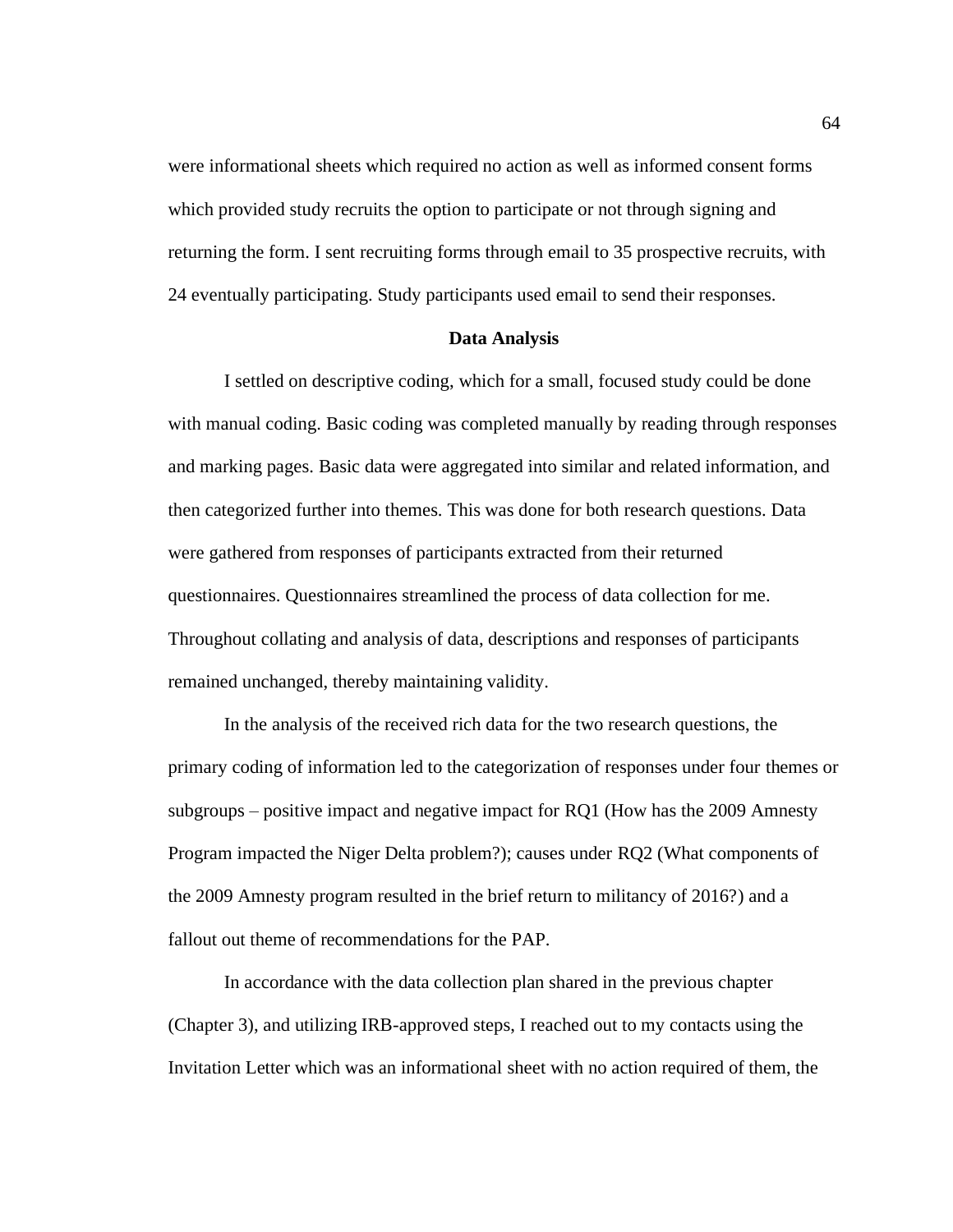were informational sheets which required no action as well as informed consent forms which provided study recruits the option to participate or not through signing and returning the form. I sent recruiting forms through email to 35 prospective recruits, with 24 eventually participating. Study participants used email to send their responses.

## Data Analysis

I settled on descriptive coding, which for a small, focused study could be done with manual coding. Basic coding was completed manually by reading through responses and marking pages. Basic data were aggregated into similar and related information, and then categorized further into themes. This was done for both research questions. Data were gathered from responses of participants extracted from their returned questionnaires. Questionnaires streamlined the process of data collection for me. Throughout collating and analysis of data, descriptions and responses of participants remained unchanged, thereby maintaining validity.

In the analysis of the received rich data for the two research questions, the primary coding of information led to the categorization of responses under four themes or subgroups – positive impact and negative impact for RQ1 (How has the 2009 Amnesty Program impacted the Niger Delta problem?); causes under RQ2 (What components of the 2009 Amnesty program resulted in the brief return to militancy of 2016?) and a fallout out theme of recommendations for the PAP.

In accordance with the data collection plan shared in the previous chapter (Chapter 3), and utilizing IRB-approved steps, I reached out to my contacts using the Invitation Letter which was an informational sheet with no action required of them, the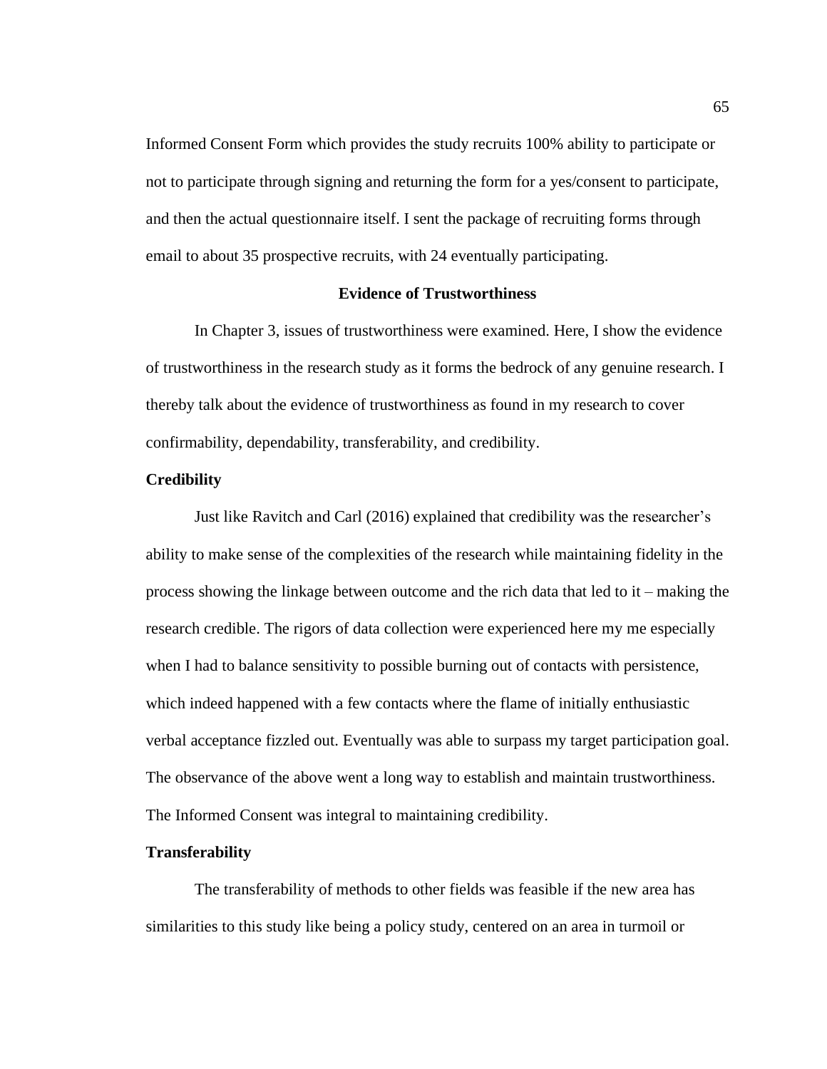Informed Consent Form which provides the study recruits 100% ability to participate or not to participate through signing and returning the form for a yes/consent to participate, and then the actual questionnaire itself. I sent the package of recruiting forms through email to about 35 prospective recruits, with 24 eventually participating.

## Evidence of Trustworthiness

In Chapter 3, issues of trustworthiness were examined. Here, I show the evidence of trustworthiness in the research study as it forms the bedrock of any genuine research. I thereby talk about the evidence of trustworthiness as found in my research to cover confirmability, dependability, transferability, and credibility.

### Credibility

Just like Ravitch and Carl (2016) explained that credibility was the researcher's ability to make sense of the complexities of the research while maintaining fidelity in the process showing the linkage between outcome and the rich data that led to it – making the research credible. The rigors of data collection were experienced here my me especially when I had to balance sensitivity to possible burning out of contacts with persistence, which indeed happened with a few contacts where the flame of initially enthusiastic verbal acceptance fizzled out. Eventually was able to surpass my target participation goal. The observance of the above went a long way to establish and maintain trustworthiness. The Informed Consent was integral to maintaining credibility.

### Transferability

The transferability of methods to other fields was feasible if the new area has similarities to this study like being a policy study, centered on an area in turmoil or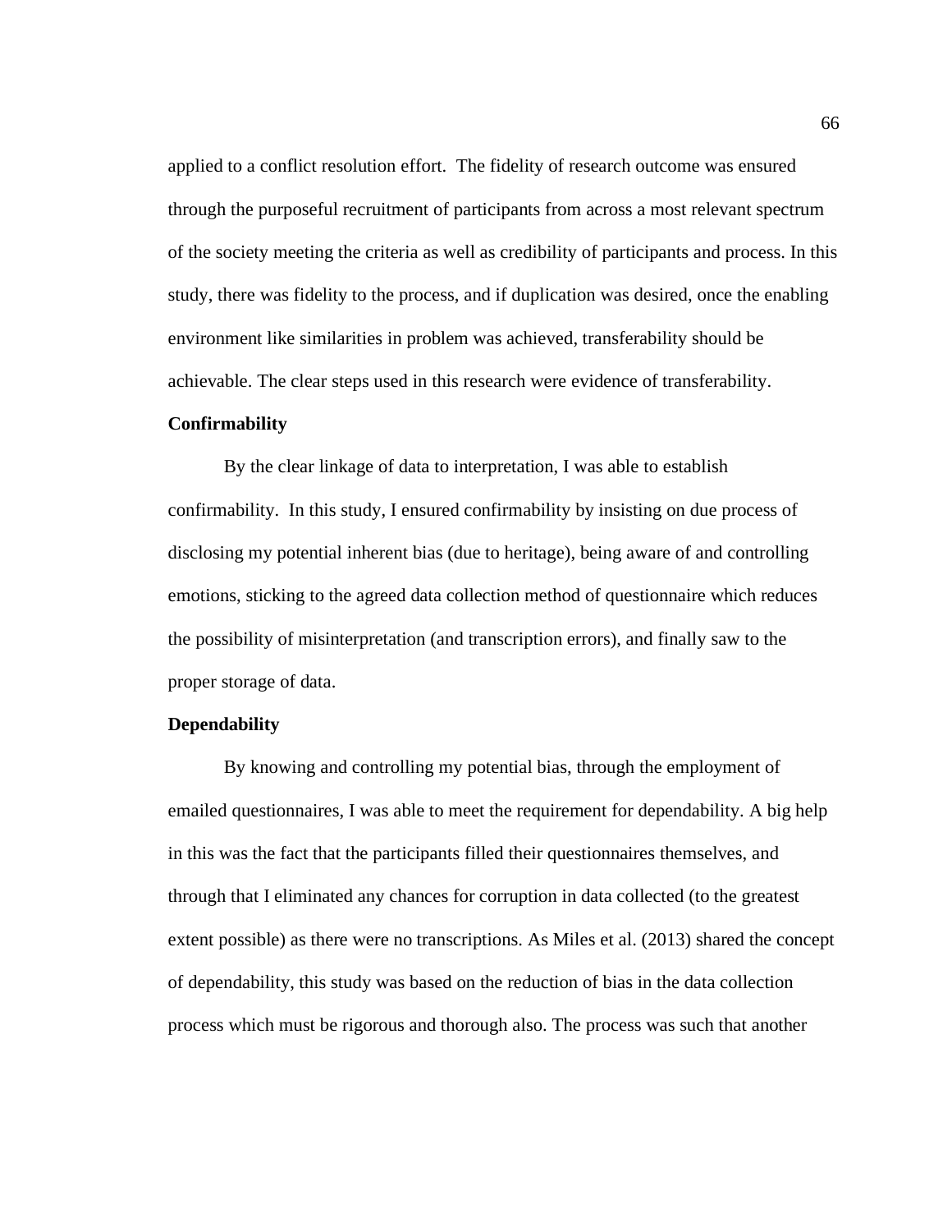applied to a conflict resolution effort. The fidelity of research outcome was ensured through the purposeful recruitment of participants from across a most relevant spectrum of the society meeting the criteria as well as credibility of participants and process. In this study, there was fidelity to the process, and if duplication was desired, once the enabling environment like similarities in problem was achieved, transferability should be achievable. The clear steps used in this research were evidence of transferability.

### Confirmability

By the clear linkage of data to interpretation, I was able to establish confirmability. In this study, I ensured confirmability by insisting on due process of disclosing my potential inherent bias (due to heritage), being aware of and controlling emotions, sticking to the agreed data collection method of questionnaire which reduces the possibility of misinterpretation (and transcription errors), and finally saw to the proper storage of data.

### Dependability

By knowing and controlling my potential bias, through the employment of emailed questionnaires, I was able to meet the requirement for dependability. A big help in this was the fact that the participants filled their questionnaires themselves, and through that I eliminated any chances for corruption in data collected (to the greatest extent possible) as there were no transcriptions. As Miles et al. (2013) shared the concept of dependability, this study was based on the reduction of bias in the data collection process which must be rigorous and thorough also. The process was such that another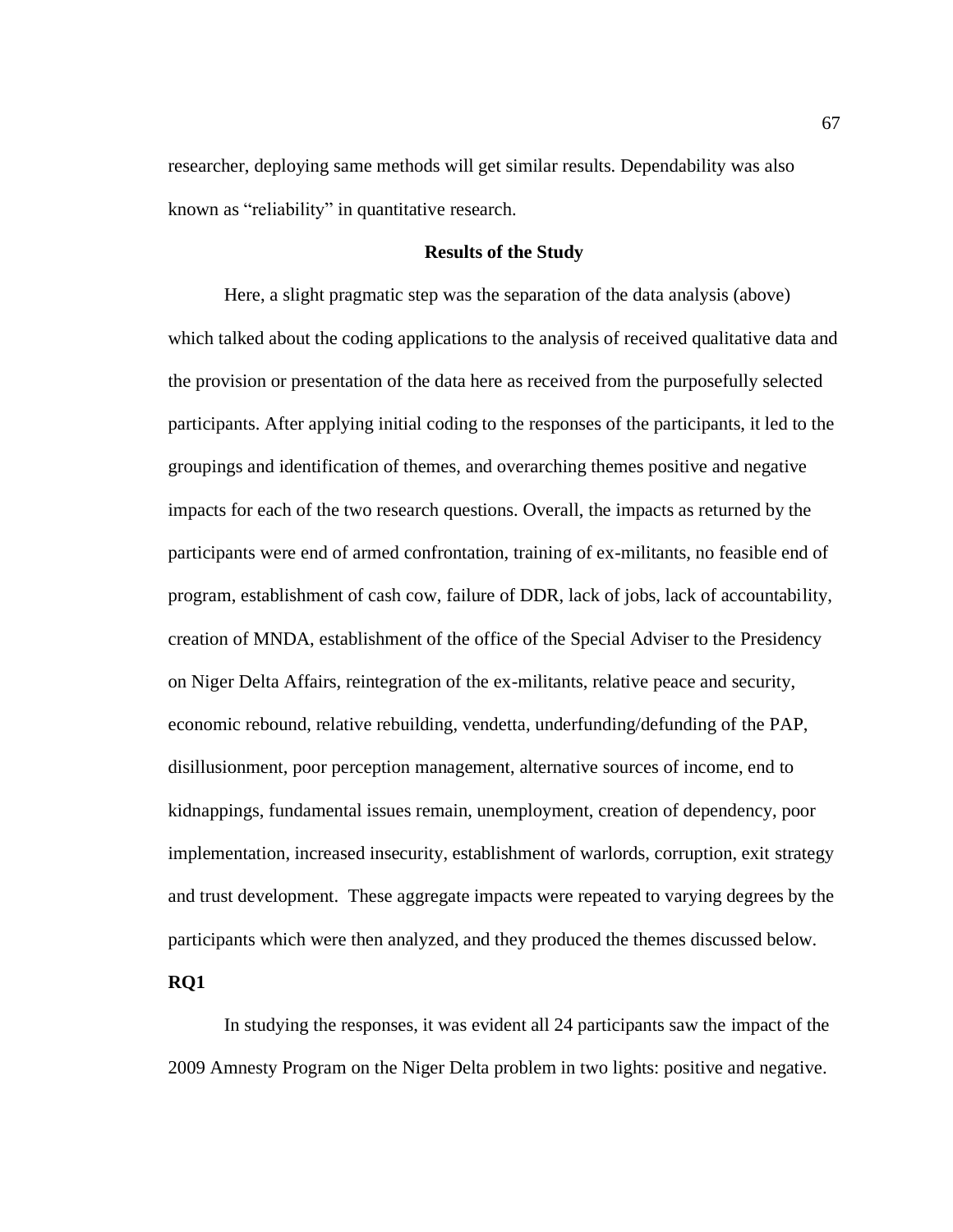researcher, deploying same methods will get similar results. Dependability was also known as "reliability" in quantitative research.

## Results of the Study

Here, a slight pragmatic step was the separation of the data analysis (above) which talked about the coding applications to the analysis of received qualitative data and the provision or presentation of the data here as received from the purposefully selected participants. After applying initial coding to the responses of the participants, it led to the groupings and identification of themes, and overarching themes positive and negative impacts for each of the two research questions. Overall, the impacts as returned by the participants were end of armed confrontation, training of ex-militants, no feasible end of program, establishment of cash cow, failure of DDR, lack of jobs, lack of accountability, creation of MNDA, establishment of the office of the Special Adviser to the Presidency on Niger Delta Affairs, reintegration of the ex-militants, relative peace and security, economic rebound, relative rebuilding, vendetta, underfunding/defunding of the PAP, disillusionment, poor perception management, alternative sources of income, end to kidnappings, fundamental issues remain, unemployment, creation of dependency, poor implementation, increased insecurity, establishment of warlords, corruption, exit strategy and trust development. These aggregate impacts were repeated to varying degrees by the participants which were then analyzed, and they produced the themes discussed below.

### RQ1

In studying the responses, it was evident all 24 participants saw the impact of the 2009 Amnesty Program on the Niger Delta problem in two lights: positive and negative.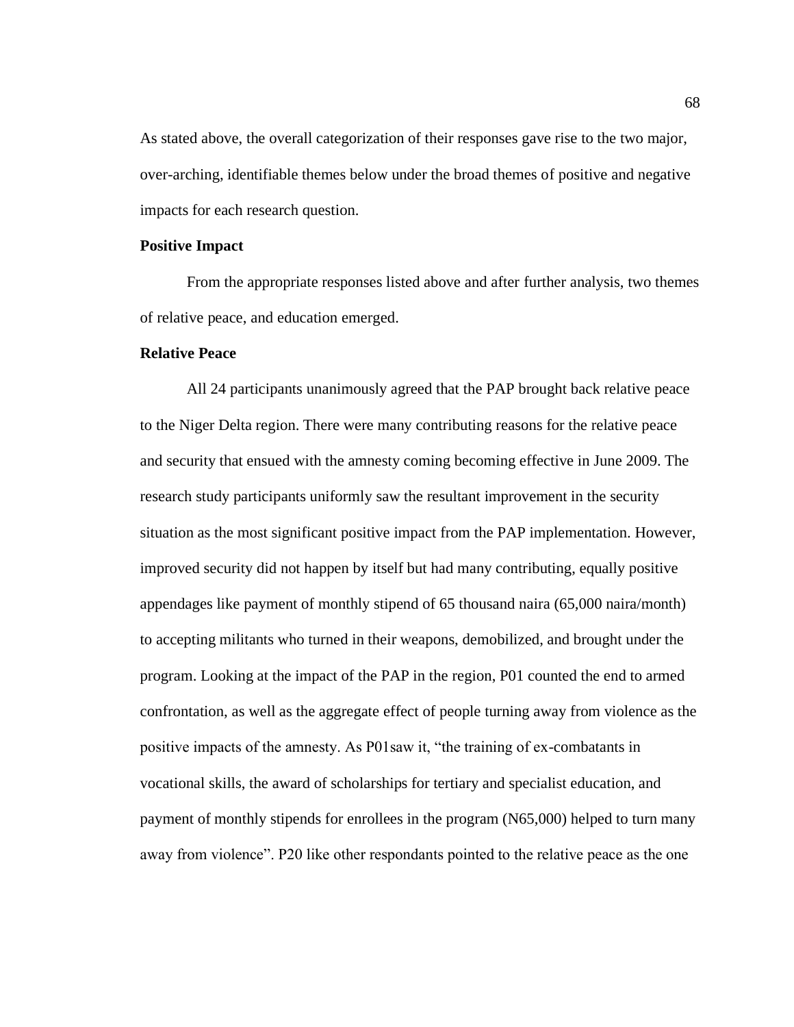As stated above, the overall categorization of their responses gave rise to the two major, over-arching, identifiable themes below under the broad themes of positive and negative impacts for each research question.

**Positive Impact**

From the appropriate responses listed above and after further analysis, two themes of relative peace, and education emerged.

**Relative Peace**

All 24 participants unanimously agreed that the PAP brought back relative peace to the Niger Delta region. There were many contributing reasons for the relative peace and security that ensued with the amnesty coming becoming effective in June 2009. The research study participants uniformly saw the resultant improvement in the security situation as the most significant positive impact from the PAP implementation. However, improved security did not happen by itself but had many contributing, equally positive appendages like payment of monthly stipend of 65 thousand naira (65,000 naira/month) to accepting militants who turned in their weapons, demobilized, and brought under the program. Looking at the impact of the PAP in the region, P01 counted the end to armed confrontation, as well as the aggregate effect of people turning away from violence as the positive impacts of the amnesty. As P01saw it, "the training of ex-combatants in vocational skills, the award of scholarships for tertiary and specialist education, and payment of monthly stipends for enrollees in the program (N65,000) helped to turn many away from violence". P20 like other respondants pointed to the relative peace as the one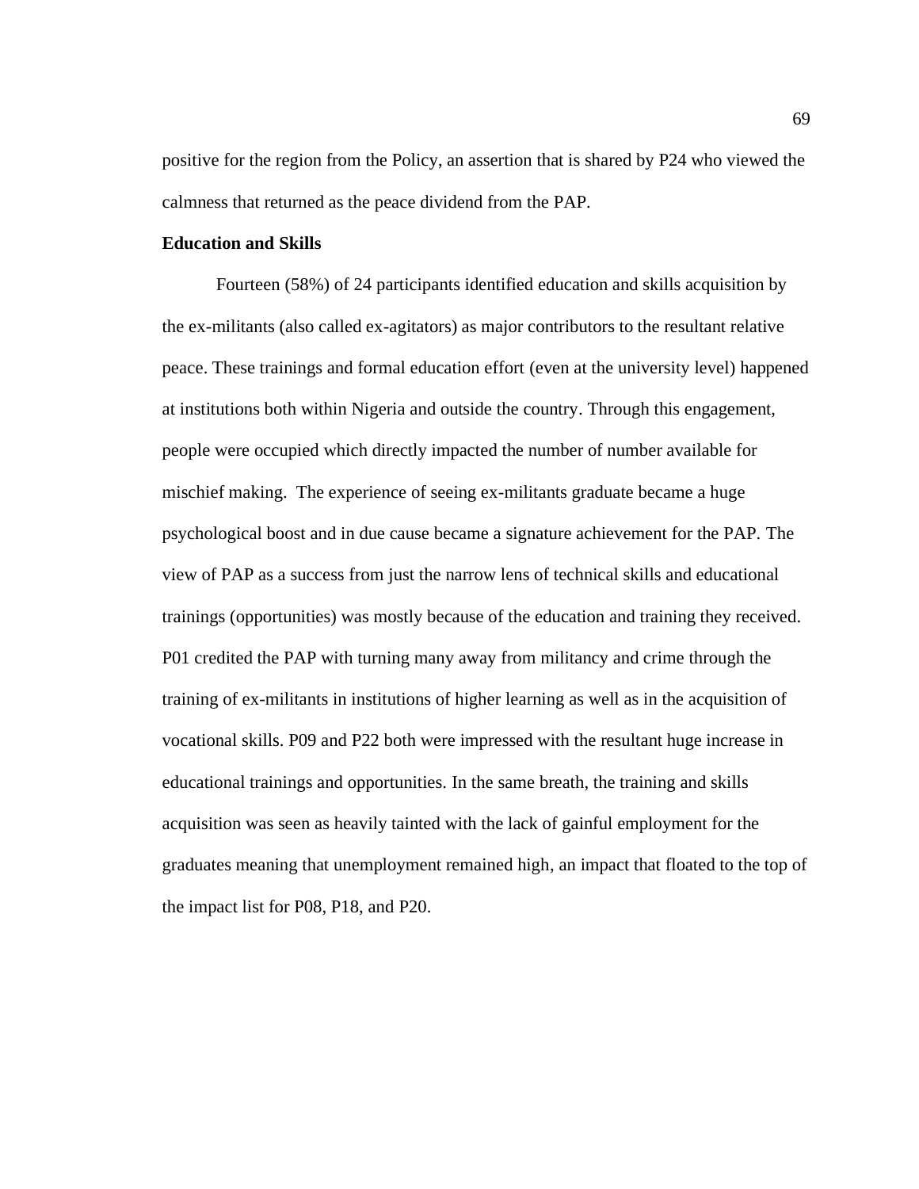positive for the region from the Policy, an assertion that is shared by P24 who viewed the calmness that returned as the peace dividend from the PAP.

**Education and Skills**

Fourteen (58%) of 24 participants identified education and skills acquisition by the ex-militants (also called ex-agitators) as major contributors to the resultant relative peace. These trainings and formal education effort (even at the university level) happened at institutions both within Nigeria and outside the country. Through this engagement, people were occupied which directly impacted the number of number available for mischief making. The experience of seeing ex-militants graduate became a huge psychological boost and in due cause became a signature achievement for the PAP. The view of PAP as a success from just the narrow lens of technical skills and educational trainings (opportunities) was mostly because of the education and training they received. P01 credited the PAP with turning many away from militancy and crime through the training of ex-militants in institutions of higher learning as well as in the acquisition of vocational skills. P09 and P22 both were impressed with the resultant huge increase in educational trainings and opportunities. In the same breath, the training and skills acquisition was seen as heavily tainted with the lack of gainful employment for the graduates meaning that unemployment remained high, an impact that floated to the top of the impact list for P08, P18, and P20.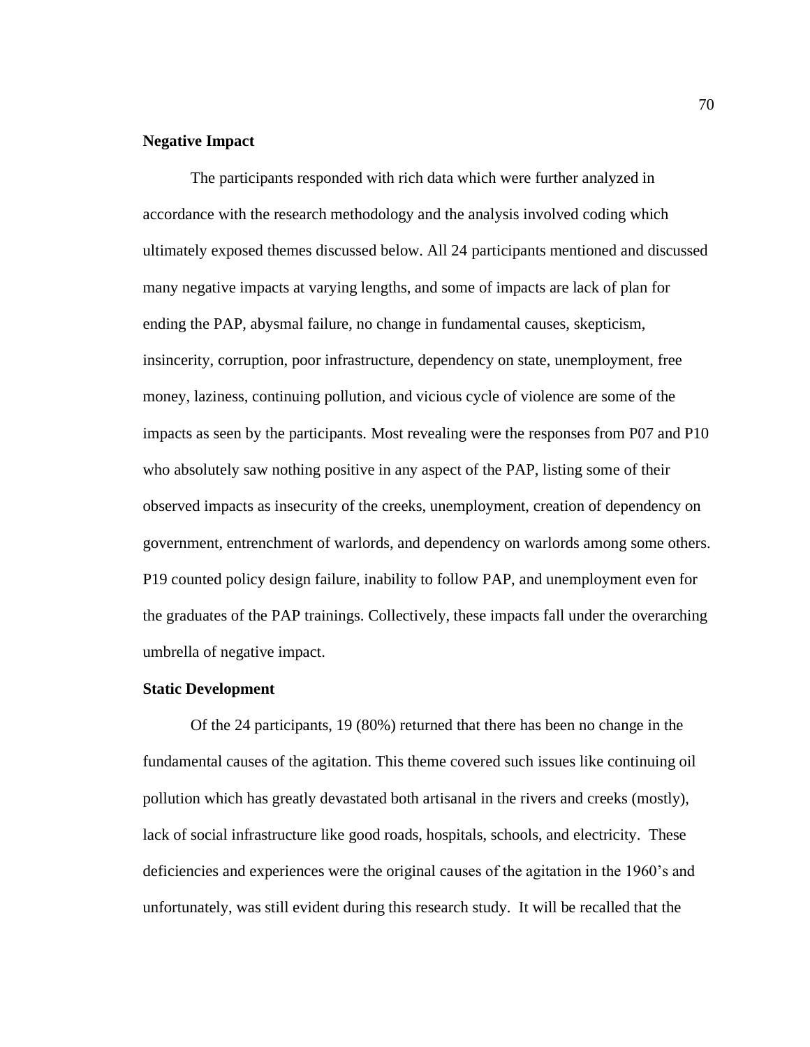**Negative Impact**

The participants responded with rich data which were further analyzed in accordance with the research methodology and the analysis involved coding which ultimately exposed themes discussed below. All 24 participants mentioned and discussed many negative impacts at varying lengths, and some of impacts are lack of plan for ending the PAP, abysmal failure, no change in fundamental causes, skepticism, insincerity, corruption, poor infrastructure, dependency on state, unemployment, free money, laziness, continuing pollution, and vicious cycle of violence are some of the impacts as seen by the participants. Most revealing were the responses from P07 and P10 who absolutely saw nothing positive in any aspect of the PAP, listing some of their observed impacts as insecurity of the creeks, unemployment, creation of dependency on government, entrenchment of warlords, and dependency on warlords among some others. P19 counted policy design failure, inability to follow PAP, and unemployment even for the graduates of the PAP trainings. Collectively, these impacts fall under the overarching umbrella of negative impact.

**Static Development**

Of the 24 participants, 19 (80%) returned that there has been no change in the fundamental causes of the agitation. This theme covered such issues like continuing oil pollution which has greatly devastated both artisanal in the rivers and creeks (mostly), lack of social infrastructure like good roads, hospitals, schools, and electricity. These deficiencies and experiences were the original causes of the agitation in the 1960's and unfortunately, was still evident during this research study. It will be recalled that the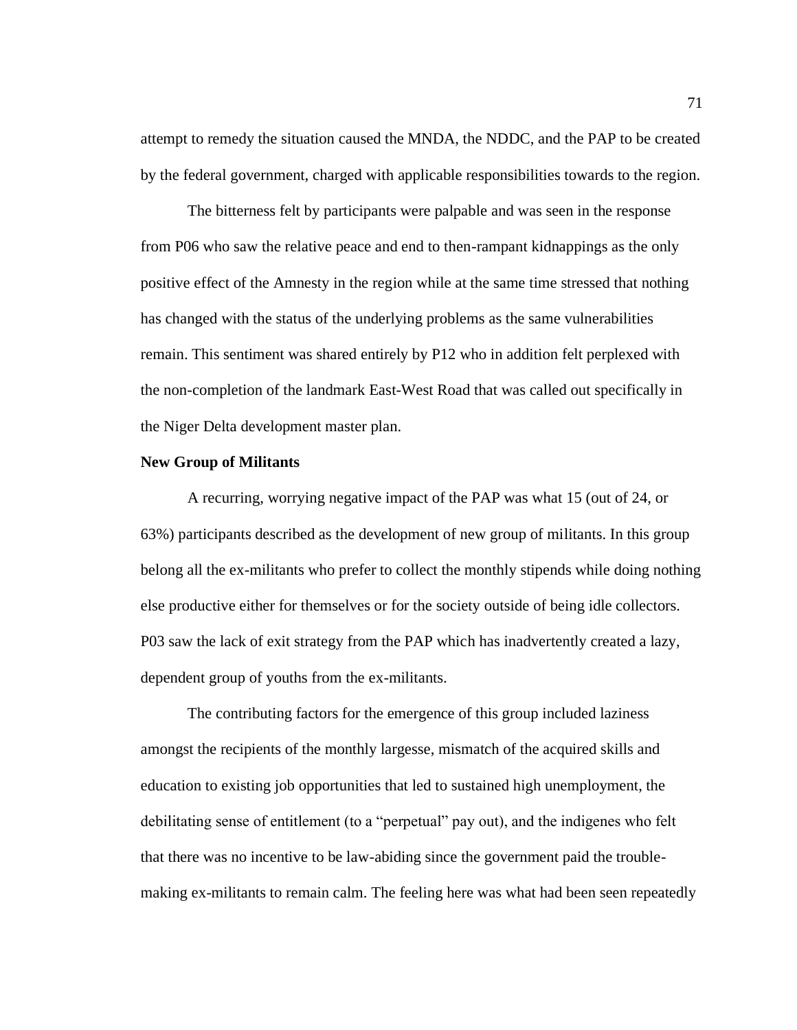attempt to remedy the situation caused the MNDA, the NDDC, and the PAP to be created by the federal government, charged with applicable responsibilities towards to the region.

The bitterness felt by participants were palpable and was seen in the response from P06 who saw the relative peace and end to then-rampant kidnappings as the only positive effect of the Amnesty in the region while at the same time stressed that nothing has changed with the status of the underlying problems as the same vulnerabilities remain. This sentiment was shared entirely by P12 who in addition felt perplexed with the non-completion of the landmark East-West Road that was called out specifically in the Niger Delta development master plan.

**New Group of Militants**

A recurring, worrying negative impact of the PAP was what 15 (out of 24, or 63%) participants described as the development of new group of militants. In this group belong all the ex-militants who prefer to collect the monthly stipends while doing nothing else productive either for themselves or for the society outside of being idle collectors. P03 saw the lack of exit strategy from the PAP which has inadvertently created a lazy, dependent group of youths from the ex-militants.

The contributing factors for the emergence of this group included laziness amongst the recipients of the monthly largesse, mismatch of the acquired skills and education to existing job opportunities that led to sustained high unemployment, the debilitating sense of entitlement (to a "perpetual" pay out), and the indigenes who felt that there was no incentive to be law-abiding since the government paid the trouble-making ex-militants to remain calm. The feeling here was what had been seen repeatedly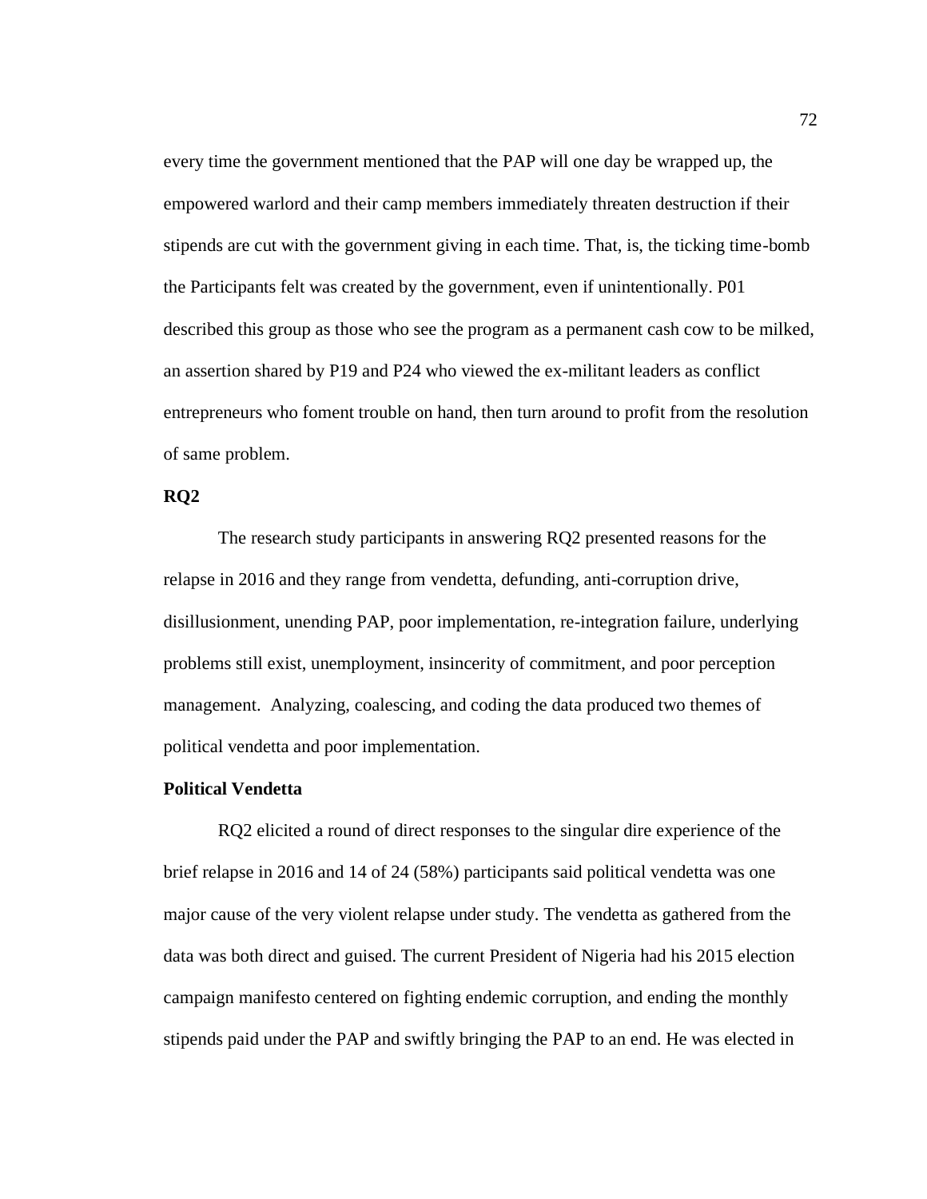every time the government mentioned that the PAP will one day be wrapped up, the empowered warlord and their camp members immediately threaten destruction if their stipends are cut with the government giving in each time. That, is, the ticking time-bomb the Participants felt was created by the government, even if unintentionally. P01 described this group as those who see the program as a permanent cash cow to be milked, an assertion shared by P19 and P24 who viewed the ex-militant leaders as conflict entrepreneurs who foment trouble on hand, then turn around to profit from the resolution of same problem.

### RQ2

The research study participants in answering RQ2 presented reasons for the relapse in 2016 and they range from vendetta, defunding, anti-corruption drive, disillusionment, unending PAP, poor implementation, re-integration failure, underlying problems still exist, unemployment, insincerity of commitment, and poor perception management. Analyzing, coalescing, and coding the data produced two themes of political vendetta and poor implementation.

### Political Vendetta

RQ2 elicited a round of direct responses to the singular dire experience of the brief relapse in 2016 and 14 of 24 (58%) participants said political vendetta was one major cause of the very violent relapse under study. The vendetta as gathered from the data was both direct and guised. The current President of Nigeria had his 2015 election campaign manifesto centered on fighting endemic corruption, and ending the monthly stipends paid under the PAP and swiftly bringing the PAP to an end. He was elected in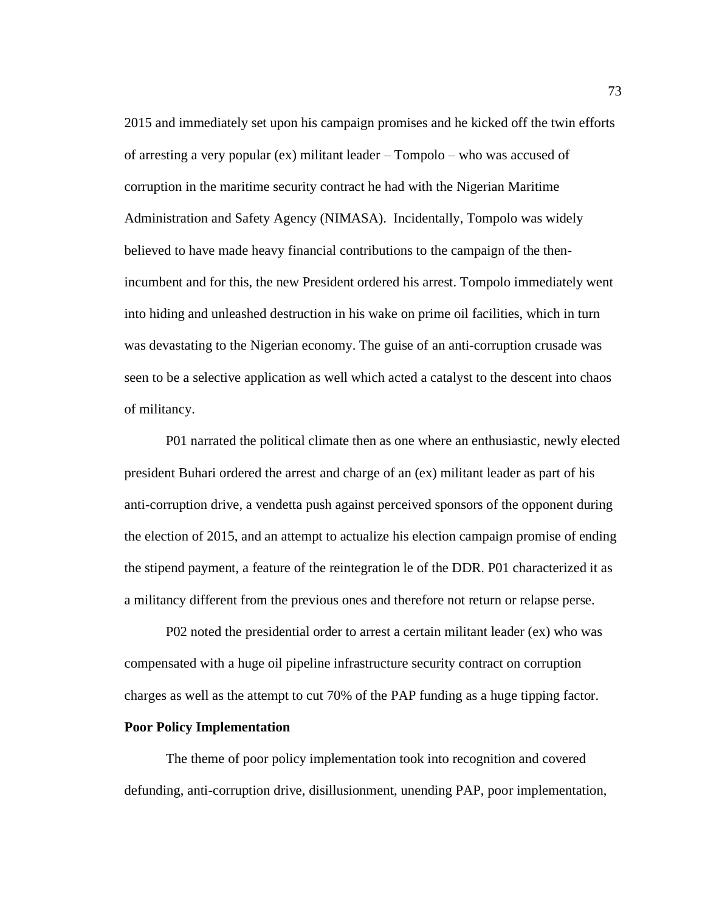2015 and immediately set upon his campaign promises and he kicked off the twin efforts of arresting a very popular (ex) militant leader – Tompolo – who was accused of corruption in the maritime security contract he had with the Nigerian Maritime Administration and Safety Agency (NIMASA). Incidentally, Tompolo was widely believed to have made heavy financial contributions to the campaign of the then-incumbent and for this, the new President ordered his arrest. Tompolo immediately went into hiding and unleashed destruction in his wake on prime oil facilities, which in turn was devastating to the Nigerian economy. The guise of an anti-corruption crusade was seen to be a selective application as well which acted a catalyst to the descent into chaos of militancy.

P01 narrated the political climate then as one where an enthusiastic, newly elected president Buhari ordered the arrest and charge of an (ex) militant leader as part of his anti-corruption drive, a vendetta push against perceived sponsors of the opponent during the election of 2015, and an attempt to actualize his election campaign promise of ending the stipend payment, a feature of the reintegration le of the DDR. P01 characterized it as a militancy different from the previous ones and therefore not return or relapse perse.

P02 noted the presidential order to arrest a certain militant leader (ex) who was compensated with a huge oil pipeline infrastructure security contract on corruption charges as well as the attempt to cut 70% of the PAP funding as a huge tipping factor.

**Poor Policy Implementation**

The theme of poor policy implementation took into recognition and covered defunding, anti-corruption drive, disillusionment, unending PAP, poor implementation,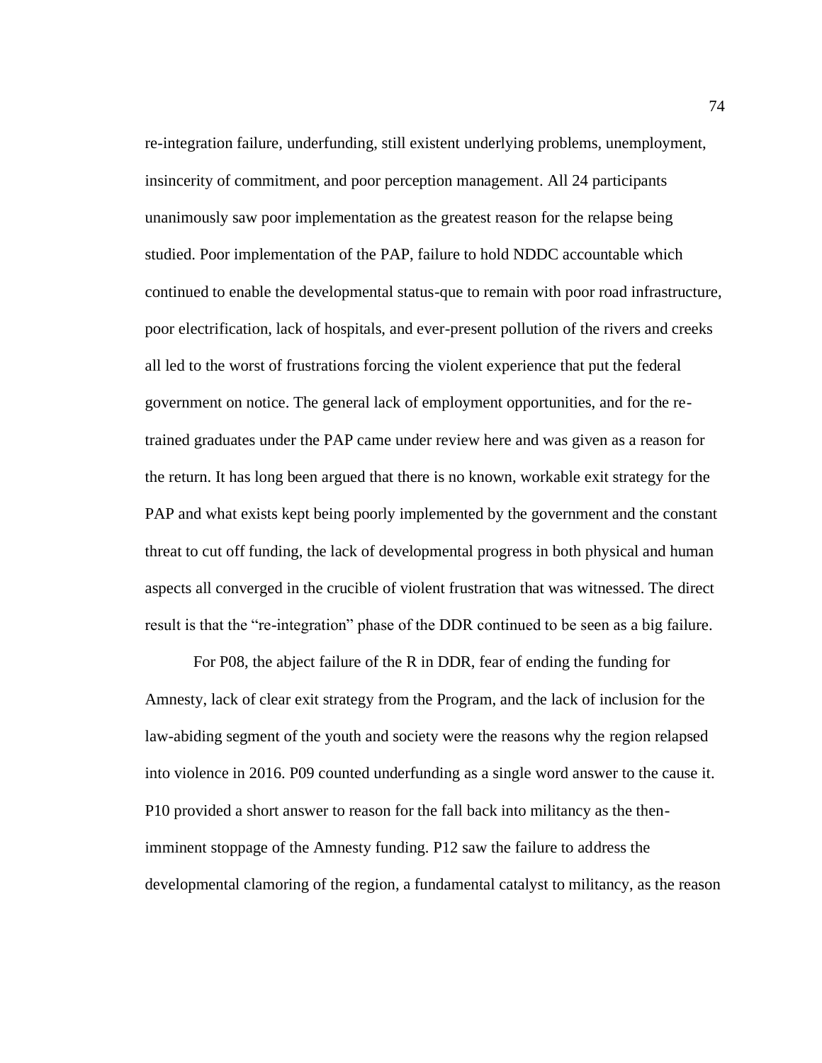re-integration failure, underfunding, still existent underlying problems, unemployment, insincerity of commitment, and poor perception management. All 24 participants unanimously saw poor implementation as the greatest reason for the relapse being studied. Poor implementation of the PAP, failure to hold NDDC accountable which continued to enable the developmental status-que to remain with poor road infrastructure, poor electrification, lack of hospitals, and ever-present pollution of the rivers and creeks all led to the worst of frustrations forcing the violent experience that put the federal government on notice. The general lack of employment opportunities, and for the re-trained graduates under the PAP came under review here and was given as a reason for the return. It has long been argued that there is no known, workable exit strategy for the PAP and what exists kept being poorly implemented by the government and the constant threat to cut off funding, the lack of developmental progress in both physical and human aspects all converged in the crucible of violent frustration that was witnessed. The direct result is that the "re-integration" phase of the DDR continued to be seen as a big failure.

For P08, the abject failure of the R in DDR, fear of ending the funding for Amnesty, lack of clear exit strategy from the Program, and the lack of inclusion for the law-abiding segment of the youth and society were the reasons why the region relapsed into violence in 2016. P09 counted underfunding as a single word answer to the cause it. P10 provided a short answer to reason for the fall back into militancy as the then-imminent stoppage of the Amnesty funding. P12 saw the failure to address the developmental clamoring of the region, a fundamental catalyst to militancy, as the reason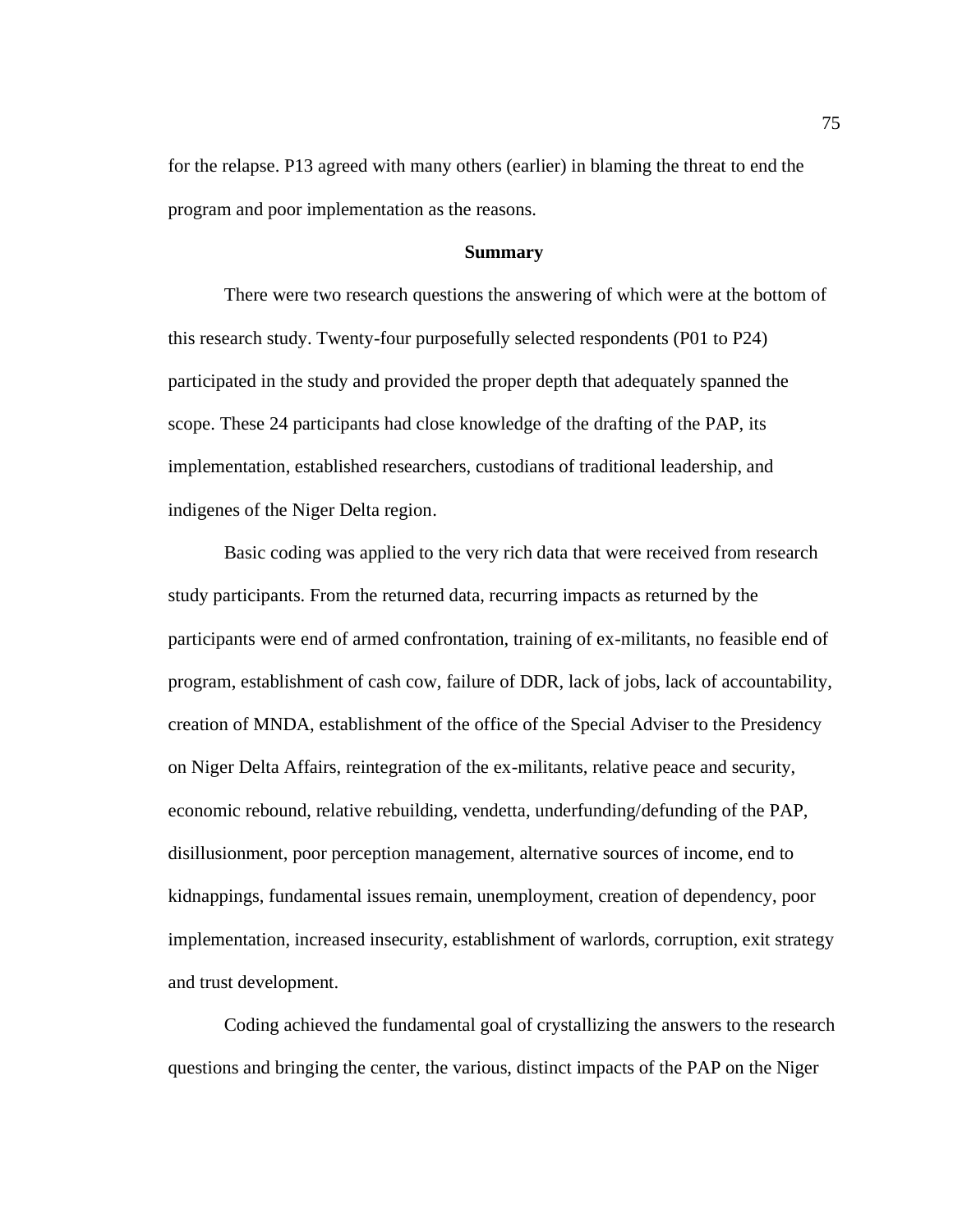for the relapse. P13 agreed with many others (earlier) in blaming the threat to end the program and poor implementation as the reasons.

## Summary

There were two research questions the answering of which were at the bottom of this research study. Twenty-four purposefully selected respondents (P01 to P24) participated in the study and provided the proper depth that adequately spanned the scope. These 24 participants had close knowledge of the drafting of the PAP, its implementation, established researchers, custodians of traditional leadership, and indigenes of the Niger Delta region.

Basic coding was applied to the very rich data that were received from research study participants. From the returned data, recurring impacts as returned by the participants were end of armed confrontation, training of ex-militants, no feasible end of program, establishment of cash cow, failure of DDR, lack of jobs, lack of accountability, creation of MNDA, establishment of the office of the Special Adviser to the Presidency on Niger Delta Affairs, reintegration of the ex-militants, relative peace and security, economic rebound, relative rebuilding, vendetta, underfunding/defunding of the PAP, disillusionment, poor perception management, alternative sources of income, end to kidnappings, fundamental issues remain, unemployment, creation of dependency, poor implementation, increased insecurity, establishment of warlords, corruption, exit strategy and trust development.

Coding achieved the fundamental goal of crystallizing the answers to the research questions and bringing the center, the various, distinct impacts of the PAP on the Niger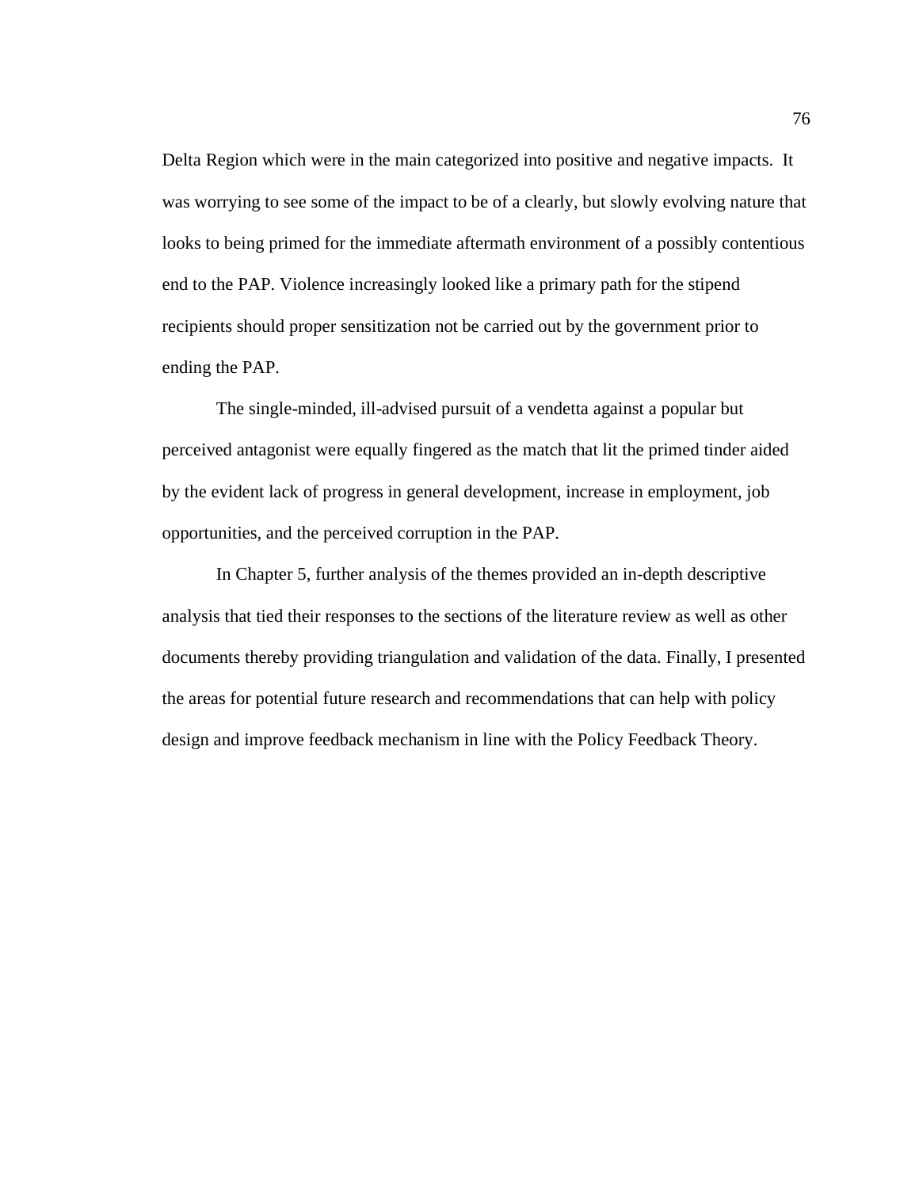Delta Region which were in the main categorized into positive and negative impacts. It was worrying to see some of the impact to be of a clearly, but slowly evolving nature that looks to being primed for the immediate aftermath environment of a possibly contentious end to the PAP. Violence increasingly looked like a primary path for the stipend recipients should proper sensitization not be carried out by the government prior to ending the PAP.

The single-minded, ill-advised pursuit of a vendetta against a popular but perceived antagonist were equally fingered as the match that lit the primed tinder aided by the evident lack of progress in general development, increase in employment, job opportunities, and the perceived corruption in the PAP.

In Chapter 5, further analysis of the themes provided an in-depth descriptive analysis that tied their responses to the sections of the literature review as well as other documents thereby providing triangulation and validation of the data. Finally, I presented the areas for potential future research and recommendations that can help with policy design and improve feedback mechanism in line with the Policy Feedback Theory.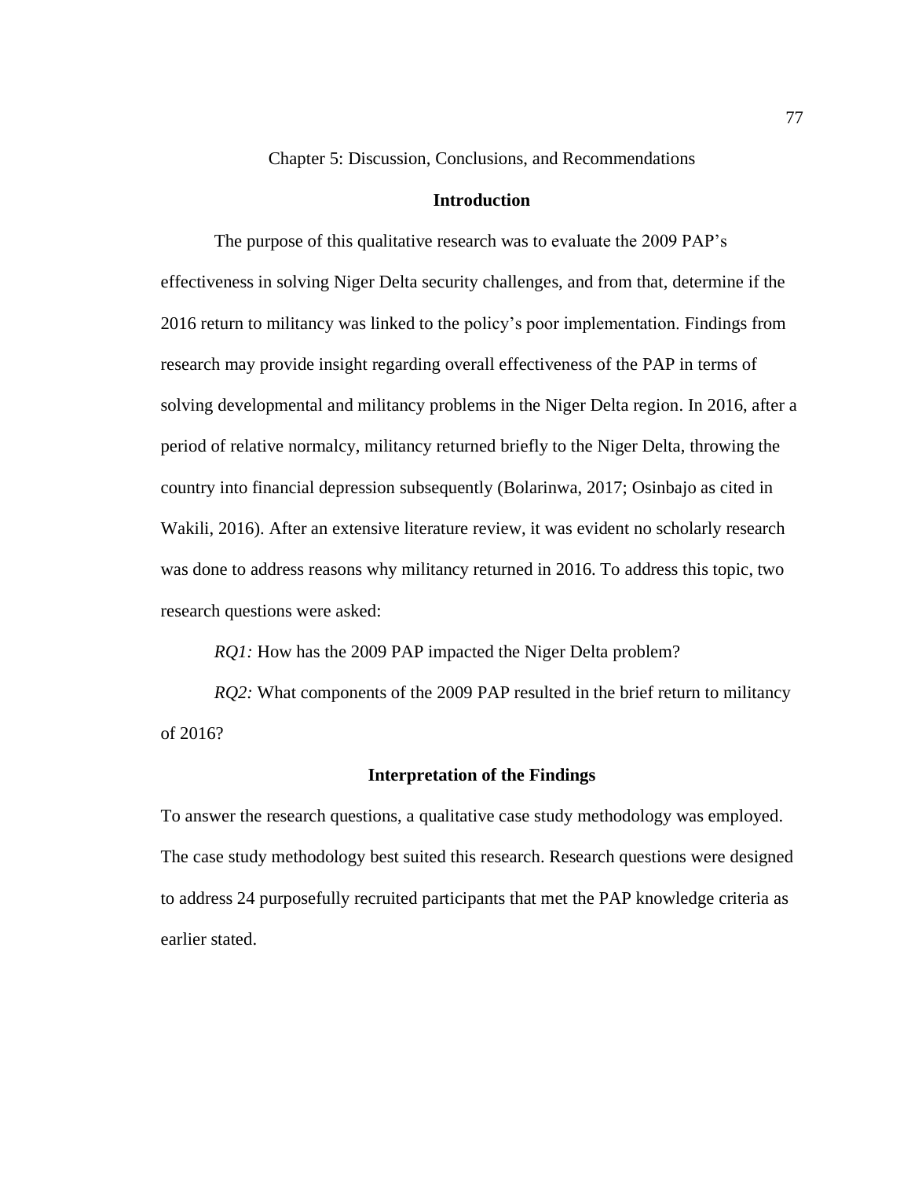# Chapter 5: Discussion, Conclusions, and Recommendations

## Introduction

The purpose of this qualitative research was to evaluate the 2009 PAP's effectiveness in solving Niger Delta security challenges, and from that, determine if the 2016 return to militancy was linked to the policy's poor implementation. Findings from research may provide insight regarding overall effectiveness of the PAP in terms of solving developmental and militancy problems in the Niger Delta region. In 2016, after a period of relative normalcy, militancy returned briefly to the Niger Delta, throwing the country into financial depression subsequently (Bolarinwa, 2017; Osinbajo as cited in Wakili, 2016). After an extensive literature review, it was evident no scholarly research was done to address reasons why militancy returned in 2016. To address this topic, two research questions were asked:

*RQ1:* How has the 2009 PAP impacted the Niger Delta problem?

*RQ2:* What components of the 2009 PAP resulted in the brief return to militancy of 2016?

## Interpretation of the Findings

To answer the research questions, a qualitative case study methodology was employed. The case study methodology best suited this research. Research questions were designed to address 24 purposefully recruited participants that met the PAP knowledge criteria as earlier stated.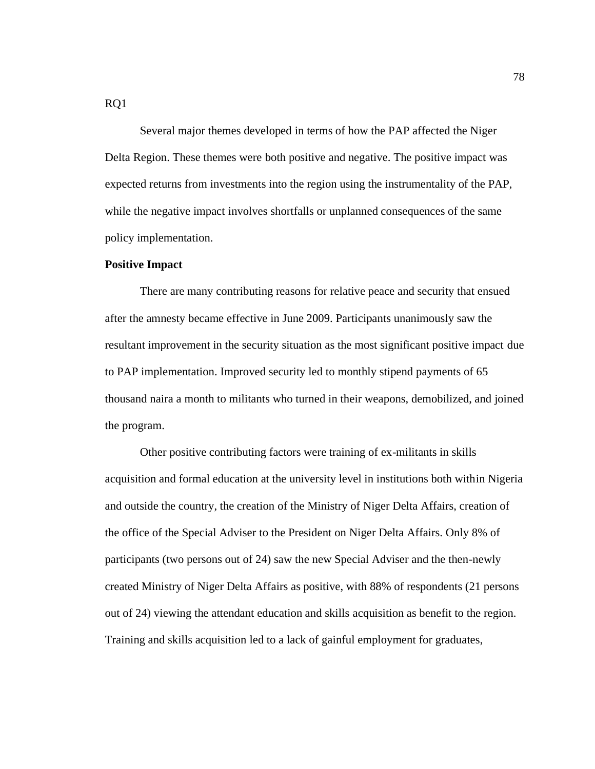RQ1

Several major themes developed in terms of how the PAP affected the Niger Delta Region. These themes were both positive and negative. The positive impact was expected returns from investments into the region using the instrumentality of the PAP, while the negative impact involves shortfalls or unplanned consequences of the same policy implementation.

**Positive Impact**

There are many contributing reasons for relative peace and security that ensued after the amnesty became effective in June 2009. Participants unanimously saw the resultant improvement in the security situation as the most significant positive impact due to PAP implementation. Improved security led to monthly stipend payments of 65 thousand naira a month to militants who turned in their weapons, demobilized, and joined the program.

Other positive contributing factors were training of ex-militants in skills acquisition and formal education at the university level in institutions both within Nigeria and outside the country, the creation of the Ministry of Niger Delta Affairs, creation of the office of the Special Adviser to the President on Niger Delta Affairs. Only 8% of participants (two persons out of 24) saw the new Special Adviser and the then-newly created Ministry of Niger Delta Affairs as positive, with 88% of respondents (21 persons out of 24) viewing the attendant education and skills acquisition as benefit to the region. Training and skills acquisition led to a lack of gainful employment for graduates,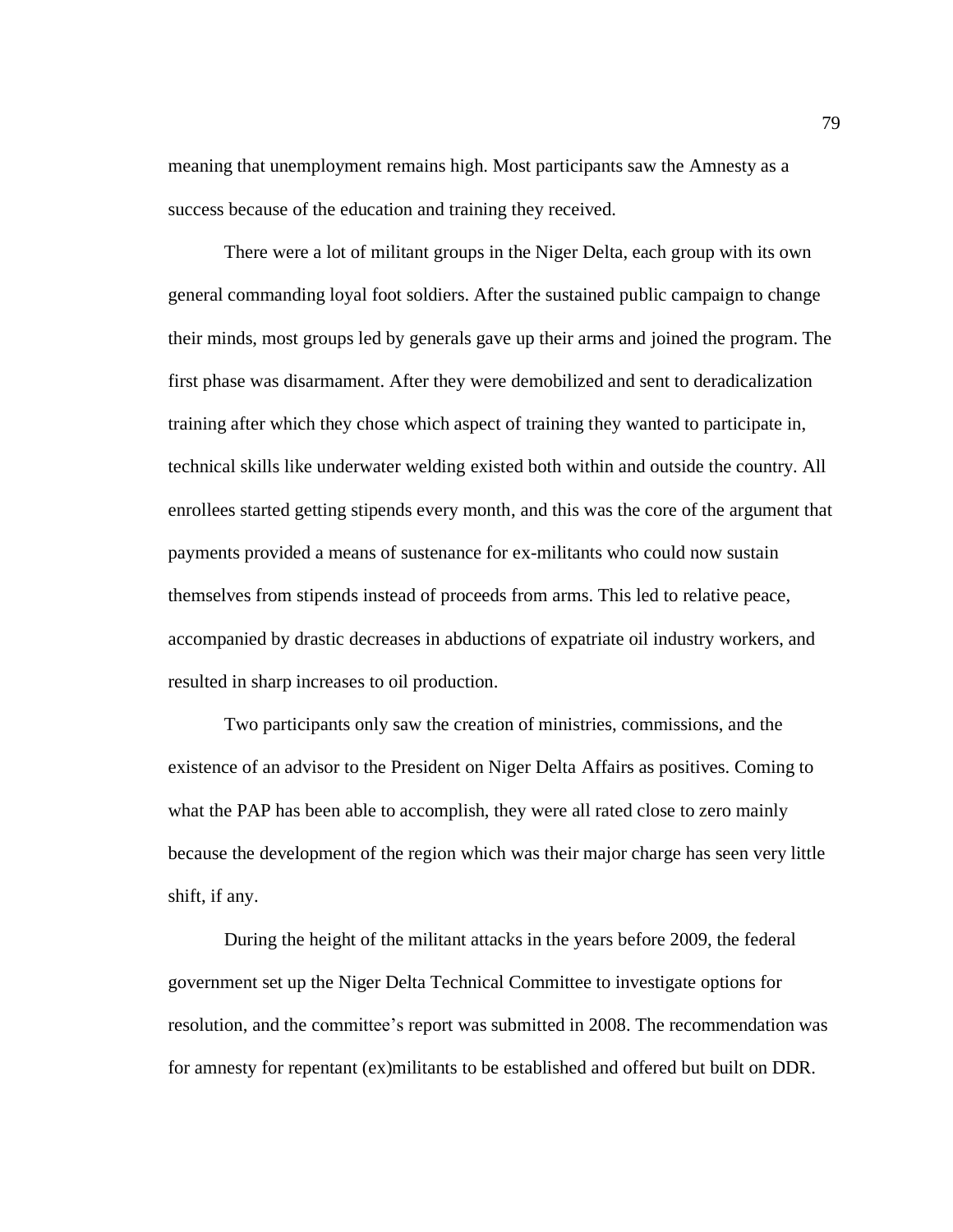meaning that unemployment remains high. Most participants saw the Amnesty as a success because of the education and training they received.

There were a lot of militant groups in the Niger Delta, each group with its own general commanding loyal foot soldiers. After the sustained public campaign to change their minds, most groups led by generals gave up their arms and joined the program. The first phase was disarmament. After they were demobilized and sent to deradicalization training after which they chose which aspect of training they wanted to participate in, technical skills like underwater welding existed both within and outside the country. All enrollees started getting stipends every month, and this was the core of the argument that payments provided a means of sustenance for ex-militants who could now sustain themselves from stipends instead of proceeds from arms. This led to relative peace, accompanied by drastic decreases in abductions of expatriate oil industry workers, and resulted in sharp increases to oil production.

Two participants only saw the creation of ministries, commissions, and the existence of an advisor to the President on Niger Delta Affairs as positives. Coming to what the PAP has been able to accomplish, they were all rated close to zero mainly because the development of the region which was their major charge has seen very little shift, if any.

During the height of the militant attacks in the years before 2009, the federal government set up the Niger Delta Technical Committee to investigate options for resolution, and the committee's report was submitted in 2008. The recommendation was for amnesty for repentant (ex)militants to be established and offered but built on DDR.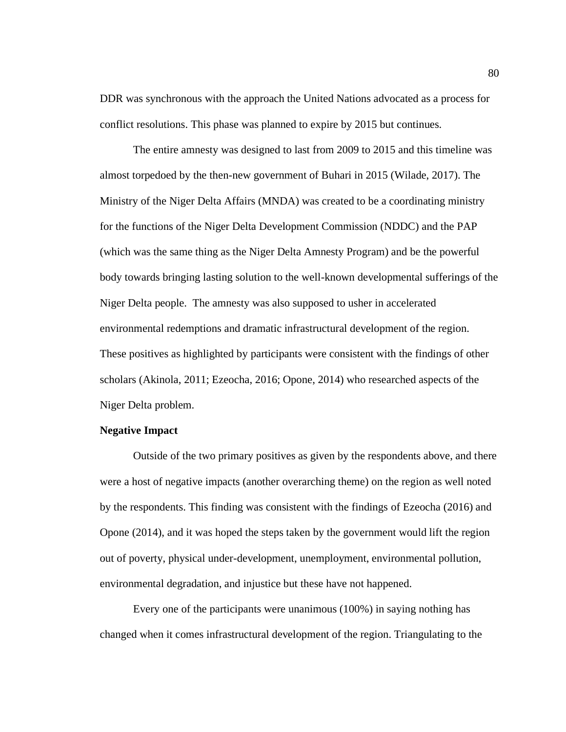DDR was synchronous with the approach the United Nations advocated as a process for conflict resolutions. This phase was planned to expire by 2015 but continues.

The entire amnesty was designed to last from 2009 to 2015 and this timeline was almost torpedoed by the then-new government of Buhari in 2015 (Wilade, 2017). The Ministry of the Niger Delta Affairs (MNDA) was created to be a coordinating ministry for the functions of the Niger Delta Development Commission (NDDC) and the PAP (which was the same thing as the Niger Delta Amnesty Program) and be the powerful body towards bringing lasting solution to the well-known developmental sufferings of the Niger Delta people. The amnesty was also supposed to usher in accelerated environmental redemptions and dramatic infrastructural development of the region. These positives as highlighted by participants were consistent with the findings of other scholars (Akinola, 2011; Ezeocha, 2016; Opone, 2014) who researched aspects of the Niger Delta problem.

**Negative Impact**

Outside of the two primary positives as given by the respondents above, and there were a host of negative impacts (another overarching theme) on the region as well noted by the respondents. This finding was consistent with the findings of Ezeocha (2016) and Opone (2014), and it was hoped the steps taken by the government would lift the region out of poverty, physical under-development, unemployment, environmental pollution, environmental degradation, and injustice but these have not happened.

Every one of the participants were unanimous (100%) in saying nothing has changed when it comes infrastructural development of the region. Triangulating to the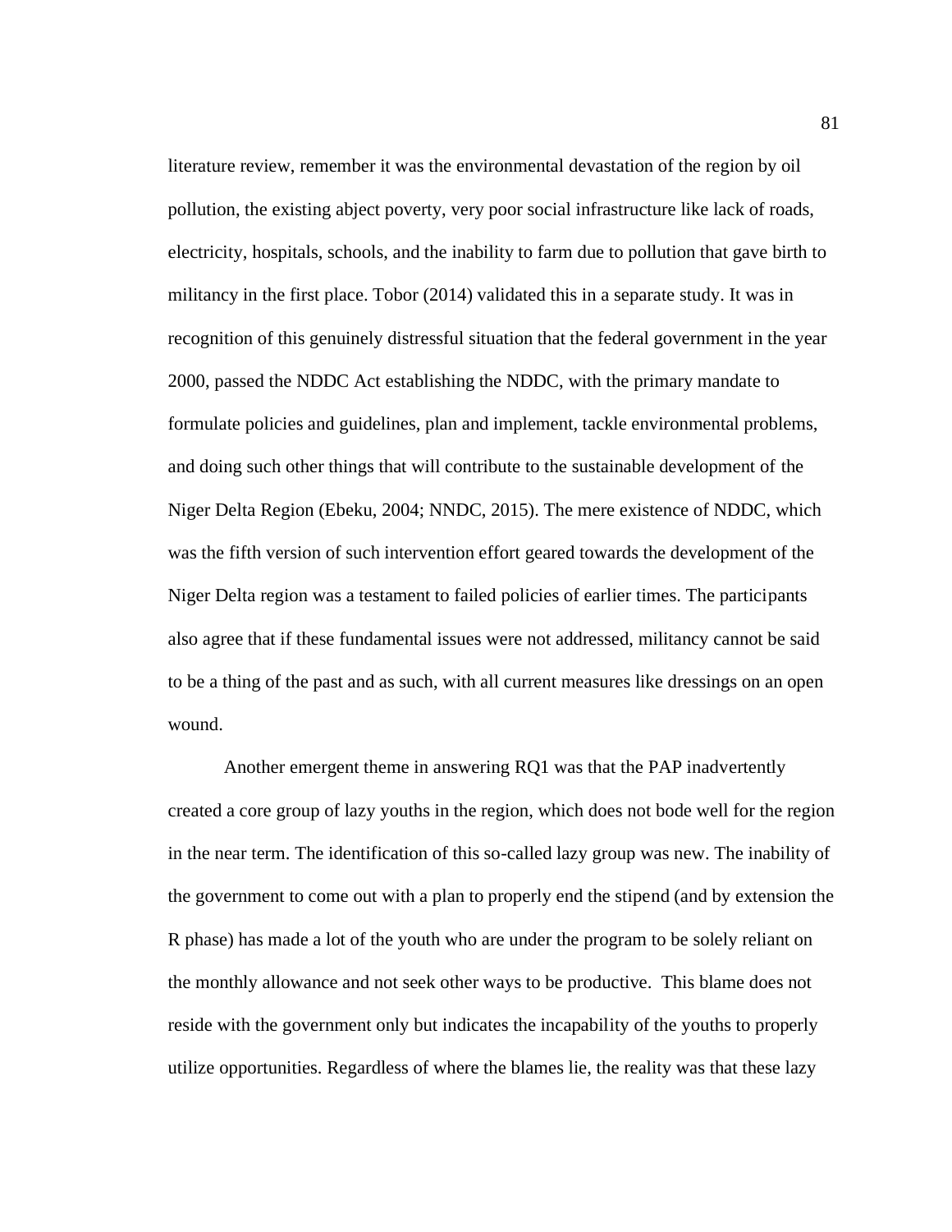literature review, remember it was the environmental devastation of the region by oil pollution, the existing abject poverty, very poor social infrastructure like lack of roads, electricity, hospitals, schools, and the inability to farm due to pollution that gave birth to militancy in the first place. Tobor (2014) validated this in a separate study. It was in recognition of this genuinely distressful situation that the federal government in the year 2000, passed the NDDC Act establishing the NDDC, with the primary mandate to formulate policies and guidelines, plan and implement, tackle environmental problems, and doing such other things that will contribute to the sustainable development of the Niger Delta Region (Ebeku, 2004; NNDC, 2015). The mere existence of NDDC, which was the fifth version of such intervention effort geared towards the development of the Niger Delta region was a testament to failed policies of earlier times. The participants also agree that if these fundamental issues were not addressed, militancy cannot be said to be a thing of the past and as such, with all current measures like dressings on an open wound.

Another emergent theme in answering RQ1 was that the PAP inadvertently created a core group of lazy youths in the region, which does not bode well for the region in the near term. The identification of this so-called lazy group was new. The inability of the government to come out with a plan to properly end the stipend (and by extension the R phase) has made a lot of the youth who are under the program to be solely reliant on the monthly allowance and not seek other ways to be productive. This blame does not reside with the government only but indicates the incapability of the youths to properly utilize opportunities. Regardless of where the blames lie, the reality was that these lazy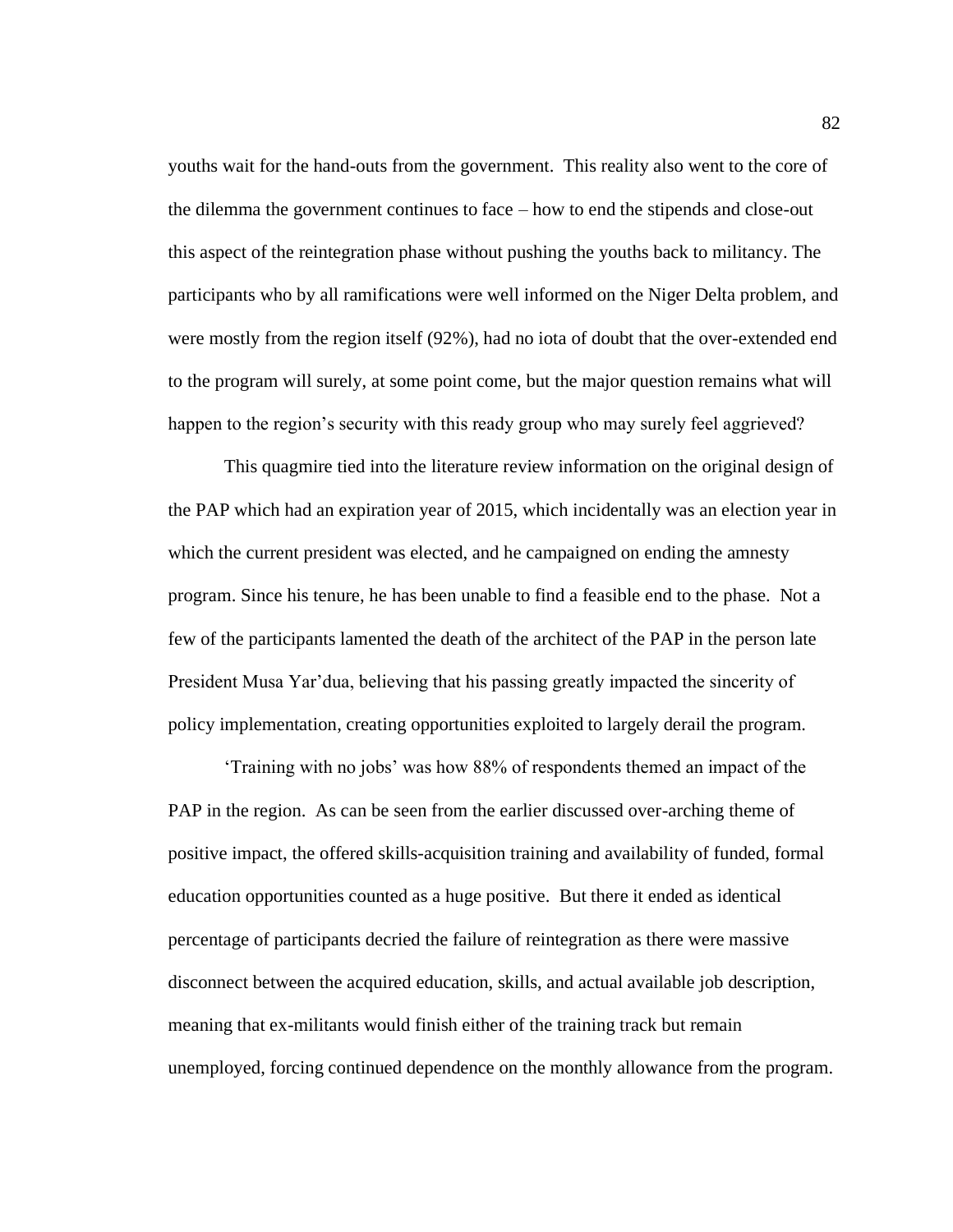youths wait for the hand-outs from the government. This reality also went to the core of the dilemma the government continues to face – how to end the stipends and close-out this aspect of the reintegration phase without pushing the youths back to militancy. The participants who by all ramifications were well informed on the Niger Delta problem, and were mostly from the region itself (92%), had no iota of doubt that the over-extended end to the program will surely, at some point come, but the major question remains what will happen to the region's security with this ready group who may surely feel aggrieved?

This quagmire tied into the literature review information on the original design of the PAP which had an expiration year of 2015, which incidentally was an election year in which the current president was elected, and he campaigned on ending the amnesty program. Since his tenure, he has been unable to find a feasible end to the phase. Not a few of the participants lamented the death of the architect of the PAP in the person late President Musa Yar'dua, believing that his passing greatly impacted the sincerity of policy implementation, creating opportunities exploited to largely derail the program.

'Training with no jobs' was how 88% of respondents themed an impact of the PAP in the region. As can be seen from the earlier discussed over-arching theme of positive impact, the offered skills-acquisition training and availability of funded, formal education opportunities counted as a huge positive. But there it ended as identical percentage of participants decried the failure of reintegration as there were massive disconnect between the acquired education, skills, and actual available job description, meaning that ex-militants would finish either of the training track but remain unemployed, forcing continued dependence on the monthly allowance from the program.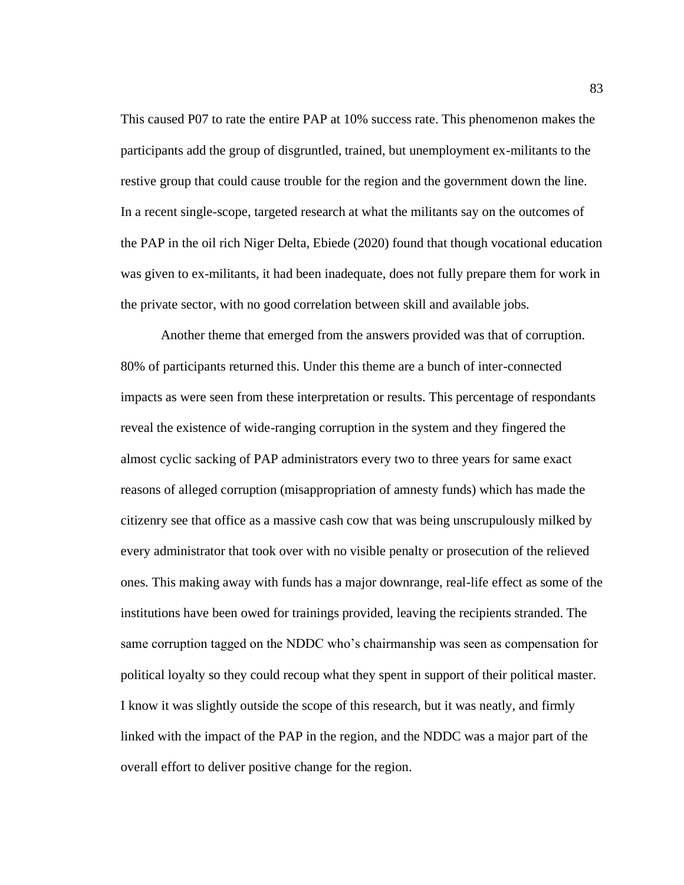This caused P07 to rate the entire PAP at 10% success rate. This phenomenon makes the participants add the group of disgruntled, trained, but unemployment ex-militants to the restive group that could cause trouble for the region and the government down the line. In a recent single-scope, targeted research at what the militants say on the outcomes of the PAP in the oil rich Niger Delta, Ebiede (2020) found that though vocational education was given to ex-militants, it had been inadequate, does not fully prepare them for work in the private sector, with no good correlation between skill and available jobs.

Another theme that emerged from the answers provided was that of corruption. 80% of participants returned this. Under this theme are a bunch of inter-connected impacts as were seen from these interpretation or results. This percentage of respondants reveal the existence of wide-ranging corruption in the system and they fingered the almost cyclic sacking of PAP administrators every two to three years for same exact reasons of alleged corruption (misappropriation of amnesty funds) which has made the citizenry see that office as a massive cash cow that was being unscrupulously milked by every administrator that took over with no visible penalty or prosecution of the relieved ones. This making away with funds has a major downrange, real-life effect as some of the institutions have been owed for trainings provided, leaving the recipients stranded. The same corruption tagged on the NDDC who's chairmanship was seen as compensation for political loyalty so they could recoup what they spent in support of their political master. I know it was slightly outside the scope of this research, but it was neatly, and firmly linked with the impact of the PAP in the region, and the NDDC was a major part of the overall effort to deliver positive change for the region.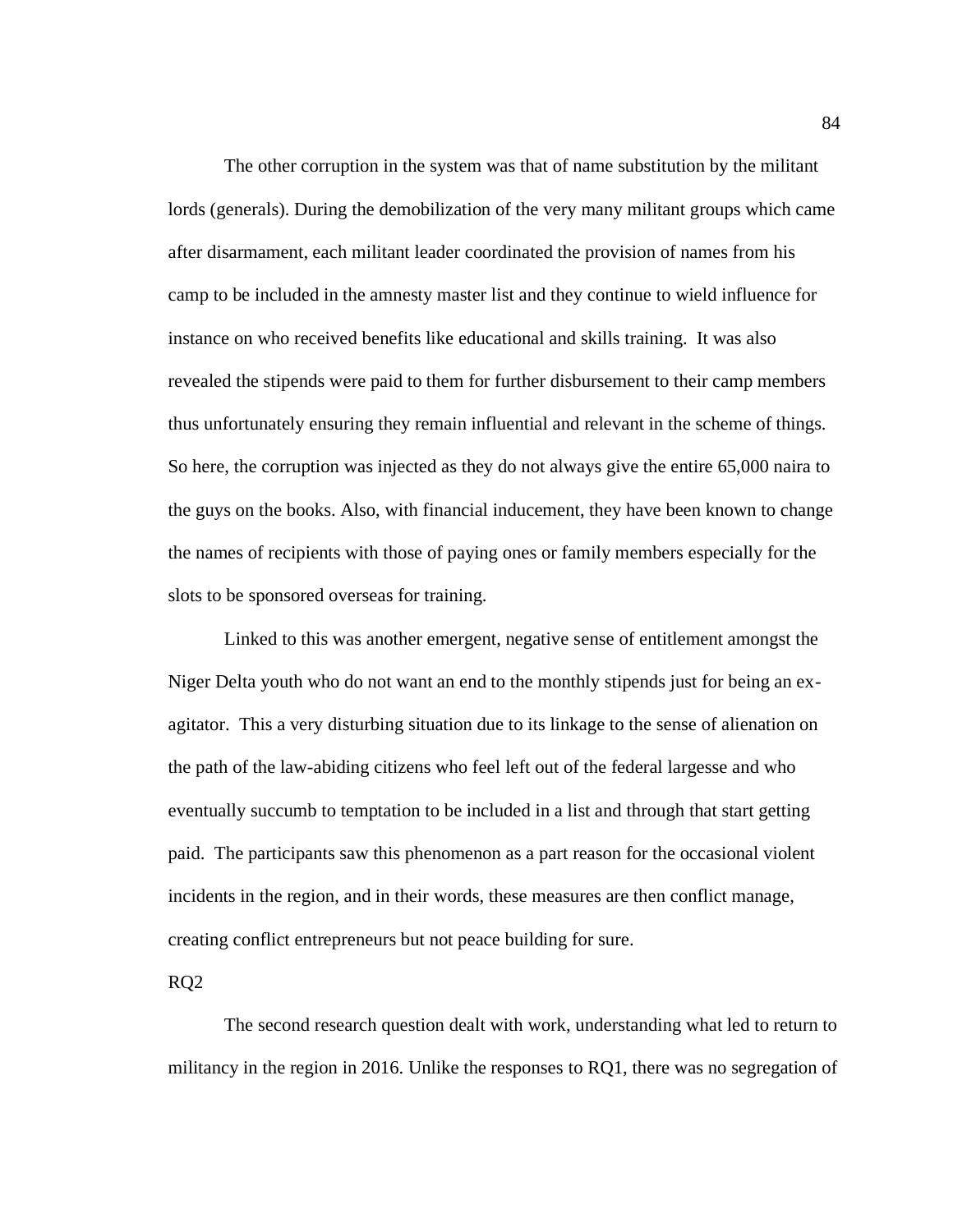The other corruption in the system was that of name substitution by the militant lords (generals). During the demobilization of the very many militant groups which came after disarmament, each militant leader coordinated the provision of names from his camp to be included in the amnesty master list and they continue to wield influence for instance on who received benefits like educational and skills training.  It was also revealed the stipends were paid to them for further disbursement to their camp members thus unfortunately ensuring they remain influential and relevant in the scheme of things. So here, the corruption was injected as they do not always give the entire 65,000 naira to the guys on the books. Also, with financial inducement, they have been known to change the names of recipients with those of paying ones or family members especially for the slots to be sponsored overseas for training.

Linked to this was another emergent, negative sense of entitlement amongst the Niger Delta youth who do not want an end to the monthly stipends just for being an ex-agitator.  This a very disturbing situation due to its linkage to the sense of alienation on the path of the law-abiding citizens who feel left out of the federal largesse and who eventually succumb to temptation to be included in a list and through that start getting paid.  The participants saw this phenomenon as a part reason for the occasional violent incidents in the region, and in their words, these measures are then conflict manage, creating conflict entrepreneurs but not peace building for sure.

RQ2

The second research question dealt with work, understanding what led to return to militancy in the region in 2016. Unlike the responses to RQ1, there was no segregation of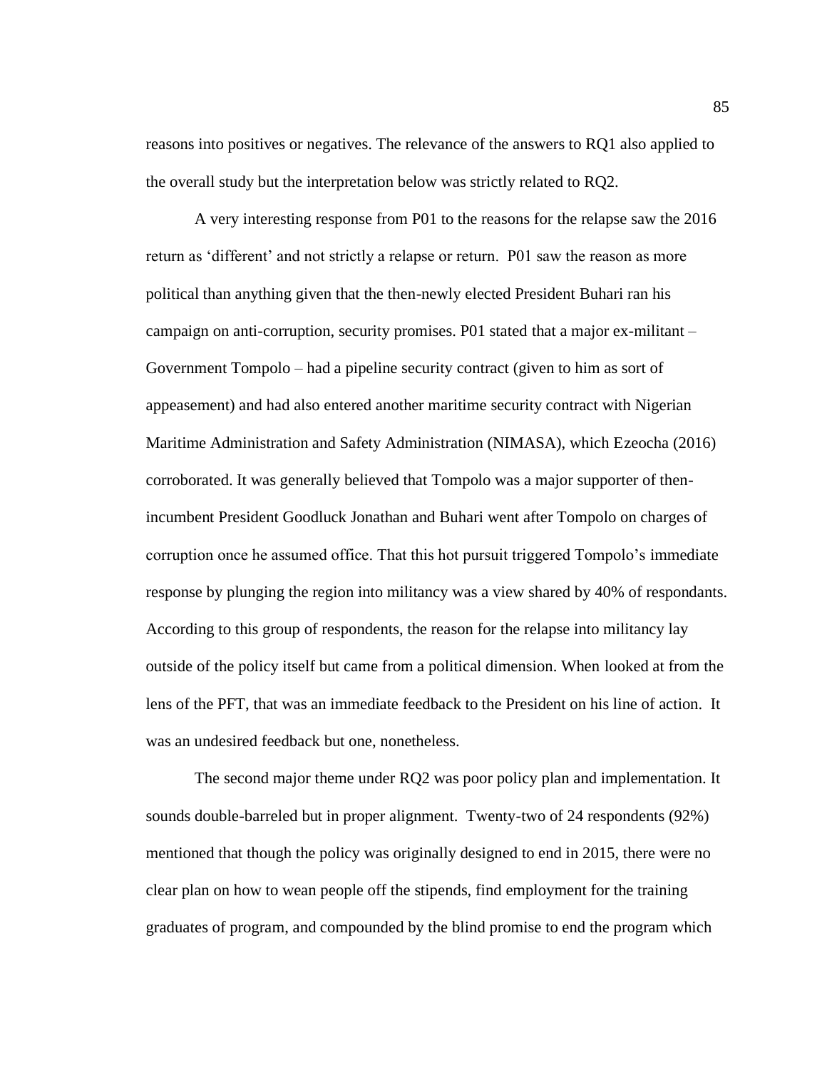reasons into positives or negatives. The relevance of the answers to RQ1 also applied to the overall study but the interpretation below was strictly related to RQ2.

A very interesting response from P01 to the reasons for the relapse saw the 2016 return as 'different' and not strictly a relapse or return. P01 saw the reason as more political than anything given that the then-newly elected President Buhari ran his campaign on anti-corruption, security promises. P01 stated that a major ex-militant – Government Tompolo – had a pipeline security contract (given to him as sort of appeasement) and had also entered another maritime security contract with Nigerian Maritime Administration and Safety Administration (NIMASA), which Ezeocha (2016) corroborated. It was generally believed that Tompolo was a major supporter of then-incumbent President Goodluck Jonathan and Buhari went after Tompolo on charges of corruption once he assumed office. That this hot pursuit triggered Tompolo's immediate response by plunging the region into militancy was a view shared by 40% of respondants. According to this group of respondents, the reason for the relapse into militancy lay outside of the policy itself but came from a political dimension. When looked at from the lens of the PFT, that was an immediate feedback to the President on his line of action. It was an undesired feedback but one, nonetheless.

The second major theme under RQ2 was poor policy plan and implementation. It sounds double-barreled but in proper alignment. Twenty-two of 24 respondents (92%) mentioned that though the policy was originally designed to end in 2015, there were no clear plan on how to wean people off the stipends, find employment for the training graduates of program, and compounded by the blind promise to end the program which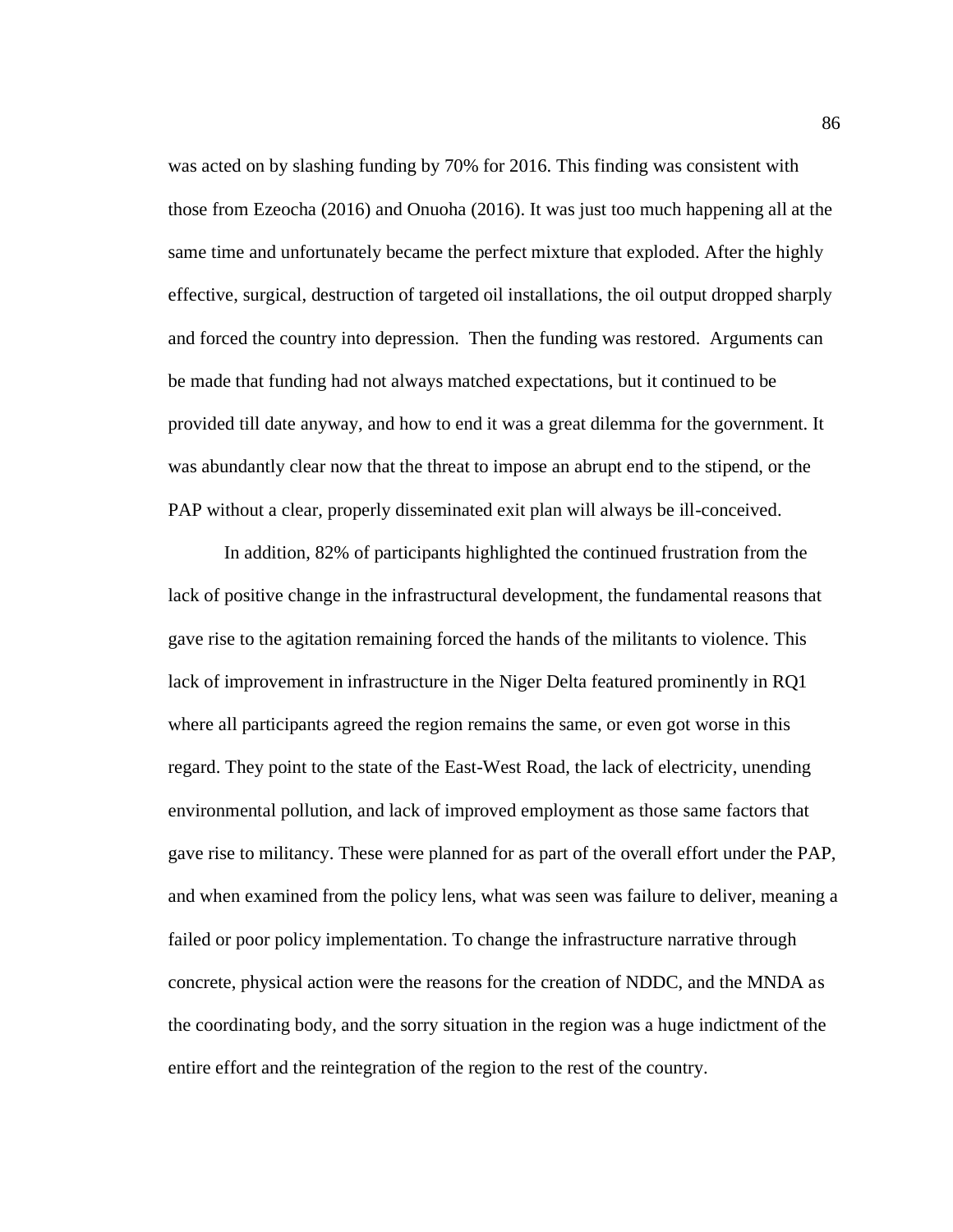was acted on by slashing funding by 70% for 2016. This finding was consistent with those from Ezeocha (2016) and Onuoha (2016). It was just too much happening all at the same time and unfortunately became the perfect mixture that exploded. After the highly effective, surgical, destruction of targeted oil installations, the oil output dropped sharply and forced the country into depression. Then the funding was restored. Arguments can be made that funding had not always matched expectations, but it continued to be provided till date anyway, and how to end it was a great dilemma for the government. It was abundantly clear now that the threat to impose an abrupt end to the stipend, or the PAP without a clear, properly disseminated exit plan will always be ill-conceived.

In addition, 82% of participants highlighted the continued frustration from the lack of positive change in the infrastructural development, the fundamental reasons that gave rise to the agitation remaining forced the hands of the militants to violence. This lack of improvement in infrastructure in the Niger Delta featured prominently in RQ1 where all participants agreed the region remains the same, or even got worse in this regard. They point to the state of the East-West Road, the lack of electricity, unending environmental pollution, and lack of improved employment as those same factors that gave rise to militancy. These were planned for as part of the overall effort under the PAP, and when examined from the policy lens, what was seen was failure to deliver, meaning a failed or poor policy implementation. To change the infrastructure narrative through concrete, physical action were the reasons for the creation of NDDC, and the MNDA as the coordinating body, and the sorry situation in the region was a huge indictment of the entire effort and the reintegration of the region to the rest of the country.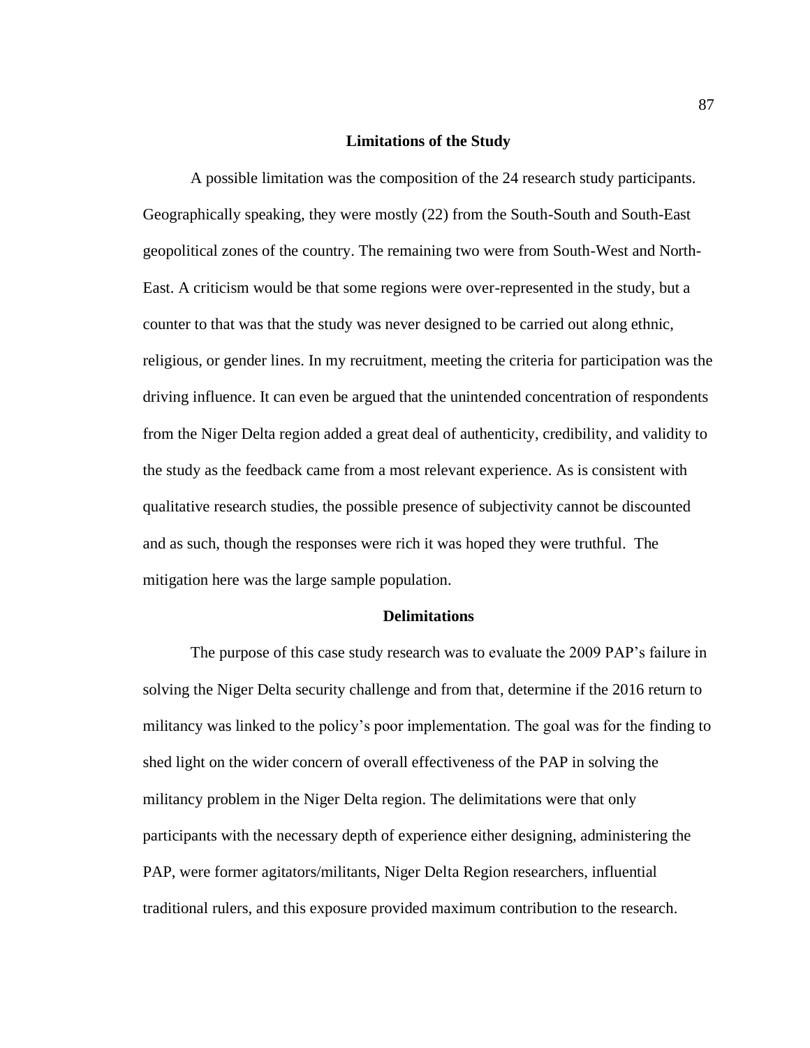## Limitations of the Study

A possible limitation was the composition of the 24 research study participants. Geographically speaking, they were mostly (22) from the South-South and South-East geopolitical zones of the country. The remaining two were from South-West and North-East. A criticism would be that some regions were over-represented in the study, but a counter to that was that the study was never designed to be carried out along ethnic, religious, or gender lines. In my recruitment, meeting the criteria for participation was the driving influence. It can even be argued that the unintended concentration of respondents from the Niger Delta region added a great deal of authenticity, credibility, and validity to the study as the feedback came from a most relevant experience. As is consistent with qualitative research studies, the possible presence of subjectivity cannot be discounted and as such, though the responses were rich it was hoped they were truthful. The mitigation here was the large sample population.

## Delimitations

The purpose of this case study research was to evaluate the 2009 PAP's failure in solving the Niger Delta security challenge and from that, determine if the 2016 return to militancy was linked to the policy's poor implementation. The goal was for the finding to shed light on the wider concern of overall effectiveness of the PAP in solving the militancy problem in the Niger Delta region. The delimitations were that only participants with the necessary depth of experience either designing, administering the PAP, were former agitators/militants, Niger Delta Region researchers, influential traditional rulers, and this exposure provided maximum contribution to the research.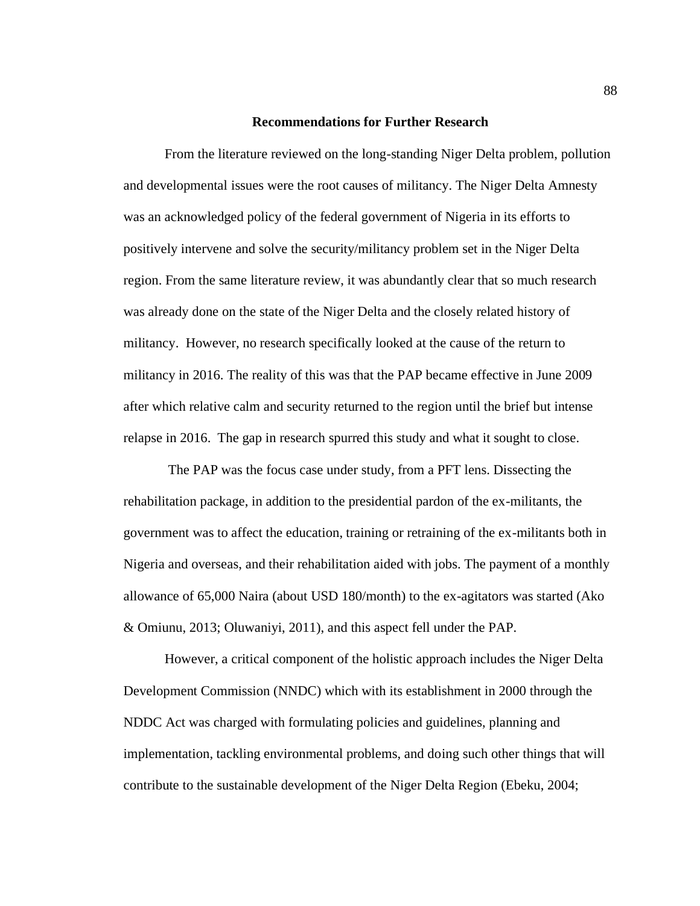## Recommendations for Further Research

From the literature reviewed on the long-standing Niger Delta problem, pollution and developmental issues were the root causes of militancy. The Niger Delta Amnesty was an acknowledged policy of the federal government of Nigeria in its efforts to positively intervene and solve the security/militancy problem set in the Niger Delta region. From the same literature review, it was abundantly clear that so much research was already done on the state of the Niger Delta and the closely related history of militancy. However, no research specifically looked at the cause of the return to militancy in 2016. The reality of this was that the PAP became effective in June 2009 after which relative calm and security returned to the region until the brief but intense relapse in 2016. The gap in research spurred this study and what it sought to close.

The PAP was the focus case under study, from a PFT lens. Dissecting the rehabilitation package, in addition to the presidential pardon of the ex-militants, the government was to affect the education, training or retraining of the ex-militants both in Nigeria and overseas, and their rehabilitation aided with jobs. The payment of a monthly allowance of 65,000 Naira (about USD 180/month) to the ex-agitators was started (Ako & Omiunu, 2013; Oluwaniyi, 2011), and this aspect fell under the PAP.

However, a critical component of the holistic approach includes the Niger Delta Development Commission (NNDC) which with its establishment in 2000 through the NDDC Act was charged with formulating policies and guidelines, planning and implementation, tackling environmental problems, and doing such other things that will contribute to the sustainable development of the Niger Delta Region (Ebeku, 2004;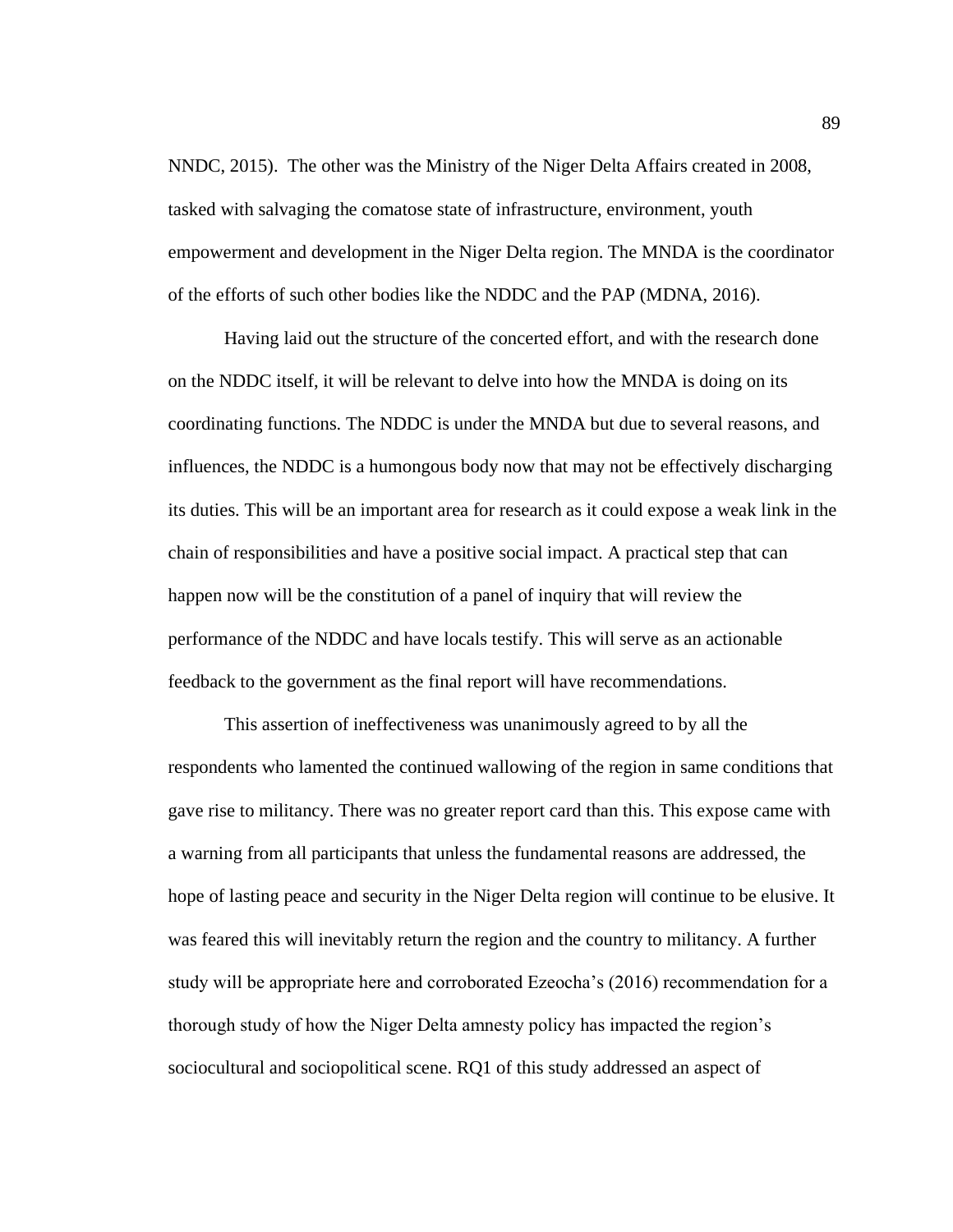NNDC, 2015). The other was the Ministry of the Niger Delta Affairs created in 2008, tasked with salvaging the comatose state of infrastructure, environment, youth empowerment and development in the Niger Delta region. The MNDA is the coordinator of the efforts of such other bodies like the NDDC and the PAP (MDNA, 2016).

Having laid out the structure of the concerted effort, and with the research done on the NDDC itself, it will be relevant to delve into how the MNDA is doing on its coordinating functions. The NDDC is under the MNDA but due to several reasons, and influences, the NDDC is a humongous body now that may not be effectively discharging its duties. This will be an important area for research as it could expose a weak link in the chain of responsibilities and have a positive social impact. A practical step that can happen now will be the constitution of a panel of inquiry that will review the performance of the NDDC and have locals testify. This will serve as an actionable feedback to the government as the final report will have recommendations.

This assertion of ineffectiveness was unanimously agreed to by all the respondents who lamented the continued wallowing of the region in same conditions that gave rise to militancy. There was no greater report card than this. This expose came with a warning from all participants that unless the fundamental reasons are addressed, the hope of lasting peace and security in the Niger Delta region will continue to be elusive. It was feared this will inevitably return the region and the country to militancy. A further study will be appropriate here and corroborated Ezeocha's (2016) recommendation for a thorough study of how the Niger Delta amnesty policy has impacted the region's sociocultural and sociopolitical scene. RQ1 of this study addressed an aspect of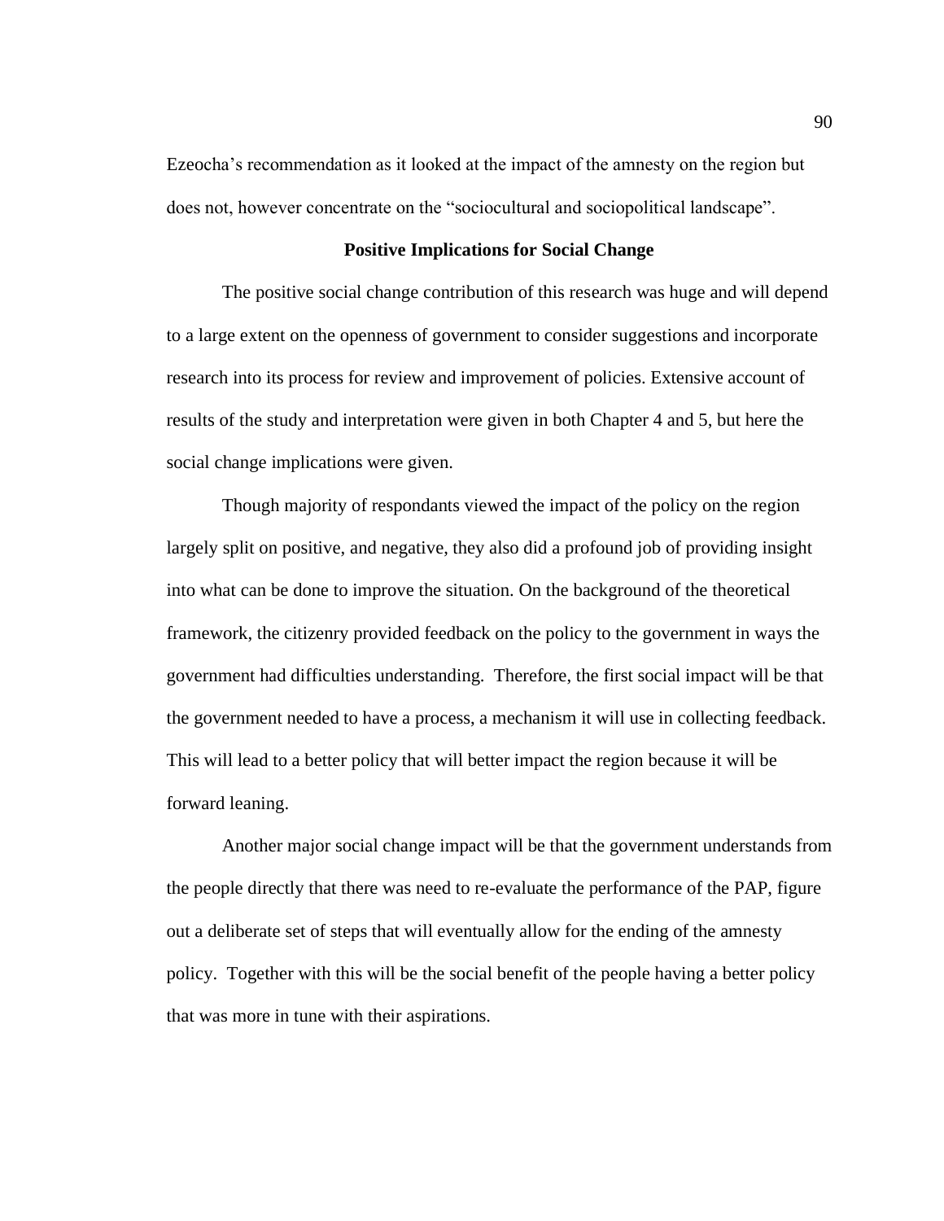Ezeocha's recommendation as it looked at the impact of the amnesty on the region but does not, however concentrate on the "sociocultural and sociopolitical landscape".

## Positive Implications for Social Change

The positive social change contribution of this research was huge and will depend to a large extent on the openness of government to consider suggestions and incorporate research into its process for review and improvement of policies. Extensive account of results of the study and interpretation were given in both Chapter 4 and 5, but here the social change implications were given.

Though majority of respondants viewed the impact of the policy on the region largely split on positive, and negative, they also did a profound job of providing insight into what can be done to improve the situation. On the background of the theoretical framework, the citizenry provided feedback on the policy to the government in ways the government had difficulties understanding. Therefore, the first social impact will be that the government needed to have a process, a mechanism it will use in collecting feedback. This will lead to a better policy that will better impact the region because it will be forward leaning.

Another major social change impact will be that the government understands from the people directly that there was need to re-evaluate the performance of the PAP, figure out a deliberate set of steps that will eventually allow for the ending of the amnesty policy. Together with this will be the social benefit of the people having a better policy that was more in tune with their aspirations.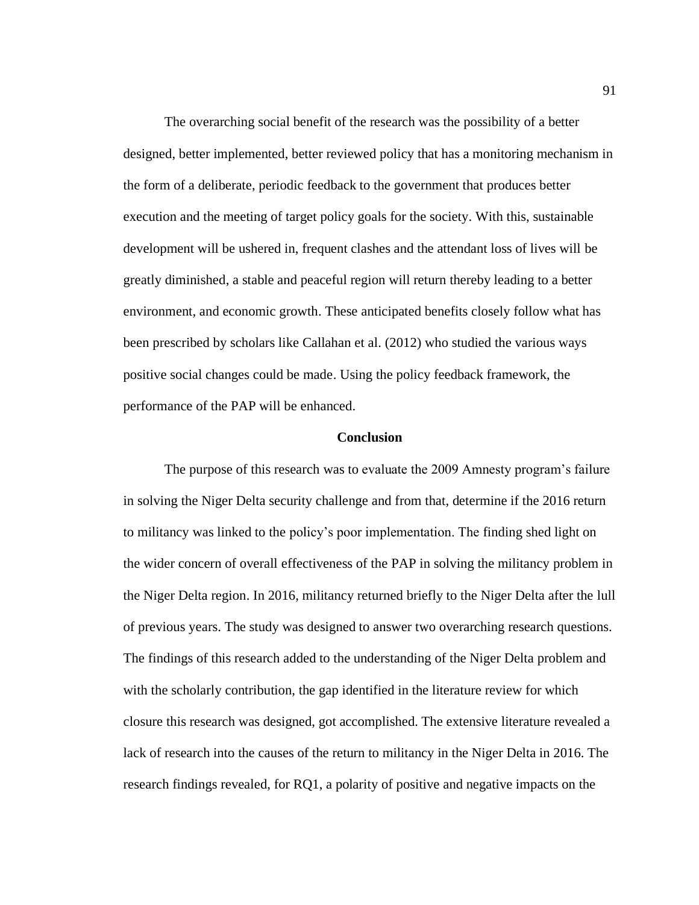The overarching social benefit of the research was the possibility of a better designed, better implemented, better reviewed policy that has a monitoring mechanism in the form of a deliberate, periodic feedback to the government that produces better execution and the meeting of target policy goals for the society. With this, sustainable development will be ushered in, frequent clashes and the attendant loss of lives will be greatly diminished, a stable and peaceful region will return thereby leading to a better environment, and economic growth. These anticipated benefits closely follow what has been prescribed by scholars like Callahan et al. (2012) who studied the various ways positive social changes could be made. Using the policy feedback framework, the performance of the PAP will be enhanced.

## Conclusion

The purpose of this research was to evaluate the 2009 Amnesty program's failure in solving the Niger Delta security challenge and from that, determine if the 2016 return to militancy was linked to the policy's poor implementation. The finding shed light on the wider concern of overall effectiveness of the PAP in solving the militancy problem in the Niger Delta region. In 2016, militancy returned briefly to the Niger Delta after the lull of previous years. The study was designed to answer two overarching research questions. The findings of this research added to the understanding of the Niger Delta problem and with the scholarly contribution, the gap identified in the literature review for which closure this research was designed, got accomplished. The extensive literature revealed a lack of research into the causes of the return to militancy in the Niger Delta in 2016. The research findings revealed, for RQ1, a polarity of positive and negative impacts on the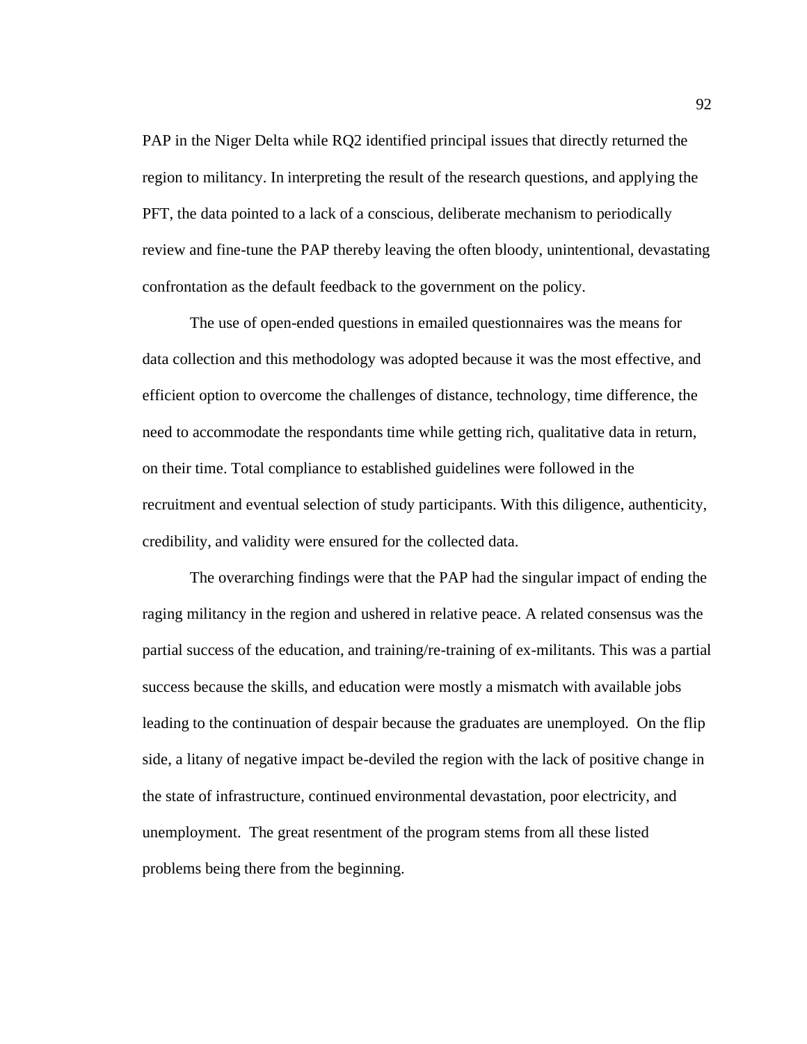PAP in the Niger Delta while RQ2 identified principal issues that directly returned the region to militancy. In interpreting the result of the research questions, and applying the PFT, the data pointed to a lack of a conscious, deliberate mechanism to periodically review and fine-tune the PAP thereby leaving the often bloody, unintentional, devastating confrontation as the default feedback to the government on the policy.

The use of open-ended questions in emailed questionnaires was the means for data collection and this methodology was adopted because it was the most effective, and efficient option to overcome the challenges of distance, technology, time difference, the need to accommodate the respondants time while getting rich, qualitative data in return, on their time. Total compliance to established guidelines were followed in the recruitment and eventual selection of study participants. With this diligence, authenticity, credibility, and validity were ensured for the collected data.

The overarching findings were that the PAP had the singular impact of ending the raging militancy in the region and ushered in relative peace. A related consensus was the partial success of the education, and training/re-training of ex-militants. This was a partial success because the skills, and education were mostly a mismatch with available jobs leading to the continuation of despair because the graduates are unemployed. On the flip side, a litany of negative impact be-deviled the region with the lack of positive change in the state of infrastructure, continued environmental devastation, poor electricity, and unemployment. The great resentment of the program stems from all these listed problems being there from the beginning.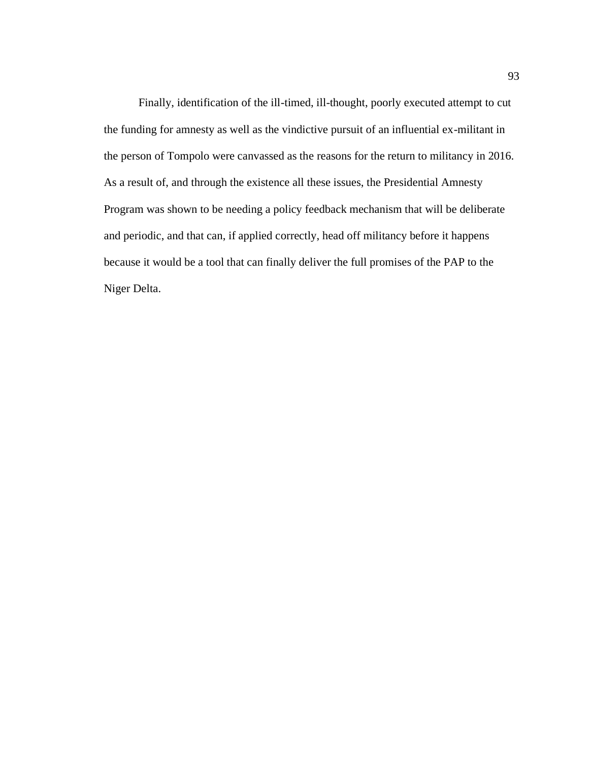Finally, identification of the ill-timed, ill-thought, poorly executed attempt to cut the funding for amnesty as well as the vindictive pursuit of an influential ex-militant in the person of Tompolo were canvassed as the reasons for the return to militancy in 2016. As a result of, and through the existence all these issues, the Presidential Amnesty Program was shown to be needing a policy feedback mechanism that will be deliberate and periodic, and that can, if applied correctly, head off militancy before it happens because it would be a tool that can finally deliver the full promises of the PAP to the Niger Delta.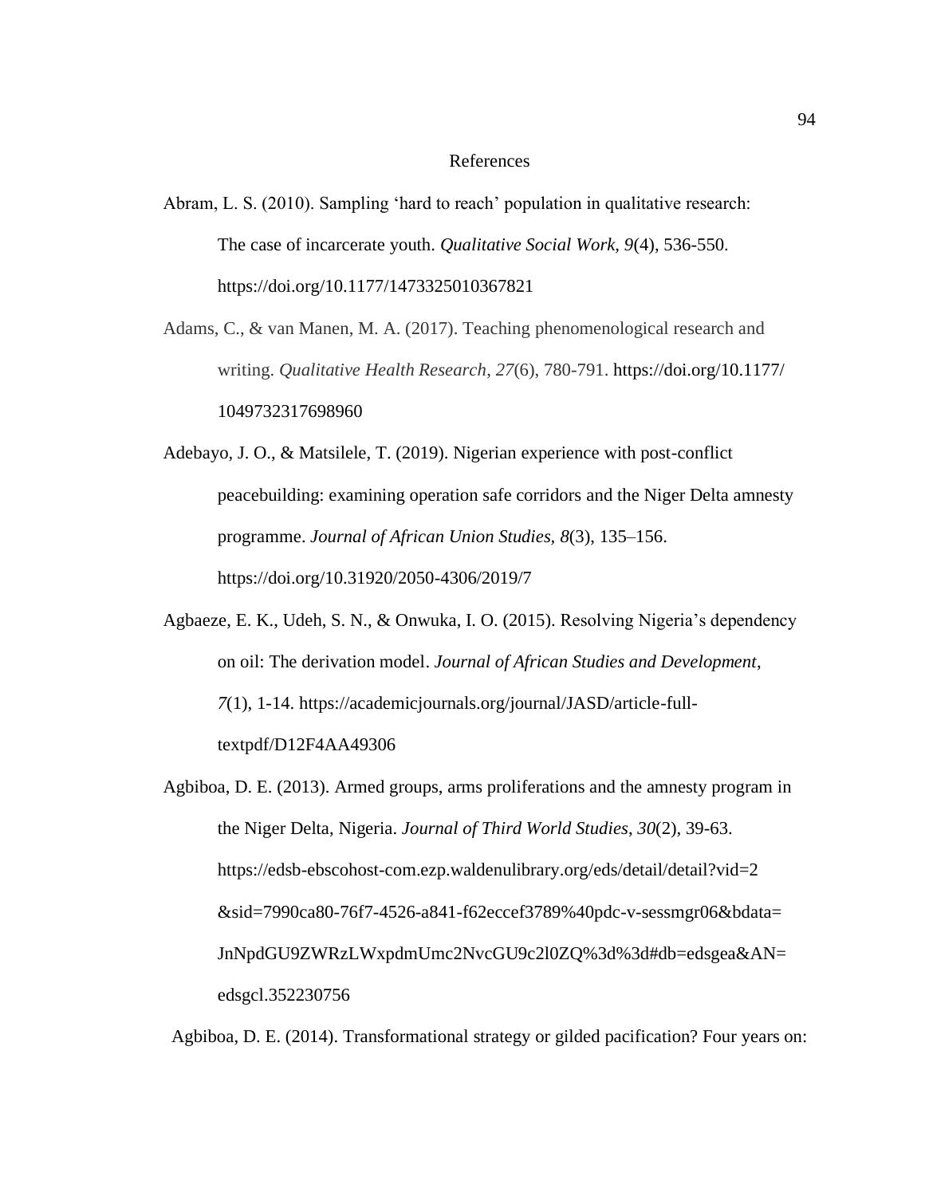# References

Abram, L. S. (2010). Sampling 'hard to reach' population in qualitative research: The case of incarcerate youth. *Qualitative Social Work, 9*(4), 536-550. https://doi.org/10.1177/1473325010367821

Adams, C., & van Manen, M. A. (2017). Teaching phenomenological research and writing. *Qualitative Health Research*, *27*(6), 780-791. https://doi.org/10.1177/1049732317698960

Adebayo, J. O., & Matsilele, T. (2019). Nigerian experience with post-conflict peacebuilding: examining operation safe corridors and the Niger Delta amnesty programme. *Journal of African Union Studies*, *8*(3), 135–156. https://doi.org/10.31920/2050-4306/2019/7

Agbaeze, E. K., Udeh, S. N., & Onwuka, I. O. (2015). Resolving Nigeria's dependency on oil: The derivation model. *Journal of African Studies and Development*, *7*(1), 1-14. https://academicjournals.org/journal/JASD/article-full-textpdf/D12F4AA49306

Agbiboa, D. E. (2013). Armed groups, arms proliferations and the amnesty program in the Niger Delta, Nigeria. *Journal of Third World Studies*, *30*(2), 39-63. https://edsb-ebscohost-com.ezp.waldenulibrary.org/eds/detail/detail?vid=2&sid=7990ca80-76f7-4526-a841-f62eccef3789%40pdc-v-sessmgr06&bdata=JnNpdGU9ZWRzLWxpdmUmc2NvcGU9c2l0ZQ%3d%3d#db=edsgea&AN=edsgcl.352230756

Agbiboa, D. E. (2014). Transformational strategy or gilded pacification? Four years on: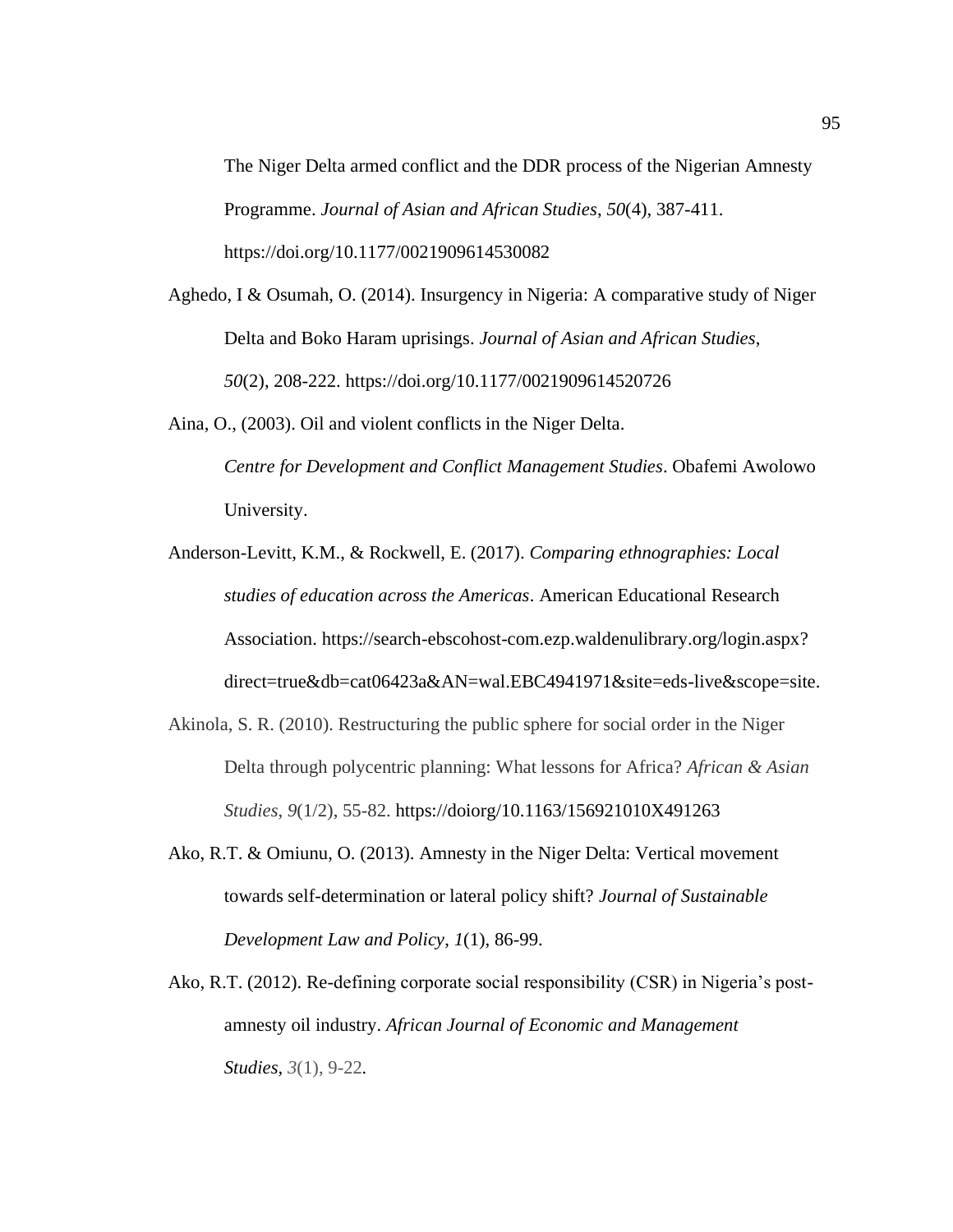The Niger Delta armed conflict and the DDR process of the Nigerian Amnesty Programme. *Journal of Asian and African Studies*, *50*(4), 387-411. https://doi.org/10.1177/0021909614530082

Aghedo, I & Osumah, O. (2014). Insurgency in Nigeria: A comparative study of Niger Delta and Boko Haram uprisings. *Journal of Asian and African Studies*, *50*(2), 208-222. https://doi.org/10.1177/0021909614520726

Aina, O., (2003). Oil and violent conflicts in the Niger Delta. *Centre for Development and Conflict Management Studies*. Obafemi Awolowo University.

Anderson-Levitt, K.M., & Rockwell, E. (2017). *Comparing ethnographies: Local studies of education across the Americas*. American Educational Research Association. https://search-ebscohost-com.ezp.waldenulibrary.org/login.aspx?direct=true&db=cat06423a&AN=wal.EBC4941971&site=eds-live&scope=site.

Akinola, S. R. (2010). Restructuring the public sphere for social order in the Niger Delta through polycentric planning: What lessons for Africa? *African & Asian Studies*, *9*(1/2), 55-82. https://doiorg/10.1163/156921010X491263

Ako, R.T. & Omiunu, O. (2013). Amnesty in the Niger Delta: Vertical movement towards self-determination or lateral policy shift? *Journal of Sustainable Development Law and Policy*, *1*(1), 86-99.

Ako, R.T. (2012). Re-defining corporate social responsibility (CSR) in Nigeria's post-amnesty oil industry. *African Journal of Economic and Management Studies*, *3*(1), 9-22.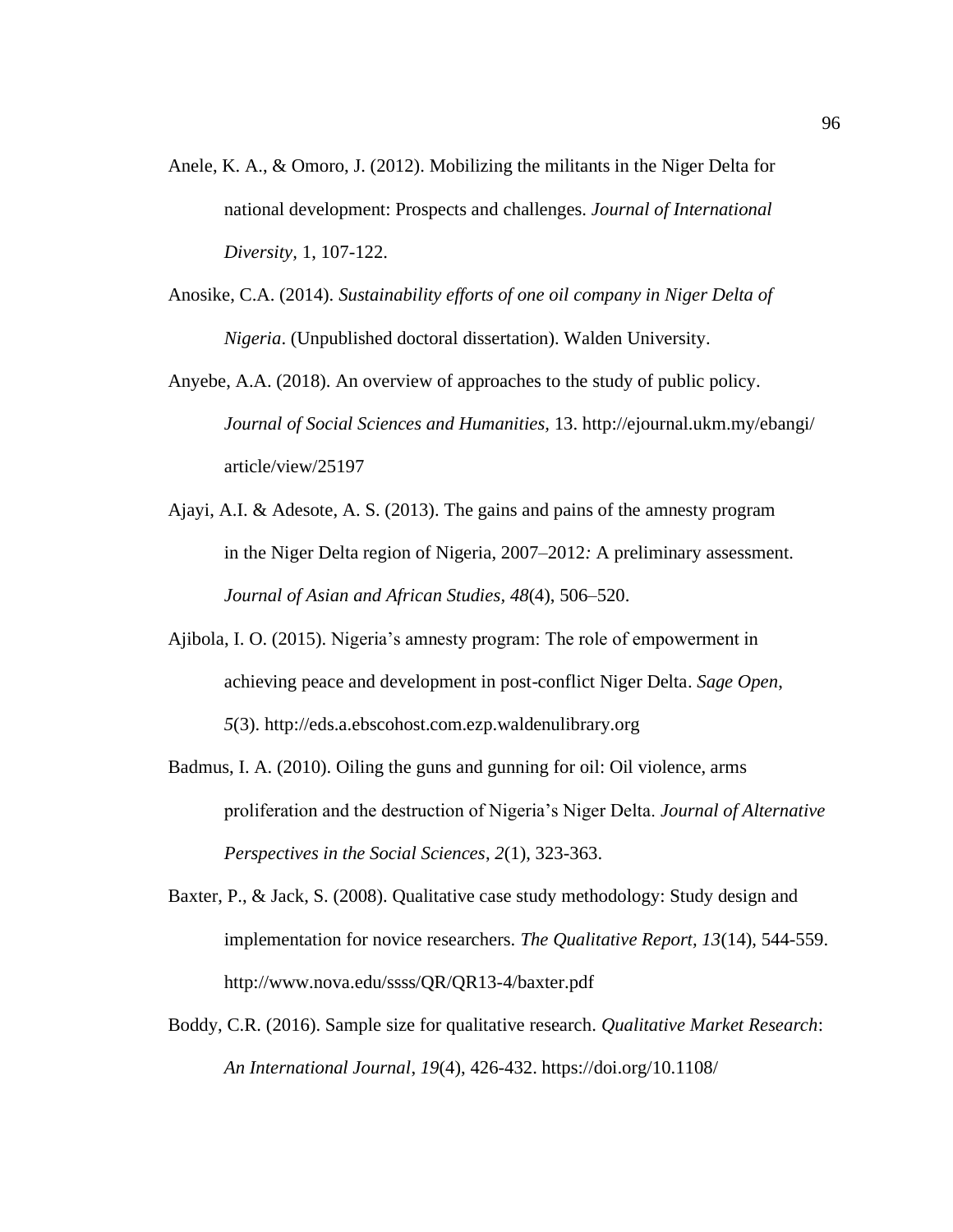Anele, K. A., & Omoro, J. (2012). Mobilizing the militants in the Niger Delta for national development: Prospects and challenges. *Journal of International Diversity*, 1, 107-122.

Anosike, C.A. (2014). *Sustainability efforts of one oil company in Niger Delta of Nigeria*. (Unpublished doctoral dissertation). Walden University.

Anyebe, A.A. (2018). An overview of approaches to the study of public policy. *Journal of Social Sciences and Humanities,* 13. http://ejournal.ukm.my/ebangi/article/view/25197

Ajayi, A.I. & Adesote, A. S. (2013). The gains and pains of the amnesty program in the Niger Delta region of Nigeria, 2007–2012*:* A preliminary assessment. *Journal of Asian and African Studies, 48*(4), 506–520.

Ajibola, I. O. (2015). Nigeria's amnesty program: The role of empowerment in achieving peace and development in post-conflict Niger Delta. *Sage Open*, *5*(3). http://eds.a.ebscohost.com.ezp.waldenulibrary.org

Badmus, I. A. (2010). Oiling the guns and gunning for oil: Oil violence, arms proliferation and the destruction of Nigeria's Niger Delta. *Journal of Alternative Perspectives in the Social Sciences*, *2*(1), 323-363.

Baxter, P., & Jack, S. (2008). Qualitative case study methodology: Study design and implementation for novice researchers. *The Qualitative Report, 13*(14), 544-559. http://www.nova.edu/ssss/QR/QR13-4/baxter.pdf

Boddy, C.R. (2016). Sample size for qualitative research. *Qualitative Market Research*: *An International Journal*, *19*(4), 426-432. https://doi.org/10.1108/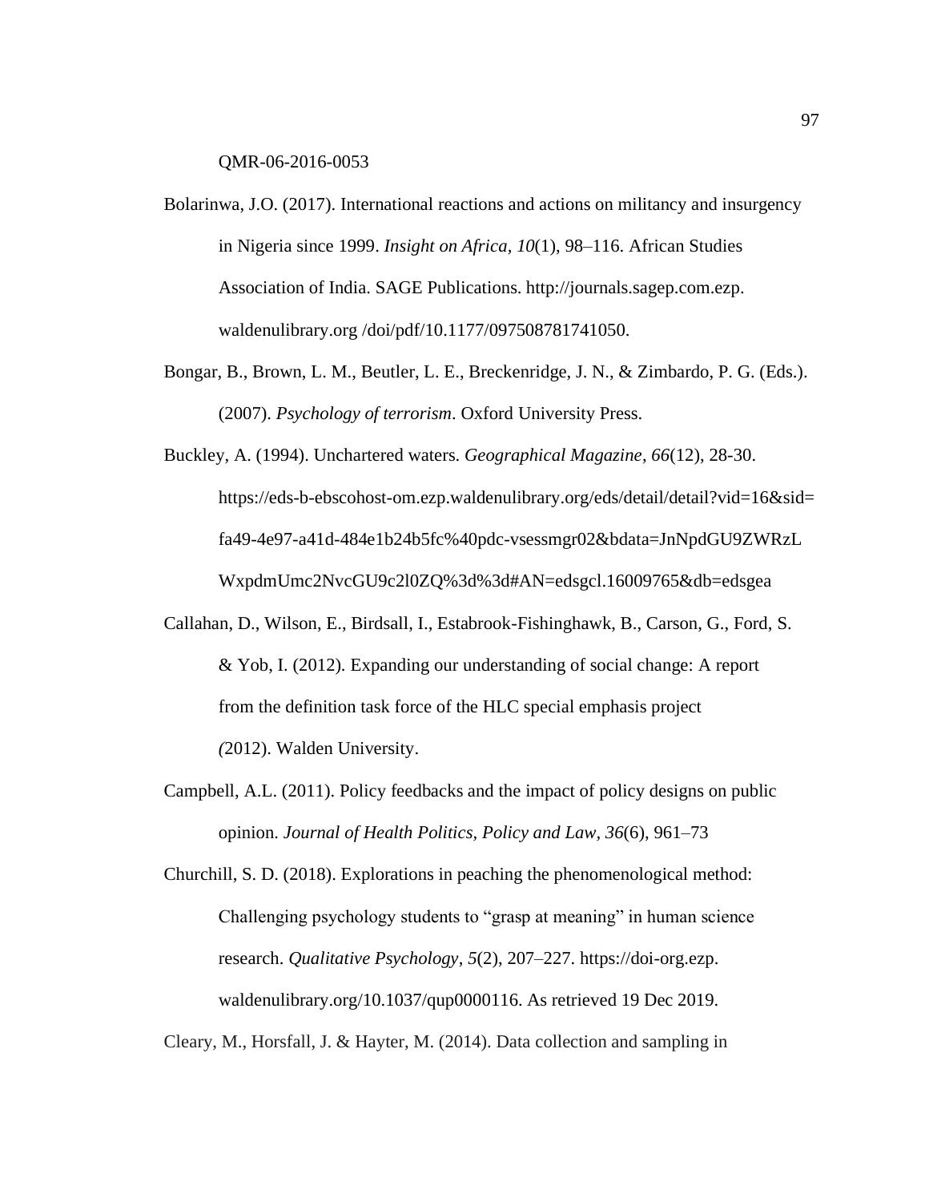QMR-06-2016-0053

Bolarinwa, J.O. (2017). International reactions and actions on militancy and insurgency in Nigeria since 1999. *Insight on Africa, 10*(1), 98–116. African Studies Association of India. SAGE Publications. http://journals.sagep.com.ezp. waldenulibrary.org /doi/pdf/10.1177/097508781741050.

Bongar, B., Brown, L. M., Beutler, L. E., Breckenridge, J. N., & Zimbardo, P. G. (Eds.). (2007). *Psychology of terrorism*. Oxford University Press.

Buckley, A. (1994). Unchartered waters. *Geographical Magazine*, *66*(12), 28-30. https://eds-b-ebscohost-om.ezp.waldenulibrary.org/eds/detail/detail?vid=16&sid=fa49-4e97-a41d-484e1b24b5fc%40pdc-vsessmgr02&bdata=JnNpdGU9ZWRzLWxpdmUmc2NvcGU9c2l0ZQ%3d%3d#AN=edsgcl.16009765&db=edsgea

Callahan, D., Wilson, E., Birdsall, I., Estabrook-Fishinghawk, B., Carson, G., Ford, S. & Yob, I. (2012). Expanding our understanding of social change: A report from the definition task force of the HLC special emphasis project *(*2012). Walden University.

Campbell, A.L. (2011). Policy feedbacks and the impact of policy designs on public opinion. *Journal of Health Politics, Policy and Law*, *36*(6), 961–73

Churchill, S. D. (2018). Explorations in peaching the phenomenological method: Challenging psychology students to "grasp at meaning" in human science research. *Qualitative Psychology*, *5*(2), 207–227. https://doi-org.ezp. waldenulibrary.org/10.1037/qup0000116. As retrieved 19 Dec 2019.

Cleary, M., Horsfall, J. & Hayter, M. (2014). Data collection and sampling in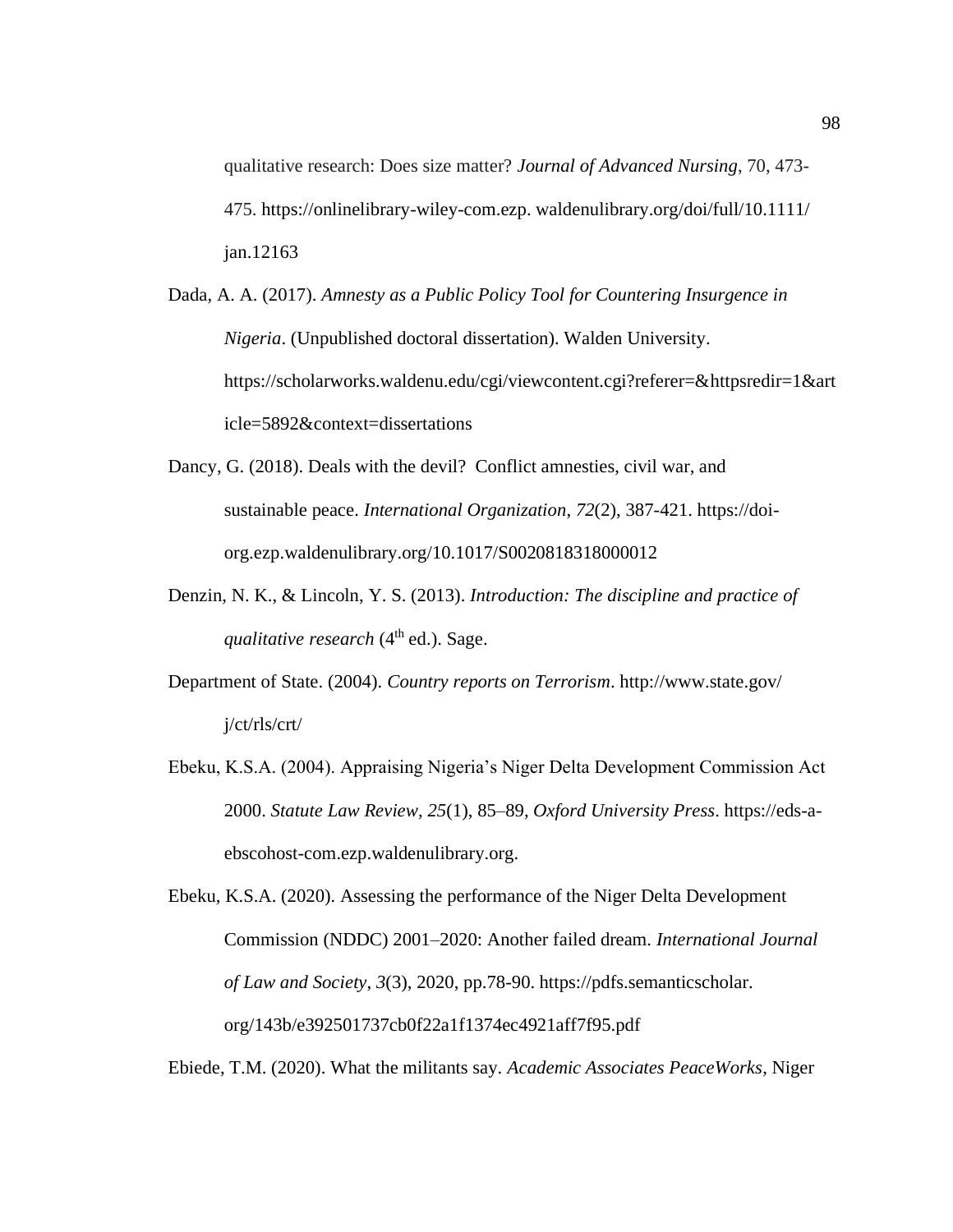qualitative research: Does size matter? *Journal of Advanced Nursing*, 70, 473-475. https://onlinelibrary-wiley-com.ezp. waldenulibrary.org/doi/full/10.1111/jan.12163

Dada, A. A. (2017). *Amnesty as a Public Policy Tool for Countering Insurgence in Nigeria*. (Unpublished doctoral dissertation). Walden University. https://scholarworks.waldenu.edu/cgi/viewcontent.cgi?referer=&httpsredir=1&article=5892&context=dissertations

Dancy, G. (2018). Deals with the devil? Conflict amnesties, civil war, and sustainable peace. *International Organization*, *72*(2), 387-421. https://doi-org.ezp.waldenulibrary.org/10.1017/S0020818318000012

Denzin, N. K., & Lincoln, Y. S. (2013). *Introduction: The discipline and practice of qualitative research* (4th ed.). Sage.

Department of State. (2004). *Country reports on Terrorism*. http://www.state.gov/j/ct/rls/crt/

Ebeku, K.S.A. (2004). Appraising Nigeria's Niger Delta Development Commission Act 2000. *Statute Law Review, 25*(1), 85–89, *Oxford University Press*. https://eds-a-ebscohost-com.ezp.waldenulibrary.org.

Ebeku, K.S.A. (2020). Assessing the performance of the Niger Delta Development Commission (NDDC) 2001–2020: Another failed dream. *International Journal of Law and Society*, *3*(3), 2020, pp.78-90. https://pdfs.semanticscholar.org/143b/e392501737cb0f22a1f1374ec4921aff7f95.pdf

Ebiede, T.M. (2020). What the militants say. *Academic Associates PeaceWorks*, Niger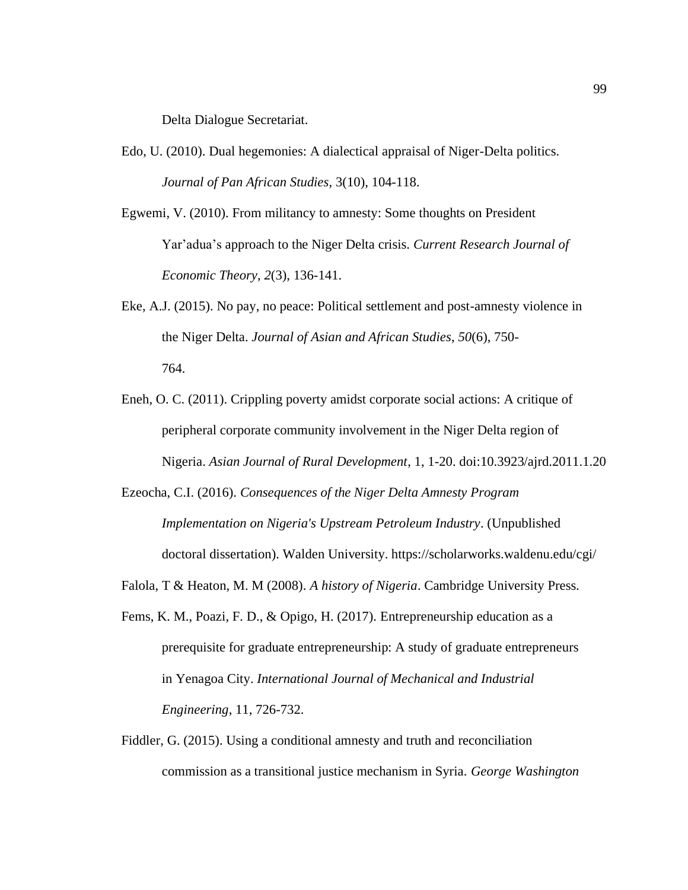Delta Dialogue Secretariat.

Edo, U. (2010). Dual hegemonies: A dialectical appraisal of Niger-Delta politics. *Journal of Pan African Studies*, 3(10), 104-118.

Egwemi, V. (2010). From militancy to amnesty: Some thoughts on President Yar'adua's approach to the Niger Delta crisis. *Current Research Journal of Economic Theory*, *2*(3), 136-141.

Eke, A.J. (2015). No pay, no peace: Political settlement and post-amnesty violence in the Niger Delta. *Journal of Asian and African Studies*, *50*(6), 750-764.

Eneh, O. C. (2011). Crippling poverty amidst corporate social actions: A critique of peripheral corporate community involvement in the Niger Delta region of Nigeria. *Asian Journal of Rural Development*, 1, 1-20. doi:10.3923/ajrd.2011.1.20

Ezeocha, C.I. (2016). *Consequences of the Niger Delta Amnesty Program Implementation on Nigeria's Upstream Petroleum Industry*. (Unpublished doctoral dissertation). Walden University. https://scholarworks.waldenu.edu/cgi/

Falola, T & Heaton, M. M (2008). *A history of Nigeria*. Cambridge University Press.

Fems, K. M., Poazi, F. D., & Opigo, H. (2017). Entrepreneurship education as a prerequisite for graduate entrepreneurship: A study of graduate entrepreneurs in Yenagoa City. *International Journal of Mechanical and Industrial Engineering*, 11, 726-732.

Fiddler, G. (2015). Using a conditional amnesty and truth and reconciliation commission as a transitional justice mechanism in Syria. *George Washington*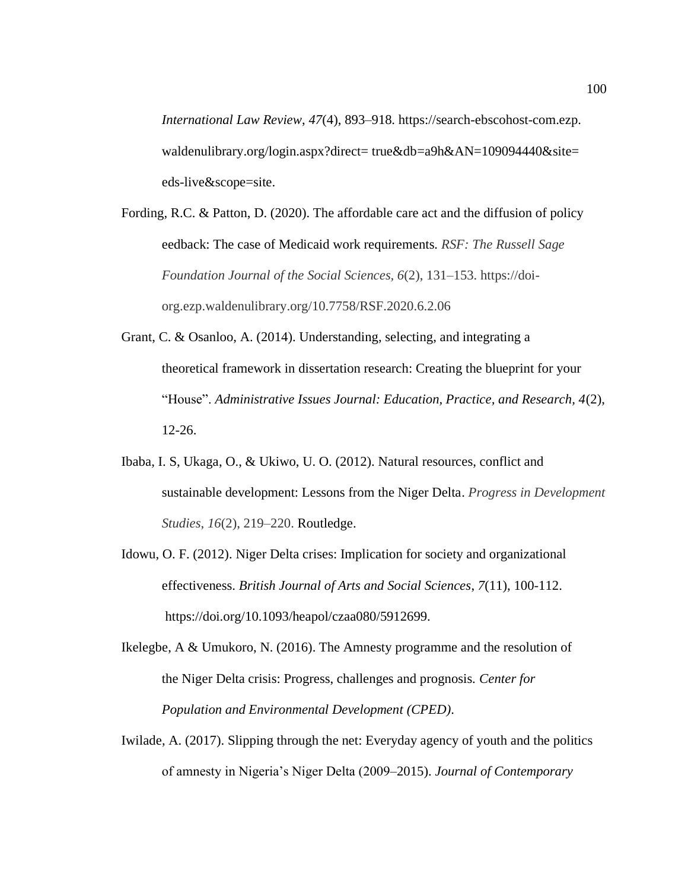*International Law Review*, *47*(4), 893–918. https://search-ebscohost-com.ezp. waldenulibrary.org/login.aspx?direct= true&db=a9h&AN=109094440&site= eds-live&scope=site.

Fording, R.C. & Patton, D. (2020). The affordable care act and the diffusion of policy eedback: The case of Medicaid work requirements. *RSF: The Russell Sage Foundation Journal of the Social Sciences*, *6*(2), 131–153. https://doi-org.ezp.waldenulibrary.org/10.7758/RSF.2020.6.2.06

Grant, C. & Osanloo, A. (2014). Understanding, selecting, and integrating a theoretical framework in dissertation research: Creating the blueprint for your "House". *Administrative Issues Journal: Education, Practice, and Research*, *4*(2), 12-26.

Ibaba, I. S, Ukaga, O., & Ukiwo, U. O. (2012). Natural resources, conflict and sustainable development: Lessons from the Niger Delta. *Progress in Development Studies*, *16*(2), 219–220. Routledge.

Idowu, O. F. (2012). Niger Delta crises: Implication for society and organizational effectiveness. *British Journal of Arts and Social Sciences*, *7*(11), 100-112. https://doi.org/10.1093/heapol/czaa080/5912699.

Ikelegbe, A & Umukoro, N. (2016). The Amnesty programme and the resolution of the Niger Delta crisis: Progress, challenges and prognosis. *Center for Population and Environmental Development (CPED)*.

Iwilade, A. (2017). Slipping through the net: Everyday agency of youth and the politics of amnesty in Nigeria's Niger Delta (2009–2015). *Journal of Contemporary*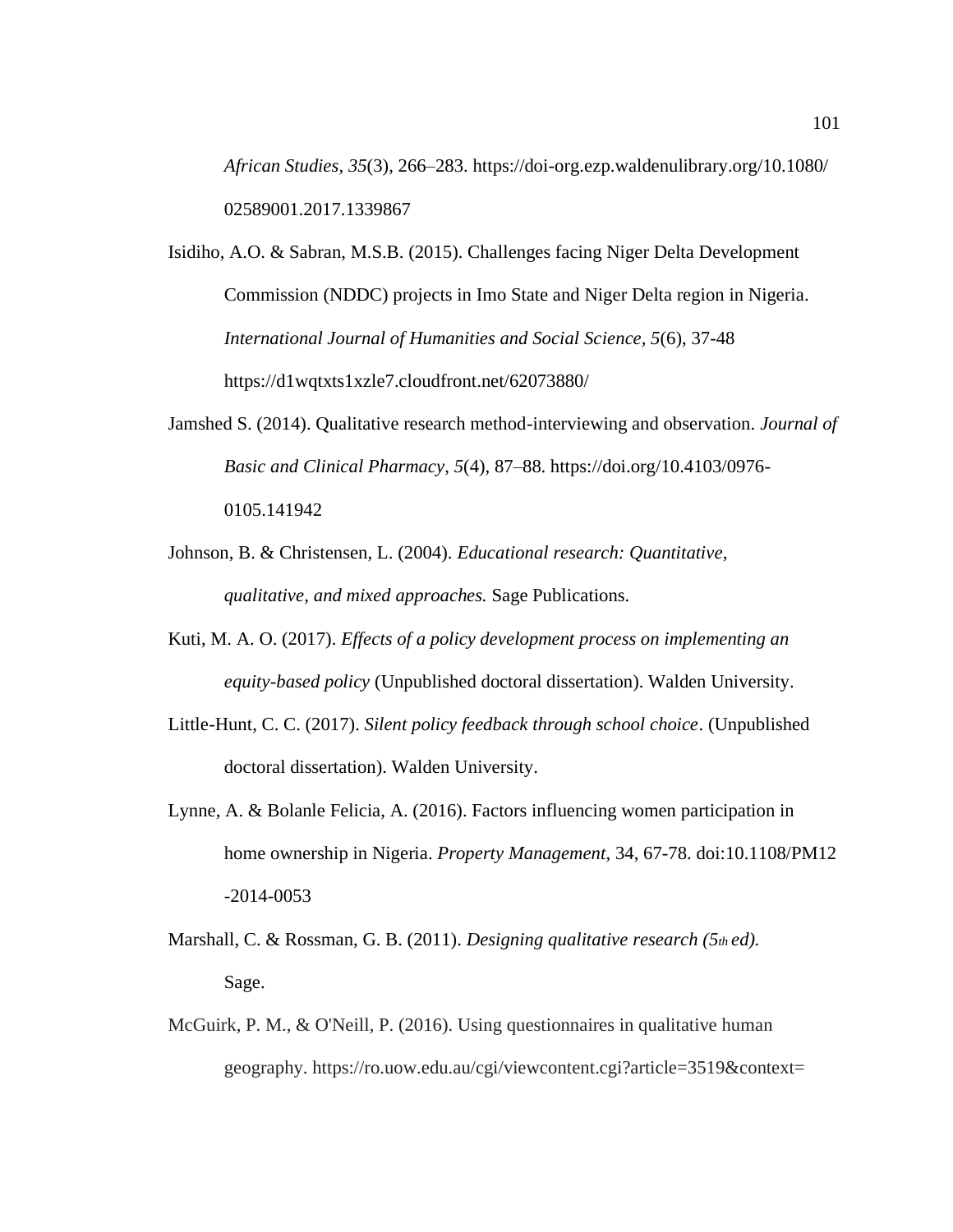*African Studies, 35*(3), 266–283. https://doi-org.ezp.waldenulibrary.org/10.1080/02589001.2017.1339867

Isidiho, A.O. & Sabran, M.S.B. (2015). Challenges facing Niger Delta Development Commission (NDDC) projects in Imo State and Niger Delta region in Nigeria. *International Journal of Humanities and Social Science, 5*(6), 37-48 https://d1wqtxts1xzle7.cloudfront.net/62073880/

Jamshed S. (2014). Qualitative research method-interviewing and observation. *Journal of Basic and Clinical Pharmacy*, *5*(4), 87–88. https://doi.org/10.4103/0976-0105.141942

Johnson, B. & Christensen, L. (2004). *Educational research: Quantitative, qualitative, and mixed approaches.* Sage Publications.

Kuti, M. A. O. (2017). *Effects of a policy development process on implementing an equity-based policy* (Unpublished doctoral dissertation). Walden University.

Little-Hunt, C. C. (2017). *Silent policy feedback through school choice*. (Unpublished doctoral dissertation). Walden University.

Lynne, A. & Bolanle Felicia, A. (2016). Factors influencing women participation in home ownership in Nigeria. *Property Management*, 34, 67-78. doi:10.1108/PM12-2014-0053

Marshall, C. & Rossman, G. B. (2011). *Designing qualitative research (5th ed).* Sage.

McGuirk, P. M., & O'Neill, P. (2016). Using questionnaires in qualitative human geography. https://ro.uow.edu.au/cgi/viewcontent.cgi?article=3519&context=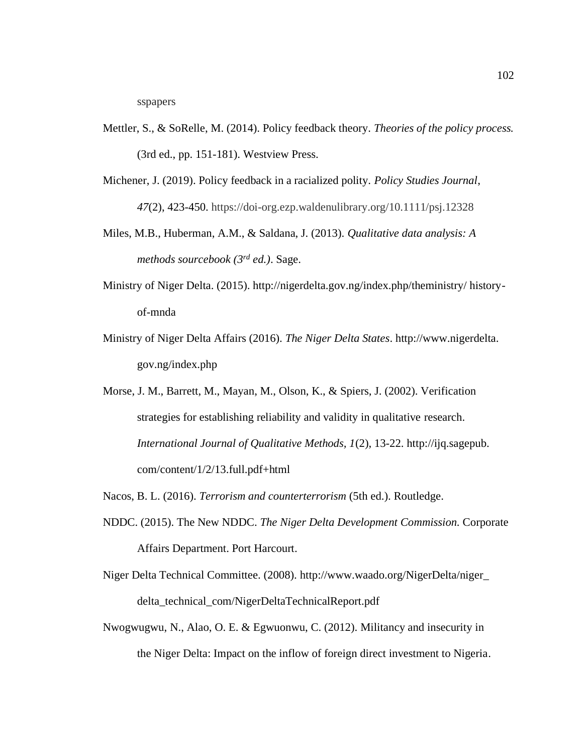sspapers

Mettler, S., & SoRelle, M. (2014). Policy feedback theory. *Theories of the policy process.* (3rd ed., pp. 151-181). Westview Press.

Michener, J. (2019). Policy feedback in a racialized polity. *Policy Studies Journal*, *47*(2), 423-450. https://doi-org.ezp.waldenulibrary.org/10.1111/psj.12328

Miles, M.B., Huberman, A.M., & Saldana, J. (2013). *Qualitative data analysis: A methods sourcebook (3rd ed.)*. Sage.

Ministry of Niger Delta. (2015). http://nigerdelta.gov.ng/index.php/theministry/ history-of-mnda

Ministry of Niger Delta Affairs (2016). *The Niger Delta States*. http://www.nigerdelta.gov.ng/index.php

Morse, J. M., Barrett, M., Mayan, M., Olson, K., & Spiers, J. (2002). Verification strategies for establishing reliability and validity in qualitative research. *International Journal of Qualitative Methods, 1*(2), 13-22. http://ijq.sagepub.com/content/1/2/13.full.pdf+html

Nacos, B. L. (2016). *Terrorism and counterterrorism* (5th ed.). Routledge.

NDDC. (2015). The New NDDC. *The Niger Delta Development Commission.* Corporate Affairs Department. Port Harcourt.

Niger Delta Technical Committee. (2008). http://www.waado.org/NigerDelta/niger_delta_technical_com/NigerDeltaTechnicalReport.pdf

Nwogwugwu, N., Alao, O. E. & Egwuonwu, C. (2012). Militancy and insecurity in the Niger Delta: Impact on the inflow of foreign direct investment to Nigeria.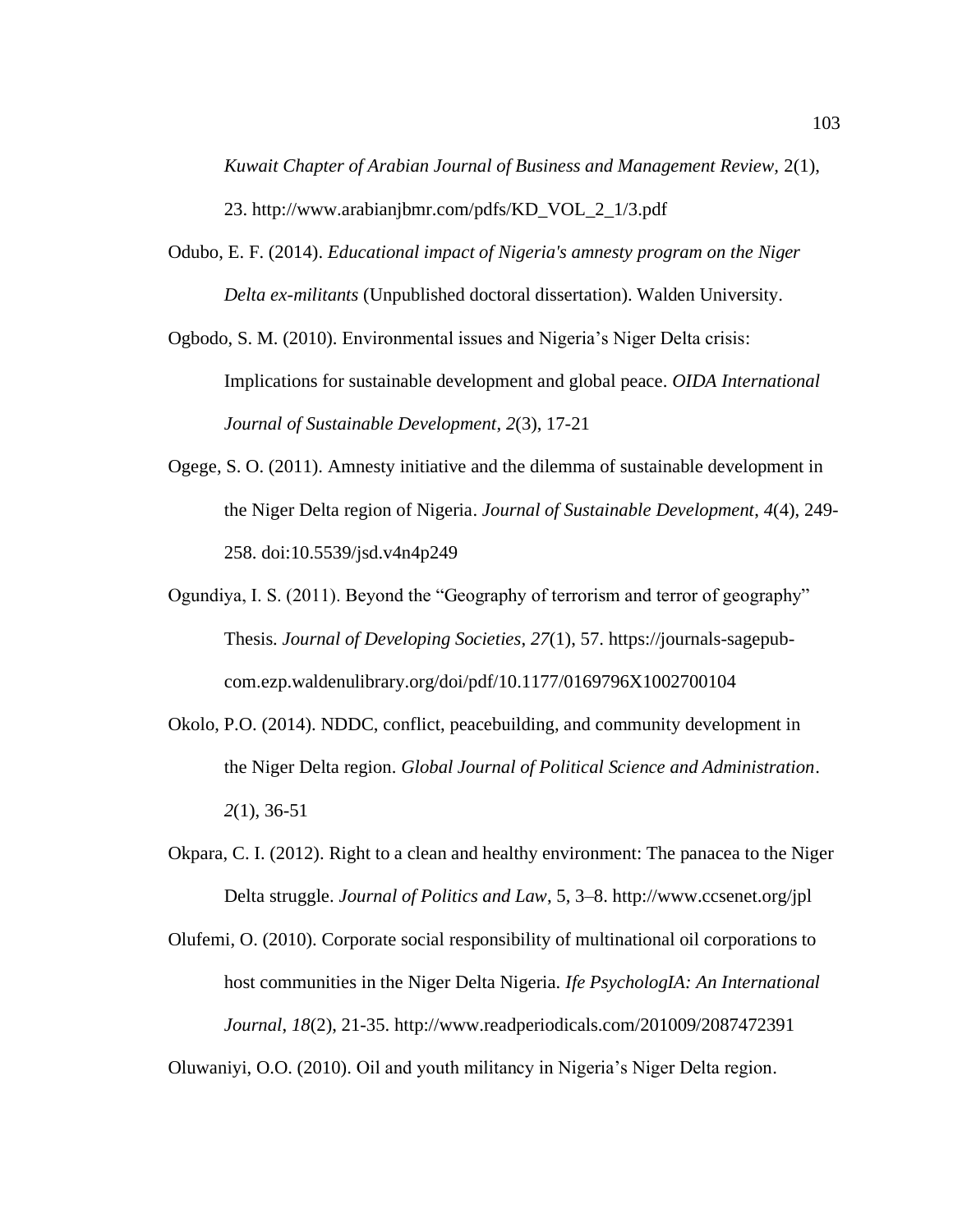*Kuwait Chapter of Arabian Journal of Business and Management Review*, 2(1), 23. http://www.arabianjbmr.com/pdfs/KD_VOL_2_1/3.pdf

Odubo, E. F. (2014). *Educational impact of Nigeria's amnesty program on the Niger Delta ex-militants* (Unpublished doctoral dissertation). Walden University.

Ogbodo, S. M. (2010). Environmental issues and Nigeria's Niger Delta crisis: Implications for sustainable development and global peace. *OIDA International Journal of Sustainable Development*, *2*(3), 17-21

Ogege, S. O. (2011). Amnesty initiative and the dilemma of sustainable development in the Niger Delta region of Nigeria. *Journal of Sustainable Development*, *4*(4), 249-258. doi:10.5539/jsd.v4n4p249

Ogundiya, I. S. (2011). Beyond the "Geography of terrorism and terror of geography" Thesis. *Journal of Developing Societies*, *27*(1), 57. https://journals-sagepub-com.ezp.waldenulibrary.org/doi/pdf/10.1177/0169796X1002700104

Okolo, P.O. (2014). NDDC, conflict, peacebuilding, and community development in the Niger Delta region. *Global Journal of Political Science and Administration*. *2*(1), 36-51

Okpara, C. I. (2012). Right to a clean and healthy environment: The panacea to the Niger Delta struggle. *Journal of Politics and Law*, 5, 3–8. http://www.ccsenet.org/jpl

Olufemi, O. (2010). Corporate social responsibility of multinational oil corporations to host communities in the Niger Delta Nigeria. *Ife PsychologIA: An International Journal*, *18*(2), 21-35. http://www.readperiodicals.com/201009/2087472391

Oluwaniyi, O.O. (2010). Oil and youth militancy in Nigeria's Niger Delta region.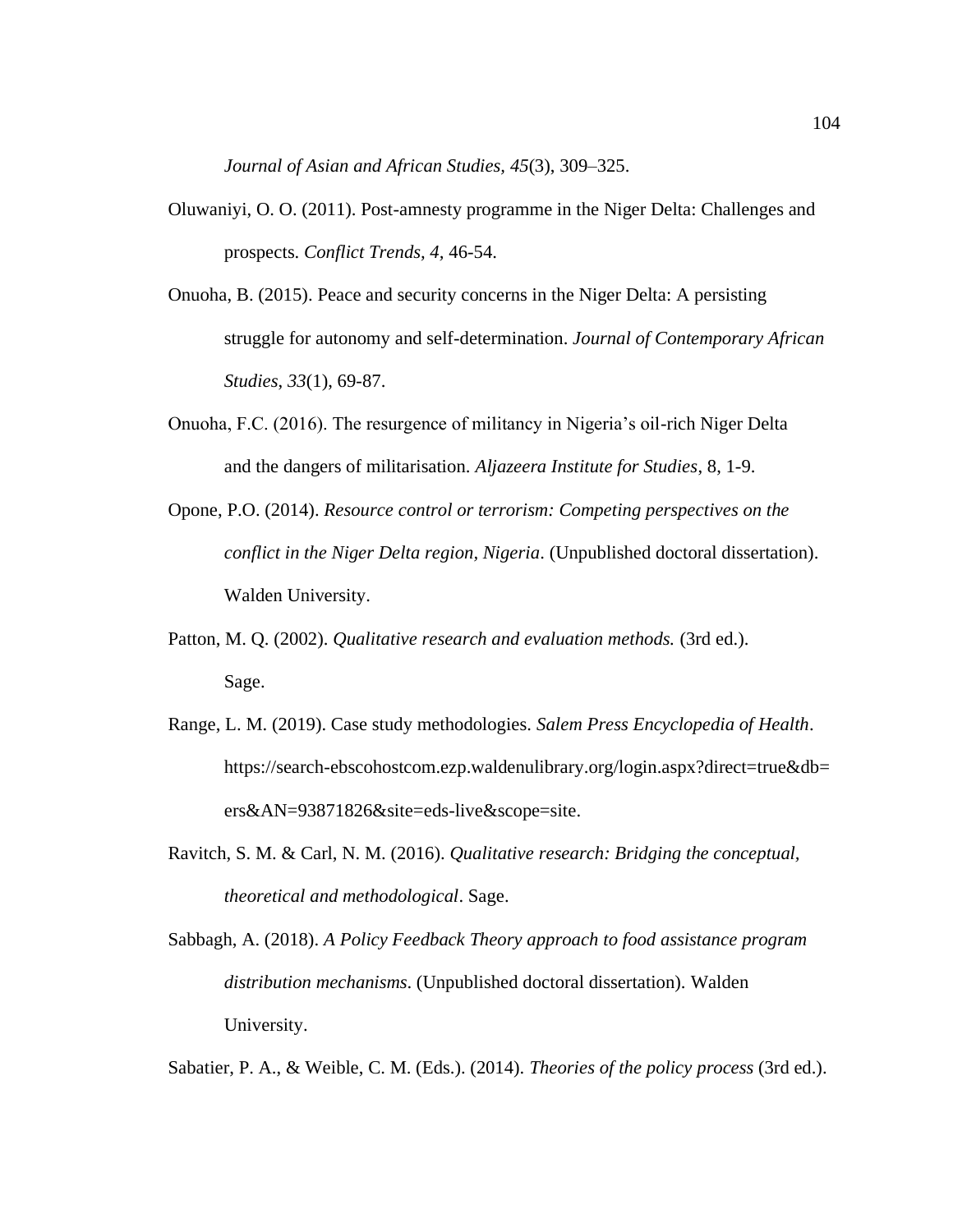*Journal of Asian and African Studies*, *45*(3), 309–325.

Oluwaniyi, O. O. (2011). Post-amnesty programme in the Niger Delta: Challenges and prospects. *Conflict Trends, 4,* 46-54.

Onuoha, B. (2015). Peace and security concerns in the Niger Delta: A persisting struggle for autonomy and self-determination. *Journal of Contemporary African Studies*, *33*(1), 69-87.

Onuoha, F.C. (2016). The resurgence of militancy in Nigeria's oil-rich Niger Delta and the dangers of militarisation. *Aljazeera Institute for Studies*, 8, 1-9.

Opone, P.O. (2014). *Resource control or terrorism: Competing perspectives on the conflict in the Niger Delta region, Nigeria*. (Unpublished doctoral dissertation). Walden University.

Patton, M. Q. (2002). *Qualitative research and evaluation methods.* (3rd ed.). Sage.

Range, L. M. (2019). Case study methodologies. *Salem Press Encyclopedia of Health*. https://search-ebscohostcom.ezp.waldenulibrary.org/login.aspx?direct=true&db=ers&AN=93871826&site=eds-live&scope=site.

Ravitch, S. M. & Carl, N. M. (2016). *Qualitative research: Bridging the conceptual, theoretical and methodological*. Sage.

Sabbagh, A. (2018). *A Policy Feedback Theory approach to food assistance program distribution mechanisms*. (Unpublished doctoral dissertation). Walden University.

Sabatier, P. A., & Weible, C. M. (Eds.). (2014). *Theories of the policy process* (3rd ed.).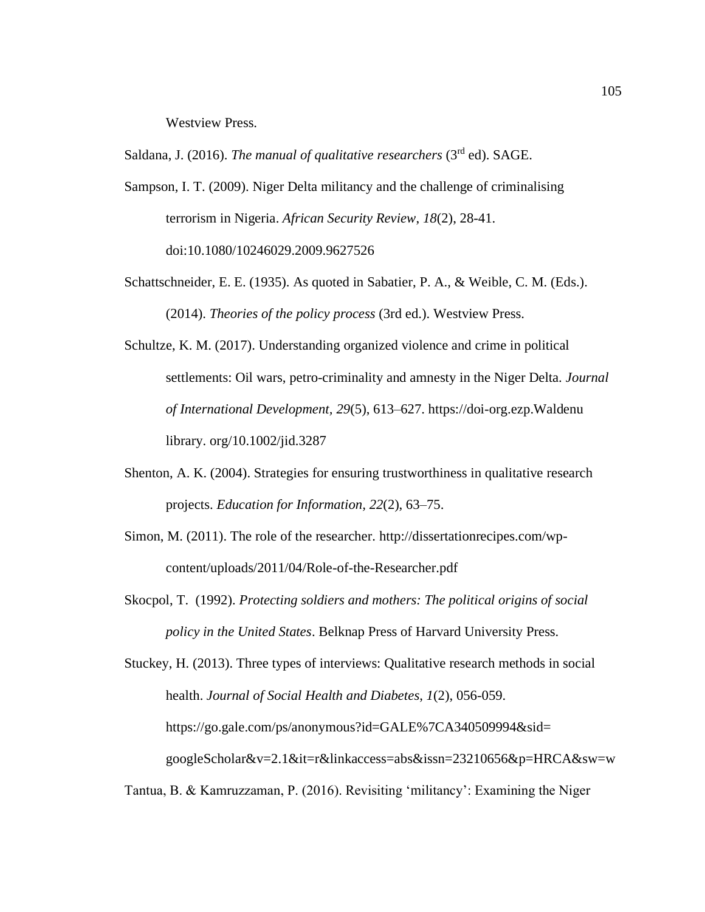Westview Press.

Saldana, J. (2016). *The manual of qualitative researchers* (3rd ed). SAGE.

Sampson, I. T. (2009). Niger Delta militancy and the challenge of criminalising terrorism in Nigeria. *African Security Review*, *18*(2), 28-41. doi:10.1080/10246029.2009.9627526

Schattschneider, E. E. (1935). As quoted in Sabatier, P. A., & Weible, C. M. (Eds.). (2014). *Theories of the policy process* (3rd ed.). Westview Press.

Schultze, K. M. (2017). Understanding organized violence and crime in political settlements: Oil wars, petro-criminality and amnesty in the Niger Delta. *Journal of International Development, 29*(5), 613–627. https://doi-org.ezp.Waldenu library. org/10.1002/jid.3287

Shenton, A. K. (2004). Strategies for ensuring trustworthiness in qualitative research projects. *Education for Information, 22*(2), 63–75.

Simon, M. (2011). The role of the researcher. http://dissertationrecipes.com/wp-content/uploads/2011/04/Role-of-the-Researcher.pdf

Skocpol, T. (1992). *Protecting soldiers and mothers: The political origins of social policy in the United States*. Belknap Press of Harvard University Press.

Stuckey, H. (2013). Three types of interviews: Qualitative research methods in social health. *Journal of Social Health and Diabetes*, *1*(2), 056-059. https://go.gale.com/ps/anonymous?id=GALE%7CA340509994&sid=googleScholar&v=2.1&it=r&linkaccess=abs&issn=23210656&p=HRCA&sw=w

Tantua, B. & Kamruzzaman, P. (2016). Revisiting 'militancy': Examining the Niger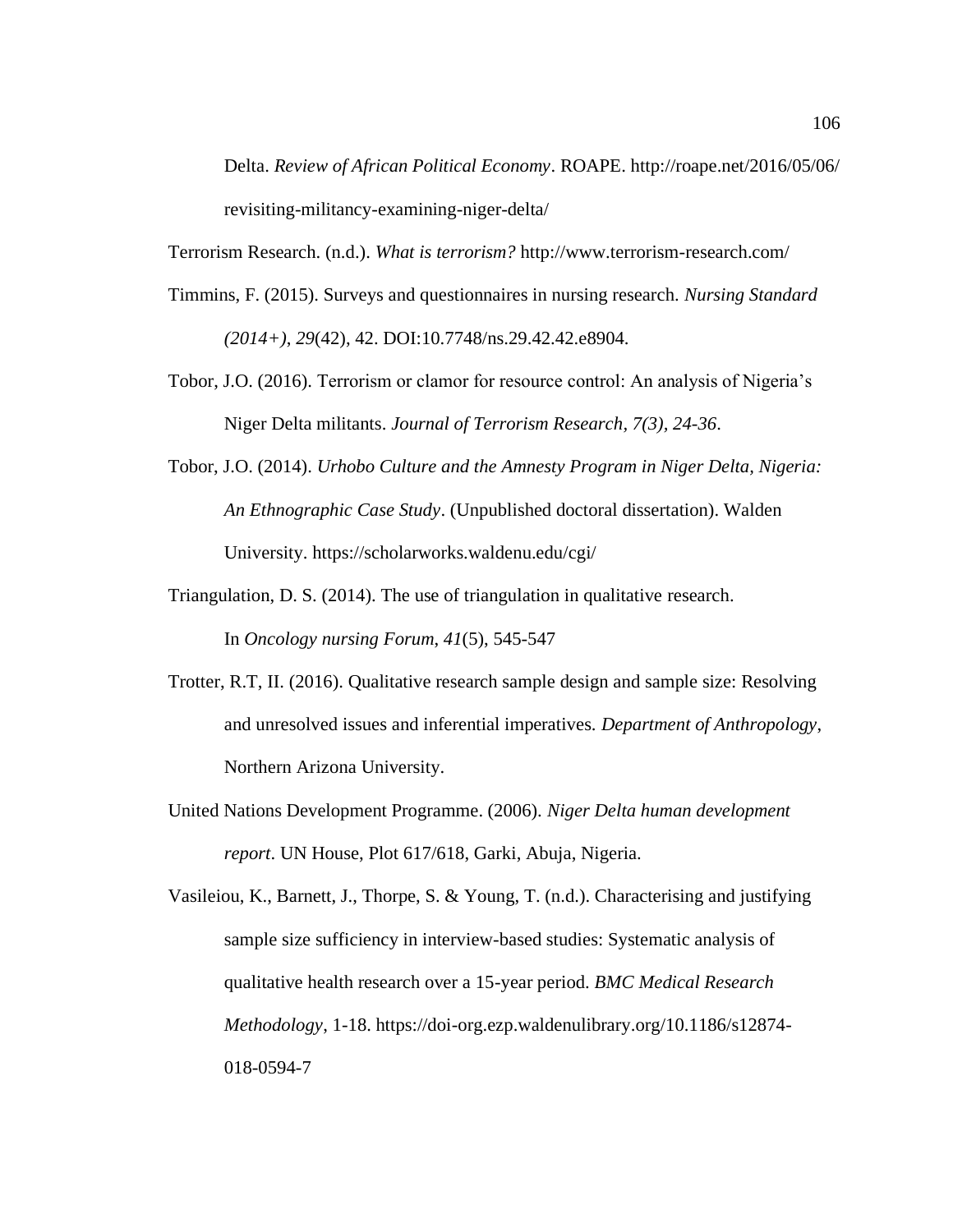Delta. *Review of African Political Economy*. ROAPE. http://roape.net/2016/05/06/revisiting-militancy-examining-niger-delta/

Terrorism Research. (n.d.). *What is terrorism?* http://www.terrorism-research.com/

Timmins, F. (2015). Surveys and questionnaires in nursing research. *Nursing Standard (2014+)*, *29*(42), 42. DOI:10.7748/ns.29.42.42.e8904.

Tobor, J.O. (2016). Terrorism or clamor for resource control: An analysis of Nigeria's Niger Delta militants. *Journal of Terrorism Research, 7(3), 24-36*.

Tobor, J.O. (2014). *Urhobo Culture and the Amnesty Program in Niger Delta, Nigeria: An Ethnographic Case Study*. (Unpublished doctoral dissertation). Walden University. https://scholarworks.waldenu.edu/cgi/

Triangulation, D. S. (2014). The use of triangulation in qualitative research. In *Oncology nursing Forum*, *41*(5), 545-547

Trotter, R.T, II. (2016). Qualitative research sample design and sample size: Resolving and unresolved issues and inferential imperatives. *Department of Anthropology*, Northern Arizona University.

United Nations Development Programme. (2006). *Niger Delta human development report*. UN House, Plot 617/618, Garki, Abuja, Nigeria.

Vasileiou, K., Barnett, J., Thorpe, S. & Young, T. (n.d.). Characterising and justifying sample size sufficiency in interview-based studies: Systematic analysis of qualitative health research over a 15-year period. *BMC Medical Research Methodology*, 1-18. https://doi-org.ezp.waldenulibrary.org/10.1186/s12874-018-0594-7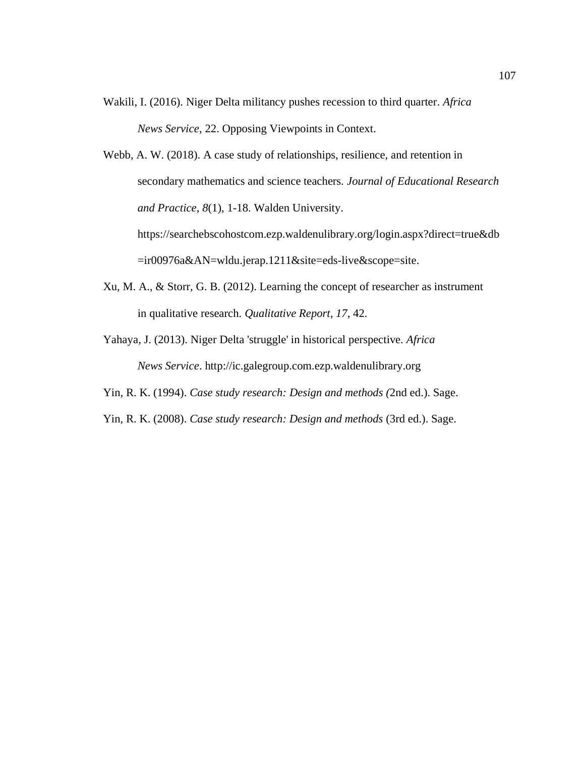Wakili, I. (2016). Niger Delta militancy pushes recession to third quarter. *Africa News Service*, 22. Opposing Viewpoints in Context.

Webb, A. W. (2018). A case study of relationships, resilience, and retention in secondary mathematics and science teachers. *Journal of Educational Research and Practice, 8*(1), 1-18. Walden University. https://searchebscohostcom.ezp.waldenulibrary.org/login.aspx?direct=true&db=ir00976a&AN=wldu.jerap.1211&site=eds-live&scope=site.

Xu, M. A., & Storr, G. B. (2012). Learning the concept of researcher as instrument in qualitative research. *Qualitative Report*, *17*, 42.

Yahaya, J. (2013). Niger Delta 'struggle' in historical perspective. *Africa News Service*. http://ic.galegroup.com.ezp.waldenulibrary.org

Yin, R. K. (1994). *Case study research: Design and methods (*2nd ed.). Sage.

Yin, R. K. (2008). *Case study research: Design and methods* (3rd ed.). Sage.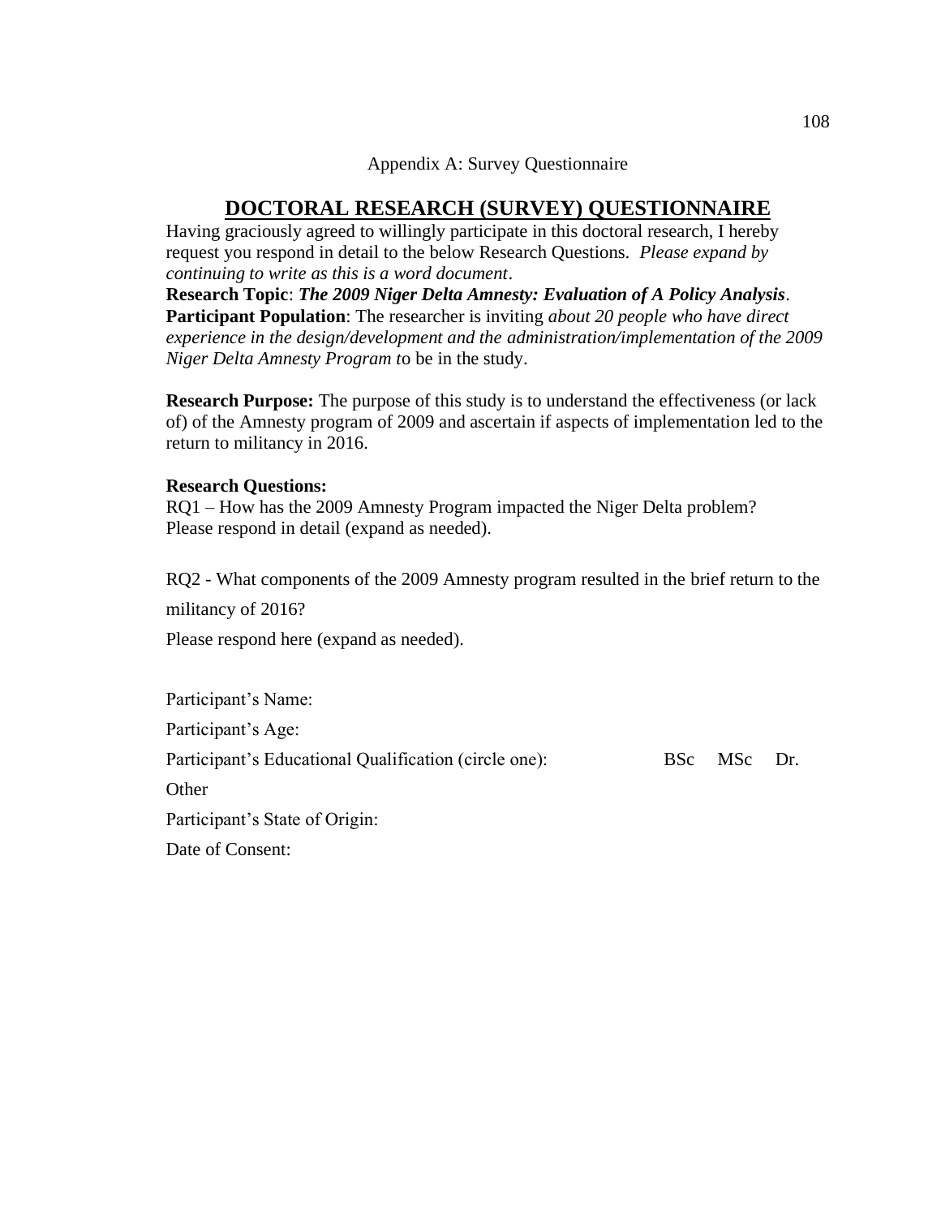Appendix A: Survey Questionnaire

# DOCTORAL RESEARCH (SURVEY) QUESTIONNAIRE

Having graciously agreed to willingly participate in this doctoral research, I hereby request you respond in detail to the below Research Questions. *Please expand by continuing to write as this is a word document*.

**Research Topic**: ***The 2009 Niger Delta Amnesty: Evaluation of A Policy Analysis***.

**Participant Population**: The researcher is inviting *about 20 people who have direct experience in the design/development and the administration/implementation of the 2009 Niger Delta Amnesty Program t*o be in the study.

**Research Purpose:** The purpose of this study is to understand the effectiveness (or lack of) of the Amnesty program of 2009 and ascertain if aspects of implementation led to the return to militancy in 2016.

**Research Questions:**

RQ1 – How has the 2009 Amnesty Program impacted the Niger Delta problem?
Please respond in detail (expand as needed).

RQ2 - What components of the 2009 Amnesty program resulted in the brief return to the militancy of 2016?

Please respond here (expand as needed).

Participant's Name:

Participant's Age:

Participant's Educational Qualification (circle one): BSc MSc Dr.

Other

Participant's State of Origin:

Date of Consent: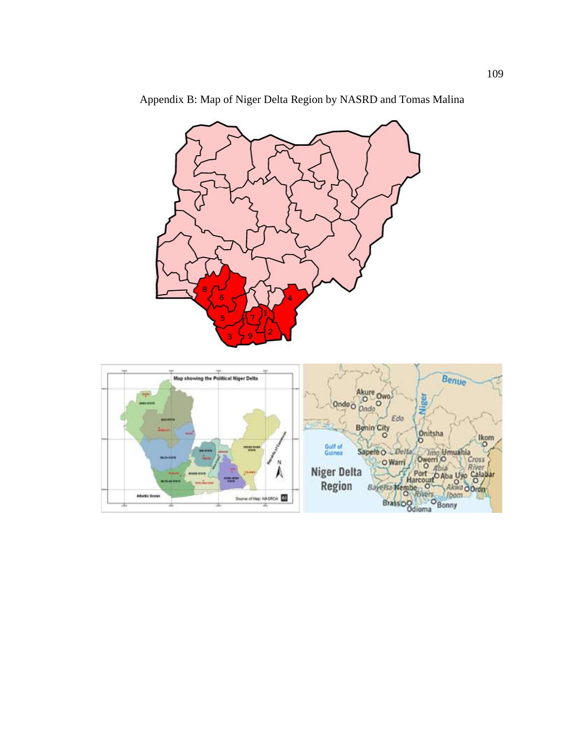Appendix B: Map of Niger Delta Region by NASRD and Tomas Malina